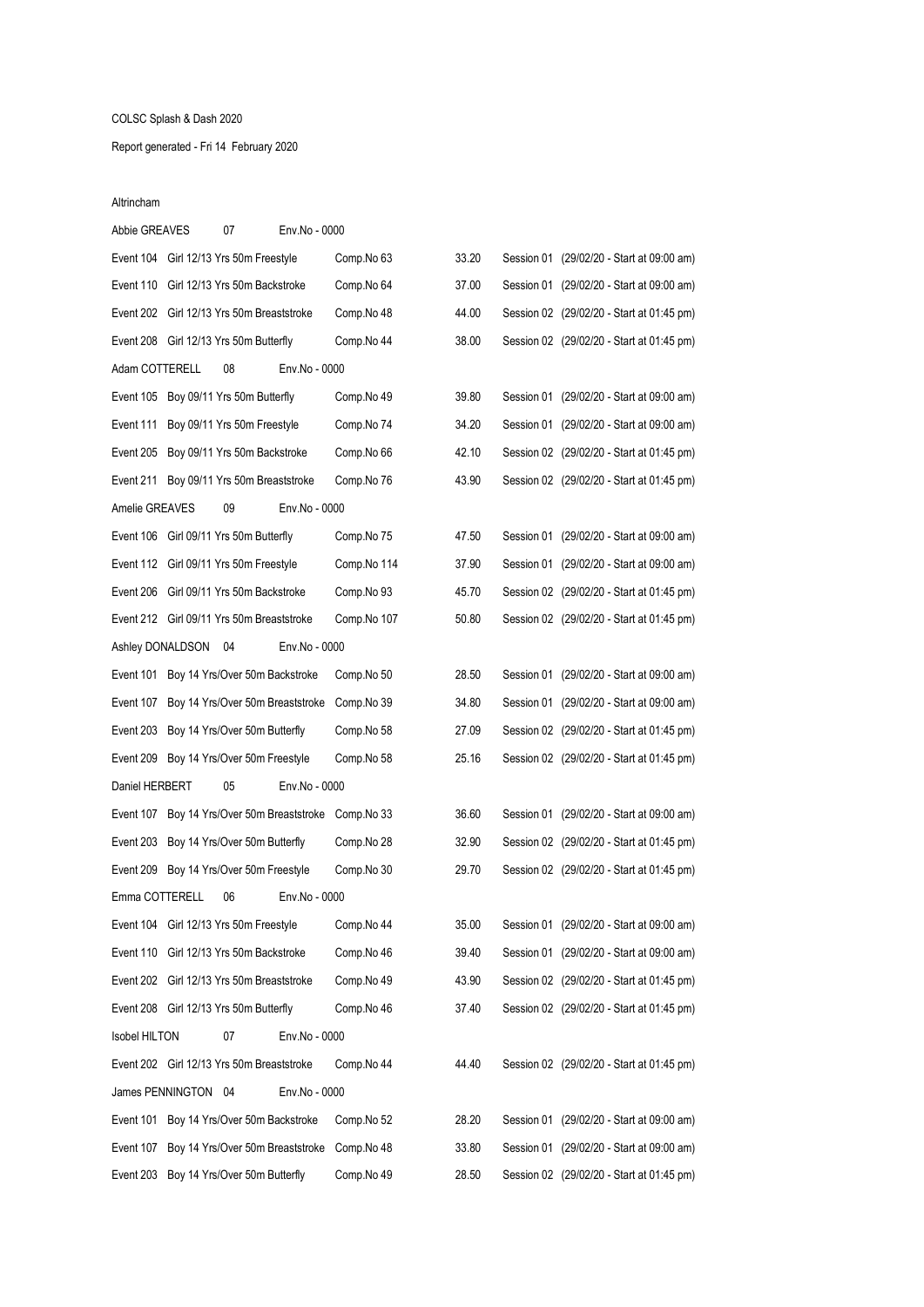COLSC Splash & Dash 2020

Report generated - Fri 14 February 2020

Altrincham

Abbie GREAVES 07 Env.No - 0000

| | | | | |
|---|---|---|---|---|
| Event 104 | Girl 12/13 Yrs 50m Freestyle | Comp.No 63 | 33.20 | Session 01 (29/02/20 - Start at 09:00 am) |
| Event 110 | Girl 12/13 Yrs 50m Backstroke | Comp.No 64 | 37.00 | Session 01 (29/02/20 - Start at 09:00 am) |
| Event 202 | Girl 12/13 Yrs 50m Breaststroke | Comp.No 48 | 44.00 | Session 02 (29/02/20 - Start at 01:45 pm) |
| Event 208 | Girl 12/13 Yrs 50m Butterfly | Comp.No 44 | 38.00 | Session 02 (29/02/20 - Start at 01:45 pm) |

Adam COTTERELL 08 Env.No - 0000

| | | | | |
|---|---|---|---|---|
| Event 105 | Boy 09/11 Yrs 50m Butterfly | Comp.No 49 | 39.80 | Session 01 (29/02/20 - Start at 09:00 am) |
| Event 111 | Boy 09/11 Yrs 50m Freestyle | Comp.No 74 | 34.20 | Session 01 (29/02/20 - Start at 09:00 am) |
| Event 205 | Boy 09/11 Yrs 50m Backstroke | Comp.No 66 | 42.10 | Session 02 (29/02/20 - Start at 01:45 pm) |
| Event 211 | Boy 09/11 Yrs 50m Breaststroke | Comp.No 76 | 43.90 | Session 02 (29/02/20 - Start at 01:45 pm) |

Amelie GREAVES 09 Env.No - 0000

| | | | | |
|---|---|---|---|---|
| Event 106 | Girl 09/11 Yrs 50m Butterfly | Comp.No 75 | 47.50 | Session 01 (29/02/20 - Start at 09:00 am) |
| Event 112 | Girl 09/11 Yrs 50m Freestyle | Comp.No 114 | 37.90 | Session 01 (29/02/20 - Start at 09:00 am) |
| Event 206 | Girl 09/11 Yrs 50m Backstroke | Comp.No 93 | 45.70 | Session 02 (29/02/20 - Start at 01:45 pm) |
| Event 212 | Girl 09/11 Yrs 50m Breaststroke | Comp.No 107 | 50.80 | Session 02 (29/02/20 - Start at 01:45 pm) |

Ashley DONALDSON 04 Env.No - 0000

| | | | | |
|---|---|---|---|---|
| Event 101 | Boy 14 Yrs/Over 50m Backstroke | Comp.No 50 | 28.50 | Session 01 (29/02/20 - Start at 09:00 am) |
| Event 107 | Boy 14 Yrs/Over 50m Breaststroke | Comp.No 39 | 34.80 | Session 01 (29/02/20 - Start at 09:00 am) |
| Event 203 | Boy 14 Yrs/Over 50m Butterfly | Comp.No 58 | 27.09 | Session 02 (29/02/20 - Start at 01:45 pm) |
| Event 209 | Boy 14 Yrs/Over 50m Freestyle | Comp.No 58 | 25.16 | Session 02 (29/02/20 - Start at 01:45 pm) |

Daniel HERBERT 05 Env.No - 0000

| | | | | |
|---|---|---|---|---|
| Event 107 | Boy 14 Yrs/Over 50m Breaststroke | Comp.No 33 | 36.60 | Session 01 (29/02/20 - Start at 09:00 am) |
| Event 203 | Boy 14 Yrs/Over 50m Butterfly | Comp.No 28 | 32.90 | Session 02 (29/02/20 - Start at 01:45 pm) |
| Event 209 | Boy 14 Yrs/Over 50m Freestyle | Comp.No 30 | 29.70 | Session 02 (29/02/20 - Start at 01:45 pm) |

Emma COTTERELL 06 Env.No - 0000

| | | | | |
|---|---|---|---|---|
| Event 104 | Girl 12/13 Yrs 50m Freestyle | Comp.No 44 | 35.00 | Session 01 (29/02/20 - Start at 09:00 am) |
| Event 110 | Girl 12/13 Yrs 50m Backstroke | Comp.No 46 | 39.40 | Session 01 (29/02/20 - Start at 09:00 am) |
| Event 202 | Girl 12/13 Yrs 50m Breaststroke | Comp.No 49 | 43.90 | Session 02 (29/02/20 - Start at 01:45 pm) |
| Event 208 | Girl 12/13 Yrs 50m Butterfly | Comp.No 46 | 37.40 | Session 02 (29/02/20 - Start at 01:45 pm) |

Isobel HILTON 07 Env.No - 0000

| | | | | |
|---|---|---|---|---|
| Event 202 | Girl 12/13 Yrs 50m Breaststroke | Comp.No 44 | 44.40 | Session 02 (29/02/20 - Start at 01:45 pm) |

James PENNINGTON 04 Env.No - 0000

| | | | | |
|---|---|---|---|---|
| Event 101 | Boy 14 Yrs/Over 50m Backstroke | Comp.No 52 | 28.20 | Session 01 (29/02/20 - Start at 09:00 am) |
| Event 107 | Boy 14 Yrs/Over 50m Breaststroke | Comp.No 48 | 33.80 | Session 01 (29/02/20 - Start at 09:00 am) |
| Event 203 | Boy 14 Yrs/Over 50m Butterfly | Comp.No 49 | 28.50 | Session 02 (29/02/20 - Start at 01:45 pm) |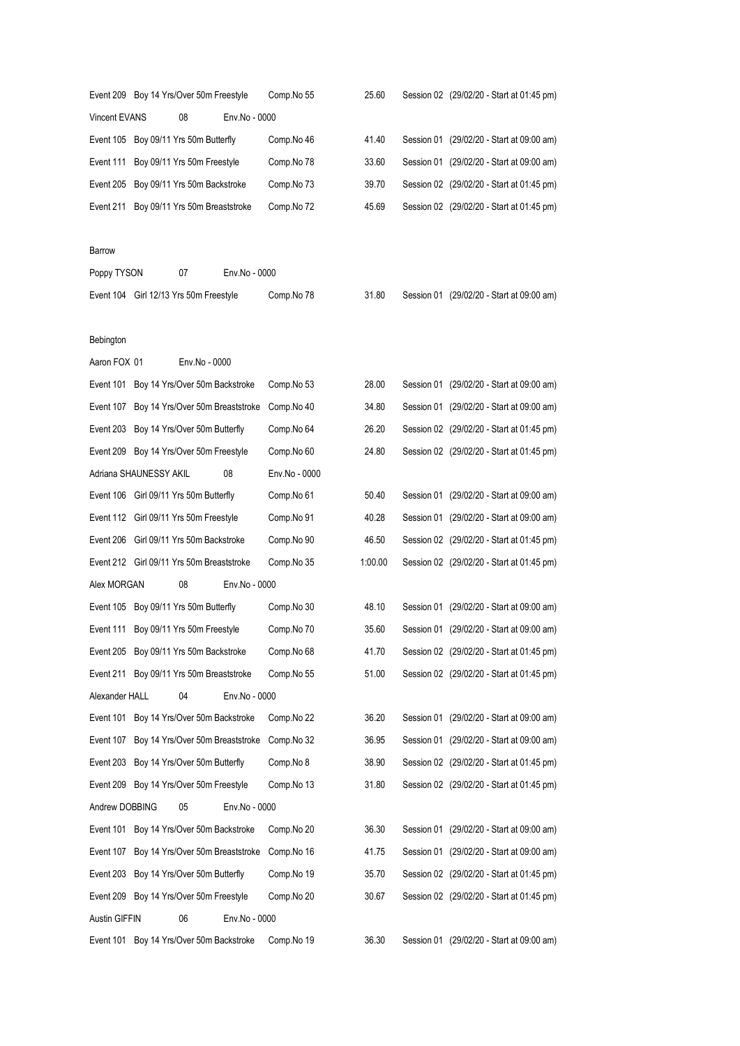Event 209 Boy 14 Yrs/Over 50m Freestyle Comp.No 55 25.60 Session 02 (29/02/20 - Start at 01:45 pm)

Vincent EVANS 08 Env.No - 0000

Event 105 Boy 09/11 Yrs 50m Butterfly Comp.No 46 41.40 Session 01 (29/02/20 - Start at 09:00 am)

Event 111 Boy 09/11 Yrs 50m Freestyle Comp.No 78 33.60 Session 01 (29/02/20 - Start at 09:00 am)

Event 205 Boy 09/11 Yrs 50m Backstroke Comp.No 73 39.70 Session 02 (29/02/20 - Start at 01:45 pm)

Event 211 Boy 09/11 Yrs 50m Breaststroke Comp.No 72 45.69 Session 02 (29/02/20 - Start at 01:45 pm)

Barrow

Poppy TYSON 07 Env.No - 0000

Event 104 Girl 12/13 Yrs 50m Freestyle Comp.No 78 31.80 Session 01 (29/02/20 - Start at 09:00 am)

Bebington

Aaron FOX 01 Env.No - 0000

Event 101 Boy 14 Yrs/Over 50m Backstroke Comp.No 53 28.00 Session 01 (29/02/20 - Start at 09:00 am)

Event 107 Boy 14 Yrs/Over 50m Breaststroke Comp.No 40 34.80 Session 01 (29/02/20 - Start at 09:00 am)

Event 203 Boy 14 Yrs/Over 50m Butterfly Comp.No 64 26.20 Session 02 (29/02/20 - Start at 01:45 pm)

Event 209 Boy 14 Yrs/Over 50m Freestyle Comp.No 60 24.80 Session 02 (29/02/20 - Start at 01:45 pm)

Adriana SHAUNESSY AKIL 08 Env.No - 0000

Event 106 Girl 09/11 Yrs 50m Butterfly Comp.No 61 50.40 Session 01 (29/02/20 - Start at 09:00 am)

Event 112 Girl 09/11 Yrs 50m Freestyle Comp.No 91 40.28 Session 01 (29/02/20 - Start at 09:00 am)

Event 206 Girl 09/11 Yrs 50m Backstroke Comp.No 90 46.50 Session 02 (29/02/20 - Start at 01:45 pm)

Event 212 Girl 09/11 Yrs 50m Breaststroke Comp.No 35 1:00.00 Session 02 (29/02/20 - Start at 01:45 pm)

Alex MORGAN 08 Env.No - 0000

Event 105 Boy 09/11 Yrs 50m Butterfly Comp.No 30 48.10 Session 01 (29/02/20 - Start at 09:00 am)

Event 111 Boy 09/11 Yrs 50m Freestyle Comp.No 70 35.60 Session 01 (29/02/20 - Start at 09:00 am)

Event 205 Boy 09/11 Yrs 50m Backstroke Comp.No 68 41.70 Session 02 (29/02/20 - Start at 01:45 pm)

Event 211 Boy 09/11 Yrs 50m Breaststroke Comp.No 55 51.00 Session 02 (29/02/20 - Start at 01:45 pm)

Alexander HALL 04 Env.No - 0000

Event 101 Boy 14 Yrs/Over 50m Backstroke Comp.No 22 36.20 Session 01 (29/02/20 - Start at 09:00 am)

Event 107 Boy 14 Yrs/Over 50m Breaststroke Comp.No 32 36.95 Session 01 (29/02/20 - Start at 09:00 am)

Event 203 Boy 14 Yrs/Over 50m Butterfly Comp.No 8 38.90 Session 02 (29/02/20 - Start at 01:45 pm)

Event 209 Boy 14 Yrs/Over 50m Freestyle Comp.No 13 31.80 Session 02 (29/02/20 - Start at 01:45 pm)

Andrew DOBBING 05 Env.No - 0000

Event 101 Boy 14 Yrs/Over 50m Backstroke Comp.No 20 36.30 Session 01 (29/02/20 - Start at 09:00 am)

Event 107 Boy 14 Yrs/Over 50m Breaststroke Comp.No 16 41.75 Session 01 (29/02/20 - Start at 09:00 am)

Event 203 Boy 14 Yrs/Over 50m Butterfly Comp.No 19 35.70 Session 02 (29/02/20 - Start at 01:45 pm)

Event 209 Boy 14 Yrs/Over 50m Freestyle Comp.No 20 30.67 Session 02 (29/02/20 - Start at 01:45 pm)

Austin GIFFIN 06 Env.No - 0000

Event 101 Boy 14 Yrs/Over 50m Backstroke Comp.No 19 36.30 Session 01 (29/02/20 - Start at 09:00 am)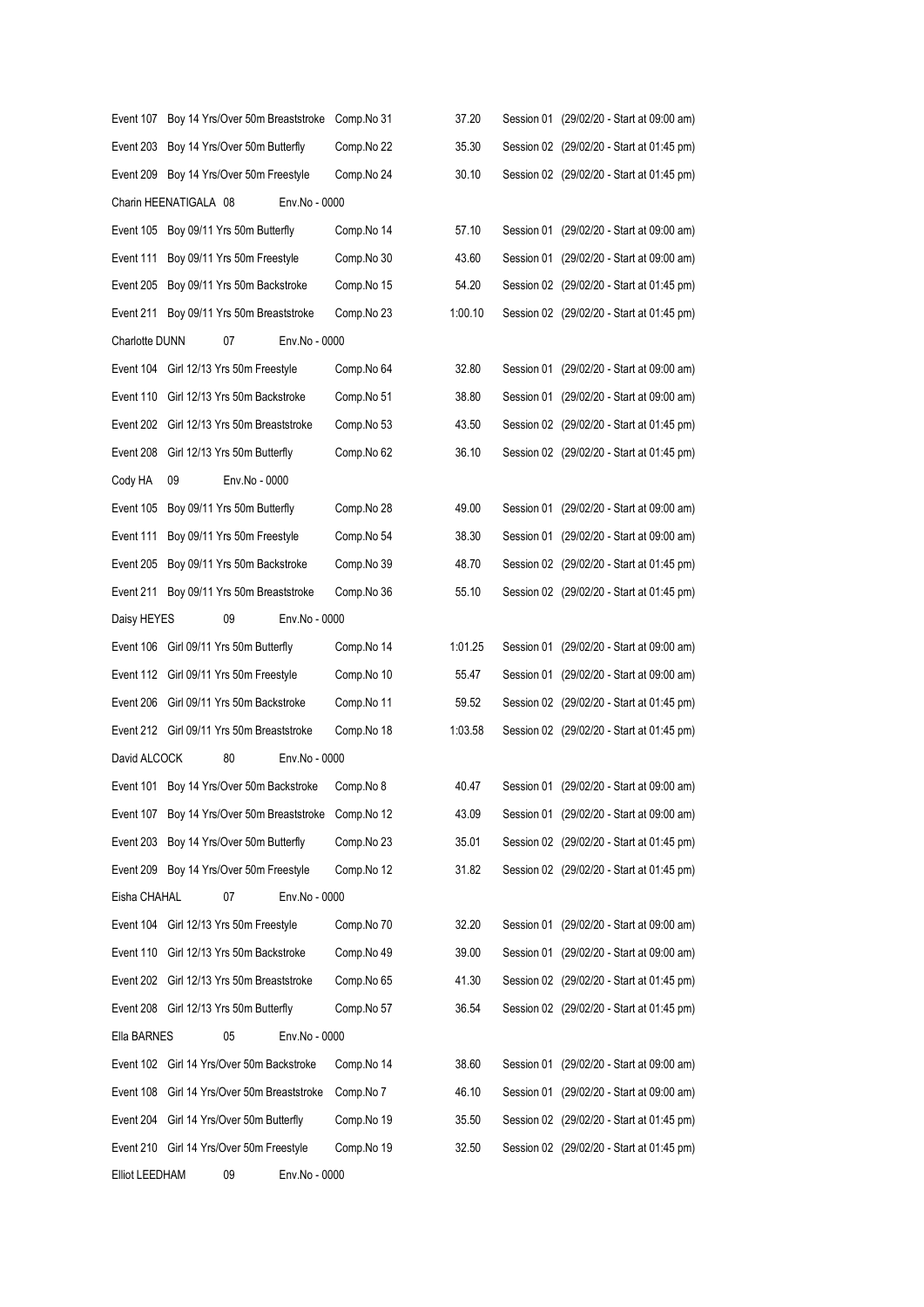Event 107 Boy 14 Yrs/Over 50m Breaststroke Comp.No 31 37.20 Session 01 (29/02/20 - Start at 09:00 am)

Event 203 Boy 14 Yrs/Over 50m Butterfly Comp.No 22 35.30 Session 02 (29/02/20 - Start at 01:45 pm)

Event 209 Boy 14 Yrs/Over 50m Freestyle Comp.No 24 30.10 Session 02 (29/02/20 - Start at 01:45 pm)

Charin HEENATIGALA 08 Env.No - 0000

Event 105 Boy 09/11 Yrs 50m Butterfly Comp.No 14 57.10 Session 01 (29/02/20 - Start at 09:00 am)

Event 111 Boy 09/11 Yrs 50m Freestyle Comp.No 30 43.60 Session 01 (29/02/20 - Start at 09:00 am)

Event 205 Boy 09/11 Yrs 50m Backstroke Comp.No 15 54.20 Session 02 (29/02/20 - Start at 01:45 pm)

Event 211 Boy 09/11 Yrs 50m Breaststroke Comp.No 23 1:00.10 Session 02 (29/02/20 - Start at 01:45 pm)

Charlotte DUNN 07 Env.No - 0000

Event 104 Girl 12/13 Yrs 50m Freestyle Comp.No 64 32.80 Session 01 (29/02/20 - Start at 09:00 am)

Event 110 Girl 12/13 Yrs 50m Backstroke Comp.No 51 38.80 Session 01 (29/02/20 - Start at 09:00 am)

Event 202 Girl 12/13 Yrs 50m Breaststroke Comp.No 53 43.50 Session 02 (29/02/20 - Start at 01:45 pm)

Event 208 Girl 12/13 Yrs 50m Butterfly Comp.No 62 36.10 Session 02 (29/02/20 - Start at 01:45 pm)

Cody HA 09 Env.No - 0000

Event 105 Boy 09/11 Yrs 50m Butterfly Comp.No 28 49.00 Session 01 (29/02/20 - Start at 09:00 am)

Event 111 Boy 09/11 Yrs 50m Freestyle Comp.No 54 38.30 Session 01 (29/02/20 - Start at 09:00 am)

Event 205 Boy 09/11 Yrs 50m Backstroke Comp.No 39 48.70 Session 02 (29/02/20 - Start at 01:45 pm)

Event 211 Boy 09/11 Yrs 50m Breaststroke Comp.No 36 55.10 Session 02 (29/02/20 - Start at 01:45 pm)

Daisy HEYES 09 Env.No - 0000

Event 106 Girl 09/11 Yrs 50m Butterfly Comp.No 14 1:01.25 Session 01 (29/02/20 - Start at 09:00 am)

Event 112 Girl 09/11 Yrs 50m Freestyle Comp.No 10 55.47 Session 01 (29/02/20 - Start at 09:00 am)

Event 206 Girl 09/11 Yrs 50m Backstroke Comp.No 11 59.52 Session 02 (29/02/20 - Start at 01:45 pm)

Event 212 Girl 09/11 Yrs 50m Breaststroke Comp.No 18 1:03.58 Session 02 (29/02/20 - Start at 01:45 pm)

David ALCOCK 80 Env.No - 0000

Event 101 Boy 14 Yrs/Over 50m Backstroke Comp.No 8 40.47 Session 01 (29/02/20 - Start at 09:00 am)

Event 107 Boy 14 Yrs/Over 50m Breaststroke Comp.No 12 43.09 Session 01 (29/02/20 - Start at 09:00 am)

Event 203 Boy 14 Yrs/Over 50m Butterfly Comp.No 23 35.01 Session 02 (29/02/20 - Start at 01:45 pm)

Event 209 Boy 14 Yrs/Over 50m Freestyle Comp.No 12 31.82 Session 02 (29/02/20 - Start at 01:45 pm)

Eisha CHAHAL 07 Env.No - 0000

Event 104 Girl 12/13 Yrs 50m Freestyle Comp.No 70 32.20 Session 01 (29/02/20 - Start at 09:00 am)

Event 110 Girl 12/13 Yrs 50m Backstroke Comp.No 49 39.00 Session 01 (29/02/20 - Start at 09:00 am)

Event 202 Girl 12/13 Yrs 50m Breaststroke Comp.No 65 41.30 Session 02 (29/02/20 - Start at 01:45 pm)

Event 208 Girl 12/13 Yrs 50m Butterfly Comp.No 57 36.54 Session 02 (29/02/20 - Start at 01:45 pm)

Ella BARNES 05 Env.No - 0000

Event 102 Girl 14 Yrs/Over 50m Backstroke Comp.No 14 38.60 Session 01 (29/02/20 - Start at 09:00 am)

Event 108 Girl 14 Yrs/Over 50m Breaststroke Comp.No 7 46.10 Session 01 (29/02/20 - Start at 09:00 am)

Event 204 Girl 14 Yrs/Over 50m Butterfly Comp.No 19 35.50 Session 02 (29/02/20 - Start at 01:45 pm)

Event 210 Girl 14 Yrs/Over 50m Freestyle Comp.No 19 32.50 Session 02 (29/02/20 - Start at 01:45 pm)

Elliot LEEDHAM 09 Env.No - 0000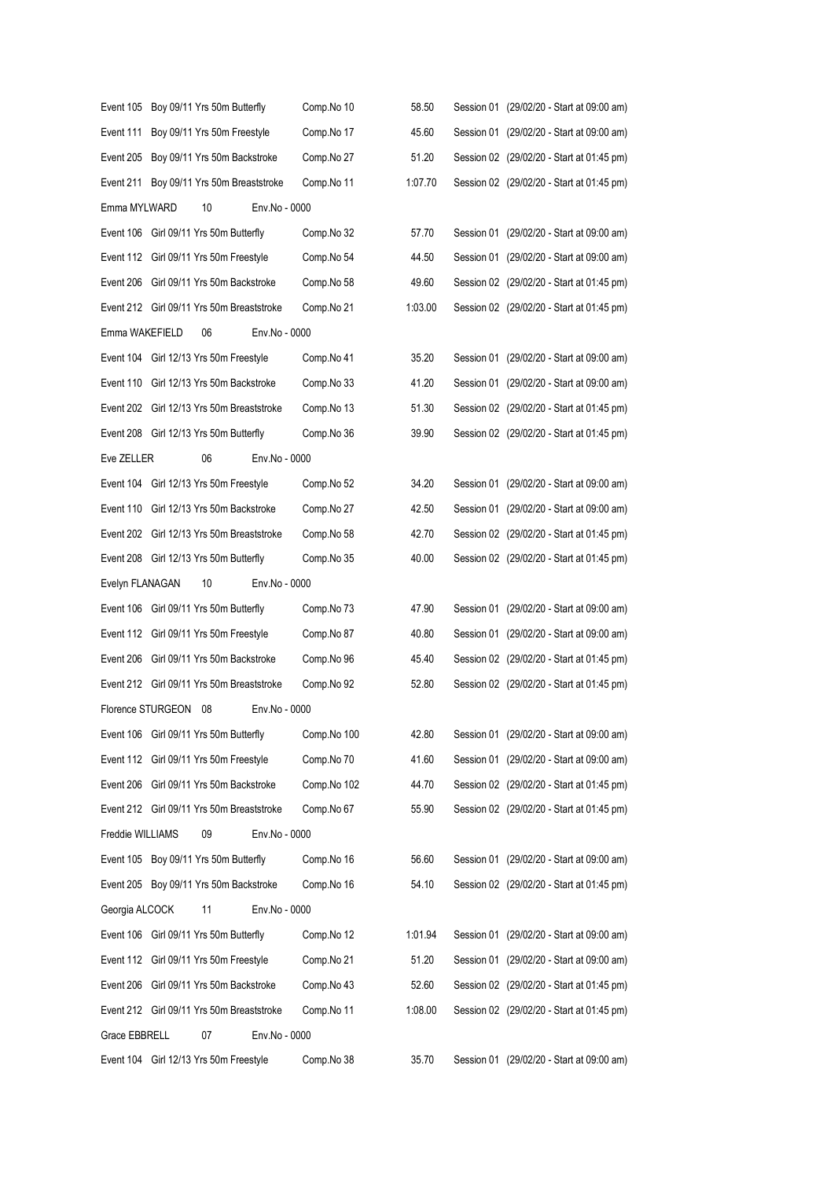Event 105 Boy 09/11 Yrs 50m Butterfly Comp.No 10 58.50 Session 01 (29/02/20 - Start at 09:00 am)

Event 111 Boy 09/11 Yrs 50m Freestyle Comp.No 17 45.60 Session 01 (29/02/20 - Start at 09:00 am)

Event 205 Boy 09/11 Yrs 50m Backstroke Comp.No 27 51.20 Session 02 (29/02/20 - Start at 01:45 pm)

Event 211 Boy 09/11 Yrs 50m Breaststroke Comp.No 11 1:07.70 Session 02 (29/02/20 - Start at 01:45 pm)

Emma MYLWARD 10 Env.No - 0000

Event 106 Girl 09/11 Yrs 50m Butterfly Comp.No 32 57.70 Session 01 (29/02/20 - Start at 09:00 am)

Event 112 Girl 09/11 Yrs 50m Freestyle Comp.No 54 44.50 Session 01 (29/02/20 - Start at 09:00 am)

Event 206 Girl 09/11 Yrs 50m Backstroke Comp.No 58 49.60 Session 02 (29/02/20 - Start at 01:45 pm)

Event 212 Girl 09/11 Yrs 50m Breaststroke Comp.No 21 1:03.00 Session 02 (29/02/20 - Start at 01:45 pm)

Emma WAKEFIELD 06 Env.No - 0000

Event 104 Girl 12/13 Yrs 50m Freestyle Comp.No 41 35.20 Session 01 (29/02/20 - Start at 09:00 am)

Event 110 Girl 12/13 Yrs 50m Backstroke Comp.No 33 41.20 Session 01 (29/02/20 - Start at 09:00 am)

Event 202 Girl 12/13 Yrs 50m Breaststroke Comp.No 13 51.30 Session 02 (29/02/20 - Start at 01:45 pm)

Event 208 Girl 12/13 Yrs 50m Butterfly Comp.No 36 39.90 Session 02 (29/02/20 - Start at 01:45 pm)

Eve ZELLER 06 Env.No - 0000

Event 104 Girl 12/13 Yrs 50m Freestyle Comp.No 52 34.20 Session 01 (29/02/20 - Start at 09:00 am)

Event 110 Girl 12/13 Yrs 50m Backstroke Comp.No 27 42.50 Session 01 (29/02/20 - Start at 09:00 am)

Event 202 Girl 12/13 Yrs 50m Breaststroke Comp.No 58 42.70 Session 02 (29/02/20 - Start at 01:45 pm)

Event 208 Girl 12/13 Yrs 50m Butterfly Comp.No 35 40.00 Session 02 (29/02/20 - Start at 01:45 pm)

Evelyn FLANAGAN 10 Env.No - 0000

Event 106 Girl 09/11 Yrs 50m Butterfly Comp.No 73 47.90 Session 01 (29/02/20 - Start at 09:00 am)

Event 112 Girl 09/11 Yrs 50m Freestyle Comp.No 87 40.80 Session 01 (29/02/20 - Start at 09:00 am)

Event 206 Girl 09/11 Yrs 50m Backstroke Comp.No 96 45.40 Session 02 (29/02/20 - Start at 01:45 pm)

Event 212 Girl 09/11 Yrs 50m Breaststroke Comp.No 92 52.80 Session 02 (29/02/20 - Start at 01:45 pm)

Florence STURGEON 08 Env.No - 0000

Event 106 Girl 09/11 Yrs 50m Butterfly Comp.No 100 42.80 Session 01 (29/02/20 - Start at 09:00 am)

Event 112 Girl 09/11 Yrs 50m Freestyle Comp.No 70 41.60 Session 01 (29/02/20 - Start at 09:00 am)

Event 206 Girl 09/11 Yrs 50m Backstroke Comp.No 102 44.70 Session 02 (29/02/20 - Start at 01:45 pm)

Event 212 Girl 09/11 Yrs 50m Breaststroke Comp.No 67 55.90 Session 02 (29/02/20 - Start at 01:45 pm)

Freddie WILLIAMS 09 Env.No - 0000

Event 105 Boy 09/11 Yrs 50m Butterfly Comp.No 16 56.60 Session 01 (29/02/20 - Start at 09:00 am)

Event 205 Boy 09/11 Yrs 50m Backstroke Comp.No 16 54.10 Session 02 (29/02/20 - Start at 01:45 pm)

Georgia ALCOCK 11 Env.No - 0000

Event 106 Girl 09/11 Yrs 50m Butterfly Comp.No 12 1:01.94 Session 01 (29/02/20 - Start at 09:00 am)

Event 112 Girl 09/11 Yrs 50m Freestyle Comp.No 21 51.20 Session 01 (29/02/20 - Start at 09:00 am)

Event 206 Girl 09/11 Yrs 50m Backstroke Comp.No 43 52.60 Session 02 (29/02/20 - Start at 01:45 pm)

Event 212 Girl 09/11 Yrs 50m Breaststroke Comp.No 11 1:08.00 Session 02 (29/02/20 - Start at 01:45 pm)

Grace EBBRELL 07 Env.No - 0000

Event 104 Girl 12/13 Yrs 50m Freestyle Comp.No 38 35.70 Session 01 (29/02/20 - Start at 09:00 am)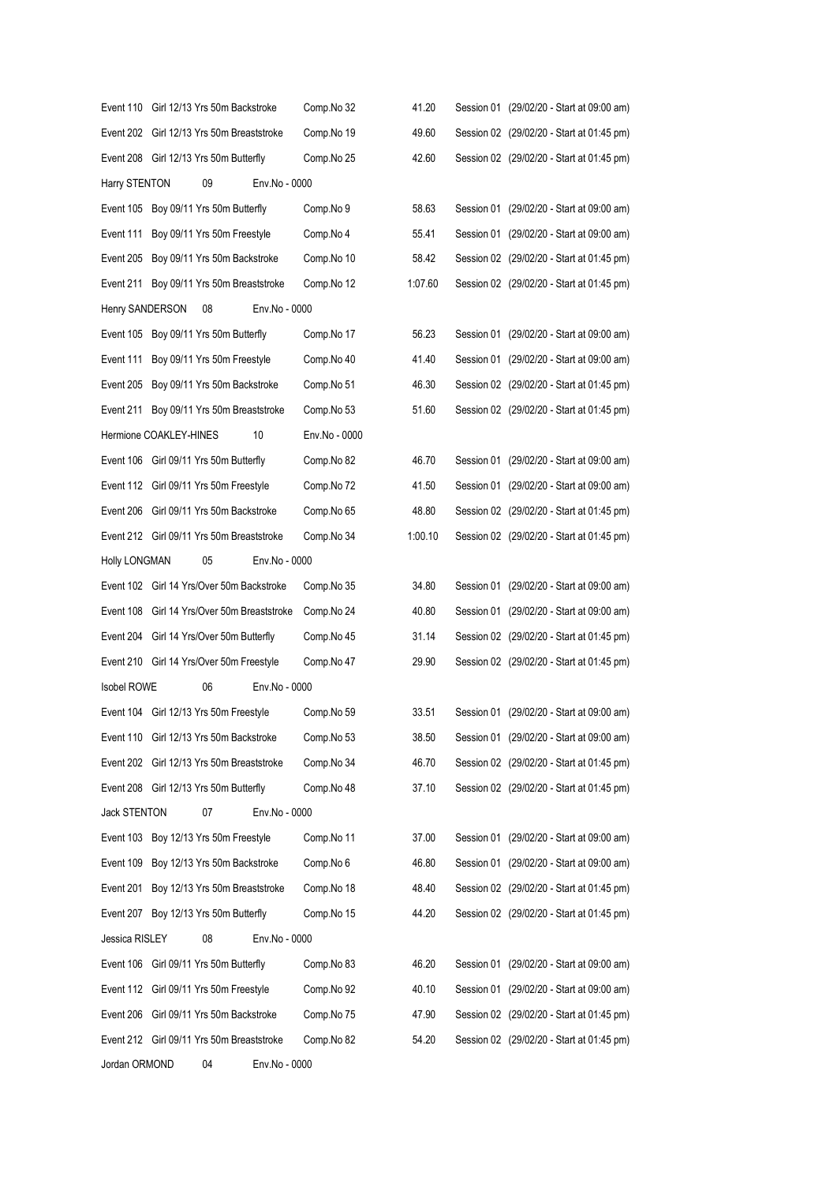| | | | |
|---|---|---|---|
| Event 110 Girl 12/13 Yrs 50m Backstroke | Comp.No 32 | 41.20 | Session 01 (29/02/20 - Start at 09:00 am) |
| Event 202 Girl 12/13 Yrs 50m Breaststroke | Comp.No 19 | 49.60 | Session 02 (29/02/20 - Start at 01:45 pm) |
| Event 208 Girl 12/13 Yrs 50m Butterfly | Comp.No 25 | 42.60 | Session 02 (29/02/20 - Start at 01:45 pm) |
| Harry STENTON 09 Env.No - 0000 | | | |
| Event 105 Boy 09/11 Yrs 50m Butterfly | Comp.No 9 | 58.63 | Session 01 (29/02/20 - Start at 09:00 am) |
| Event 111 Boy 09/11 Yrs 50m Freestyle | Comp.No 4 | 55.41 | Session 01 (29/02/20 - Start at 09:00 am) |
| Event 205 Boy 09/11 Yrs 50m Backstroke | Comp.No 10 | 58.42 | Session 02 (29/02/20 - Start at 01:45 pm) |
| Event 211 Boy 09/11 Yrs 50m Breaststroke | Comp.No 12 | 1:07.60 | Session 02 (29/02/20 - Start at 01:45 pm) |
| Henry SANDERSON 08 Env.No - 0000 | | | |
| Event 105 Boy 09/11 Yrs 50m Butterfly | Comp.No 17 | 56.23 | Session 01 (29/02/20 - Start at 09:00 am) |
| Event 111 Boy 09/11 Yrs 50m Freestyle | Comp.No 40 | 41.40 | Session 01 (29/02/20 - Start at 09:00 am) |
| Event 205 Boy 09/11 Yrs 50m Backstroke | Comp.No 51 | 46.30 | Session 02 (29/02/20 - Start at 01:45 pm) |
| Event 211 Boy 09/11 Yrs 50m Breaststroke | Comp.No 53 | 51.60 | Session 02 (29/02/20 - Start at 01:45 pm) |
| Hermione COAKLEY-HINES 10 Env.No - 0000 | | | |
| Event 106 Girl 09/11 Yrs 50m Butterfly | Comp.No 82 | 46.70 | Session 01 (29/02/20 - Start at 09:00 am) |
| Event 112 Girl 09/11 Yrs 50m Freestyle | Comp.No 72 | 41.50 | Session 01 (29/02/20 - Start at 09:00 am) |
| Event 206 Girl 09/11 Yrs 50m Backstroke | Comp.No 65 | 48.80 | Session 02 (29/02/20 - Start at 01:45 pm) |
| Event 212 Girl 09/11 Yrs 50m Breaststroke | Comp.No 34 | 1:00.10 | Session 02 (29/02/20 - Start at 01:45 pm) |
| Holly LONGMAN 05 Env.No - 0000 | | | |
| Event 102 Girl 14 Yrs/Over 50m Backstroke | Comp.No 35 | 34.80 | Session 01 (29/02/20 - Start at 09:00 am) |
| Event 108 Girl 14 Yrs/Over 50m Breaststroke | Comp.No 24 | 40.80 | Session 01 (29/02/20 - Start at 09:00 am) |
| Event 204 Girl 14 Yrs/Over 50m Butterfly | Comp.No 45 | 31.14 | Session 02 (29/02/20 - Start at 01:45 pm) |
| Event 210 Girl 14 Yrs/Over 50m Freestyle | Comp.No 47 | 29.90 | Session 02 (29/02/20 - Start at 01:45 pm) |
| Isobel ROWE 06 Env.No - 0000 | | | |
| Event 104 Girl 12/13 Yrs 50m Freestyle | Comp.No 59 | 33.51 | Session 01 (29/02/20 - Start at 09:00 am) |
| Event 110 Girl 12/13 Yrs 50m Backstroke | Comp.No 53 | 38.50 | Session 01 (29/02/20 - Start at 09:00 am) |
| Event 202 Girl 12/13 Yrs 50m Breaststroke | Comp.No 34 | 46.70 | Session 02 (29/02/20 - Start at 01:45 pm) |
| Event 208 Girl 12/13 Yrs 50m Butterfly | Comp.No 48 | 37.10 | Session 02 (29/02/20 - Start at 01:45 pm) |
| Jack STENTON 07 Env.No - 0000 | | | |
| Event 103 Boy 12/13 Yrs 50m Freestyle | Comp.No 11 | 37.00 | Session 01 (29/02/20 - Start at 09:00 am) |
| Event 109 Boy 12/13 Yrs 50m Backstroke | Comp.No 6 | 46.80 | Session 01 (29/02/20 - Start at 09:00 am) |
| Event 201 Boy 12/13 Yrs 50m Breaststroke | Comp.No 18 | 48.40 | Session 02 (29/02/20 - Start at 01:45 pm) |
| Event 207 Boy 12/13 Yrs 50m Butterfly | Comp.No 15 | 44.20 | Session 02 (29/02/20 - Start at 01:45 pm) |
| Jessica RISLEY 08 Env.No - 0000 | | | |
| Event 106 Girl 09/11 Yrs 50m Butterfly | Comp.No 83 | 46.20 | Session 01 (29/02/20 - Start at 09:00 am) |
| Event 112 Girl 09/11 Yrs 50m Freestyle | Comp.No 92 | 40.10 | Session 01 (29/02/20 - Start at 09:00 am) |
| Event 206 Girl 09/11 Yrs 50m Backstroke | Comp.No 75 | 47.90 | Session 02 (29/02/20 - Start at 01:45 pm) |
| Event 212 Girl 09/11 Yrs 50m Breaststroke | Comp.No 82 | 54.20 | Session 02 (29/02/20 - Start at 01:45 pm) |
| Jordan ORMOND 04 Env.No - 0000 | | | |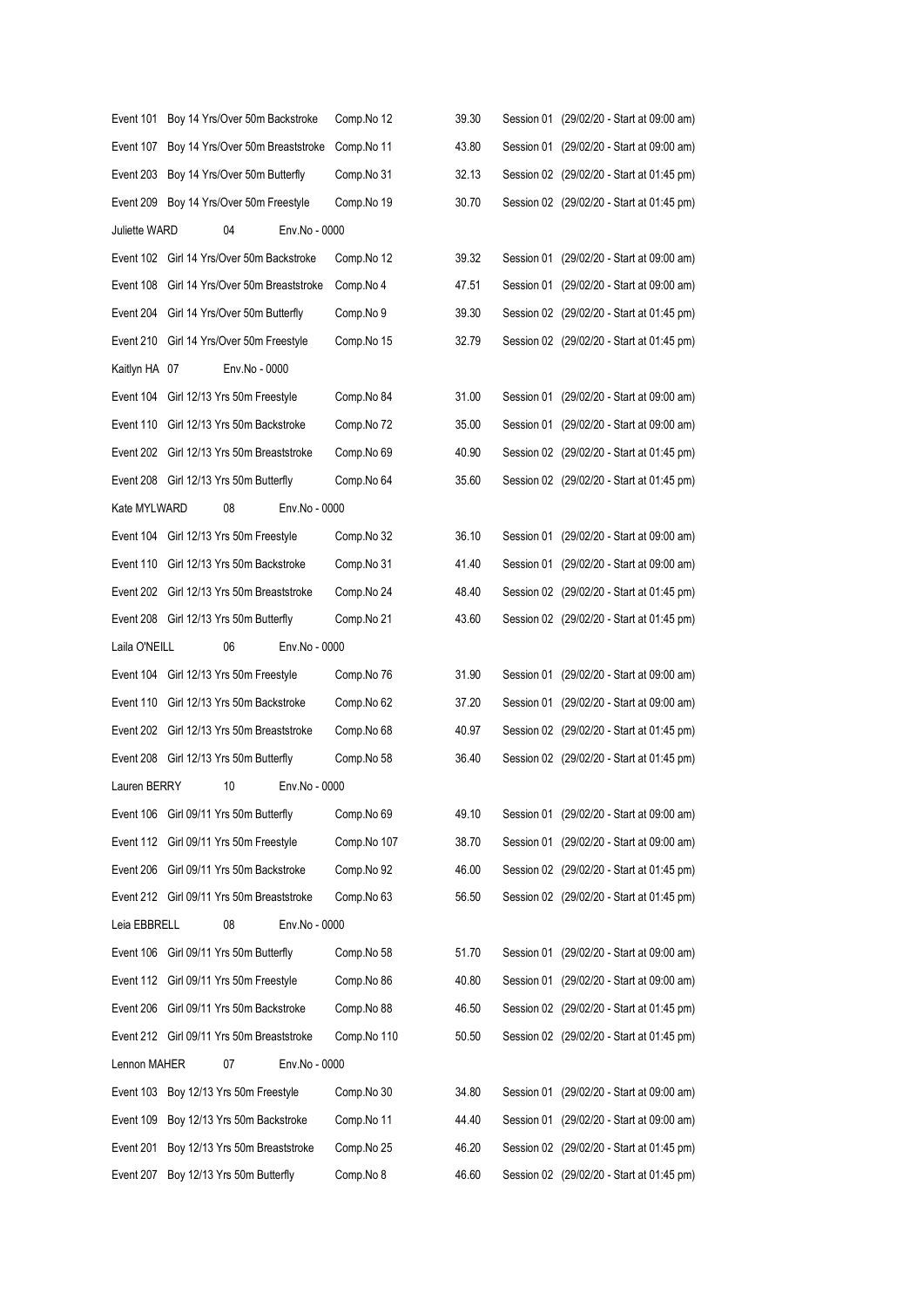Event 101 Boy 14 Yrs/Over 50m Backstroke Comp.No 12 39.30 Session 01 (29/02/20 - Start at 09:00 am)

Event 107 Boy 14 Yrs/Over 50m Breaststroke Comp.No 11 43.80 Session 01 (29/02/20 - Start at 09:00 am)

Event 203 Boy 14 Yrs/Over 50m Butterfly Comp.No 31 32.13 Session 02 (29/02/20 - Start at 01:45 pm)

Event 209 Boy 14 Yrs/Over 50m Freestyle Comp.No 19 30.70 Session 02 (29/02/20 - Start at 01:45 pm)

Juliette WARD 04 Env.No - 0000

Event 102 Girl 14 Yrs/Over 50m Backstroke Comp.No 12 39.32 Session 01 (29/02/20 - Start at 09:00 am)

Event 108 Girl 14 Yrs/Over 50m Breaststroke Comp.No 4 47.51 Session 01 (29/02/20 - Start at 09:00 am)

Event 204 Girl 14 Yrs/Over 50m Butterfly Comp.No 9 39.30 Session 02 (29/02/20 - Start at 01:45 pm)

Event 210 Girl 14 Yrs/Over 50m Freestyle Comp.No 15 32.79 Session 02 (29/02/20 - Start at 01:45 pm)

Kaitlyn HA 07 Env.No - 0000

Event 104 Girl 12/13 Yrs 50m Freestyle Comp.No 84 31.00 Session 01 (29/02/20 - Start at 09:00 am)

Event 110 Girl 12/13 Yrs 50m Backstroke Comp.No 72 35.00 Session 01 (29/02/20 - Start at 09:00 am)

Event 202 Girl 12/13 Yrs 50m Breaststroke Comp.No 69 40.90 Session 02 (29/02/20 - Start at 01:45 pm)

Event 208 Girl 12/13 Yrs 50m Butterfly Comp.No 64 35.60 Session 02 (29/02/20 - Start at 01:45 pm)

Kate MYLWARD 08 Env.No - 0000

Event 104 Girl 12/13 Yrs 50m Freestyle Comp.No 32 36.10 Session 01 (29/02/20 - Start at 09:00 am)

Event 110 Girl 12/13 Yrs 50m Backstroke Comp.No 31 41.40 Session 01 (29/02/20 - Start at 09:00 am)

Event 202 Girl 12/13 Yrs 50m Breaststroke Comp.No 24 48.40 Session 02 (29/02/20 - Start at 01:45 pm)

Event 208 Girl 12/13 Yrs 50m Butterfly Comp.No 21 43.60 Session 02 (29/02/20 - Start at 01:45 pm)

Laila O'NEILL 06 Env.No - 0000

Event 104 Girl 12/13 Yrs 50m Freestyle Comp.No 76 31.90 Session 01 (29/02/20 - Start at 09:00 am)

Event 110 Girl 12/13 Yrs 50m Backstroke Comp.No 62 37.20 Session 01 (29/02/20 - Start at 09:00 am)

Event 202 Girl 12/13 Yrs 50m Breaststroke Comp.No 68 40.97 Session 02 (29/02/20 - Start at 01:45 pm)

Event 208 Girl 12/13 Yrs 50m Butterfly Comp.No 58 36.40 Session 02 (29/02/20 - Start at 01:45 pm)

Lauren BERRY 10 Env.No - 0000

Event 106 Girl 09/11 Yrs 50m Butterfly Comp.No 69 49.10 Session 01 (29/02/20 - Start at 09:00 am)

Event 112 Girl 09/11 Yrs 50m Freestyle Comp.No 107 38.70 Session 01 (29/02/20 - Start at 09:00 am)

Event 206 Girl 09/11 Yrs 50m Backstroke Comp.No 92 46.00 Session 02 (29/02/20 - Start at 01:45 pm)

Event 212 Girl 09/11 Yrs 50m Breaststroke Comp.No 63 56.50 Session 02 (29/02/20 - Start at 01:45 pm)

Leia EBBRELL 08 Env.No - 0000

Event 106 Girl 09/11 Yrs 50m Butterfly Comp.No 58 51.70 Session 01 (29/02/20 - Start at 09:00 am)

Event 112 Girl 09/11 Yrs 50m Freestyle Comp.No 86 40.80 Session 01 (29/02/20 - Start at 09:00 am)

Event 206 Girl 09/11 Yrs 50m Backstroke Comp.No 88 46.50 Session 02 (29/02/20 - Start at 01:45 pm)

Event 212 Girl 09/11 Yrs 50m Breaststroke Comp.No 110 50.50 Session 02 (29/02/20 - Start at 01:45 pm)

Lennon MAHER 07 Env.No - 0000

Event 103 Boy 12/13 Yrs 50m Freestyle Comp.No 30 34.80 Session 01 (29/02/20 - Start at 09:00 am)

Event 109 Boy 12/13 Yrs 50m Backstroke Comp.No 11 44.40 Session 01 (29/02/20 - Start at 09:00 am)

Event 201 Boy 12/13 Yrs 50m Breaststroke Comp.No 25 46.20 Session 02 (29/02/20 - Start at 01:45 pm)

Event 207 Boy 12/13 Yrs 50m Butterfly Comp.No 8 46.60 Session 02 (29/02/20 - Start at 01:45 pm)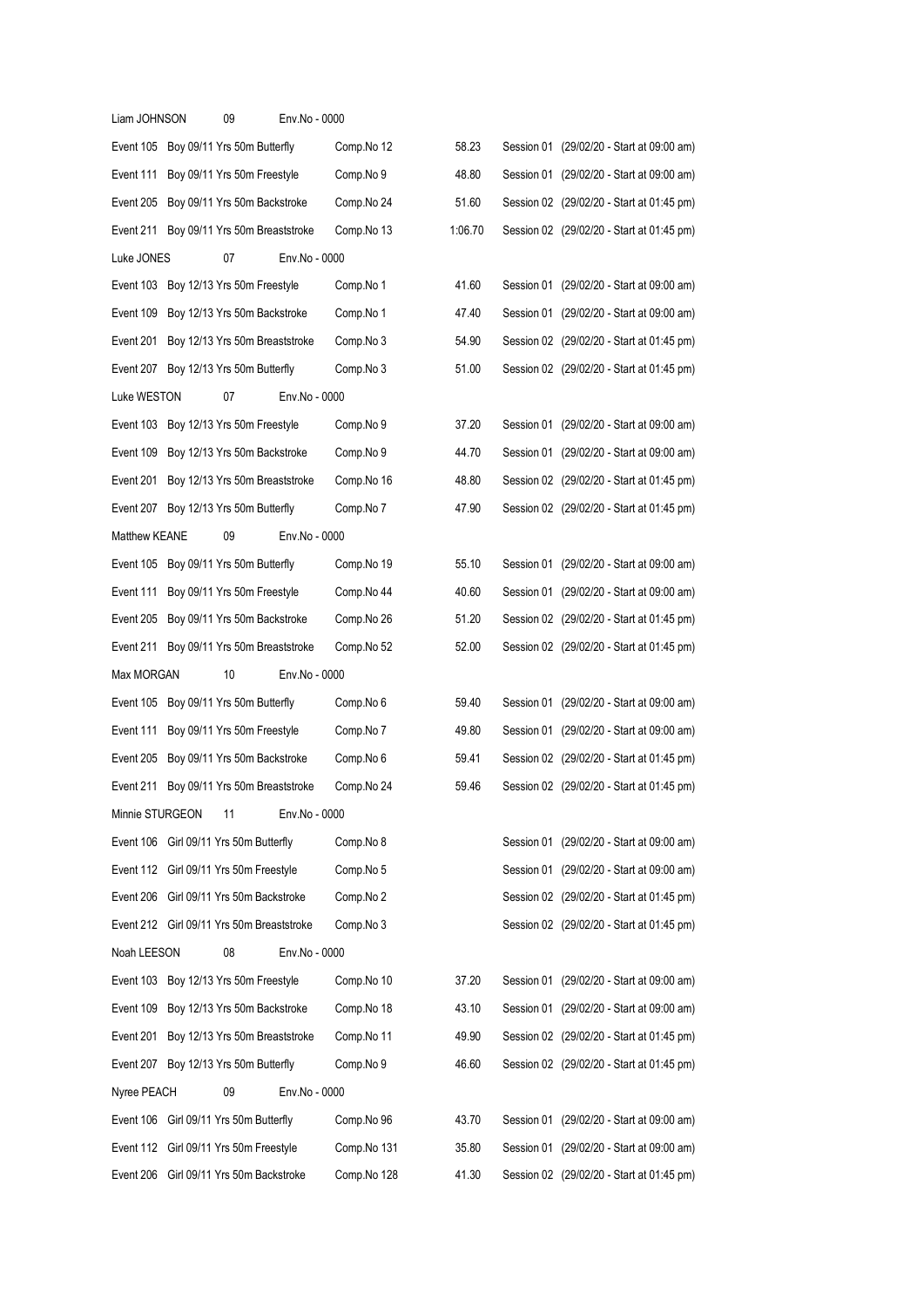| | | | | |
|---|---|---|---|---|
| Liam JOHNSON 09 Env.No - 0000 | | | | |
| Event 105 | Boy 09/11 Yrs 50m Butterfly | Comp.No 12 | 58.23 | Session 01 (29/02/20 - Start at 09:00 am) |
| Event 111 | Boy 09/11 Yrs 50m Freestyle | Comp.No 9 | 48.80 | Session 01 (29/02/20 - Start at 09:00 am) |
| Event 205 | Boy 09/11 Yrs 50m Backstroke | Comp.No 24 | 51.60 | Session 02 (29/02/20 - Start at 01:45 pm) |
| Event 211 | Boy 09/11 Yrs 50m Breaststroke | Comp.No 13 | 1:06.70 | Session 02 (29/02/20 - Start at 01:45 pm) |
| Luke JONES 07 Env.No - 0000 | | | | |
| Event 103 | Boy 12/13 Yrs 50m Freestyle | Comp.No 1 | 41.60 | Session 01 (29/02/20 - Start at 09:00 am) |
| Event 109 | Boy 12/13 Yrs 50m Backstroke | Comp.No 1 | 47.40 | Session 01 (29/02/20 - Start at 09:00 am) |
| Event 201 | Boy 12/13 Yrs 50m Breaststroke | Comp.No 3 | 54.90 | Session 02 (29/02/20 - Start at 01:45 pm) |
| Event 207 | Boy 12/13 Yrs 50m Butterfly | Comp.No 3 | 51.00 | Session 02 (29/02/20 - Start at 01:45 pm) |
| Luke WESTON 07 Env.No - 0000 | | | | |
| Event 103 | Boy 12/13 Yrs 50m Freestyle | Comp.No 9 | 37.20 | Session 01 (29/02/20 - Start at 09:00 am) |
| Event 109 | Boy 12/13 Yrs 50m Backstroke | Comp.No 9 | 44.70 | Session 01 (29/02/20 - Start at 09:00 am) |
| Event 201 | Boy 12/13 Yrs 50m Breaststroke | Comp.No 16 | 48.80 | Session 02 (29/02/20 - Start at 01:45 pm) |
| Event 207 | Boy 12/13 Yrs 50m Butterfly | Comp.No 7 | 47.90 | Session 02 (29/02/20 - Start at 01:45 pm) |
| Matthew KEANE 09 Env.No - 0000 | | | | |
| Event 105 | Boy 09/11 Yrs 50m Butterfly | Comp.No 19 | 55.10 | Session 01 (29/02/20 - Start at 09:00 am) |
| Event 111 | Boy 09/11 Yrs 50m Freestyle | Comp.No 44 | 40.60 | Session 01 (29/02/20 - Start at 09:00 am) |
| Event 205 | Boy 09/11 Yrs 50m Backstroke | Comp.No 26 | 51.20 | Session 02 (29/02/20 - Start at 01:45 pm) |
| Event 211 | Boy 09/11 Yrs 50m Breaststroke | Comp.No 52 | 52.00 | Session 02 (29/02/20 - Start at 01:45 pm) |
| Max MORGAN 10 Env.No - 0000 | | | | |
| Event 105 | Boy 09/11 Yrs 50m Butterfly | Comp.No 6 | 59.40 | Session 01 (29/02/20 - Start at 09:00 am) |
| Event 111 | Boy 09/11 Yrs 50m Freestyle | Comp.No 7 | 49.80 | Session 01 (29/02/20 - Start at 09:00 am) |
| Event 205 | Boy 09/11 Yrs 50m Backstroke | Comp.No 6 | 59.41 | Session 02 (29/02/20 - Start at 01:45 pm) |
| Event 211 | Boy 09/11 Yrs 50m Breaststroke | Comp.No 24 | 59.46 | Session 02 (29/02/20 - Start at 01:45 pm) |
| Minnie STURGEON 11 Env.No - 0000 | | | | |
| Event 106 | Girl 09/11 Yrs 50m Butterfly | Comp.No 8 | | Session 01 (29/02/20 - Start at 09:00 am) |
| Event 112 | Girl 09/11 Yrs 50m Freestyle | Comp.No 5 | | Session 01 (29/02/20 - Start at 09:00 am) |
| Event 206 | Girl 09/11 Yrs 50m Backstroke | Comp.No 2 | | Session 02 (29/02/20 - Start at 01:45 pm) |
| Event 212 | Girl 09/11 Yrs 50m Breaststroke | Comp.No 3 | | Session 02 (29/02/20 - Start at 01:45 pm) |
| Noah LEESON 08 Env.No - 0000 | | | | |
| Event 103 | Boy 12/13 Yrs 50m Freestyle | Comp.No 10 | 37.20 | Session 01 (29/02/20 - Start at 09:00 am) |
| Event 109 | Boy 12/13 Yrs 50m Backstroke | Comp.No 18 | 43.10 | Session 01 (29/02/20 - Start at 09:00 am) |
| Event 201 | Boy 12/13 Yrs 50m Breaststroke | Comp.No 11 | 49.90 | Session 02 (29/02/20 - Start at 01:45 pm) |
| Event 207 | Boy 12/13 Yrs 50m Butterfly | Comp.No 9 | 46.60 | Session 02 (29/02/20 - Start at 01:45 pm) |
| Nyree PEACH 09 Env.No - 0000 | | | | |
| Event 106 | Girl 09/11 Yrs 50m Butterfly | Comp.No 96 | 43.70 | Session 01 (29/02/20 - Start at 09:00 am) |
| Event 112 | Girl 09/11 Yrs 50m Freestyle | Comp.No 131 | 35.80 | Session 01 (29/02/20 - Start at 09:00 am) |
| Event 206 | Girl 09/11 Yrs 50m Backstroke | Comp.No 128 | 41.30 | Session 02 (29/02/20 - Start at 01:45 pm) |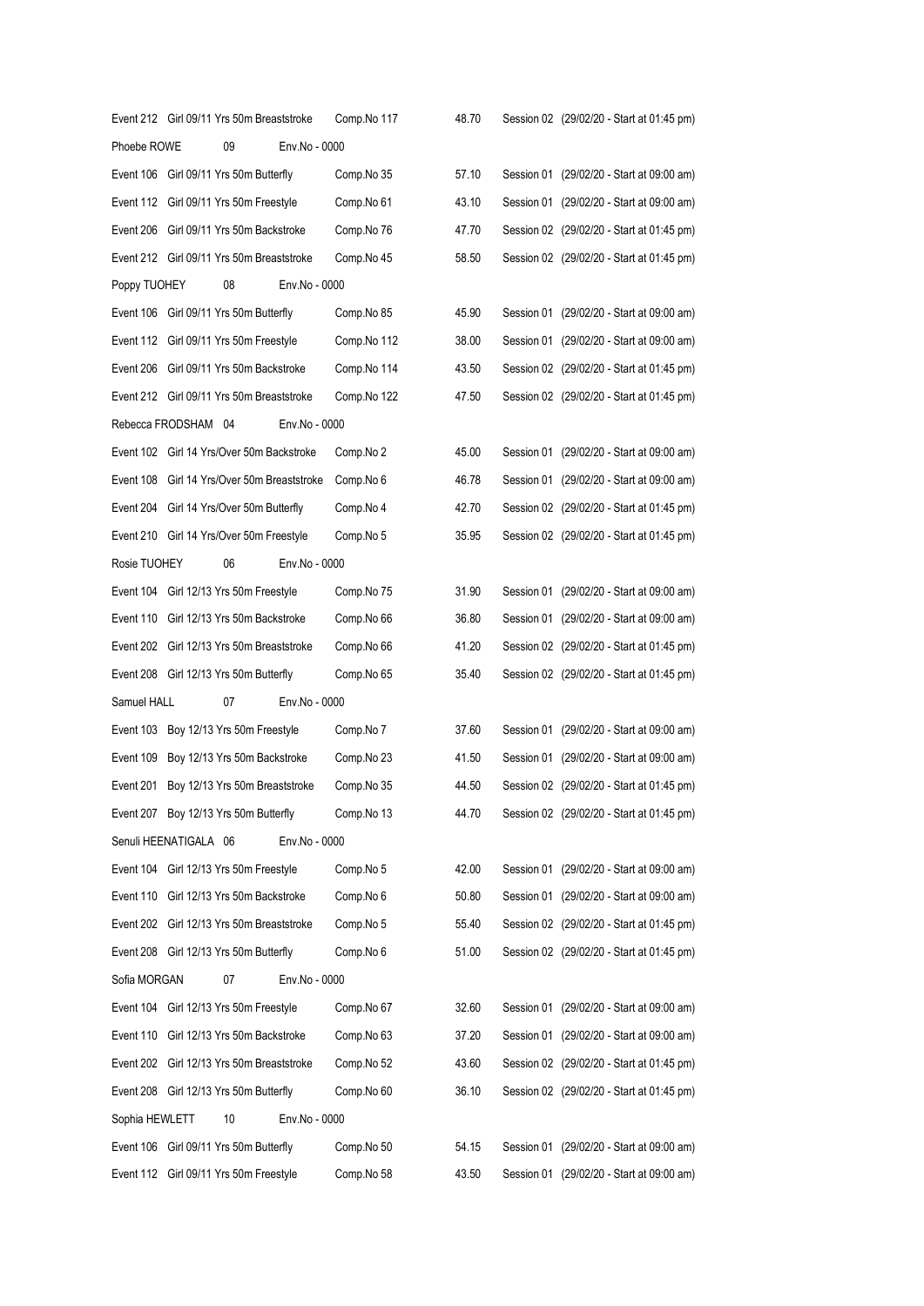| | | | | |
|---|---|---|---|---|
| Event 212 Girl 09/11 Yrs 50m Breaststroke | Comp.No 117 | 48.70 | Session 02 | (29/02/20 - Start at 01:45 pm) |
| **Phoebe ROWE 09 Env.No - 0000** | | | | |
| Event 106 Girl 09/11 Yrs 50m Butterfly | Comp.No 35 | 57.10 | Session 01 | (29/02/20 - Start at 09:00 am) |
| Event 112 Girl 09/11 Yrs 50m Freestyle | Comp.No 61 | 43.10 | Session 01 | (29/02/20 - Start at 09:00 am) |
| Event 206 Girl 09/11 Yrs 50m Backstroke | Comp.No 76 | 47.70 | Session 02 | (29/02/20 - Start at 01:45 pm) |
| Event 212 Girl 09/11 Yrs 50m Breaststroke | Comp.No 45 | 58.50 | Session 02 | (29/02/20 - Start at 01:45 pm) |
| **Poppy TUOHEY 08 Env.No - 0000** | | | | |
| Event 106 Girl 09/11 Yrs 50m Butterfly | Comp.No 85 | 45.90 | Session 01 | (29/02/20 - Start at 09:00 am) |
| Event 112 Girl 09/11 Yrs 50m Freestyle | Comp.No 112 | 38.00 | Session 01 | (29/02/20 - Start at 09:00 am) |
| Event 206 Girl 09/11 Yrs 50m Backstroke | Comp.No 114 | 43.50 | Session 02 | (29/02/20 - Start at 01:45 pm) |
| Event 212 Girl 09/11 Yrs 50m Breaststroke | Comp.No 122 | 47.50 | Session 02 | (29/02/20 - Start at 01:45 pm) |
| **Rebecca FRODSHAM 04 Env.No - 0000** | | | | |
| Event 102 Girl 14 Yrs/Over 50m Backstroke | Comp.No 2 | 45.00 | Session 01 | (29/02/20 - Start at 09:00 am) |
| Event 108 Girl 14 Yrs/Over 50m Breaststroke | Comp.No 6 | 46.78 | Session 01 | (29/02/20 - Start at 09:00 am) |
| Event 204 Girl 14 Yrs/Over 50m Butterfly | Comp.No 4 | 42.70 | Session 02 | (29/02/20 - Start at 01:45 pm) |
| Event 210 Girl 14 Yrs/Over 50m Freestyle | Comp.No 5 | 35.95 | Session 02 | (29/02/20 - Start at 01:45 pm) |
| **Rosie TUOHEY 06 Env.No - 0000** | | | | |
| Event 104 Girl 12/13 Yrs 50m Freestyle | Comp.No 75 | 31.90 | Session 01 | (29/02/20 - Start at 09:00 am) |
| Event 110 Girl 12/13 Yrs 50m Backstroke | Comp.No 66 | 36.80 | Session 01 | (29/02/20 - Start at 09:00 am) |
| Event 202 Girl 12/13 Yrs 50m Breaststroke | Comp.No 66 | 41.20 | Session 02 | (29/02/20 - Start at 01:45 pm) |
| Event 208 Girl 12/13 Yrs 50m Butterfly | Comp.No 65 | 35.40 | Session 02 | (29/02/20 - Start at 01:45 pm) |
| **Samuel HALL 07 Env.No - 0000** | | | | |
| Event 103 Boy 12/13 Yrs 50m Freestyle | Comp.No 7 | 37.60 | Session 01 | (29/02/20 - Start at 09:00 am) |
| Event 109 Boy 12/13 Yrs 50m Backstroke | Comp.No 23 | 41.50 | Session 01 | (29/02/20 - Start at 09:00 am) |
| Event 201 Boy 12/13 Yrs 50m Breaststroke | Comp.No 35 | 44.50 | Session 02 | (29/02/20 - Start at 01:45 pm) |
| Event 207 Boy 12/13 Yrs 50m Butterfly | Comp.No 13 | 44.70 | Session 02 | (29/02/20 - Start at 01:45 pm) |
| **Senuli HEENATIGALA 06 Env.No - 0000** | | | | |
| Event 104 Girl 12/13 Yrs 50m Freestyle | Comp.No 5 | 42.00 | Session 01 | (29/02/20 - Start at 09:00 am) |
| Event 110 Girl 12/13 Yrs 50m Backstroke | Comp.No 6 | 50.80 | Session 01 | (29/02/20 - Start at 09:00 am) |
| Event 202 Girl 12/13 Yrs 50m Breaststroke | Comp.No 5 | 55.40 | Session 02 | (29/02/20 - Start at 01:45 pm) |
| Event 208 Girl 12/13 Yrs 50m Butterfly | Comp.No 6 | 51.00 | Session 02 | (29/02/20 - Start at 01:45 pm) |
| **Sofia MORGAN 07 Env.No - 0000** | | | | |
| Event 104 Girl 12/13 Yrs 50m Freestyle | Comp.No 67 | 32.60 | Session 01 | (29/02/20 - Start at 09:00 am) |
| Event 110 Girl 12/13 Yrs 50m Backstroke | Comp.No 63 | 37.20 | Session 01 | (29/02/20 - Start at 09:00 am) |
| Event 202 Girl 12/13 Yrs 50m Breaststroke | Comp.No 52 | 43.60 | Session 02 | (29/02/20 - Start at 01:45 pm) |
| Event 208 Girl 12/13 Yrs 50m Butterfly | Comp.No 60 | 36.10 | Session 02 | (29/02/20 - Start at 01:45 pm) |
| **Sophia HEWLETT 10 Env.No - 0000** | | | | |
| Event 106 Girl 09/11 Yrs 50m Butterfly | Comp.No 50 | 54.15 | Session 01 | (29/02/20 - Start at 09:00 am) |
| Event 112 Girl 09/11 Yrs 50m Freestyle | Comp.No 58 | 43.50 | Session 01 | (29/02/20 - Start at 09:00 am) |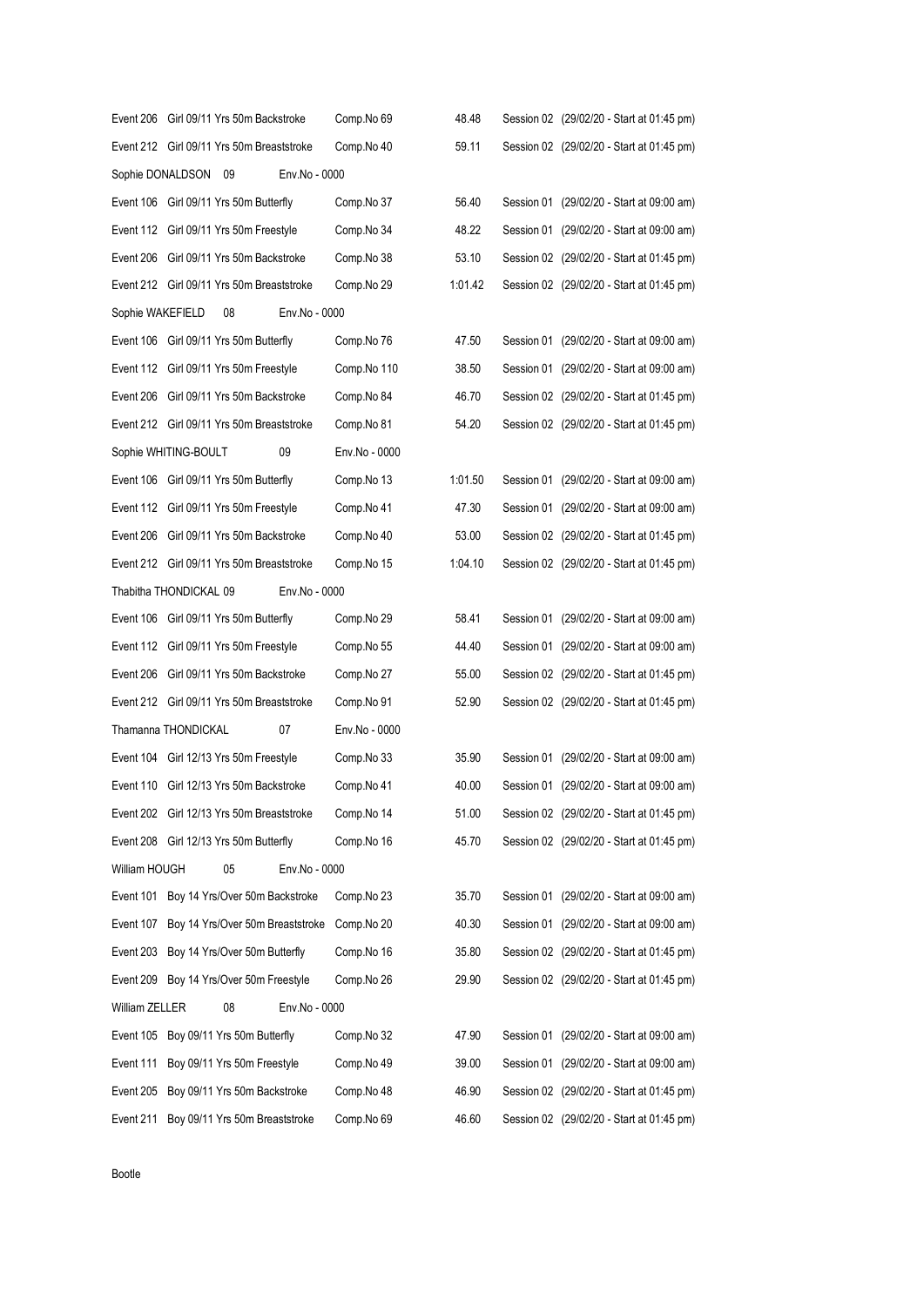Event 206 Girl 09/11 Yrs 50m Backstroke Comp.No 69 48.48 Session 02 (29/02/20 - Start at 01:45 pm)

Event 212 Girl 09/11 Yrs 50m Breaststroke Comp.No 40 59.11 Session 02 (29/02/20 - Start at 01:45 pm)

Sophie DONALDSON 09 Env.No - 0000

Event 106 Girl 09/11 Yrs 50m Butterfly Comp.No 37 56.40 Session 01 (29/02/20 - Start at 09:00 am)

Event 112 Girl 09/11 Yrs 50m Freestyle Comp.No 34 48.22 Session 01 (29/02/20 - Start at 09:00 am)

Event 206 Girl 09/11 Yrs 50m Backstroke Comp.No 38 53.10 Session 02 (29/02/20 - Start at 01:45 pm)

Event 212 Girl 09/11 Yrs 50m Breaststroke Comp.No 29 1:01.42 Session 02 (29/02/20 - Start at 01:45 pm)

Sophie WAKEFIELD 08 Env.No - 0000

Event 106 Girl 09/11 Yrs 50m Butterfly Comp.No 76 47.50 Session 01 (29/02/20 - Start at 09:00 am)

Event 112 Girl 09/11 Yrs 50m Freestyle Comp.No 110 38.50 Session 01 (29/02/20 - Start at 09:00 am)

Event 206 Girl 09/11 Yrs 50m Backstroke Comp.No 84 46.70 Session 02 (29/02/20 - Start at 01:45 pm)

Event 212 Girl 09/11 Yrs 50m Breaststroke Comp.No 81 54.20 Session 02 (29/02/20 - Start at 01:45 pm)

Sophie WHITING-BOULT 09 Env.No - 0000

Event 106 Girl 09/11 Yrs 50m Butterfly Comp.No 13 1:01.50 Session 01 (29/02/20 - Start at 09:00 am)

Event 112 Girl 09/11 Yrs 50m Freestyle Comp.No 41 47.30 Session 01 (29/02/20 - Start at 09:00 am)

Event 206 Girl 09/11 Yrs 50m Backstroke Comp.No 40 53.00 Session 02 (29/02/20 - Start at 01:45 pm)

Event 212 Girl 09/11 Yrs 50m Breaststroke Comp.No 15 1:04.10 Session 02 (29/02/20 - Start at 01:45 pm)

Thabitha THONDICKAL 09 Env.No - 0000

Event 106 Girl 09/11 Yrs 50m Butterfly Comp.No 29 58.41 Session 01 (29/02/20 - Start at 09:00 am)

Event 112 Girl 09/11 Yrs 50m Freestyle Comp.No 55 44.40 Session 01 (29/02/20 - Start at 09:00 am)

Event 206 Girl 09/11 Yrs 50m Backstroke Comp.No 27 55.00 Session 02 (29/02/20 - Start at 01:45 pm)

Event 212 Girl 09/11 Yrs 50m Breaststroke Comp.No 91 52.90 Session 02 (29/02/20 - Start at 01:45 pm)

Thamanna THONDICKAL 07 Env.No - 0000

Event 104 Girl 12/13 Yrs 50m Freestyle Comp.No 33 35.90 Session 01 (29/02/20 - Start at 09:00 am)

Event 110 Girl 12/13 Yrs 50m Backstroke Comp.No 41 40.00 Session 01 (29/02/20 - Start at 09:00 am)

Event 202 Girl 12/13 Yrs 50m Breaststroke Comp.No 14 51.00 Session 02 (29/02/20 - Start at 01:45 pm)

Event 208 Girl 12/13 Yrs 50m Butterfly Comp.No 16 45.70 Session 02 (29/02/20 - Start at 01:45 pm)

William HOUGH 05 Env.No - 0000

Event 101 Boy 14 Yrs/Over 50m Backstroke Comp.No 23 35.70 Session 01 (29/02/20 - Start at 09:00 am)

Event 107 Boy 14 Yrs/Over 50m Breaststroke Comp.No 20 40.30 Session 01 (29/02/20 - Start at 09:00 am)

Event 203 Boy 14 Yrs/Over 50m Butterfly Comp.No 16 35.80 Session 02 (29/02/20 - Start at 01:45 pm)

Event 209 Boy 14 Yrs/Over 50m Freestyle Comp.No 26 29.90 Session 02 (29/02/20 - Start at 01:45 pm)

William ZELLER 08 Env.No - 0000

Event 105 Boy 09/11 Yrs 50m Butterfly Comp.No 32 47.90 Session 01 (29/02/20 - Start at 09:00 am)

Event 111 Boy 09/11 Yrs 50m Freestyle Comp.No 49 39.00 Session 01 (29/02/20 - Start at 09:00 am)

Event 205 Boy 09/11 Yrs 50m Backstroke Comp.No 48 46.90 Session 02 (29/02/20 - Start at 01:45 pm)

Event 211 Boy 09/11 Yrs 50m Breaststroke Comp.No 69 46.60 Session 02 (29/02/20 - Start at 01:45 pm)

Bootle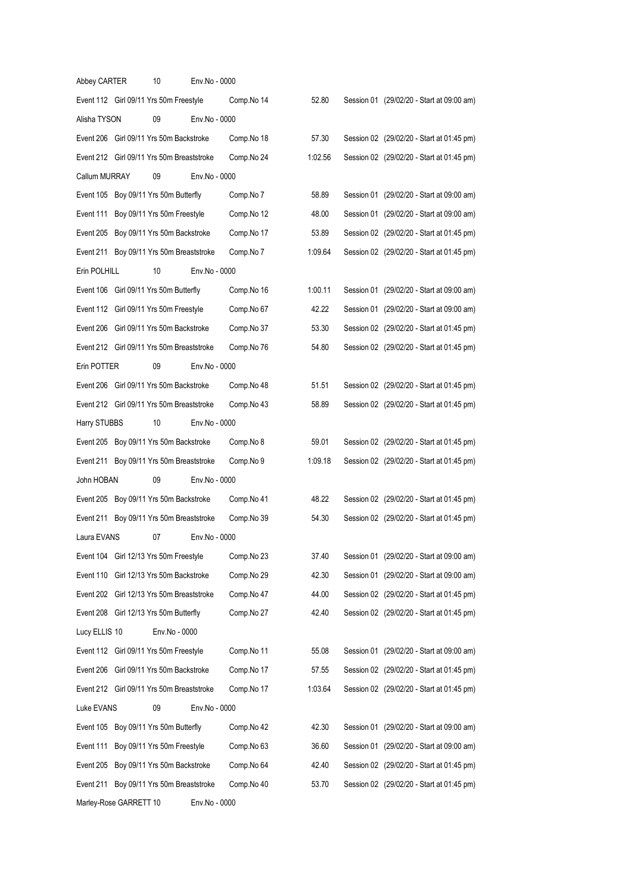Abbey CARTER 10 Env.No - 0000

Event 112 Girl 09/11 Yrs 50m Freestyle Comp.No 14 52.80 Session 01 (29/02/20 - Start at 09:00 am)

Alisha TYSON 09 Env.No - 0000

Event 206 Girl 09/11 Yrs 50m Backstroke Comp.No 18 57.30 Session 02 (29/02/20 - Start at 01:45 pm)

Event 212 Girl 09/11 Yrs 50m Breaststroke Comp.No 24 1:02.56 Session 02 (29/02/20 - Start at 01:45 pm)

Callum MURRAY 09 Env.No - 0000

Event 105 Boy 09/11 Yrs 50m Butterfly Comp.No 7 58.89 Session 01 (29/02/20 - Start at 09:00 am)

Event 111 Boy 09/11 Yrs 50m Freestyle Comp.No 12 48.00 Session 01 (29/02/20 - Start at 09:00 am)

Event 205 Boy 09/11 Yrs 50m Backstroke Comp.No 17 53.89 Session 02 (29/02/20 - Start at 01:45 pm)

Event 211 Boy 09/11 Yrs 50m Breaststroke Comp.No 7 1:09.64 Session 02 (29/02/20 - Start at 01:45 pm)

Erin POLHILL 10 Env.No - 0000

Event 106 Girl 09/11 Yrs 50m Butterfly Comp.No 16 1:00.11 Session 01 (29/02/20 - Start at 09:00 am)

Event 112 Girl 09/11 Yrs 50m Freestyle Comp.No 67 42.22 Session 01 (29/02/20 - Start at 09:00 am)

Event 206 Girl 09/11 Yrs 50m Backstroke Comp.No 37 53.30 Session 02 (29/02/20 - Start at 01:45 pm)

Event 212 Girl 09/11 Yrs 50m Breaststroke Comp.No 76 54.80 Session 02 (29/02/20 - Start at 01:45 pm)

Erin POTTER 09 Env.No - 0000

Event 206 Girl 09/11 Yrs 50m Backstroke Comp.No 48 51.51 Session 02 (29/02/20 - Start at 01:45 pm)

Event 212 Girl 09/11 Yrs 50m Breaststroke Comp.No 43 58.89 Session 02 (29/02/20 - Start at 01:45 pm)

Harry STUBBS 10 Env.No - 0000

Event 205 Boy 09/11 Yrs 50m Backstroke Comp.No 8 59.01 Session 02 (29/02/20 - Start at 01:45 pm)

Event 211 Boy 09/11 Yrs 50m Breaststroke Comp.No 9 1:09.18 Session 02 (29/02/20 - Start at 01:45 pm)

John HOBAN 09 Env.No - 0000

Event 205 Boy 09/11 Yrs 50m Backstroke Comp.No 41 48.22 Session 02 (29/02/20 - Start at 01:45 pm)

Event 211 Boy 09/11 Yrs 50m Breaststroke Comp.No 39 54.30 Session 02 (29/02/20 - Start at 01:45 pm)

Laura EVANS 07 Env.No - 0000

Event 104 Girl 12/13 Yrs 50m Freestyle Comp.No 23 37.40 Session 01 (29/02/20 - Start at 09:00 am)

Event 110 Girl 12/13 Yrs 50m Backstroke Comp.No 29 42.30 Session 01 (29/02/20 - Start at 09:00 am)

Event 202 Girl 12/13 Yrs 50m Breaststroke Comp.No 47 44.00 Session 02 (29/02/20 - Start at 01:45 pm)

Event 208 Girl 12/13 Yrs 50m Butterfly Comp.No 27 42.40 Session 02 (29/02/20 - Start at 01:45 pm)

Lucy ELLIS 10 Env.No - 0000

Event 112 Girl 09/11 Yrs 50m Freestyle Comp.No 11 55.08 Session 01 (29/02/20 - Start at 09:00 am)

Event 206 Girl 09/11 Yrs 50m Backstroke Comp.No 17 57.55 Session 02 (29/02/20 - Start at 01:45 pm)

Event 212 Girl 09/11 Yrs 50m Breaststroke Comp.No 17 1:03.64 Session 02 (29/02/20 - Start at 01:45 pm)

Luke EVANS 09 Env.No - 0000

Event 105 Boy 09/11 Yrs 50m Butterfly Comp.No 42 42.30 Session 01 (29/02/20 - Start at 09:00 am)

Event 111 Boy 09/11 Yrs 50m Freestyle Comp.No 63 36.60 Session 01 (29/02/20 - Start at 09:00 am)

Event 205 Boy 09/11 Yrs 50m Backstroke Comp.No 64 42.40 Session 02 (29/02/20 - Start at 01:45 pm)

Event 211 Boy 09/11 Yrs 50m Breaststroke Comp.No 40 53.70 Session 02 (29/02/20 - Start at 01:45 pm)

Marley-Rose GARRETT 10 Env.No - 0000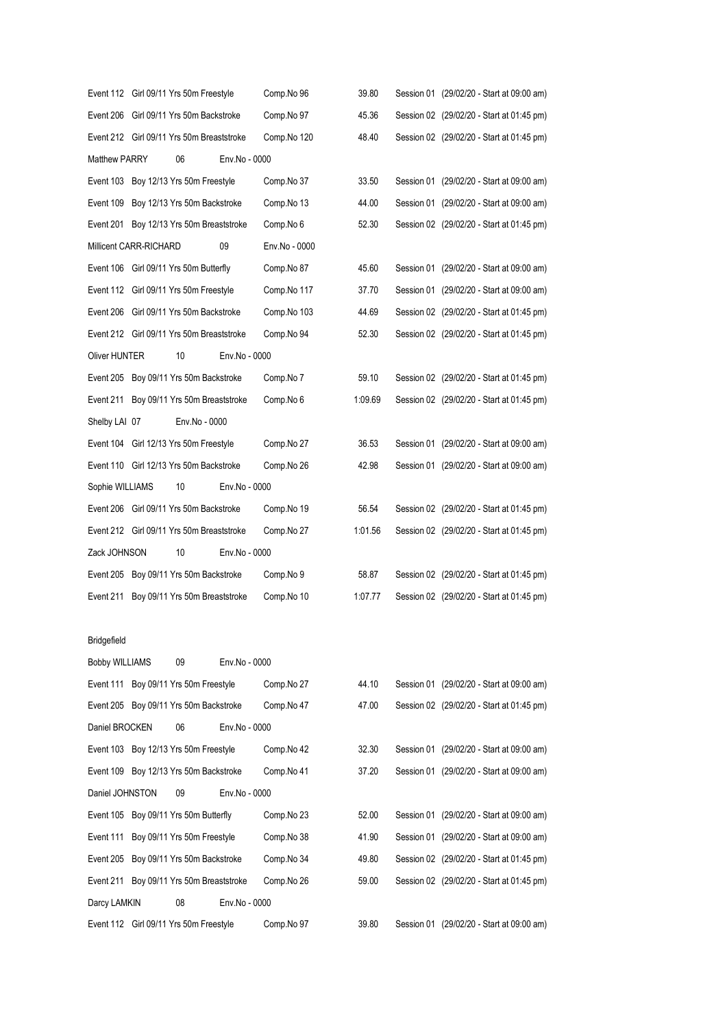Event 112 Girl 09/11 Yrs 50m Freestyle Comp.No 96 39.80 Session 01 (29/02/20 - Start at 09:00 am)

Event 206 Girl 09/11 Yrs 50m Backstroke Comp.No 97 45.36 Session 02 (29/02/20 - Start at 01:45 pm)

Event 212 Girl 09/11 Yrs 50m Breaststroke Comp.No 120 48.40 Session 02 (29/02/20 - Start at 01:45 pm)

Matthew PARRY 06 Env.No - 0000

Event 103 Boy 12/13 Yrs 50m Freestyle Comp.No 37 33.50 Session 01 (29/02/20 - Start at 09:00 am)

Event 109 Boy 12/13 Yrs 50m Backstroke Comp.No 13 44.00 Session 01 (29/02/20 - Start at 09:00 am)

Event 201 Boy 12/13 Yrs 50m Breaststroke Comp.No 6 52.30 Session 02 (29/02/20 - Start at 01:45 pm)

Millicent CARR-RICHARD 09 Env.No - 0000

Event 106 Girl 09/11 Yrs 50m Butterfly Comp.No 87 45.60 Session 01 (29/02/20 - Start at 09:00 am)

Event 112 Girl 09/11 Yrs 50m Freestyle Comp.No 117 37.70 Session 01 (29/02/20 - Start at 09:00 am)

Event 206 Girl 09/11 Yrs 50m Backstroke Comp.No 103 44.69 Session 02 (29/02/20 - Start at 01:45 pm)

Event 212 Girl 09/11 Yrs 50m Breaststroke Comp.No 94 52.30 Session 02 (29/02/20 - Start at 01:45 pm)

Oliver HUNTER 10 Env.No - 0000

Event 205 Boy 09/11 Yrs 50m Backstroke Comp.No 7 59.10 Session 02 (29/02/20 - Start at 01:45 pm)

Event 211 Boy 09/11 Yrs 50m Breaststroke Comp.No 6 1:09.69 Session 02 (29/02/20 - Start at 01:45 pm)

Shelby LAI 07 Env.No - 0000

Event 104 Girl 12/13 Yrs 50m Freestyle Comp.No 27 36.53 Session 01 (29/02/20 - Start at 09:00 am)

Event 110 Girl 12/13 Yrs 50m Backstroke Comp.No 26 42.98 Session 01 (29/02/20 - Start at 09:00 am)

Sophie WILLIAMS 10 Env.No - 0000

Event 206 Girl 09/11 Yrs 50m Backstroke Comp.No 19 56.54 Session 02 (29/02/20 - Start at 01:45 pm)

Event 212 Girl 09/11 Yrs 50m Breaststroke Comp.No 27 1:01.56 Session 02 (29/02/20 - Start at 01:45 pm)

Zack JOHNSON 10 Env.No - 0000

Event 205 Boy 09/11 Yrs 50m Backstroke Comp.No 9 58.87 Session 02 (29/02/20 - Start at 01:45 pm)

Event 211 Boy 09/11 Yrs 50m Breaststroke Comp.No 10 1:07.77 Session 02 (29/02/20 - Start at 01:45 pm)

Bridgefield

Bobby WILLIAMS 09 Env.No - 0000

Event 111 Boy 09/11 Yrs 50m Freestyle Comp.No 27 44.10 Session 01 (29/02/20 - Start at 09:00 am)

Event 205 Boy 09/11 Yrs 50m Backstroke Comp.No 47 47.00 Session 02 (29/02/20 - Start at 01:45 pm)

Daniel BROCKEN 06 Env.No - 0000

Event 103 Boy 12/13 Yrs 50m Freestyle Comp.No 42 32.30 Session 01 (29/02/20 - Start at 09:00 am)

Event 109 Boy 12/13 Yrs 50m Backstroke Comp.No 41 37.20 Session 01 (29/02/20 - Start at 09:00 am)

Daniel JOHNSTON 09 Env.No - 0000

Event 105 Boy 09/11 Yrs 50m Butterfly Comp.No 23 52.00 Session 01 (29/02/20 - Start at 09:00 am)

Event 111 Boy 09/11 Yrs 50m Freestyle Comp.No 38 41.90 Session 01 (29/02/20 - Start at 09:00 am)

Event 205 Boy 09/11 Yrs 50m Backstroke Comp.No 34 49.80 Session 02 (29/02/20 - Start at 01:45 pm)

Event 211 Boy 09/11 Yrs 50m Breaststroke Comp.No 26 59.00 Session 02 (29/02/20 - Start at 01:45 pm)

Darcy LAMKIN 08 Env.No - 0000

Event 112 Girl 09/11 Yrs 50m Freestyle Comp.No 97 39.80 Session 01 (29/02/20 - Start at 09:00 am)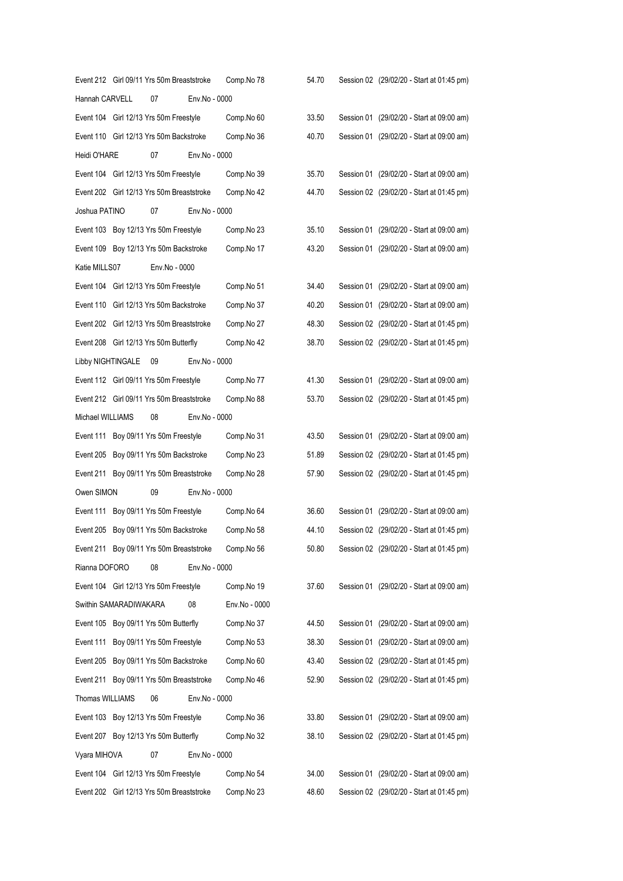Event 212 Girl 09/11 Yrs 50m Breaststroke Comp.No 78 54.70 Session 02 (29/02/20 - Start at 01:45 pm)

Hannah CARVELL 07 Env.No - 0000

Event 104 Girl 12/13 Yrs 50m Freestyle Comp.No 60 33.50 Session 01 (29/02/20 - Start at 09:00 am)

Event 110 Girl 12/13 Yrs 50m Backstroke Comp.No 36 40.70 Session 01 (29/02/20 - Start at 09:00 am)

Heidi O'HARE 07 Env.No - 0000

Event 104 Girl 12/13 Yrs 50m Freestyle Comp.No 39 35.70 Session 01 (29/02/20 - Start at 09:00 am)

Event 202 Girl 12/13 Yrs 50m Breaststroke Comp.No 42 44.70 Session 02 (29/02/20 - Start at 01:45 pm)

Joshua PATINO 07 Env.No - 0000

Event 103 Boy 12/13 Yrs 50m Freestyle Comp.No 23 35.10 Session 01 (29/02/20 - Start at 09:00 am)

Event 109 Boy 12/13 Yrs 50m Backstroke Comp.No 17 43.20 Session 01 (29/02/20 - Start at 09:00 am)

Katie MILLS07 Env.No - 0000

Event 104 Girl 12/13 Yrs 50m Freestyle Comp.No 51 34.40 Session 01 (29/02/20 - Start at 09:00 am)

Event 110 Girl 12/13 Yrs 50m Backstroke Comp.No 37 40.20 Session 01 (29/02/20 - Start at 09:00 am)

Event 202 Girl 12/13 Yrs 50m Breaststroke Comp.No 27 48.30 Session 02 (29/02/20 - Start at 01:45 pm)

Event 208 Girl 12/13 Yrs 50m Butterfly Comp.No 42 38.70 Session 02 (29/02/20 - Start at 01:45 pm)

Libby NIGHTINGALE 09 Env.No - 0000

Event 112 Girl 09/11 Yrs 50m Freestyle Comp.No 77 41.30 Session 01 (29/02/20 - Start at 09:00 am)

Event 212 Girl 09/11 Yrs 50m Breaststroke Comp.No 88 53.70 Session 02 (29/02/20 - Start at 01:45 pm)

Michael WILLIAMS 08 Env.No - 0000

Event 111 Boy 09/11 Yrs 50m Freestyle Comp.No 31 43.50 Session 01 (29/02/20 - Start at 09:00 am)

Event 205 Boy 09/11 Yrs 50m Backstroke Comp.No 23 51.89 Session 02 (29/02/20 - Start at 01:45 pm)

Event 211 Boy 09/11 Yrs 50m Breaststroke Comp.No 28 57.90 Session 02 (29/02/20 - Start at 01:45 pm)

Owen SIMON 09 Env.No - 0000

Event 111 Boy 09/11 Yrs 50m Freestyle Comp.No 64 36.60 Session 01 (29/02/20 - Start at 09:00 am)

Event 205 Boy 09/11 Yrs 50m Backstroke Comp.No 58 44.10 Session 02 (29/02/20 - Start at 01:45 pm)

Event 211 Boy 09/11 Yrs 50m Breaststroke Comp.No 56 50.80 Session 02 (29/02/20 - Start at 01:45 pm)

Rianna DOFORO 08 Env.No - 0000

Event 104 Girl 12/13 Yrs 50m Freestyle Comp.No 19 37.60 Session 01 (29/02/20 - Start at 09:00 am)

Swithin SAMARADIWAKARA 08 Env.No - 0000

Event 105 Boy 09/11 Yrs 50m Butterfly Comp.No 37 44.50 Session 01 (29/02/20 - Start at 09:00 am)

Event 111 Boy 09/11 Yrs 50m Freestyle Comp.No 53 38.30 Session 01 (29/02/20 - Start at 09:00 am)

Event 205 Boy 09/11 Yrs 50m Backstroke Comp.No 60 43.40 Session 02 (29/02/20 - Start at 01:45 pm)

Event 211 Boy 09/11 Yrs 50m Breaststroke Comp.No 46 52.90 Session 02 (29/02/20 - Start at 01:45 pm)

Thomas WILLIAMS 06 Env.No - 0000

Event 103 Boy 12/13 Yrs 50m Freestyle Comp.No 36 33.80 Session 01 (29/02/20 - Start at 09:00 am)

Event 207 Boy 12/13 Yrs 50m Butterfly Comp.No 32 38.10 Session 02 (29/02/20 - Start at 01:45 pm)

Vyara MIHOVA 07 Env.No - 0000

Event 104 Girl 12/13 Yrs 50m Freestyle Comp.No 54 34.00 Session 01 (29/02/20 - Start at 09:00 am)

Event 202 Girl 12/13 Yrs 50m Breaststroke Comp.No 23 48.60 Session 02 (29/02/20 - Start at 01:45 pm)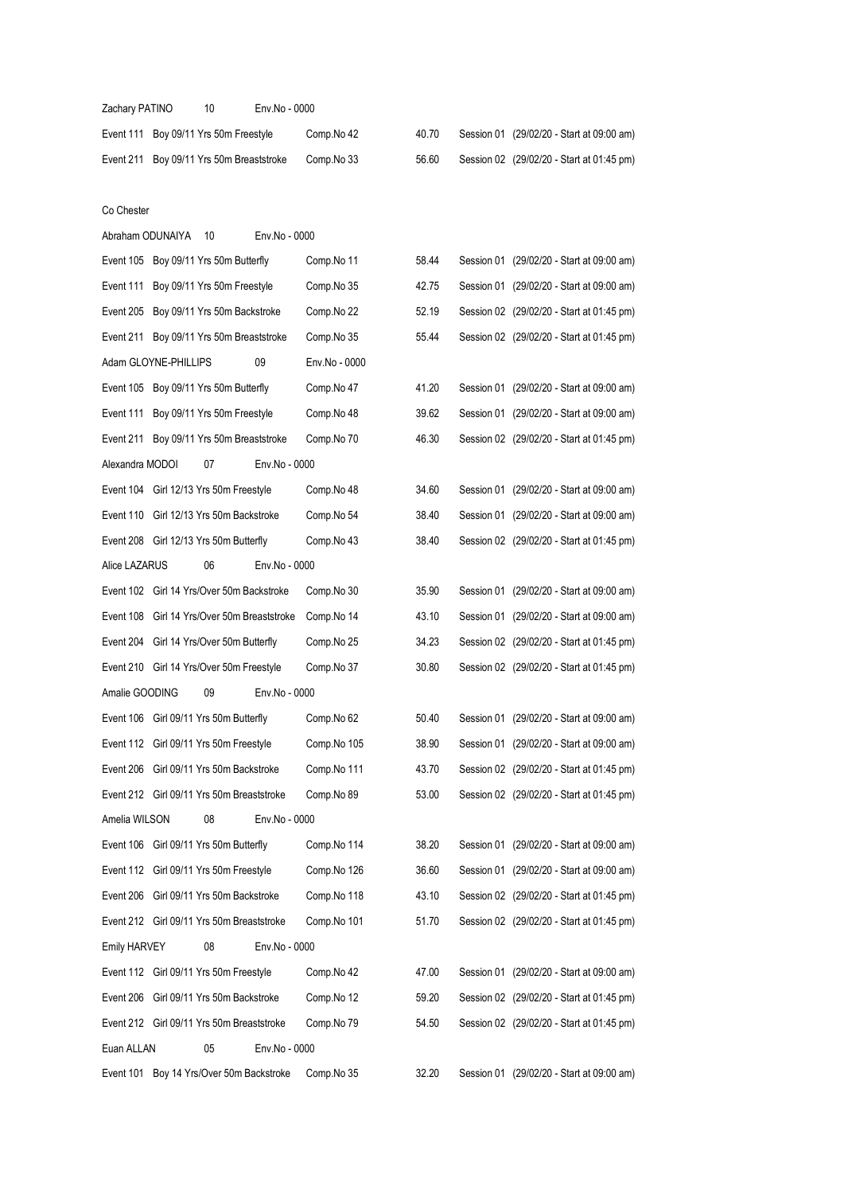Zachary PATINO 10 Env.No - 0000

| | | | | |
|---|---|---|---|---|
| Event 111 | Boy 09/11 Yrs 50m Freestyle | Comp.No 42 | 40.70 | Session 01 (29/02/20 - Start at 09:00 am) |
| Event 211 | Boy 09/11 Yrs 50m Breaststroke | Comp.No 33 | 56.60 | Session 02 (29/02/20 - Start at 01:45 pm) |

Co Chester

Abraham ODUNAIYA 10 Env.No - 0000

| | | | | |
|---|---|---|---|---|
| Event 105 | Boy 09/11 Yrs 50m Butterfly | Comp.No 11 | 58.44 | Session 01 (29/02/20 - Start at 09:00 am) |
| Event 111 | Boy 09/11 Yrs 50m Freestyle | Comp.No 35 | 42.75 | Session 01 (29/02/20 - Start at 09:00 am) |
| Event 205 | Boy 09/11 Yrs 50m Backstroke | Comp.No 22 | 52.19 | Session 02 (29/02/20 - Start at 01:45 pm) |
| Event 211 | Boy 09/11 Yrs 50m Breaststroke | Comp.No 35 | 55.44 | Session 02 (29/02/20 - Start at 01:45 pm) |

Adam GLOYNE-PHILLIPS 09 Env.No - 0000

| | | | | |
|---|---|---|---|---|
| Event 105 | Boy 09/11 Yrs 50m Butterfly | Comp.No 47 | 41.20 | Session 01 (29/02/20 - Start at 09:00 am) |
| Event 111 | Boy 09/11 Yrs 50m Freestyle | Comp.No 48 | 39.62 | Session 01 (29/02/20 - Start at 09:00 am) |
| Event 211 | Boy 09/11 Yrs 50m Breaststroke | Comp.No 70 | 46.30 | Session 02 (29/02/20 - Start at 01:45 pm) |

Alexandra MODOI 07 Env.No - 0000

| | | | | |
|---|---|---|---|---|
| Event 104 | Girl 12/13 Yrs 50m Freestyle | Comp.No 48 | 34.60 | Session 01 (29/02/20 - Start at 09:00 am) |
| Event 110 | Girl 12/13 Yrs 50m Backstroke | Comp.No 54 | 38.40 | Session 01 (29/02/20 - Start at 09:00 am) |
| Event 208 | Girl 12/13 Yrs 50m Butterfly | Comp.No 43 | 38.40 | Session 02 (29/02/20 - Start at 01:45 pm) |

Alice LAZARUS 06 Env.No - 0000

| | | | | |
|---|---|---|---|---|
| Event 102 | Girl 14 Yrs/Over 50m Backstroke | Comp.No 30 | 35.90 | Session 01 (29/02/20 - Start at 09:00 am) |
| Event 108 | Girl 14 Yrs/Over 50m Breaststroke | Comp.No 14 | 43.10 | Session 01 (29/02/20 - Start at 09:00 am) |
| Event 204 | Girl 14 Yrs/Over 50m Butterfly | Comp.No 25 | 34.23 | Session 02 (29/02/20 - Start at 01:45 pm) |
| Event 210 | Girl 14 Yrs/Over 50m Freestyle | Comp.No 37 | 30.80 | Session 02 (29/02/20 - Start at 01:45 pm) |

Amalie GOODING 09 Env.No - 0000

| | | | | |
|---|---|---|---|---|
| Event 106 | Girl 09/11 Yrs 50m Butterfly | Comp.No 62 | 50.40 | Session 01 (29/02/20 - Start at 09:00 am) |
| Event 112 | Girl 09/11 Yrs 50m Freestyle | Comp.No 105 | 38.90 | Session 01 (29/02/20 - Start at 09:00 am) |
| Event 206 | Girl 09/11 Yrs 50m Backstroke | Comp.No 111 | 43.70 | Session 02 (29/02/20 - Start at 01:45 pm) |
| Event 212 | Girl 09/11 Yrs 50m Breaststroke | Comp.No 89 | 53.00 | Session 02 (29/02/20 - Start at 01:45 pm) |

Amelia WILSON 08 Env.No - 0000

| | | | | |
|---|---|---|---|---|
| Event 106 | Girl 09/11 Yrs 50m Butterfly | Comp.No 114 | 38.20 | Session 01 (29/02/20 - Start at 09:00 am) |
| Event 112 | Girl 09/11 Yrs 50m Freestyle | Comp.No 126 | 36.60 | Session 01 (29/02/20 - Start at 09:00 am) |
| Event 206 | Girl 09/11 Yrs 50m Backstroke | Comp.No 118 | 43.10 | Session 02 (29/02/20 - Start at 01:45 pm) |
| Event 212 | Girl 09/11 Yrs 50m Breaststroke | Comp.No 101 | 51.70 | Session 02 (29/02/20 - Start at 01:45 pm) |

Emily HARVEY 08 Env.No - 0000

| | | | | |
|---|---|---|---|---|
| Event 112 | Girl 09/11 Yrs 50m Freestyle | Comp.No 42 | 47.00 | Session 01 (29/02/20 - Start at 09:00 am) |
| Event 206 | Girl 09/11 Yrs 50m Backstroke | Comp.No 12 | 59.20 | Session 02 (29/02/20 - Start at 01:45 pm) |
| Event 212 | Girl 09/11 Yrs 50m Breaststroke | Comp.No 79 | 54.50 | Session 02 (29/02/20 - Start at 01:45 pm) |

Euan ALLAN 05 Env.No - 0000

| | | | | |
|---|---|---|---|---|
| Event 101 | Boy 14 Yrs/Over 50m Backstroke | Comp.No 35 | 32.20 | Session 01 (29/02/20 - Start at 09:00 am) |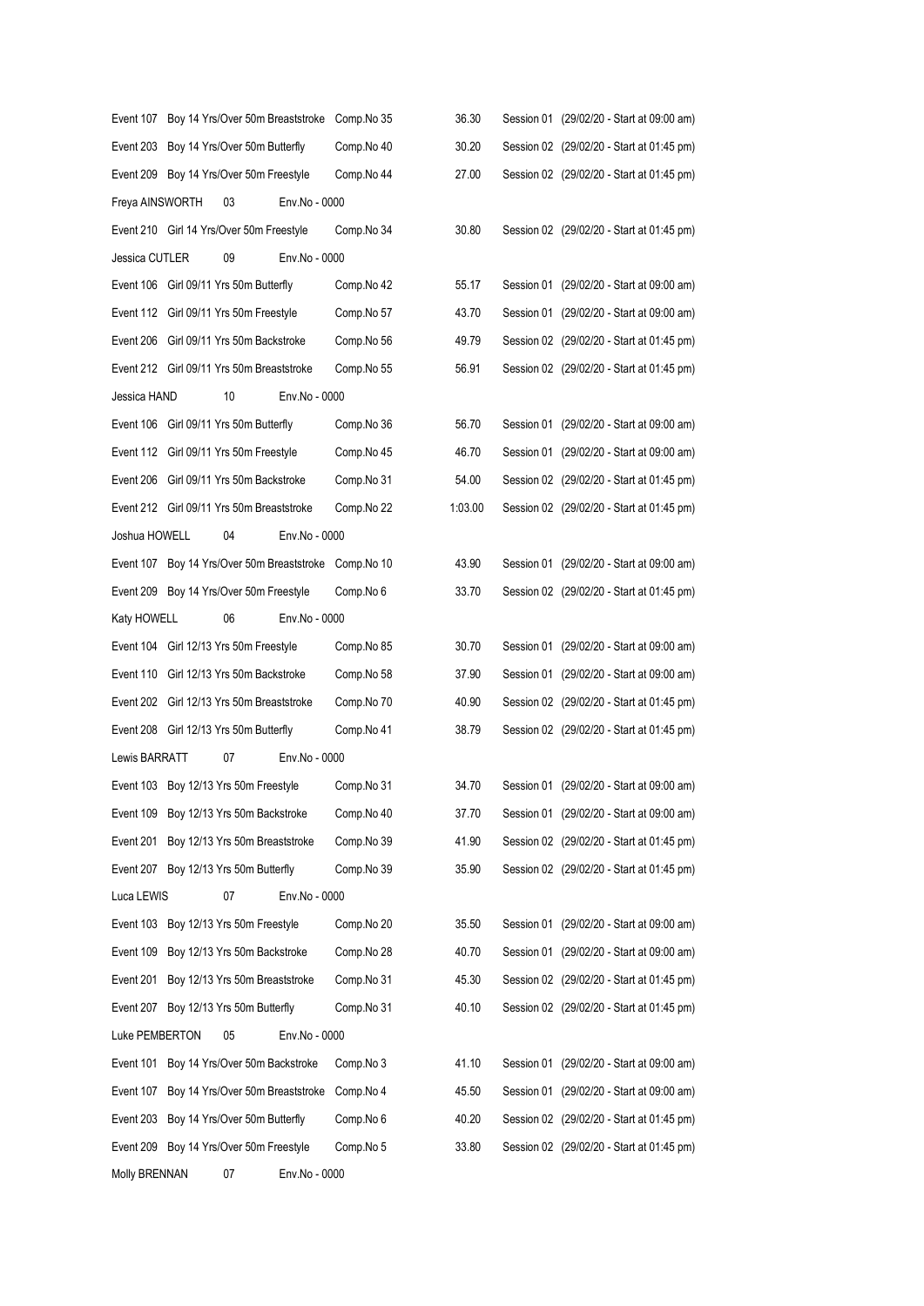Event 107 Boy 14 Yrs/Over 50m Breaststroke Comp.No 35 36.30 Session 01 (29/02/20 - Start at 09:00 am)
Event 203 Boy 14 Yrs/Over 50m Butterfly Comp.No 40 30.20 Session 02 (29/02/20 - Start at 01:45 pm)
Event 209 Boy 14 Yrs/Over 50m Freestyle Comp.No 44 27.00 Session 02 (29/02/20 - Start at 01:45 pm)

Freya AINSWORTH 03 Env.No - 0000

Event 210 Girl 14 Yrs/Over 50m Freestyle Comp.No 34 30.80 Session 02 (29/02/20 - Start at 01:45 pm)

Jessica CUTLER 09 Env.No - 0000

Event 106 Girl 09/11 Yrs 50m Butterfly Comp.No 42 55.17 Session 01 (29/02/20 - Start at 09:00 am)
Event 112 Girl 09/11 Yrs 50m Freestyle Comp.No 57 43.70 Session 01 (29/02/20 - Start at 09:00 am)
Event 206 Girl 09/11 Yrs 50m Backstroke Comp.No 56 49.79 Session 02 (29/02/20 - Start at 01:45 pm)
Event 212 Girl 09/11 Yrs 50m Breaststroke Comp.No 55 56.91 Session 02 (29/02/20 - Start at 01:45 pm)

Jessica HAND 10 Env.No - 0000

Event 106 Girl 09/11 Yrs 50m Butterfly Comp.No 36 56.70 Session 01 (29/02/20 - Start at 09:00 am)
Event 112 Girl 09/11 Yrs 50m Freestyle Comp.No 45 46.70 Session 01 (29/02/20 - Start at 09:00 am)
Event 206 Girl 09/11 Yrs 50m Backstroke Comp.No 31 54.00 Session 02 (29/02/20 - Start at 01:45 pm)
Event 212 Girl 09/11 Yrs 50m Breaststroke Comp.No 22 1:03.00 Session 02 (29/02/20 - Start at 01:45 pm)

Joshua HOWELL 04 Env.No - 0000

Event 107 Boy 14 Yrs/Over 50m Breaststroke Comp.No 10 43.90 Session 01 (29/02/20 - Start at 09:00 am)
Event 209 Boy 14 Yrs/Over 50m Freestyle Comp.No 6 33.70 Session 02 (29/02/20 - Start at 01:45 pm)

Katy HOWELL 06 Env.No - 0000

Event 104 Girl 12/13 Yrs 50m Freestyle Comp.No 85 30.70 Session 01 (29/02/20 - Start at 09:00 am)
Event 110 Girl 12/13 Yrs 50m Backstroke Comp.No 58 37.90 Session 01 (29/02/20 - Start at 09:00 am)
Event 202 Girl 12/13 Yrs 50m Breaststroke Comp.No 70 40.90 Session 02 (29/02/20 - Start at 01:45 pm)
Event 208 Girl 12/13 Yrs 50m Butterfly Comp.No 41 38.79 Session 02 (29/02/20 - Start at 01:45 pm)

Lewis BARRATT 07 Env.No - 0000

Event 103 Boy 12/13 Yrs 50m Freestyle Comp.No 31 34.70 Session 01 (29/02/20 - Start at 09:00 am)
Event 109 Boy 12/13 Yrs 50m Backstroke Comp.No 40 37.70 Session 01 (29/02/20 - Start at 09:00 am)
Event 201 Boy 12/13 Yrs 50m Breaststroke Comp.No 39 41.90 Session 02 (29/02/20 - Start at 01:45 pm)
Event 207 Boy 12/13 Yrs 50m Butterfly Comp.No 39 35.90 Session 02 (29/02/20 - Start at 01:45 pm)

Luca LEWIS 07 Env.No - 0000

Event 103 Boy 12/13 Yrs 50m Freestyle Comp.No 20 35.50 Session 01 (29/02/20 - Start at 09:00 am)
Event 109 Boy 12/13 Yrs 50m Backstroke Comp.No 28 40.70 Session 01 (29/02/20 - Start at 09:00 am)
Event 201 Boy 12/13 Yrs 50m Breaststroke Comp.No 31 45.30 Session 02 (29/02/20 - Start at 01:45 pm)
Event 207 Boy 12/13 Yrs 50m Butterfly Comp.No 31 40.10 Session 02 (29/02/20 - Start at 01:45 pm)

Luke PEMBERTON 05 Env.No - 0000

Event 101 Boy 14 Yrs/Over 50m Backstroke Comp.No 3 41.10 Session 01 (29/02/20 - Start at 09:00 am)
Event 107 Boy 14 Yrs/Over 50m Breaststroke Comp.No 4 45.50 Session 01 (29/02/20 - Start at 09:00 am)
Event 203 Boy 14 Yrs/Over 50m Butterfly Comp.No 6 40.20 Session 02 (29/02/20 - Start at 01:45 pm)
Event 209 Boy 14 Yrs/Over 50m Freestyle Comp.No 5 33.80 Session 02 (29/02/20 - Start at 01:45 pm)

Molly BRENNAN 07 Env.No - 0000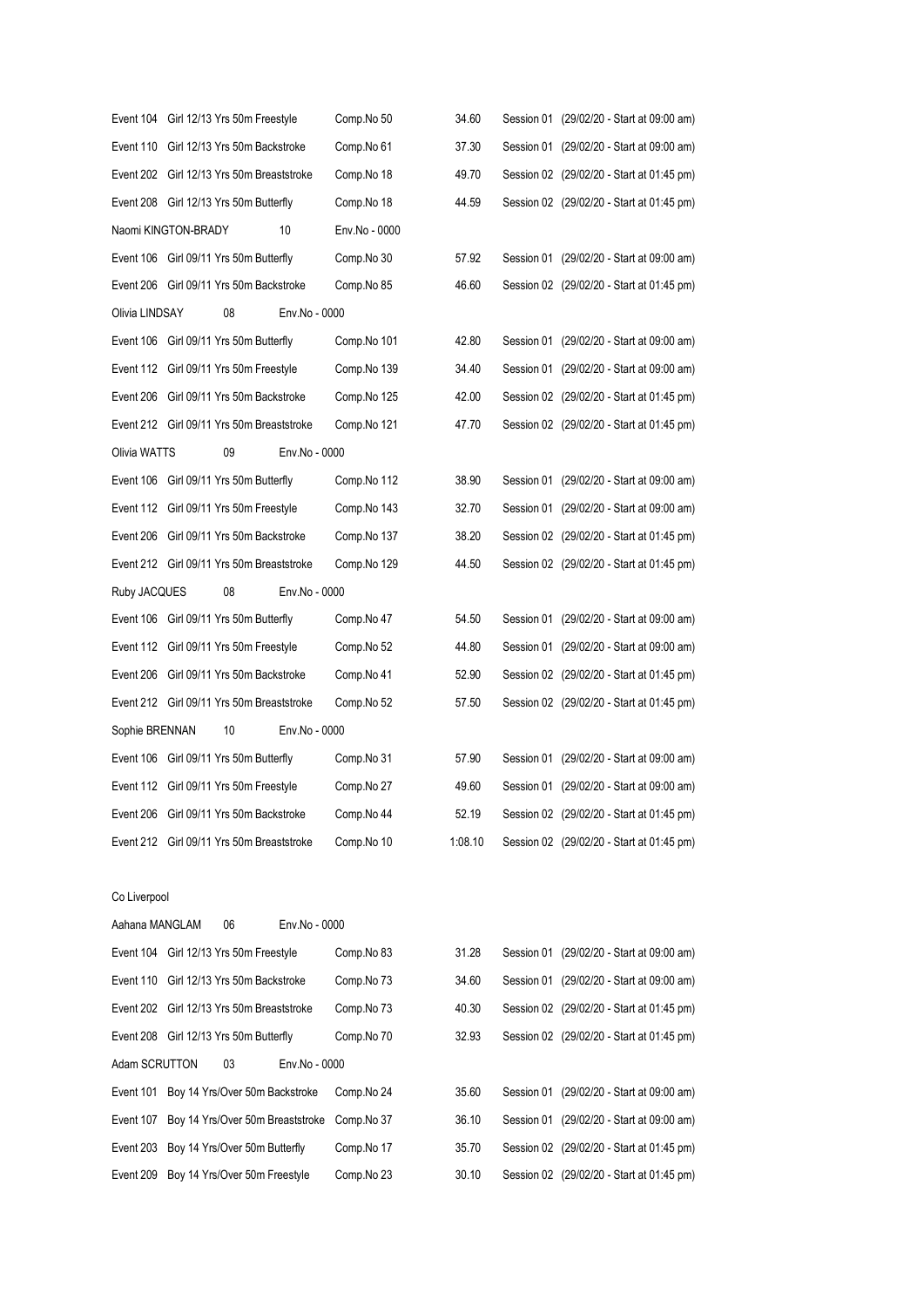Event 104 Girl 12/13 Yrs 50m Freestyle Comp.No 50 34.60 Session 01 (29/02/20 - Start at 09:00 am)

Event 110 Girl 12/13 Yrs 50m Backstroke Comp.No 61 37.30 Session 01 (29/02/20 - Start at 09:00 am)

Event 202 Girl 12/13 Yrs 50m Breaststroke Comp.No 18 49.70 Session 02 (29/02/20 - Start at 01:45 pm)

Event 208 Girl 12/13 Yrs 50m Butterfly Comp.No 18 44.59 Session 02 (29/02/20 - Start at 01:45 pm)

Naomi KINGTON-BRADY 10 Env.No - 0000

Event 106 Girl 09/11 Yrs 50m Butterfly Comp.No 30 57.92 Session 01 (29/02/20 - Start at 09:00 am)

Event 206 Girl 09/11 Yrs 50m Backstroke Comp.No 85 46.60 Session 02 (29/02/20 - Start at 01:45 pm)

Olivia LINDSAY 08 Env.No - 0000

Event 106 Girl 09/11 Yrs 50m Butterfly Comp.No 101 42.80 Session 01 (29/02/20 - Start at 09:00 am)

Event 112 Girl 09/11 Yrs 50m Freestyle Comp.No 139 34.40 Session 01 (29/02/20 - Start at 09:00 am)

Event 206 Girl 09/11 Yrs 50m Backstroke Comp.No 125 42.00 Session 02 (29/02/20 - Start at 01:45 pm)

Event 212 Girl 09/11 Yrs 50m Breaststroke Comp.No 121 47.70 Session 02 (29/02/20 - Start at 01:45 pm)

Olivia WATTS 09 Env.No - 0000

Event 106 Girl 09/11 Yrs 50m Butterfly Comp.No 112 38.90 Session 01 (29/02/20 - Start at 09:00 am)

Event 112 Girl 09/11 Yrs 50m Freestyle Comp.No 143 32.70 Session 01 (29/02/20 - Start at 09:00 am)

Event 206 Girl 09/11 Yrs 50m Backstroke Comp.No 137 38.20 Session 02 (29/02/20 - Start at 01:45 pm)

Event 212 Girl 09/11 Yrs 50m Breaststroke Comp.No 129 44.50 Session 02 (29/02/20 - Start at 01:45 pm)

Ruby JACQUES 08 Env.No - 0000

Event 106 Girl 09/11 Yrs 50m Butterfly Comp.No 47 54.50 Session 01 (29/02/20 - Start at 09:00 am)

Event 112 Girl 09/11 Yrs 50m Freestyle Comp.No 52 44.80 Session 01 (29/02/20 - Start at 09:00 am)

Event 206 Girl 09/11 Yrs 50m Backstroke Comp.No 41 52.90 Session 02 (29/02/20 - Start at 01:45 pm)

Event 212 Girl 09/11 Yrs 50m Breaststroke Comp.No 52 57.50 Session 02 (29/02/20 - Start at 01:45 pm)

Sophie BRENNAN 10 Env.No - 0000

Event 106 Girl 09/11 Yrs 50m Butterfly Comp.No 31 57.90 Session 01 (29/02/20 - Start at 09:00 am)

Event 112 Girl 09/11 Yrs 50m Freestyle Comp.No 27 49.60 Session 01 (29/02/20 - Start at 09:00 am)

Event 206 Girl 09/11 Yrs 50m Backstroke Comp.No 44 52.19 Session 02 (29/02/20 - Start at 01:45 pm)

Event 212 Girl 09/11 Yrs 50m Breaststroke Comp.No 10 1:08.10 Session 02 (29/02/20 - Start at 01:45 pm)

Co Liverpool

Aahana MANGLAM 06 Env.No - 0000

Event 104 Girl 12/13 Yrs 50m Freestyle Comp.No 83 31.28 Session 01 (29/02/20 - Start at 09:00 am)

Event 110 Girl 12/13 Yrs 50m Backstroke Comp.No 73 34.60 Session 01 (29/02/20 - Start at 09:00 am)

Event 202 Girl 12/13 Yrs 50m Breaststroke Comp.No 73 40.30 Session 02 (29/02/20 - Start at 01:45 pm)

Event 208 Girl 12/13 Yrs 50m Butterfly Comp.No 70 32.93 Session 02 (29/02/20 - Start at 01:45 pm)

Adam SCRUTTON 03 Env.No - 0000

Event 101 Boy 14 Yrs/Over 50m Backstroke Comp.No 24 35.60 Session 01 (29/02/20 - Start at 09:00 am)

Event 107 Boy 14 Yrs/Over 50m Breaststroke Comp.No 37 36.10 Session 01 (29/02/20 - Start at 09:00 am)

Event 203 Boy 14 Yrs/Over 50m Butterfly Comp.No 17 35.70 Session 02 (29/02/20 - Start at 01:45 pm)

Event 209 Boy 14 Yrs/Over 50m Freestyle Comp.No 23 30.10 Session 02 (29/02/20 - Start at 01:45 pm)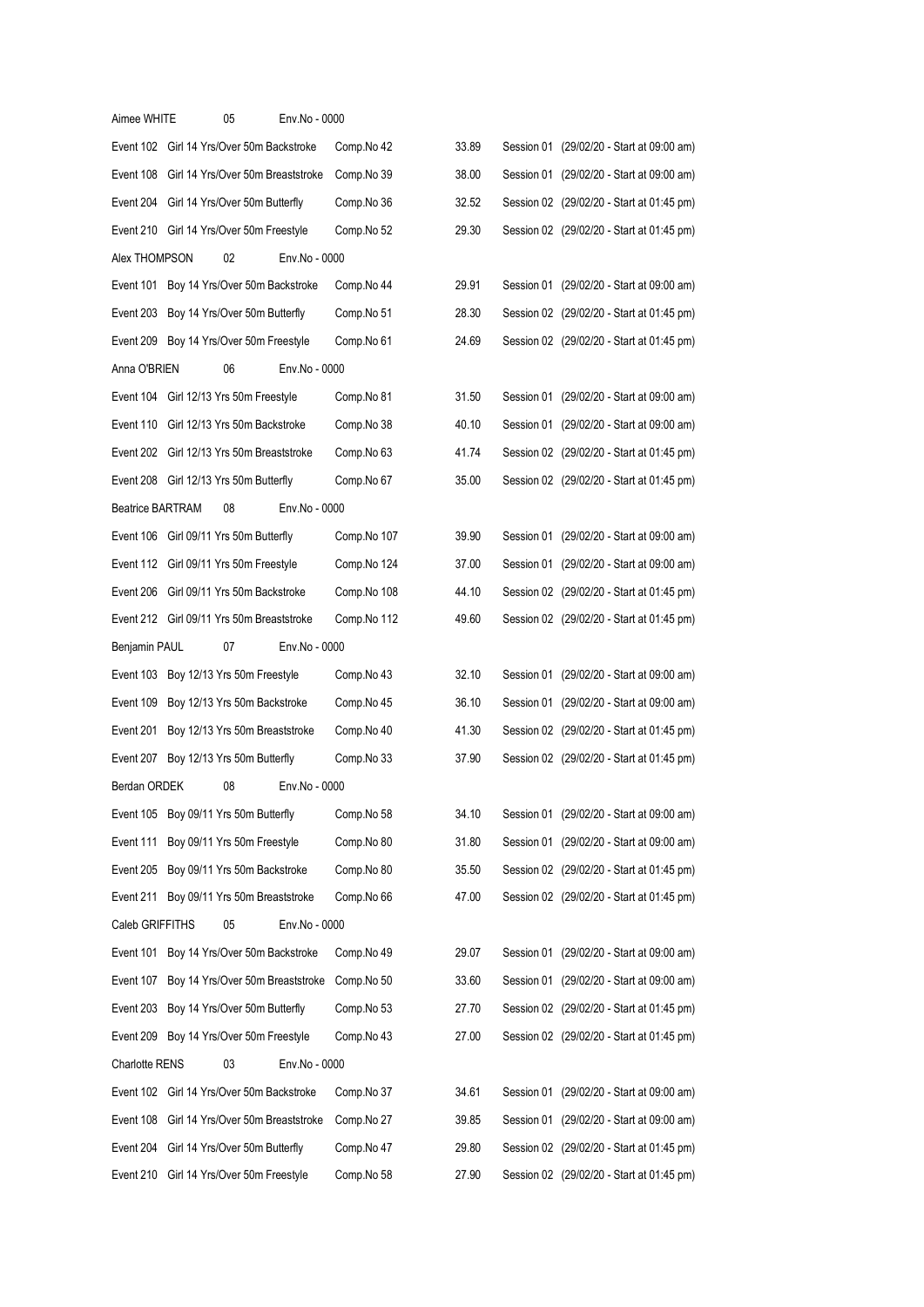Aimee WHITE 05 Env.No - 0000

| | | | |
|---|---|---|---|
| Event 102 Girl 14 Yrs/Over 50m Backstroke | Comp.No 42 | 33.89 | Session 01 (29/02/20 - Start at 09:00 am) |
| Event 108 Girl 14 Yrs/Over 50m Breaststroke | Comp.No 39 | 38.00 | Session 01 (29/02/20 - Start at 09:00 am) |
| Event 204 Girl 14 Yrs/Over 50m Butterfly | Comp.No 36 | 32.52 | Session 02 (29/02/20 - Start at 01:45 pm) |
| Event 210 Girl 14 Yrs/Over 50m Freestyle | Comp.No 52 | 29.30 | Session 02 (29/02/20 - Start at 01:45 pm) |

Alex THOMPSON 02 Env.No - 0000

| | | | |
|---|---|---|---|
| Event 101 Boy 14 Yrs/Over 50m Backstroke | Comp.No 44 | 29.91 | Session 01 (29/02/20 - Start at 09:00 am) |
| Event 203 Boy 14 Yrs/Over 50m Butterfly | Comp.No 51 | 28.30 | Session 02 (29/02/20 - Start at 01:45 pm) |
| Event 209 Boy 14 Yrs/Over 50m Freestyle | Comp.No 61 | 24.69 | Session 02 (29/02/20 - Start at 01:45 pm) |

Anna O'BRIEN 06 Env.No - 0000

| | | | |
|---|---|---|---|
| Event 104 Girl 12/13 Yrs 50m Freestyle | Comp.No 81 | 31.50 | Session 01 (29/02/20 - Start at 09:00 am) |
| Event 110 Girl 12/13 Yrs 50m Backstroke | Comp.No 38 | 40.10 | Session 01 (29/02/20 - Start at 09:00 am) |
| Event 202 Girl 12/13 Yrs 50m Breaststroke | Comp.No 63 | 41.74 | Session 02 (29/02/20 - Start at 01:45 pm) |
| Event 208 Girl 12/13 Yrs 50m Butterfly | Comp.No 67 | 35.00 | Session 02 (29/02/20 - Start at 01:45 pm) |

Beatrice BARTRAM 08 Env.No - 0000

| | | | |
|---|---|---|---|
| Event 106 Girl 09/11 Yrs 50m Butterfly | Comp.No 107 | 39.90 | Session 01 (29/02/20 - Start at 09:00 am) |
| Event 112 Girl 09/11 Yrs 50m Freestyle | Comp.No 124 | 37.00 | Session 01 (29/02/20 - Start at 09:00 am) |
| Event 206 Girl 09/11 Yrs 50m Backstroke | Comp.No 108 | 44.10 | Session 02 (29/02/20 - Start at 01:45 pm) |
| Event 212 Girl 09/11 Yrs 50m Breaststroke | Comp.No 112 | 49.60 | Session 02 (29/02/20 - Start at 01:45 pm) |

Benjamin PAUL 07 Env.No - 0000

| | | | |
|---|---|---|---|
| Event 103 Boy 12/13 Yrs 50m Freestyle | Comp.No 43 | 32.10 | Session 01 (29/02/20 - Start at 09:00 am) |
| Event 109 Boy 12/13 Yrs 50m Backstroke | Comp.No 45 | 36.10 | Session 01 (29/02/20 - Start at 09:00 am) |
| Event 201 Boy 12/13 Yrs 50m Breaststroke | Comp.No 40 | 41.30 | Session 02 (29/02/20 - Start at 01:45 pm) |
| Event 207 Boy 12/13 Yrs 50m Butterfly | Comp.No 33 | 37.90 | Session 02 (29/02/20 - Start at 01:45 pm) |

Berdan ORDEK 08 Env.No - 0000

| | | | |
|---|---|---|---|
| Event 105 Boy 09/11 Yrs 50m Butterfly | Comp.No 58 | 34.10 | Session 01 (29/02/20 - Start at 09:00 am) |
| Event 111 Boy 09/11 Yrs 50m Freestyle | Comp.No 80 | 31.80 | Session 01 (29/02/20 - Start at 09:00 am) |
| Event 205 Boy 09/11 Yrs 50m Backstroke | Comp.No 80 | 35.50 | Session 02 (29/02/20 - Start at 01:45 pm) |
| Event 211 Boy 09/11 Yrs 50m Breaststroke | Comp.No 66 | 47.00 | Session 02 (29/02/20 - Start at 01:45 pm) |

Caleb GRIFFITHS 05 Env.No - 0000

| | | | |
|---|---|---|---|
| Event 101 Boy 14 Yrs/Over 50m Backstroke | Comp.No 49 | 29.07 | Session 01 (29/02/20 - Start at 09:00 am) |
| Event 107 Boy 14 Yrs/Over 50m Breaststroke | Comp.No 50 | 33.60 | Session 01 (29/02/20 - Start at 09:00 am) |
| Event 203 Boy 14 Yrs/Over 50m Butterfly | Comp.No 53 | 27.70 | Session 02 (29/02/20 - Start at 01:45 pm) |
| Event 209 Boy 14 Yrs/Over 50m Freestyle | Comp.No 43 | 27.00 | Session 02 (29/02/20 - Start at 01:45 pm) |

Charlotte RENS 03 Env.No - 0000

| | | | |
|---|---|---|---|
| Event 102 Girl 14 Yrs/Over 50m Backstroke | Comp.No 37 | 34.61 | Session 01 (29/02/20 - Start at 09:00 am) |
| Event 108 Girl 14 Yrs/Over 50m Breaststroke | Comp.No 27 | 39.85 | Session 01 (29/02/20 - Start at 09:00 am) |
| Event 204 Girl 14 Yrs/Over 50m Butterfly | Comp.No 47 | 29.80 | Session 02 (29/02/20 - Start at 01:45 pm) |
| Event 210 Girl 14 Yrs/Over 50m Freestyle | Comp.No 58 | 27.90 | Session 02 (29/02/20 - Start at 01:45 pm) |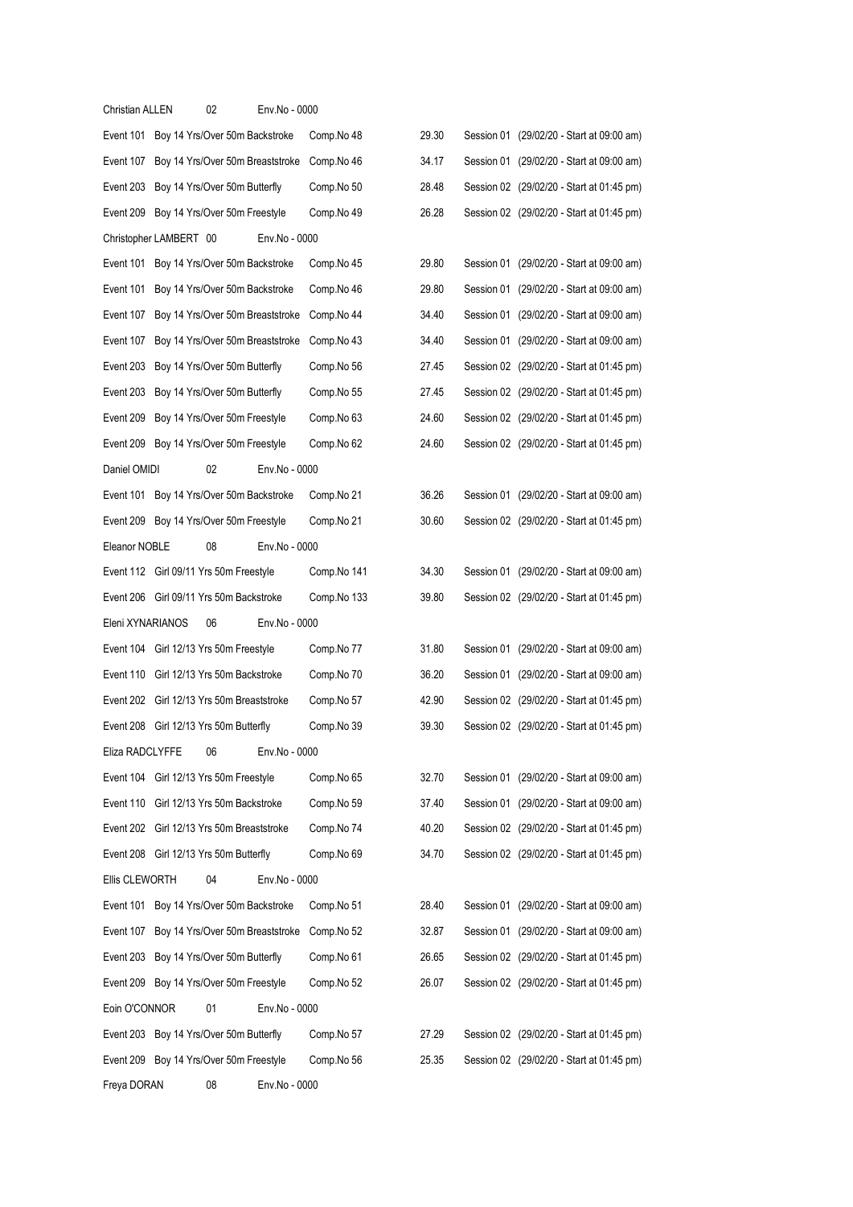Christian ALLEN 02 Env.No - 0000

| | | | | |
|---|---|---|---|---|
| Event 101 | Boy 14 Yrs/Over 50m Backstroke | Comp.No 48 | 29.30 | Session 01 (29/02/20 - Start at 09:00 am) |
| Event 107 | Boy 14 Yrs/Over 50m Breaststroke | Comp.No 46 | 34.17 | Session 01 (29/02/20 - Start at 09:00 am) |
| Event 203 | Boy 14 Yrs/Over 50m Butterfly | Comp.No 50 | 28.48 | Session 02 (29/02/20 - Start at 01:45 pm) |
| Event 209 | Boy 14 Yrs/Over 50m Freestyle | Comp.No 49 | 26.28 | Session 02 (29/02/20 - Start at 01:45 pm) |

Christopher LAMBERT 00 Env.No - 0000

| | | | | |
|---|---|---|---|---|
| Event 101 | Boy 14 Yrs/Over 50m Backstroke | Comp.No 45 | 29.80 | Session 01 (29/02/20 - Start at 09:00 am) |
| Event 101 | Boy 14 Yrs/Over 50m Backstroke | Comp.No 46 | 29.80 | Session 01 (29/02/20 - Start at 09:00 am) |
| Event 107 | Boy 14 Yrs/Over 50m Breaststroke | Comp.No 44 | 34.40 | Session 01 (29/02/20 - Start at 09:00 am) |
| Event 107 | Boy 14 Yrs/Over 50m Breaststroke | Comp.No 43 | 34.40 | Session 01 (29/02/20 - Start at 09:00 am) |
| Event 203 | Boy 14 Yrs/Over 50m Butterfly | Comp.No 56 | 27.45 | Session 02 (29/02/20 - Start at 01:45 pm) |
| Event 203 | Boy 14 Yrs/Over 50m Butterfly | Comp.No 55 | 27.45 | Session 02 (29/02/20 - Start at 01:45 pm) |
| Event 209 | Boy 14 Yrs/Over 50m Freestyle | Comp.No 63 | 24.60 | Session 02 (29/02/20 - Start at 01:45 pm) |
| Event 209 | Boy 14 Yrs/Over 50m Freestyle | Comp.No 62 | 24.60 | Session 02 (29/02/20 - Start at 01:45 pm) |

Daniel OMIDI 02 Env.No - 0000

| | | | | |
|---|---|---|---|---|
| Event 101 | Boy 14 Yrs/Over 50m Backstroke | Comp.No 21 | 36.26 | Session 01 (29/02/20 - Start at 09:00 am) |
| Event 209 | Boy 14 Yrs/Over 50m Freestyle | Comp.No 21 | 30.60 | Session 02 (29/02/20 - Start at 01:45 pm) |

Eleanor NOBLE 08 Env.No - 0000

| | | | | |
|---|---|---|---|---|
| Event 112 | Girl 09/11 Yrs 50m Freestyle | Comp.No 141 | 34.30 | Session 01 (29/02/20 - Start at 09:00 am) |
| Event 206 | Girl 09/11 Yrs 50m Backstroke | Comp.No 133 | 39.80 | Session 02 (29/02/20 - Start at 01:45 pm) |

Eleni XYNARIANOS 06 Env.No - 0000

| | | | | |
|---|---|---|---|---|
| Event 104 | Girl 12/13 Yrs 50m Freestyle | Comp.No 77 | 31.80 | Session 01 (29/02/20 - Start at 09:00 am) |
| Event 110 | Girl 12/13 Yrs 50m Backstroke | Comp.No 70 | 36.20 | Session 01 (29/02/20 - Start at 09:00 am) |
| Event 202 | Girl 12/13 Yrs 50m Breaststroke | Comp.No 57 | 42.90 | Session 02 (29/02/20 - Start at 01:45 pm) |
| Event 208 | Girl 12/13 Yrs 50m Butterfly | Comp.No 39 | 39.30 | Session 02 (29/02/20 - Start at 01:45 pm) |

Eliza RADCLYFFE 06 Env.No - 0000

| | | | | |
|---|---|---|---|---|
| Event 104 | Girl 12/13 Yrs 50m Freestyle | Comp.No 65 | 32.70 | Session 01 (29/02/20 - Start at 09:00 am) |
| Event 110 | Girl 12/13 Yrs 50m Backstroke | Comp.No 59 | 37.40 | Session 01 (29/02/20 - Start at 09:00 am) |
| Event 202 | Girl 12/13 Yrs 50m Breaststroke | Comp.No 74 | 40.20 | Session 02 (29/02/20 - Start at 01:45 pm) |
| Event 208 | Girl 12/13 Yrs 50m Butterfly | Comp.No 69 | 34.70 | Session 02 (29/02/20 - Start at 01:45 pm) |

Ellis CLEWORTH 04 Env.No - 0000

| | | | | |
|---|---|---|---|---|
| Event 101 | Boy 14 Yrs/Over 50m Backstroke | Comp.No 51 | 28.40 | Session 01 (29/02/20 - Start at 09:00 am) |
| Event 107 | Boy 14 Yrs/Over 50m Breaststroke | Comp.No 52 | 32.87 | Session 01 (29/02/20 - Start at 09:00 am) |
| Event 203 | Boy 14 Yrs/Over 50m Butterfly | Comp.No 61 | 26.65 | Session 02 (29/02/20 - Start at 01:45 pm) |
| Event 209 | Boy 14 Yrs/Over 50m Freestyle | Comp.No 52 | 26.07 | Session 02 (29/02/20 - Start at 01:45 pm) |

Eoin O'CONNOR 01 Env.No - 0000

| | | | | |
|---|---|---|---|---|
| Event 203 | Boy 14 Yrs/Over 50m Butterfly | Comp.No 57 | 27.29 | Session 02 (29/02/20 - Start at 01:45 pm) |
| Event 209 | Boy 14 Yrs/Over 50m Freestyle | Comp.No 56 | 25.35 | Session 02 (29/02/20 - Start at 01:45 pm) |

Freya DORAN 08 Env.No - 0000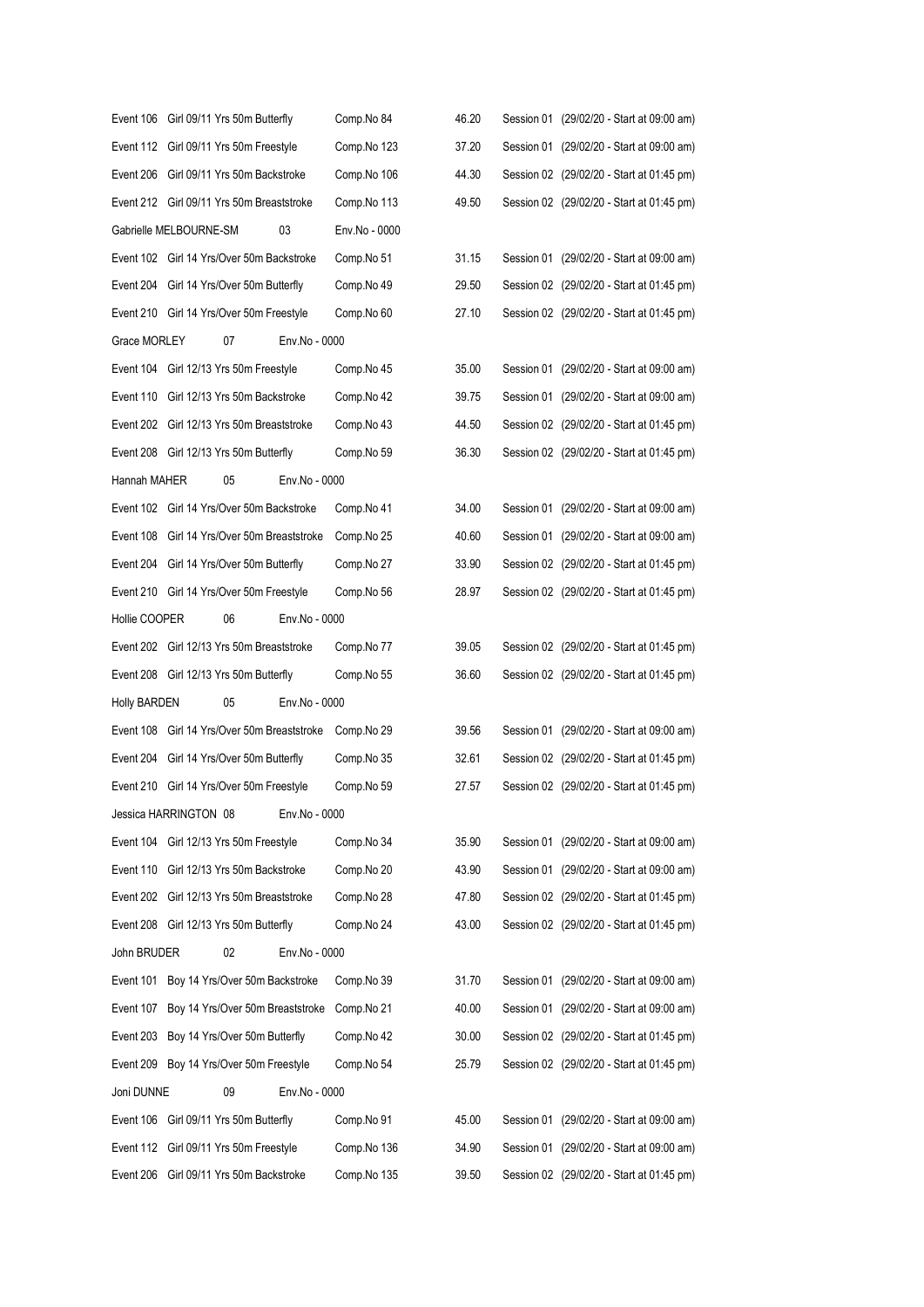| | | | |
|---|---|---|---|
| Event 106 Girl 09/11 Yrs 50m Butterfly | Comp.No 84 | 46.20 | Session 01 (29/02/20 - Start at 09:00 am) |
| Event 112 Girl 09/11 Yrs 50m Freestyle | Comp.No 123 | 37.20 | Session 01 (29/02/20 - Start at 09:00 am) |
| Event 206 Girl 09/11 Yrs 50m Backstroke | Comp.No 106 | 44.30 | Session 02 (29/02/20 - Start at 01:45 pm) |
| Event 212 Girl 09/11 Yrs 50m Breaststroke | Comp.No 113 | 49.50 | Session 02 (29/02/20 - Start at 01:45 pm) |
| Gabrielle MELBOURNE-SM 03 | Env.No - 0000 | | |
| Event 102 Girl 14 Yrs/Over 50m Backstroke | Comp.No 51 | 31.15 | Session 01 (29/02/20 - Start at 09:00 am) |
| Event 204 Girl 14 Yrs/Over 50m Butterfly | Comp.No 49 | 29.50 | Session 02 (29/02/20 - Start at 01:45 pm) |
| Event 210 Girl 14 Yrs/Over 50m Freestyle | Comp.No 60 | 27.10 | Session 02 (29/02/20 - Start at 01:45 pm) |
| Grace MORLEY 07 Env.No - 0000 | | | |
| Event 104 Girl 12/13 Yrs 50m Freestyle | Comp.No 45 | 35.00 | Session 01 (29/02/20 - Start at 09:00 am) |
| Event 110 Girl 12/13 Yrs 50m Backstroke | Comp.No 42 | 39.75 | Session 01 (29/02/20 - Start at 09:00 am) |
| Event 202 Girl 12/13 Yrs 50m Breaststroke | Comp.No 43 | 44.50 | Session 02 (29/02/20 - Start at 01:45 pm) |
| Event 208 Girl 12/13 Yrs 50m Butterfly | Comp.No 59 | 36.30 | Session 02 (29/02/20 - Start at 01:45 pm) |
| Hannah MAHER 05 Env.No - 0000 | | | |
| Event 102 Girl 14 Yrs/Over 50m Backstroke | Comp.No 41 | 34.00 | Session 01 (29/02/20 - Start at 09:00 am) |
| Event 108 Girl 14 Yrs/Over 50m Breaststroke | Comp.No 25 | 40.60 | Session 01 (29/02/20 - Start at 09:00 am) |
| Event 204 Girl 14 Yrs/Over 50m Butterfly | Comp.No 27 | 33.90 | Session 02 (29/02/20 - Start at 01:45 pm) |
| Event 210 Girl 14 Yrs/Over 50m Freestyle | Comp.No 56 | 28.97 | Session 02 (29/02/20 - Start at 01:45 pm) |
| Hollie COOPER 06 Env.No - 0000 | | | |
| Event 202 Girl 12/13 Yrs 50m Breaststroke | Comp.No 77 | 39.05 | Session 02 (29/02/20 - Start at 01:45 pm) |
| Event 208 Girl 12/13 Yrs 50m Butterfly | Comp.No 55 | 36.60 | Session 02 (29/02/20 - Start at 01:45 pm) |
| Holly BARDEN 05 Env.No - 0000 | | | |
| Event 108 Girl 14 Yrs/Over 50m Breaststroke | Comp.No 29 | 39.56 | Session 01 (29/02/20 - Start at 09:00 am) |
| Event 204 Girl 14 Yrs/Over 50m Butterfly | Comp.No 35 | 32.61 | Session 02 (29/02/20 - Start at 01:45 pm) |
| Event 210 Girl 14 Yrs/Over 50m Freestyle | Comp.No 59 | 27.57 | Session 02 (29/02/20 - Start at 01:45 pm) |
| Jessica HARRINGTON 08 Env.No - 0000 | | | |
| Event 104 Girl 12/13 Yrs 50m Freestyle | Comp.No 34 | 35.90 | Session 01 (29/02/20 - Start at 09:00 am) |
| Event 110 Girl 12/13 Yrs 50m Backstroke | Comp.No 20 | 43.90 | Session 01 (29/02/20 - Start at 09:00 am) |
| Event 202 Girl 12/13 Yrs 50m Breaststroke | Comp.No 28 | 47.80 | Session 02 (29/02/20 - Start at 01:45 pm) |
| Event 208 Girl 12/13 Yrs 50m Butterfly | Comp.No 24 | 43.00 | Session 02 (29/02/20 - Start at 01:45 pm) |
| John BRUDER 02 Env.No - 0000 | | | |
| Event 101 Boy 14 Yrs/Over 50m Backstroke | Comp.No 39 | 31.70 | Session 01 (29/02/20 - Start at 09:00 am) |
| Event 107 Boy 14 Yrs/Over 50m Breaststroke | Comp.No 21 | 40.00 | Session 01 (29/02/20 - Start at 09:00 am) |
| Event 203 Boy 14 Yrs/Over 50m Butterfly | Comp.No 42 | 30.00 | Session 02 (29/02/20 - Start at 01:45 pm) |
| Event 209 Boy 14 Yrs/Over 50m Freestyle | Comp.No 54 | 25.79 | Session 02 (29/02/20 - Start at 01:45 pm) |
| Joni DUNNE 09 Env.No - 0000 | | | |
| Event 106 Girl 09/11 Yrs 50m Butterfly | Comp.No 91 | 45.00 | Session 01 (29/02/20 - Start at 09:00 am) |
| Event 112 Girl 09/11 Yrs 50m Freestyle | Comp.No 136 | 34.90 | Session 01 (29/02/20 - Start at 09:00 am) |
| Event 206 Girl 09/11 Yrs 50m Backstroke | Comp.No 135 | 39.50 | Session 02 (29/02/20 - Start at 01:45 pm) |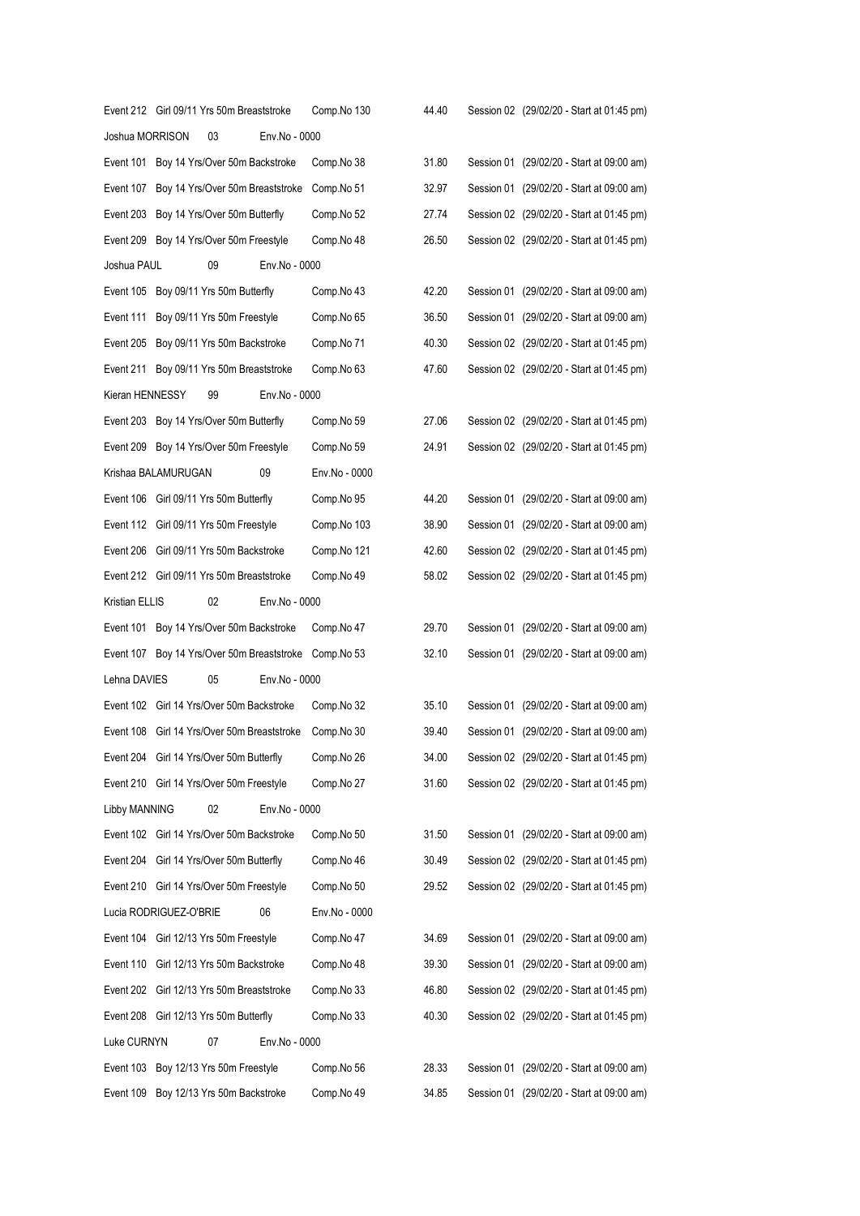| | | | |
|---|---|---|---|
| Event 212 Girl 09/11 Yrs 50m Breaststroke | Comp.No 130 | 44.40 | Session 02 (29/02/20 - Start at 01:45 pm) |
| **Joshua MORRISON** 03 | Env.No - 0000 | | |
| Event 101 Boy 14 Yrs/Over 50m Backstroke | Comp.No 38 | 31.80 | Session 01 (29/02/20 - Start at 09:00 am) |
| Event 107 Boy 14 Yrs/Over 50m Breaststroke | Comp.No 51 | 32.97 | Session 01 (29/02/20 - Start at 09:00 am) |
| Event 203 Boy 14 Yrs/Over 50m Butterfly | Comp.No 52 | 27.74 | Session 02 (29/02/20 - Start at 01:45 pm) |
| Event 209 Boy 14 Yrs/Over 50m Freestyle | Comp.No 48 | 26.50 | Session 02 (29/02/20 - Start at 01:45 pm) |
| **Joshua PAUL** 09 | Env.No - 0000 | | |
| Event 105 Boy 09/11 Yrs 50m Butterfly | Comp.No 43 | 42.20 | Session 01 (29/02/20 - Start at 09:00 am) |
| Event 111 Boy 09/11 Yrs 50m Freestyle | Comp.No 65 | 36.50 | Session 01 (29/02/20 - Start at 09:00 am) |
| Event 205 Boy 09/11 Yrs 50m Backstroke | Comp.No 71 | 40.30 | Session 02 (29/02/20 - Start at 01:45 pm) |
| Event 211 Boy 09/11 Yrs 50m Breaststroke | Comp.No 63 | 47.60 | Session 02 (29/02/20 - Start at 01:45 pm) |
| **Kieran HENNESSY** 99 | Env.No - 0000 | | |
| Event 203 Boy 14 Yrs/Over 50m Butterfly | Comp.No 59 | 27.06 | Session 02 (29/02/20 - Start at 01:45 pm) |
| Event 209 Boy 14 Yrs/Over 50m Freestyle | Comp.No 59 | 24.91 | Session 02 (29/02/20 - Start at 01:45 pm) |
| **Krishaa BALAMURUGAN** 09 | Env.No - 0000 | | |
| Event 106 Girl 09/11 Yrs 50m Butterfly | Comp.No 95 | 44.20 | Session 01 (29/02/20 - Start at 09:00 am) |
| Event 112 Girl 09/11 Yrs 50m Freestyle | Comp.No 103 | 38.90 | Session 01 (29/02/20 - Start at 09:00 am) |
| Event 206 Girl 09/11 Yrs 50m Backstroke | Comp.No 121 | 42.60 | Session 02 (29/02/20 - Start at 01:45 pm) |
| Event 212 Girl 09/11 Yrs 50m Breaststroke | Comp.No 49 | 58.02 | Session 02 (29/02/20 - Start at 01:45 pm) |
| **Kristian ELLIS** 02 | Env.No - 0000 | | |
| Event 101 Boy 14 Yrs/Over 50m Backstroke | Comp.No 47 | 29.70 | Session 01 (29/02/20 - Start at 09:00 am) |
| Event 107 Boy 14 Yrs/Over 50m Breaststroke | Comp.No 53 | 32.10 | Session 01 (29/02/20 - Start at 09:00 am) |
| **Lehna DAVIES** 05 | Env.No - 0000 | | |
| Event 102 Girl 14 Yrs/Over 50m Backstroke | Comp.No 32 | 35.10 | Session 01 (29/02/20 - Start at 09:00 am) |
| Event 108 Girl 14 Yrs/Over 50m Breaststroke | Comp.No 30 | 39.40 | Session 01 (29/02/20 - Start at 09:00 am) |
| Event 204 Girl 14 Yrs/Over 50m Butterfly | Comp.No 26 | 34.00 | Session 02 (29/02/20 - Start at 01:45 pm) |
| Event 210 Girl 14 Yrs/Over 50m Freestyle | Comp.No 27 | 31.60 | Session 02 (29/02/20 - Start at 01:45 pm) |
| **Libby MANNING** 02 | Env.No - 0000 | | |
| Event 102 Girl 14 Yrs/Over 50m Backstroke | Comp.No 50 | 31.50 | Session 01 (29/02/20 - Start at 09:00 am) |
| Event 204 Girl 14 Yrs/Over 50m Butterfly | Comp.No 46 | 30.49 | Session 02 (29/02/20 - Start at 01:45 pm) |
| Event 210 Girl 14 Yrs/Over 50m Freestyle | Comp.No 50 | 29.52 | Session 02 (29/02/20 - Start at 01:45 pm) |
| **Lucia RODRIGUEZ-O'BRIE** 06 | Env.No - 0000 | | |
| Event 104 Girl 12/13 Yrs 50m Freestyle | Comp.No 47 | 34.69 | Session 01 (29/02/20 - Start at 09:00 am) |
| Event 110 Girl 12/13 Yrs 50m Backstroke | Comp.No 48 | 39.30 | Session 01 (29/02/20 - Start at 09:00 am) |
| Event 202 Girl 12/13 Yrs 50m Breaststroke | Comp.No 33 | 46.80 | Session 02 (29/02/20 - Start at 01:45 pm) |
| Event 208 Girl 12/13 Yrs 50m Butterfly | Comp.No 33 | 40.30 | Session 02 (29/02/20 - Start at 01:45 pm) |
| **Luke CURNYN** 07 | Env.No - 0000 | | |
| Event 103 Boy 12/13 Yrs 50m Freestyle | Comp.No 56 | 28.33 | Session 01 (29/02/20 - Start at 09:00 am) |
| Event 109 Boy 12/13 Yrs 50m Backstroke | Comp.No 49 | 34.85 | Session 01 (29/02/20 - Start at 09:00 am) |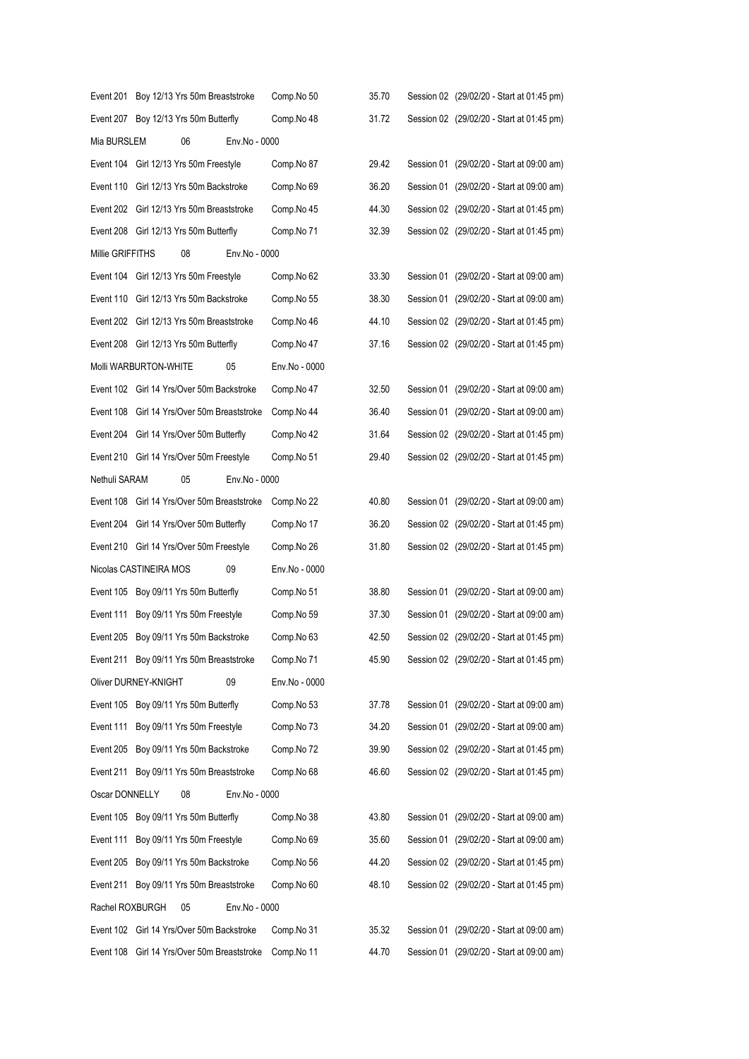| | | | | |
|---|---|---|---|---|
| Event 201 | Boy 12/13 Yrs 50m Breaststroke | Comp.No 50 | 35.70 | Session 02 (29/02/20 - Start at 01:45 pm) |
| Event 207 | Boy 12/13 Yrs 50m Butterfly | Comp.No 48 | 31.72 | Session 02 (29/02/20 - Start at 01:45 pm) |
| Mia BURSLEM | 06 | Env.No - 0000 | | |
| Event 104 | Girl 12/13 Yrs 50m Freestyle | Comp.No 87 | 29.42 | Session 01 (29/02/20 - Start at 09:00 am) |
| Event 110 | Girl 12/13 Yrs 50m Backstroke | Comp.No 69 | 36.20 | Session 01 (29/02/20 - Start at 09:00 am) |
| Event 202 | Girl 12/13 Yrs 50m Breaststroke | Comp.No 45 | 44.30 | Session 02 (29/02/20 - Start at 01:45 pm) |
| Event 208 | Girl 12/13 Yrs 50m Butterfly | Comp.No 71 | 32.39 | Session 02 (29/02/20 - Start at 01:45 pm) |
| Millie GRIFFITHS | 08 | Env.No - 0000 | | |
| Event 104 | Girl 12/13 Yrs 50m Freestyle | Comp.No 62 | 33.30 | Session 01 (29/02/20 - Start at 09:00 am) |
| Event 110 | Girl 12/13 Yrs 50m Backstroke | Comp.No 55 | 38.30 | Session 01 (29/02/20 - Start at 09:00 am) |
| Event 202 | Girl 12/13 Yrs 50m Breaststroke | Comp.No 46 | 44.10 | Session 02 (29/02/20 - Start at 01:45 pm) |
| Event 208 | Girl 12/13 Yrs 50m Butterfly | Comp.No 47 | 37.16 | Session 02 (29/02/20 - Start at 01:45 pm) |
| Molli WARBURTON-WHITE | 05 | Env.No - 0000 | | |
| Event 102 | Girl 14 Yrs/Over 50m Backstroke | Comp.No 47 | 32.50 | Session 01 (29/02/20 - Start at 09:00 am) |
| Event 108 | Girl 14 Yrs/Over 50m Breaststroke | Comp.No 44 | 36.40 | Session 01 (29/02/20 - Start at 09:00 am) |
| Event 204 | Girl 14 Yrs/Over 50m Butterfly | Comp.No 42 | 31.64 | Session 02 (29/02/20 - Start at 01:45 pm) |
| Event 210 | Girl 14 Yrs/Over 50m Freestyle | Comp.No 51 | 29.40 | Session 02 (29/02/20 - Start at 01:45 pm) |
| Nethuli SARAM | 05 | Env.No - 0000 | | |
| Event 108 | Girl 14 Yrs/Over 50m Breaststroke | Comp.No 22 | 40.80 | Session 01 (29/02/20 - Start at 09:00 am) |
| Event 204 | Girl 14 Yrs/Over 50m Butterfly | Comp.No 17 | 36.20 | Session 02 (29/02/20 - Start at 01:45 pm) |
| Event 210 | Girl 14 Yrs/Over 50m Freestyle | Comp.No 26 | 31.80 | Session 02 (29/02/20 - Start at 01:45 pm) |
| Nicolas CASTINEIRA MOS | 09 | Env.No - 0000 | | |
| Event 105 | Boy 09/11 Yrs 50m Butterfly | Comp.No 51 | 38.80 | Session 01 (29/02/20 - Start at 09:00 am) |
| Event 111 | Boy 09/11 Yrs 50m Freestyle | Comp.No 59 | 37.30 | Session 01 (29/02/20 - Start at 09:00 am) |
| Event 205 | Boy 09/11 Yrs 50m Backstroke | Comp.No 63 | 42.50 | Session 02 (29/02/20 - Start at 01:45 pm) |
| Event 211 | Boy 09/11 Yrs 50m Breaststroke | Comp.No 71 | 45.90 | Session 02 (29/02/20 - Start at 01:45 pm) |
| Oliver DURNEY-KNIGHT | 09 | Env.No - 0000 | | |
| Event 105 | Boy 09/11 Yrs 50m Butterfly | Comp.No 53 | 37.78 | Session 01 (29/02/20 - Start at 09:00 am) |
| Event 111 | Boy 09/11 Yrs 50m Freestyle | Comp.No 73 | 34.20 | Session 01 (29/02/20 - Start at 09:00 am) |
| Event 205 | Boy 09/11 Yrs 50m Backstroke | Comp.No 72 | 39.90 | Session 02 (29/02/20 - Start at 01:45 pm) |
| Event 211 | Boy 09/11 Yrs 50m Breaststroke | Comp.No 68 | 46.60 | Session 02 (29/02/20 - Start at 01:45 pm) |
| Oscar DONNELLY | 08 | Env.No - 0000 | | |
| Event 105 | Boy 09/11 Yrs 50m Butterfly | Comp.No 38 | 43.80 | Session 01 (29/02/20 - Start at 09:00 am) |
| Event 111 | Boy 09/11 Yrs 50m Freestyle | Comp.No 69 | 35.60 | Session 01 (29/02/20 - Start at 09:00 am) |
| Event 205 | Boy 09/11 Yrs 50m Backstroke | Comp.No 56 | 44.20 | Session 02 (29/02/20 - Start at 01:45 pm) |
| Event 211 | Boy 09/11 Yrs 50m Breaststroke | Comp.No 60 | 48.10 | Session 02 (29/02/20 - Start at 01:45 pm) |
| Rachel ROXBURGH | 05 | Env.No - 0000 | | |
| Event 102 | Girl 14 Yrs/Over 50m Backstroke | Comp.No 31 | 35.32 | Session 01 (29/02/20 - Start at 09:00 am) |
| Event 108 | Girl 14 Yrs/Over 50m Breaststroke | Comp.No 11 | 44.70 | Session 01 (29/02/20 - Start at 09:00 am) |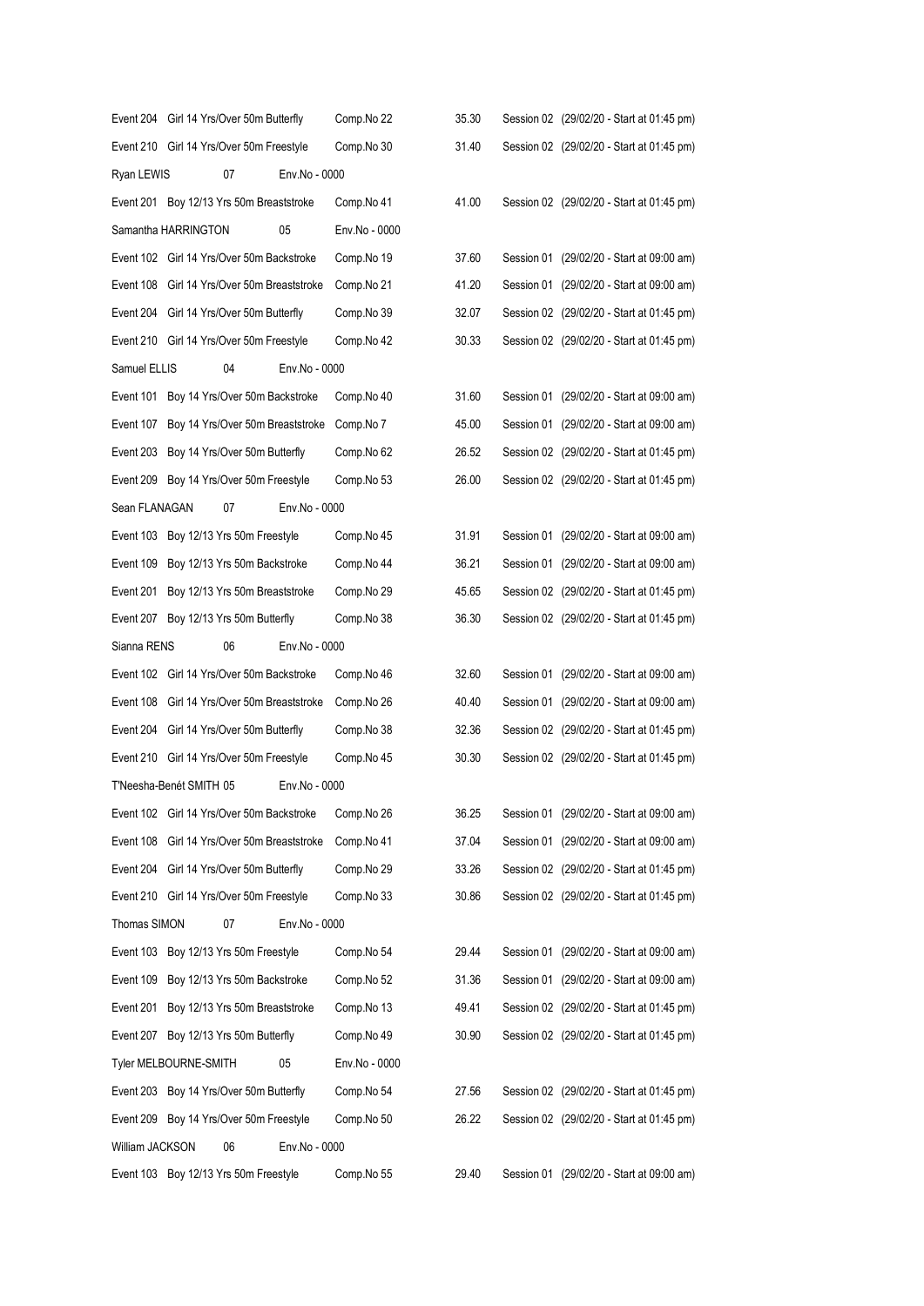| | | | |
|---|---|---|---|
| Event 204 Girl 14 Yrs/Over 50m Butterfly | Comp.No 22 | 35.30 | Session 02 (29/02/20 - Start at 01:45 pm) |
| Event 210 Girl 14 Yrs/Over 50m Freestyle | Comp.No 30 | 31.40 | Session 02 (29/02/20 - Start at 01:45 pm) |
| Ryan LEWIS 07 Env.No - 0000 | | | |
| Event 201 Boy 12/13 Yrs 50m Breaststroke | Comp.No 41 | 41.00 | Session 02 (29/02/20 - Start at 01:45 pm) |
| Samantha HARRINGTON 05 | Env.No - 0000 | | |
| Event 102 Girl 14 Yrs/Over 50m Backstroke | Comp.No 19 | 37.60 | Session 01 (29/02/20 - Start at 09:00 am) |
| Event 108 Girl 14 Yrs/Over 50m Breaststroke | Comp.No 21 | 41.20 | Session 01 (29/02/20 - Start at 09:00 am) |
| Event 204 Girl 14 Yrs/Over 50m Butterfly | Comp.No 39 | 32.07 | Session 02 (29/02/20 - Start at 01:45 pm) |
| Event 210 Girl 14 Yrs/Over 50m Freestyle | Comp.No 42 | 30.33 | Session 02 (29/02/20 - Start at 01:45 pm) |
| Samuel ELLIS 04 Env.No - 0000 | | | |
| Event 101 Boy 14 Yrs/Over 50m Backstroke | Comp.No 40 | 31.60 | Session 01 (29/02/20 - Start at 09:00 am) |
| Event 107 Boy 14 Yrs/Over 50m Breaststroke | Comp.No 7 | 45.00 | Session 01 (29/02/20 - Start at 09:00 am) |
| Event 203 Boy 14 Yrs/Over 50m Butterfly | Comp.No 62 | 26.52 | Session 02 (29/02/20 - Start at 01:45 pm) |
| Event 209 Boy 14 Yrs/Over 50m Freestyle | Comp.No 53 | 26.00 | Session 02 (29/02/20 - Start at 01:45 pm) |
| Sean FLANAGAN 07 Env.No - 0000 | | | |
| Event 103 Boy 12/13 Yrs 50m Freestyle | Comp.No 45 | 31.91 | Session 01 (29/02/20 - Start at 09:00 am) |
| Event 109 Boy 12/13 Yrs 50m Backstroke | Comp.No 44 | 36.21 | Session 01 (29/02/20 - Start at 09:00 am) |
| Event 201 Boy 12/13 Yrs 50m Breaststroke | Comp.No 29 | 45.65 | Session 02 (29/02/20 - Start at 01:45 pm) |
| Event 207 Boy 12/13 Yrs 50m Butterfly | Comp.No 38 | 36.30 | Session 02 (29/02/20 - Start at 01:45 pm) |
| Sianna RENS 06 Env.No - 0000 | | | |
| Event 102 Girl 14 Yrs/Over 50m Backstroke | Comp.No 46 | 32.60 | Session 01 (29/02/20 - Start at 09:00 am) |
| Event 108 Girl 14 Yrs/Over 50m Breaststroke | Comp.No 26 | 40.40 | Session 01 (29/02/20 - Start at 09:00 am) |
| Event 204 Girl 14 Yrs/Over 50m Butterfly | Comp.No 38 | 32.36 | Session 02 (29/02/20 - Start at 01:45 pm) |
| Event 210 Girl 14 Yrs/Over 50m Freestyle | Comp.No 45 | 30.30 | Session 02 (29/02/20 - Start at 01:45 pm) |
| T'Neesha-Benét SMITH 05 Env.No - 0000 | | | |
| Event 102 Girl 14 Yrs/Over 50m Backstroke | Comp.No 26 | 36.25 | Session 01 (29/02/20 - Start at 09:00 am) |
| Event 108 Girl 14 Yrs/Over 50m Breaststroke | Comp.No 41 | 37.04 | Session 01 (29/02/20 - Start at 09:00 am) |
| Event 204 Girl 14 Yrs/Over 50m Butterfly | Comp.No 29 | 33.26 | Session 02 (29/02/20 - Start at 01:45 pm) |
| Event 210 Girl 14 Yrs/Over 50m Freestyle | Comp.No 33 | 30.86 | Session 02 (29/02/20 - Start at 01:45 pm) |
| Thomas SIMON 07 Env.No - 0000 | | | |
| Event 103 Boy 12/13 Yrs 50m Freestyle | Comp.No 54 | 29.44 | Session 01 (29/02/20 - Start at 09:00 am) |
| Event 109 Boy 12/13 Yrs 50m Backstroke | Comp.No 52 | 31.36 | Session 01 (29/02/20 - Start at 09:00 am) |
| Event 201 Boy 12/13 Yrs 50m Breaststroke | Comp.No 13 | 49.41 | Session 02 (29/02/20 - Start at 01:45 pm) |
| Event 207 Boy 12/13 Yrs 50m Butterfly | Comp.No 49 | 30.90 | Session 02 (29/02/20 - Start at 01:45 pm) |
| Tyler MELBOURNE-SMITH 05 | Env.No - 0000 | | |
| Event 203 Boy 14 Yrs/Over 50m Butterfly | Comp.No 54 | 27.56 | Session 02 (29/02/20 - Start at 01:45 pm) |
| Event 209 Boy 14 Yrs/Over 50m Freestyle | Comp.No 50 | 26.22 | Session 02 (29/02/20 - Start at 01:45 pm) |
| William JACKSON 06 Env.No - 0000 | | | |
| Event 103 Boy 12/13 Yrs 50m Freestyle | Comp.No 55 | 29.40 | Session 01 (29/02/20 - Start at 09:00 am) |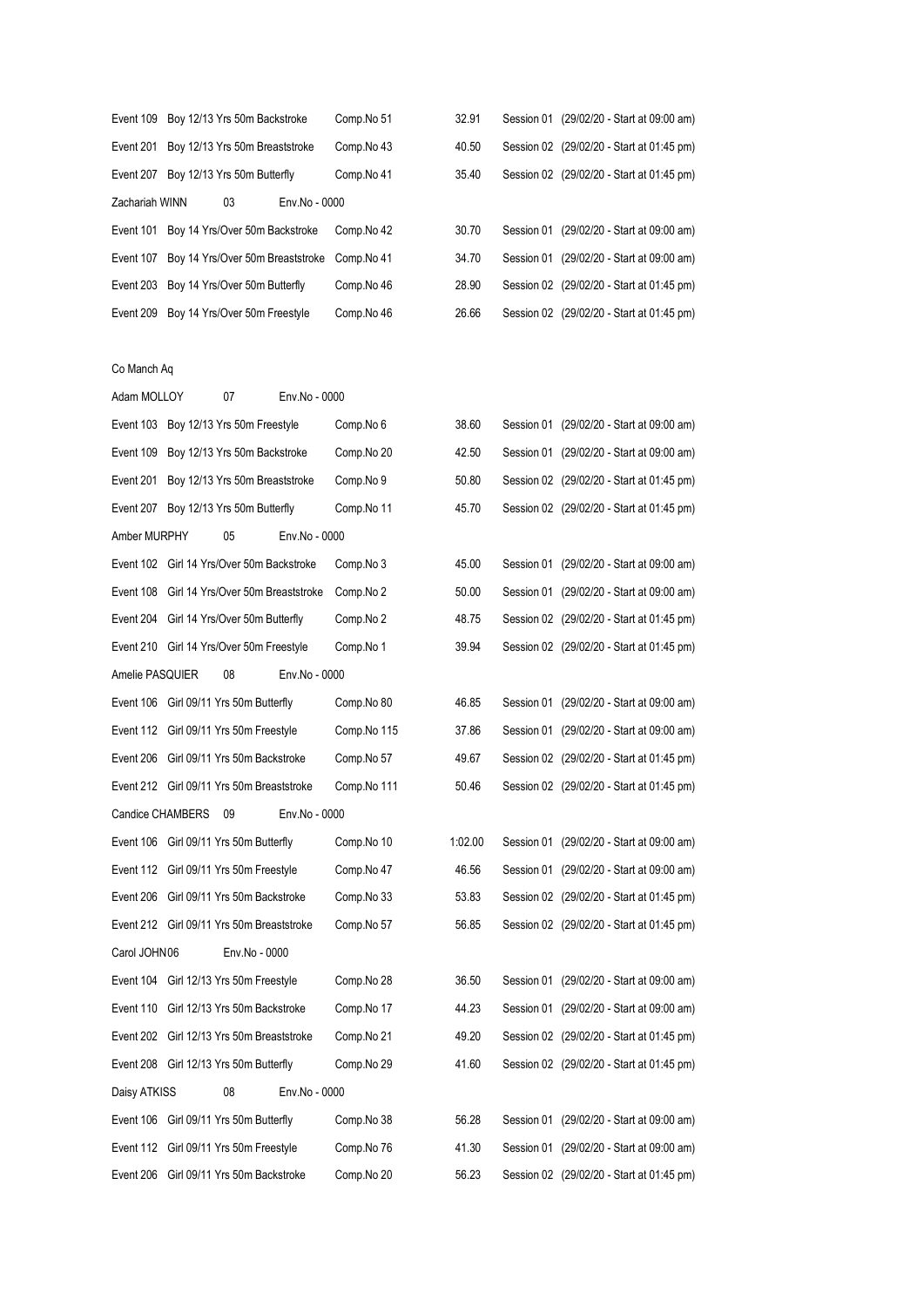| | | | | |
|---|---|---|---|---|
| Event 109 | Boy 12/13 Yrs 50m Backstroke | Comp.No 51 | 32.91 | Session 01 (29/02/20 - Start at 09:00 am) |
| Event 201 | Boy 12/13 Yrs 50m Breaststroke | Comp.No 43 | 40.50 | Session 02 (29/02/20 - Start at 01:45 pm) |
| Event 207 | Boy 12/13 Yrs 50m Butterfly | Comp.No 41 | 35.40 | Session 02 (29/02/20 - Start at 01:45 pm) |

Zachariah WINN 03 Env.No - 0000

| | | | | |
|---|---|---|---|---|
| Event 101 | Boy 14 Yrs/Over 50m Backstroke | Comp.No 42 | 30.70 | Session 01 (29/02/20 - Start at 09:00 am) |
| Event 107 | Boy 14 Yrs/Over 50m Breaststroke | Comp.No 41 | 34.70 | Session 01 (29/02/20 - Start at 09:00 am) |
| Event 203 | Boy 14 Yrs/Over 50m Butterfly | Comp.No 46 | 28.90 | Session 02 (29/02/20 - Start at 01:45 pm) |
| Event 209 | Boy 14 Yrs/Over 50m Freestyle | Comp.No 46 | 26.66 | Session 02 (29/02/20 - Start at 01:45 pm) |

Co Manch Aq

Adam MOLLOY 07 Env.No - 0000

| | | | | |
|---|---|---|---|---|
| Event 103 | Boy 12/13 Yrs 50m Freestyle | Comp.No 6 | 38.60 | Session 01 (29/02/20 - Start at 09:00 am) |
| Event 109 | Boy 12/13 Yrs 50m Backstroke | Comp.No 20 | 42.50 | Session 01 (29/02/20 - Start at 09:00 am) |
| Event 201 | Boy 12/13 Yrs 50m Breaststroke | Comp.No 9 | 50.80 | Session 02 (29/02/20 - Start at 01:45 pm) |
| Event 207 | Boy 12/13 Yrs 50m Butterfly | Comp.No 11 | 45.70 | Session 02 (29/02/20 - Start at 01:45 pm) |

Amber MURPHY 05 Env.No - 0000

| | | | | |
|---|---|---|---|---|
| Event 102 | Girl 14 Yrs/Over 50m Backstroke | Comp.No 3 | 45.00 | Session 01 (29/02/20 - Start at 09:00 am) |
| Event 108 | Girl 14 Yrs/Over 50m Breaststroke | Comp.No 2 | 50.00 | Session 01 (29/02/20 - Start at 09:00 am) |
| Event 204 | Girl 14 Yrs/Over 50m Butterfly | Comp.No 2 | 48.75 | Session 02 (29/02/20 - Start at 01:45 pm) |
| Event 210 | Girl 14 Yrs/Over 50m Freestyle | Comp.No 1 | 39.94 | Session 02 (29/02/20 - Start at 01:45 pm) |

Amelie PASQUIER 08 Env.No - 0000

| | | | | |
|---|---|---|---|---|
| Event 106 | Girl 09/11 Yrs 50m Butterfly | Comp.No 80 | 46.85 | Session 01 (29/02/20 - Start at 09:00 am) |
| Event 112 | Girl 09/11 Yrs 50m Freestyle | Comp.No 115 | 37.86 | Session 01 (29/02/20 - Start at 09:00 am) |
| Event 206 | Girl 09/11 Yrs 50m Backstroke | Comp.No 57 | 49.67 | Session 02 (29/02/20 - Start at 01:45 pm) |
| Event 212 | Girl 09/11 Yrs 50m Breaststroke | Comp.No 111 | 50.46 | Session 02 (29/02/20 - Start at 01:45 pm) |

Candice CHAMBERS 09 Env.No - 0000

| | | | | |
|---|---|---|---|---|
| Event 106 | Girl 09/11 Yrs 50m Butterfly | Comp.No 10 | 1:02.00 | Session 01 (29/02/20 - Start at 09:00 am) |
| Event 112 | Girl 09/11 Yrs 50m Freestyle | Comp.No 47 | 46.56 | Session 01 (29/02/20 - Start at 09:00 am) |
| Event 206 | Girl 09/11 Yrs 50m Backstroke | Comp.No 33 | 53.83 | Session 02 (29/02/20 - Start at 01:45 pm) |
| Event 212 | Girl 09/11 Yrs 50m Breaststroke | Comp.No 57 | 56.85 | Session 02 (29/02/20 - Start at 01:45 pm) |

Carol JOHN06 Env.No - 0000

| | | | | |
|---|---|---|---|---|
| Event 104 | Girl 12/13 Yrs 50m Freestyle | Comp.No 28 | 36.50 | Session 01 (29/02/20 - Start at 09:00 am) |
| Event 110 | Girl 12/13 Yrs 50m Backstroke | Comp.No 17 | 44.23 | Session 01 (29/02/20 - Start at 09:00 am) |
| Event 202 | Girl 12/13 Yrs 50m Breaststroke | Comp.No 21 | 49.20 | Session 02 (29/02/20 - Start at 01:45 pm) |
| Event 208 | Girl 12/13 Yrs 50m Butterfly | Comp.No 29 | 41.60 | Session 02 (29/02/20 - Start at 01:45 pm) |

Daisy ATKISS 08 Env.No - 0000

| | | | | |
|---|---|---|---|---|
| Event 106 | Girl 09/11 Yrs 50m Butterfly | Comp.No 38 | 56.28 | Session 01 (29/02/20 - Start at 09:00 am) |
| Event 112 | Girl 09/11 Yrs 50m Freestyle | Comp.No 76 | 41.30 | Session 01 (29/02/20 - Start at 09:00 am) |
| Event 206 | Girl 09/11 Yrs 50m Backstroke | Comp.No 20 | 56.23 | Session 02 (29/02/20 - Start at 01:45 pm) |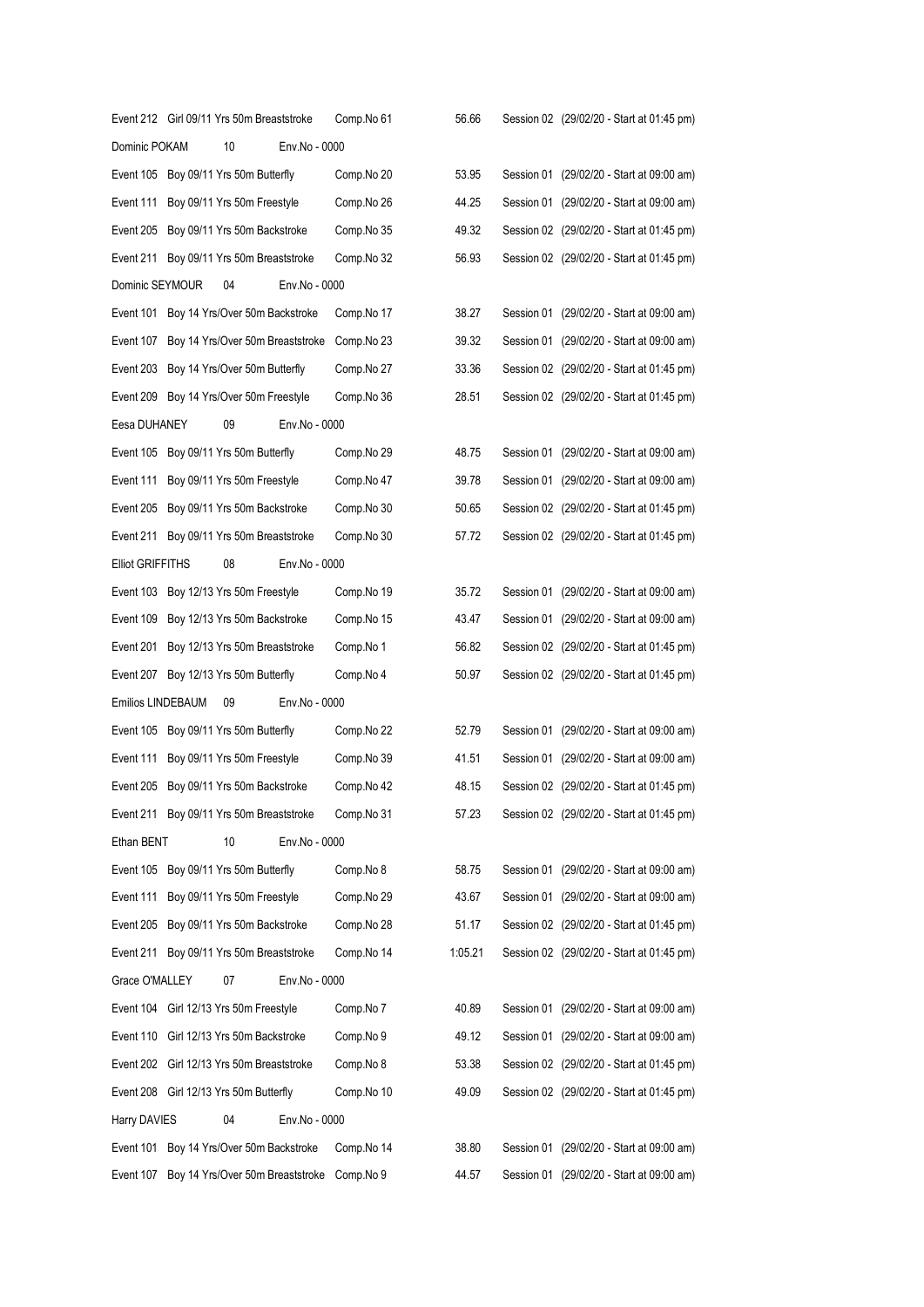Event 212 Girl 09/11 Yrs 50m Breaststroke Comp.No 61 56.66 Session 02 (29/02/20 - Start at 01:45 pm)

Dominic POKAM 10 Env.No - 0000

Event 105 Boy 09/11 Yrs 50m Butterfly Comp.No 20 53.95 Session 01 (29/02/20 - Start at 09:00 am)

Event 111 Boy 09/11 Yrs 50m Freestyle Comp.No 26 44.25 Session 01 (29/02/20 - Start at 09:00 am)

Event 205 Boy 09/11 Yrs 50m Backstroke Comp.No 35 49.32 Session 02 (29/02/20 - Start at 01:45 pm)

Event 211 Boy 09/11 Yrs 50m Breaststroke Comp.No 32 56.93 Session 02 (29/02/20 - Start at 01:45 pm)

Dominic SEYMOUR 04 Env.No - 0000

Event 101 Boy 14 Yrs/Over 50m Backstroke Comp.No 17 38.27 Session 01 (29/02/20 - Start at 09:00 am)

Event 107 Boy 14 Yrs/Over 50m Breaststroke Comp.No 23 39.32 Session 01 (29/02/20 - Start at 09:00 am)

Event 203 Boy 14 Yrs/Over 50m Butterfly Comp.No 27 33.36 Session 02 (29/02/20 - Start at 01:45 pm)

Event 209 Boy 14 Yrs/Over 50m Freestyle Comp.No 36 28.51 Session 02 (29/02/20 - Start at 01:45 pm)

Eesa DUHANEY 09 Env.No - 0000

Event 105 Boy 09/11 Yrs 50m Butterfly Comp.No 29 48.75 Session 01 (29/02/20 - Start at 09:00 am)

Event 111 Boy 09/11 Yrs 50m Freestyle Comp.No 47 39.78 Session 01 (29/02/20 - Start at 09:00 am)

Event 205 Boy 09/11 Yrs 50m Backstroke Comp.No 30 50.65 Session 02 (29/02/20 - Start at 01:45 pm)

Event 211 Boy 09/11 Yrs 50m Breaststroke Comp.No 30 57.72 Session 02 (29/02/20 - Start at 01:45 pm)

Elliot GRIFFITHS 08 Env.No - 0000

Event 103 Boy 12/13 Yrs 50m Freestyle Comp.No 19 35.72 Session 01 (29/02/20 - Start at 09:00 am)

Event 109 Boy 12/13 Yrs 50m Backstroke Comp.No 15 43.47 Session 01 (29/02/20 - Start at 09:00 am)

Event 201 Boy 12/13 Yrs 50m Breaststroke Comp.No 1 56.82 Session 02 (29/02/20 - Start at 01:45 pm)

Event 207 Boy 12/13 Yrs 50m Butterfly Comp.No 4 50.97 Session 02 (29/02/20 - Start at 01:45 pm)

Emilios LINDEBAUM 09 Env.No - 0000

Event 105 Boy 09/11 Yrs 50m Butterfly Comp.No 22 52.79 Session 01 (29/02/20 - Start at 09:00 am)

Event 111 Boy 09/11 Yrs 50m Freestyle Comp.No 39 41.51 Session 01 (29/02/20 - Start at 09:00 am)

Event 205 Boy 09/11 Yrs 50m Backstroke Comp.No 42 48.15 Session 02 (29/02/20 - Start at 01:45 pm)

Event 211 Boy 09/11 Yrs 50m Breaststroke Comp.No 31 57.23 Session 02 (29/02/20 - Start at 01:45 pm)

Ethan BENT 10 Env.No - 0000

Event 105 Boy 09/11 Yrs 50m Butterfly Comp.No 8 58.75 Session 01 (29/02/20 - Start at 09:00 am)

Event 111 Boy 09/11 Yrs 50m Freestyle Comp.No 29 43.67 Session 01 (29/02/20 - Start at 09:00 am)

Event 205 Boy 09/11 Yrs 50m Backstroke Comp.No 28 51.17 Session 02 (29/02/20 - Start at 01:45 pm)

Event 211 Boy 09/11 Yrs 50m Breaststroke Comp.No 14 1:05.21 Session 02 (29/02/20 - Start at 01:45 pm)

Grace O'MALLEY 07 Env.No - 0000

Event 104 Girl 12/13 Yrs 50m Freestyle Comp.No 7 40.89 Session 01 (29/02/20 - Start at 09:00 am)

Event 110 Girl 12/13 Yrs 50m Backstroke Comp.No 9 49.12 Session 01 (29/02/20 - Start at 09:00 am)

Event 202 Girl 12/13 Yrs 50m Breaststroke Comp.No 8 53.38 Session 02 (29/02/20 - Start at 01:45 pm)

Event 208 Girl 12/13 Yrs 50m Butterfly Comp.No 10 49.09 Session 02 (29/02/20 - Start at 01:45 pm)

Harry DAVIES 04 Env.No - 0000

Event 101 Boy 14 Yrs/Over 50m Backstroke Comp.No 14 38.80 Session 01 (29/02/20 - Start at 09:00 am)

Event 107 Boy 14 Yrs/Over 50m Breaststroke Comp.No 9 44.57 Session 01 (29/02/20 - Start at 09:00 am)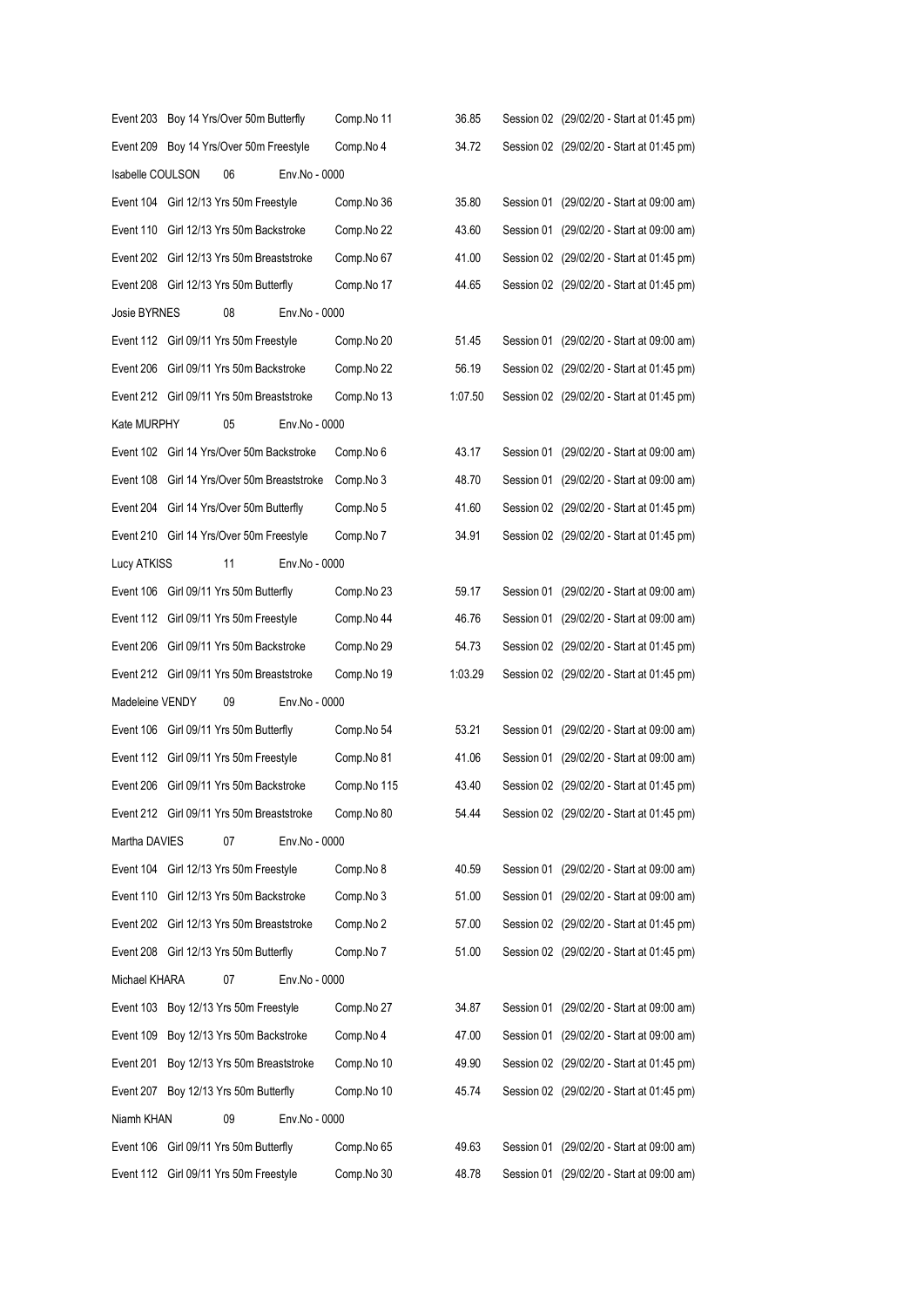| | | | |
|---|---|---|---|
| Event 203 Boy 14 Yrs/Over 50m Butterfly | Comp.No 11 | 36.85 | Session 02 (29/02/20 - Start at 01:45 pm) |
| Event 209 Boy 14 Yrs/Over 50m Freestyle | Comp.No 4 | 34.72 | Session 02 (29/02/20 - Start at 01:45 pm) |
| Isabelle COULSON 06 Env.No - 0000 | | | |
| Event 104 Girl 12/13 Yrs 50m Freestyle | Comp.No 36 | 35.80 | Session 01 (29/02/20 - Start at 09:00 am) |
| Event 110 Girl 12/13 Yrs 50m Backstroke | Comp.No 22 | 43.60 | Session 01 (29/02/20 - Start at 09:00 am) |
| Event 202 Girl 12/13 Yrs 50m Breaststroke | Comp.No 67 | 41.00 | Session 02 (29/02/20 - Start at 01:45 pm) |
| Event 208 Girl 12/13 Yrs 50m Butterfly | Comp.No 17 | 44.65 | Session 02 (29/02/20 - Start at 01:45 pm) |
| Josie BYRNES 08 Env.No - 0000 | | | |
| Event 112 Girl 09/11 Yrs 50m Freestyle | Comp.No 20 | 51.45 | Session 01 (29/02/20 - Start at 09:00 am) |
| Event 206 Girl 09/11 Yrs 50m Backstroke | Comp.No 22 | 56.19 | Session 02 (29/02/20 - Start at 01:45 pm) |
| Event 212 Girl 09/11 Yrs 50m Breaststroke | Comp.No 13 | 1:07.50 | Session 02 (29/02/20 - Start at 01:45 pm) |
| Kate MURPHY 05 Env.No - 0000 | | | |
| Event 102 Girl 14 Yrs/Over 50m Backstroke | Comp.No 6 | 43.17 | Session 01 (29/02/20 - Start at 09:00 am) |
| Event 108 Girl 14 Yrs/Over 50m Breaststroke | Comp.No 3 | 48.70 | Session 01 (29/02/20 - Start at 09:00 am) |
| Event 204 Girl 14 Yrs/Over 50m Butterfly | Comp.No 5 | 41.60 | Session 02 (29/02/20 - Start at 01:45 pm) |
| Event 210 Girl 14 Yrs/Over 50m Freestyle | Comp.No 7 | 34.91 | Session 02 (29/02/20 - Start at 01:45 pm) |
| Lucy ATKISS 11 Env.No - 0000 | | | |
| Event 106 Girl 09/11 Yrs 50m Butterfly | Comp.No 23 | 59.17 | Session 01 (29/02/20 - Start at 09:00 am) |
| Event 112 Girl 09/11 Yrs 50m Freestyle | Comp.No 44 | 46.76 | Session 01 (29/02/20 - Start at 09:00 am) |
| Event 206 Girl 09/11 Yrs 50m Backstroke | Comp.No 29 | 54.73 | Session 02 (29/02/20 - Start at 01:45 pm) |
| Event 212 Girl 09/11 Yrs 50m Breaststroke | Comp.No 19 | 1:03.29 | Session 02 (29/02/20 - Start at 01:45 pm) |
| Madeleine VENDY 09 Env.No - 0000 | | | |
| Event 106 Girl 09/11 Yrs 50m Butterfly | Comp.No 54 | 53.21 | Session 01 (29/02/20 - Start at 09:00 am) |
| Event 112 Girl 09/11 Yrs 50m Freestyle | Comp.No 81 | 41.06 | Session 01 (29/02/20 - Start at 09:00 am) |
| Event 206 Girl 09/11 Yrs 50m Backstroke | Comp.No 115 | 43.40 | Session 02 (29/02/20 - Start at 01:45 pm) |
| Event 212 Girl 09/11 Yrs 50m Breaststroke | Comp.No 80 | 54.44 | Session 02 (29/02/20 - Start at 01:45 pm) |
| Martha DAVIES 07 Env.No - 0000 | | | |
| Event 104 Girl 12/13 Yrs 50m Freestyle | Comp.No 8 | 40.59 | Session 01 (29/02/20 - Start at 09:00 am) |
| Event 110 Girl 12/13 Yrs 50m Backstroke | Comp.No 3 | 51.00 | Session 01 (29/02/20 - Start at 09:00 am) |
| Event 202 Girl 12/13 Yrs 50m Breaststroke | Comp.No 2 | 57.00 | Session 02 (29/02/20 - Start at 01:45 pm) |
| Event 208 Girl 12/13 Yrs 50m Butterfly | Comp.No 7 | 51.00 | Session 02 (29/02/20 - Start at 01:45 pm) |
| Michael KHARA 07 Env.No - 0000 | | | |
| Event 103 Boy 12/13 Yrs 50m Freestyle | Comp.No 27 | 34.87 | Session 01 (29/02/20 - Start at 09:00 am) |
| Event 109 Boy 12/13 Yrs 50m Backstroke | Comp.No 4 | 47.00 | Session 01 (29/02/20 - Start at 09:00 am) |
| Event 201 Boy 12/13 Yrs 50m Breaststroke | Comp.No 10 | 49.90 | Session 02 (29/02/20 - Start at 01:45 pm) |
| Event 207 Boy 12/13 Yrs 50m Butterfly | Comp.No 10 | 45.74 | Session 02 (29/02/20 - Start at 01:45 pm) |
| Niamh KHAN 09 Env.No - 0000 | | | |
| Event 106 Girl 09/11 Yrs 50m Butterfly | Comp.No 65 | 49.63 | Session 01 (29/02/20 - Start at 09:00 am) |
| Event 112 Girl 09/11 Yrs 50m Freestyle | Comp.No 30 | 48.78 | Session 01 (29/02/20 - Start at 09:00 am) |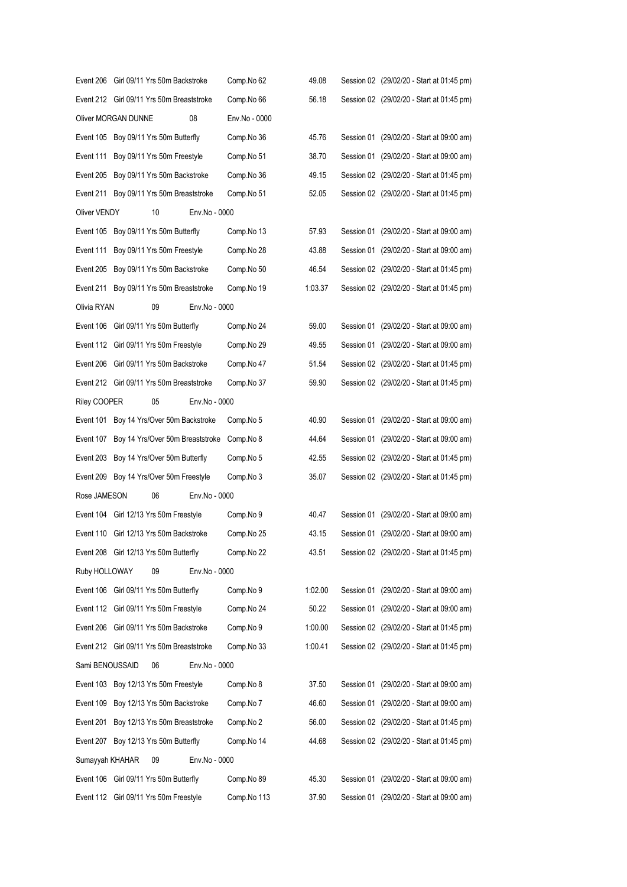| | | | |
|---|---|---|---|
| Event 206 Girl 09/11 Yrs 50m Backstroke | Comp.No 62 | 49.08 | Session 02 (29/02/20 - Start at 01:45 pm) |
| Event 212 Girl 09/11 Yrs 50m Breaststroke | Comp.No 66 | 56.18 | Session 02 (29/02/20 - Start at 01:45 pm) |
| Oliver MORGAN DUNNE 08 | Env.No - 0000 | | |
| Event 105 Boy 09/11 Yrs 50m Butterfly | Comp.No 36 | 45.76 | Session 01 (29/02/20 - Start at 09:00 am) |
| Event 111 Boy 09/11 Yrs 50m Freestyle | Comp.No 51 | 38.70 | Session 01 (29/02/20 - Start at 09:00 am) |
| Event 205 Boy 09/11 Yrs 50m Backstroke | Comp.No 36 | 49.15 | Session 02 (29/02/20 - Start at 01:45 pm) |
| Event 211 Boy 09/11 Yrs 50m Breaststroke | Comp.No 51 | 52.05 | Session 02 (29/02/20 - Start at 01:45 pm) |
| Oliver VENDY 10 Env.No - 0000 | | | |
| Event 105 Boy 09/11 Yrs 50m Butterfly | Comp.No 13 | 57.93 | Session 01 (29/02/20 - Start at 09:00 am) |
| Event 111 Boy 09/11 Yrs 50m Freestyle | Comp.No 28 | 43.88 | Session 01 (29/02/20 - Start at 09:00 am) |
| Event 205 Boy 09/11 Yrs 50m Backstroke | Comp.No 50 | 46.54 | Session 02 (29/02/20 - Start at 01:45 pm) |
| Event 211 Boy 09/11 Yrs 50m Breaststroke | Comp.No 19 | 1:03.37 | Session 02 (29/02/20 - Start at 01:45 pm) |
| Olivia RYAN 09 Env.No - 0000 | | | |
| Event 106 Girl 09/11 Yrs 50m Butterfly | Comp.No 24 | 59.00 | Session 01 (29/02/20 - Start at 09:00 am) |
| Event 112 Girl 09/11 Yrs 50m Freestyle | Comp.No 29 | 49.55 | Session 01 (29/02/20 - Start at 09:00 am) |
| Event 206 Girl 09/11 Yrs 50m Backstroke | Comp.No 47 | 51.54 | Session 02 (29/02/20 - Start at 01:45 pm) |
| Event 212 Girl 09/11 Yrs 50m Breaststroke | Comp.No 37 | 59.90 | Session 02 (29/02/20 - Start at 01:45 pm) |
| Riley COOPER 05 Env.No - 0000 | | | |
| Event 101 Boy 14 Yrs/Over 50m Backstroke | Comp.No 5 | 40.90 | Session 01 (29/02/20 - Start at 09:00 am) |
| Event 107 Boy 14 Yrs/Over 50m Breaststroke | Comp.No 8 | 44.64 | Session 01 (29/02/20 - Start at 09:00 am) |
| Event 203 Boy 14 Yrs/Over 50m Butterfly | Comp.No 5 | 42.55 | Session 02 (29/02/20 - Start at 01:45 pm) |
| Event 209 Boy 14 Yrs/Over 50m Freestyle | Comp.No 3 | 35.07 | Session 02 (29/02/20 - Start at 01:45 pm) |
| Rose JAMESON 06 Env.No - 0000 | | | |
| Event 104 Girl 12/13 Yrs 50m Freestyle | Comp.No 9 | 40.47 | Session 01 (29/02/20 - Start at 09:00 am) |
| Event 110 Girl 12/13 Yrs 50m Backstroke | Comp.No 25 | 43.15 | Session 01 (29/02/20 - Start at 09:00 am) |
| Event 208 Girl 12/13 Yrs 50m Butterfly | Comp.No 22 | 43.51 | Session 02 (29/02/20 - Start at 01:45 pm) |
| Ruby HOLLOWAY 09 Env.No - 0000 | | | |
| Event 106 Girl 09/11 Yrs 50m Butterfly | Comp.No 9 | 1:02.00 | Session 01 (29/02/20 - Start at 09:00 am) |
| Event 112 Girl 09/11 Yrs 50m Freestyle | Comp.No 24 | 50.22 | Session 01 (29/02/20 - Start at 09:00 am) |
| Event 206 Girl 09/11 Yrs 50m Backstroke | Comp.No 9 | 1:00.00 | Session 02 (29/02/20 - Start at 01:45 pm) |
| Event 212 Girl 09/11 Yrs 50m Breaststroke | Comp.No 33 | 1:00.41 | Session 02 (29/02/20 - Start at 01:45 pm) |
| Sami BENOUSSAID 06 Env.No - 0000 | | | |
| Event 103 Boy 12/13 Yrs 50m Freestyle | Comp.No 8 | 37.50 | Session 01 (29/02/20 - Start at 09:00 am) |
| Event 109 Boy 12/13 Yrs 50m Backstroke | Comp.No 7 | 46.60 | Session 01 (29/02/20 - Start at 09:00 am) |
| Event 201 Boy 12/13 Yrs 50m Breaststroke | Comp.No 2 | 56.00 | Session 02 (29/02/20 - Start at 01:45 pm) |
| Event 207 Boy 12/13 Yrs 50m Butterfly | Comp.No 14 | 44.68 | Session 02 (29/02/20 - Start at 01:45 pm) |
| Sumayyah KHAHAR 09 Env.No - 0000 | | | |
| Event 106 Girl 09/11 Yrs 50m Butterfly | Comp.No 89 | 45.30 | Session 01 (29/02/20 - Start at 09:00 am) |
| Event 112 Girl 09/11 Yrs 50m Freestyle | Comp.No 113 | 37.90 | Session 01 (29/02/20 - Start at 09:00 am) |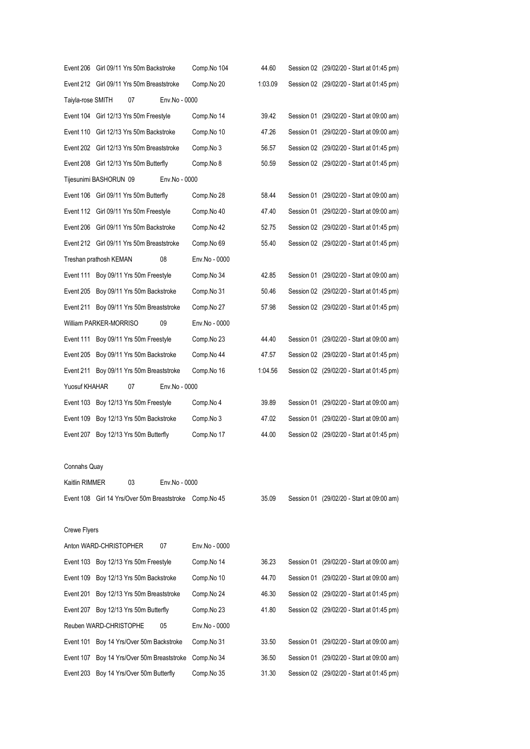| | | | |
|---|---|---|---|
| Event 206 Girl 09/11 Yrs 50m Backstroke | Comp.No 104 | 44.60 | Session 02 (29/02/20 - Start at 01:45 pm) |
| Event 212 Girl 09/11 Yrs 50m Breaststroke | Comp.No 20 | 1:03.09 | Session 02 (29/02/20 - Start at 01:45 pm) |
| Taiyla-rose SMITH 07 Env.No - 0000 | | | |
| Event 104 Girl 12/13 Yrs 50m Freestyle | Comp.No 14 | 39.42 | Session 01 (29/02/20 - Start at 09:00 am) |
| Event 110 Girl 12/13 Yrs 50m Backstroke | Comp.No 10 | 47.26 | Session 01 (29/02/20 - Start at 09:00 am) |
| Event 202 Girl 12/13 Yrs 50m Breaststroke | Comp.No 3 | 56.57 | Session 02 (29/02/20 - Start at 01:45 pm) |
| Event 208 Girl 12/13 Yrs 50m Butterfly | Comp.No 8 | 50.59 | Session 02 (29/02/20 - Start at 01:45 pm) |
| Tijesunimi BASHORUN 09 Env.No - 0000 | | | |
| Event 106 Girl 09/11 Yrs 50m Butterfly | Comp.No 28 | 58.44 | Session 01 (29/02/20 - Start at 09:00 am) |
| Event 112 Girl 09/11 Yrs 50m Freestyle | Comp.No 40 | 47.40 | Session 01 (29/02/20 - Start at 09:00 am) |
| Event 206 Girl 09/11 Yrs 50m Backstroke | Comp.No 42 | 52.75 | Session 02 (29/02/20 - Start at 01:45 pm) |
| Event 212 Girl 09/11 Yrs 50m Breaststroke | Comp.No 69 | 55.40 | Session 02 (29/02/20 - Start at 01:45 pm) |
| Treshan prathosh KEMAN 08 | Env.No - 0000 | | |
| Event 111 Boy 09/11 Yrs 50m Freestyle | Comp.No 34 | 42.85 | Session 01 (29/02/20 - Start at 09:00 am) |
| Event 205 Boy 09/11 Yrs 50m Backstroke | Comp.No 31 | 50.46 | Session 02 (29/02/20 - Start at 01:45 pm) |
| Event 211 Boy 09/11 Yrs 50m Breaststroke | Comp.No 27 | 57.98 | Session 02 (29/02/20 - Start at 01:45 pm) |
| William PARKER-MORRISO 09 | Env.No - 0000 | | |
| Event 111 Boy 09/11 Yrs 50m Freestyle | Comp.No 23 | 44.40 | Session 01 (29/02/20 - Start at 09:00 am) |
| Event 205 Boy 09/11 Yrs 50m Backstroke | Comp.No 44 | 47.57 | Session 02 (29/02/20 - Start at 01:45 pm) |
| Event 211 Boy 09/11 Yrs 50m Breaststroke | Comp.No 16 | 1:04.56 | Session 02 (29/02/20 - Start at 01:45 pm) |
| Yuosuf KHAHAR 07 Env.No - 0000 | | | |
| Event 103 Boy 12/13 Yrs 50m Freestyle | Comp.No 4 | 39.89 | Session 01 (29/02/20 - Start at 09:00 am) |
| Event 109 Boy 12/13 Yrs 50m Backstroke | Comp.No 3 | 47.02 | Session 01 (29/02/20 - Start at 09:00 am) |
| Event 207 Boy 12/13 Yrs 50m Butterfly | Comp.No 17 | 44.00 | Session 02 (29/02/20 - Start at 01:45 pm) |

Connahs Quay

| | | | |
|---|---|---|---|
| Kaitlin RIMMER 03 Env.No - 0000 | | | |
| Event 108 Girl 14 Yrs/Over 50m Breaststroke | Comp.No 45 | 35.09 | Session 01 (29/02/20 - Start at 09:00 am) |

Crewe Flyers

| | | | |
|---|---|---|---|
| Anton WARD-CHRISTOPHER 07 | Env.No - 0000 | | |
| Event 103 Boy 12/13 Yrs 50m Freestyle | Comp.No 14 | 36.23 | Session 01 (29/02/20 - Start at 09:00 am) |
| Event 109 Boy 12/13 Yrs 50m Backstroke | Comp.No 10 | 44.70 | Session 01 (29/02/20 - Start at 09:00 am) |
| Event 201 Boy 12/13 Yrs 50m Breaststroke | Comp.No 24 | 46.30 | Session 02 (29/02/20 - Start at 01:45 pm) |
| Event 207 Boy 12/13 Yrs 50m Butterfly | Comp.No 23 | 41.80 | Session 02 (29/02/20 - Start at 01:45 pm) |
| Reuben WARD-CHRISTOPHE 05 | Env.No - 0000 | | |
| Event 101 Boy 14 Yrs/Over 50m Backstroke | Comp.No 31 | 33.50 | Session 01 (29/02/20 - Start at 09:00 am) |
| Event 107 Boy 14 Yrs/Over 50m Breaststroke | Comp.No 34 | 36.50 | Session 01 (29/02/20 - Start at 09:00 am) |
| Event 203 Boy 14 Yrs/Over 50m Butterfly | Comp.No 35 | 31.30 | Session 02 (29/02/20 - Start at 01:45 pm) |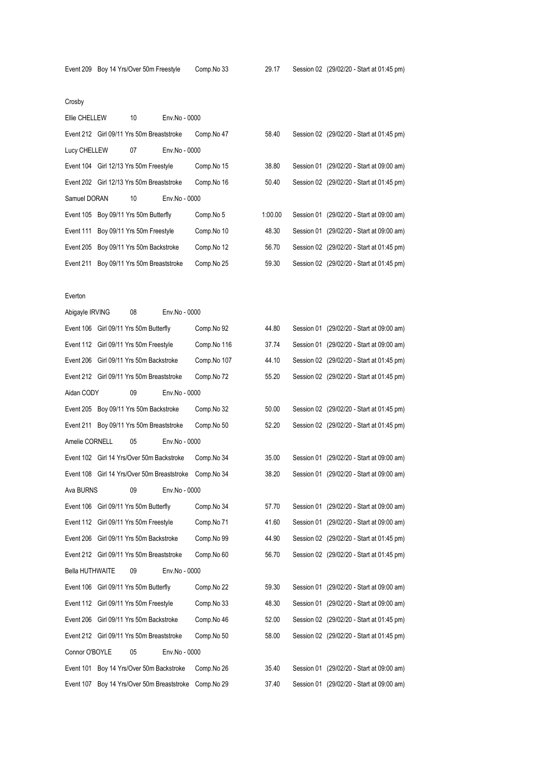Event 209 Boy 14 Yrs/Over 50m Freestyle Comp.No 33 29.17 Session 02 (29/02/20 - Start at 01:45 pm)

Crosby

Ellie CHELLEW 10 Env.No - 0000

Event 212 Girl 09/11 Yrs 50m Breaststroke Comp.No 47 58.40 Session 02 (29/02/20 - Start at 01:45 pm)

Lucy CHELLEW 07 Env.No - 0000

Event 104 Girl 12/13 Yrs 50m Freestyle Comp.No 15 38.80 Session 01 (29/02/20 - Start at 09:00 am)

Event 202 Girl 12/13 Yrs 50m Breaststroke Comp.No 16 50.40 Session 02 (29/02/20 - Start at 01:45 pm)

Samuel DORAN 10 Env.No - 0000

Event 105 Boy 09/11 Yrs 50m Butterfly Comp.No 5 1:00.00 Session 01 (29/02/20 - Start at 09:00 am)

Event 111 Boy 09/11 Yrs 50m Freestyle Comp.No 10 48.30 Session 01 (29/02/20 - Start at 09:00 am)

Event 205 Boy 09/11 Yrs 50m Backstroke Comp.No 12 56.70 Session 02 (29/02/20 - Start at 01:45 pm)

Event 211 Boy 09/11 Yrs 50m Breaststroke Comp.No 25 59.30 Session 02 (29/02/20 - Start at 01:45 pm)

Everton

Abigayle IRVING 08 Env.No - 0000

Event 106 Girl 09/11 Yrs 50m Butterfly Comp.No 92 44.80 Session 01 (29/02/20 - Start at 09:00 am)

Event 112 Girl 09/11 Yrs 50m Freestyle Comp.No 116 37.74 Session 01 (29/02/20 - Start at 09:00 am)

Event 206 Girl 09/11 Yrs 50m Backstroke Comp.No 107 44.10 Session 02 (29/02/20 - Start at 01:45 pm)

Event 212 Girl 09/11 Yrs 50m Breaststroke Comp.No 72 55.20 Session 02 (29/02/20 - Start at 01:45 pm)

Aidan CODY 09 Env.No - 0000

Event 205 Boy 09/11 Yrs 50m Backstroke Comp.No 32 50.00 Session 02 (29/02/20 - Start at 01:45 pm)

Event 211 Boy 09/11 Yrs 50m Breaststroke Comp.No 50 52.20 Session 02 (29/02/20 - Start at 01:45 pm)

Amelie CORNELL 05 Env.No - 0000

Event 102 Girl 14 Yrs/Over 50m Backstroke Comp.No 34 35.00 Session 01 (29/02/20 - Start at 09:00 am)

Event 108 Girl 14 Yrs/Over 50m Breaststroke Comp.No 34 38.20 Session 01 (29/02/20 - Start at 09:00 am)

Ava BURNS 09 Env.No - 0000

Event 106 Girl 09/11 Yrs 50m Butterfly Comp.No 34 57.70 Session 01 (29/02/20 - Start at 09:00 am)

Event 112 Girl 09/11 Yrs 50m Freestyle Comp.No 71 41.60 Session 01 (29/02/20 - Start at 09:00 am)

Event 206 Girl 09/11 Yrs 50m Backstroke Comp.No 99 44.90 Session 02 (29/02/20 - Start at 01:45 pm)

Event 212 Girl 09/11 Yrs 50m Breaststroke Comp.No 60 56.70 Session 02 (29/02/20 - Start at 01:45 pm)

Bella HUTHWAITE 09 Env.No - 0000

Event 106 Girl 09/11 Yrs 50m Butterfly Comp.No 22 59.30 Session 01 (29/02/20 - Start at 09:00 am)

Event 112 Girl 09/11 Yrs 50m Freestyle Comp.No 33 48.30 Session 01 (29/02/20 - Start at 09:00 am)

Event 206 Girl 09/11 Yrs 50m Backstroke Comp.No 46 52.00 Session 02 (29/02/20 - Start at 01:45 pm)

Event 212 Girl 09/11 Yrs 50m Breaststroke Comp.No 50 58.00 Session 02 (29/02/20 - Start at 01:45 pm)

Connor O'BOYLE 05 Env.No - 0000

Event 101 Boy 14 Yrs/Over 50m Backstroke Comp.No 26 35.40 Session 01 (29/02/20 - Start at 09:00 am)

Event 107 Boy 14 Yrs/Over 50m Breaststroke Comp.No 29 37.40 Session 01 (29/02/20 - Start at 09:00 am)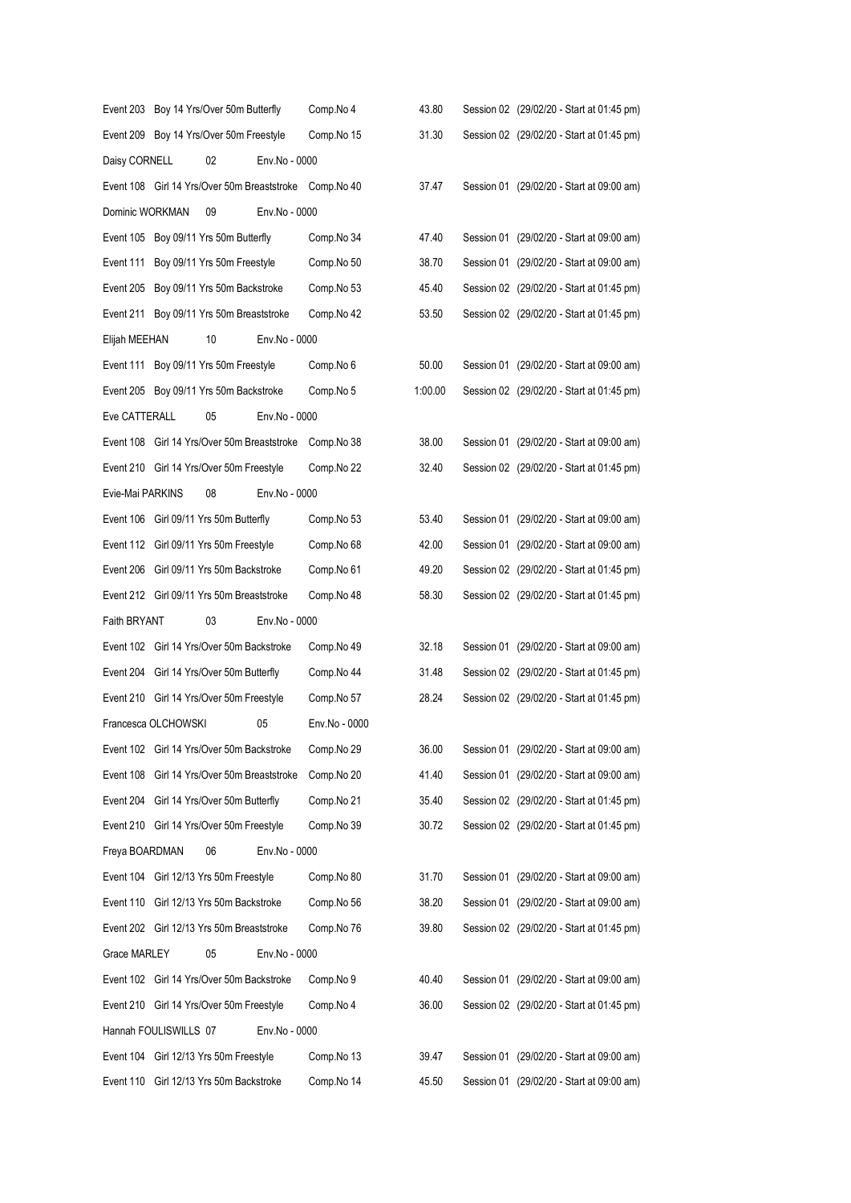| | | | | |
|---|---|---|---|---|
| Event 203 Boy 14 Yrs/Over 50m Butterfly | Comp.No 4 | 43.80 | Session 02 (29/02/20 - Start at 01:45 pm) |
| Event 209 Boy 14 Yrs/Over 50m Freestyle | Comp.No 15 | 31.30 | Session 02 (29/02/20 - Start at 01:45 pm) |
| Daisy CORNELL 02 | Env.No - 0000 | | |
| Event 108 Girl 14 Yrs/Over 50m Breaststroke | Comp.No 40 | 37.47 | Session 01 (29/02/20 - Start at 09:00 am) |
| Dominic WORKMAN 09 | Env.No - 0000 | | |
| Event 105 Boy 09/11 Yrs 50m Butterfly | Comp.No 34 | 47.40 | Session 01 (29/02/20 - Start at 09:00 am) |
| Event 111 Boy 09/11 Yrs 50m Freestyle | Comp.No 50 | 38.70 | Session 01 (29/02/20 - Start at 09:00 am) |
| Event 205 Boy 09/11 Yrs 50m Backstroke | Comp.No 53 | 45.40 | Session 02 (29/02/20 - Start at 01:45 pm) |
| Event 211 Boy 09/11 Yrs 50m Breaststroke | Comp.No 42 | 53.50 | Session 02 (29/02/20 - Start at 01:45 pm) |
| Elijah MEEHAN 10 | Env.No - 0000 | | |
| Event 111 Boy 09/11 Yrs 50m Freestyle | Comp.No 6 | 50.00 | Session 01 (29/02/20 - Start at 09:00 am) |
| Event 205 Boy 09/11 Yrs 50m Backstroke | Comp.No 5 | 1:00.00 | Session 02 (29/02/20 - Start at 01:45 pm) |
| Eve CATTERALL 05 | Env.No - 0000 | | |
| Event 108 Girl 14 Yrs/Over 50m Breaststroke | Comp.No 38 | 38.00 | Session 01 (29/02/20 - Start at 09:00 am) |
| Event 210 Girl 14 Yrs/Over 50m Freestyle | Comp.No 22 | 32.40 | Session 02 (29/02/20 - Start at 01:45 pm) |
| Evie-Mai PARKINS 08 | Env.No - 0000 | | |
| Event 106 Girl 09/11 Yrs 50m Butterfly | Comp.No 53 | 53.40 | Session 01 (29/02/20 - Start at 09:00 am) |
| Event 112 Girl 09/11 Yrs 50m Freestyle | Comp.No 68 | 42.00 | Session 01 (29/02/20 - Start at 09:00 am) |
| Event 206 Girl 09/11 Yrs 50m Backstroke | Comp.No 61 | 49.20 | Session 02 (29/02/20 - Start at 01:45 pm) |
| Event 212 Girl 09/11 Yrs 50m Breaststroke | Comp.No 48 | 58.30 | Session 02 (29/02/20 - Start at 01:45 pm) |
| Faith BRYANT 03 | Env.No - 0000 | | |
| Event 102 Girl 14 Yrs/Over 50m Backstroke | Comp.No 49 | 32.18 | Session 01 (29/02/20 - Start at 09:00 am) |
| Event 204 Girl 14 Yrs/Over 50m Butterfly | Comp.No 44 | 31.48 | Session 02 (29/02/20 - Start at 01:45 pm) |
| Event 210 Girl 14 Yrs/Over 50m Freestyle | Comp.No 57 | 28.24 | Session 02 (29/02/20 - Start at 01:45 pm) |
| Francesca OLCHOWSKI 05 | Env.No - 0000 | | |
| Event 102 Girl 14 Yrs/Over 50m Backstroke | Comp.No 29 | 36.00 | Session 01 (29/02/20 - Start at 09:00 am) |
| Event 108 Girl 14 Yrs/Over 50m Breaststroke | Comp.No 20 | 41.40 | Session 01 (29/02/20 - Start at 09:00 am) |
| Event 204 Girl 14 Yrs/Over 50m Butterfly | Comp.No 21 | 35.40 | Session 02 (29/02/20 - Start at 01:45 pm) |
| Event 210 Girl 14 Yrs/Over 50m Freestyle | Comp.No 39 | 30.72 | Session 02 (29/02/20 - Start at 01:45 pm) |
| Freya BOARDMAN 06 | Env.No - 0000 | | |
| Event 104 Girl 12/13 Yrs 50m Freestyle | Comp.No 80 | 31.70 | Session 01 (29/02/20 - Start at 09:00 am) |
| Event 110 Girl 12/13 Yrs 50m Backstroke | Comp.No 56 | 38.20 | Session 01 (29/02/20 - Start at 09:00 am) |
| Event 202 Girl 12/13 Yrs 50m Breaststroke | Comp.No 76 | 39.80 | Session 02 (29/02/20 - Start at 01:45 pm) |
| Grace MARLEY 05 | Env.No - 0000 | | |
| Event 102 Girl 14 Yrs/Over 50m Backstroke | Comp.No 9 | 40.40 | Session 01 (29/02/20 - Start at 09:00 am) |
| Event 210 Girl 14 Yrs/Over 50m Freestyle | Comp.No 4 | 36.00 | Session 02 (29/02/20 - Start at 01:45 pm) |
| Hannah FOULISWILLS 07 | Env.No - 0000 | | |
| Event 104 Girl 12/13 Yrs 50m Freestyle | Comp.No 13 | 39.47 | Session 01 (29/02/20 - Start at 09:00 am) |
| Event 110 Girl 12/13 Yrs 50m Backstroke | Comp.No 14 | 45.50 | Session 01 (29/02/20 - Start at 09:00 am) |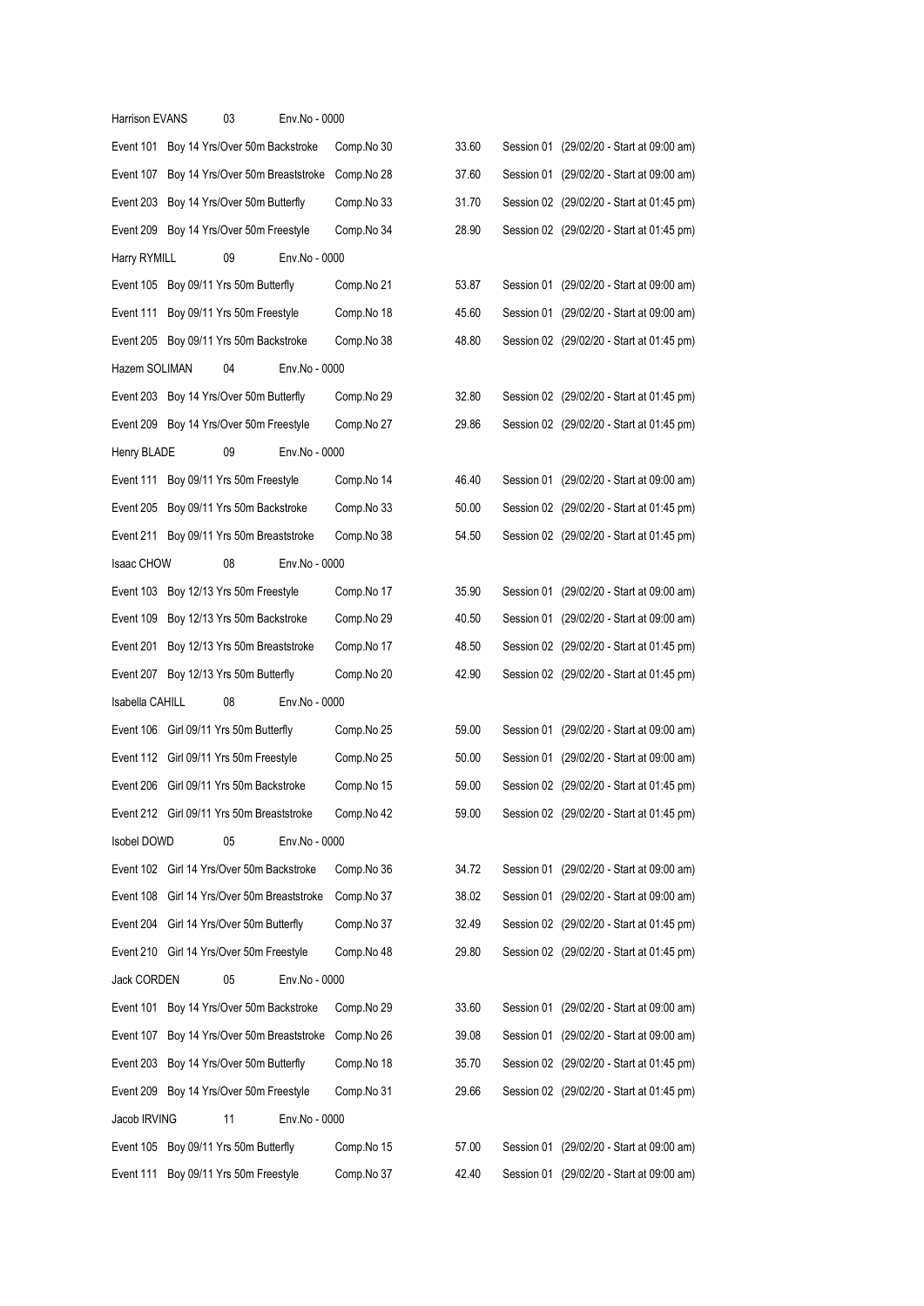Harrison EVANS 03 Env.No - 0000

Event 101 Boy 14 Yrs/Over 50m Backstroke Comp.No 30 33.60 Session 01 (29/02/20 - Start at 09:00 am)

Event 107 Boy 14 Yrs/Over 50m Breaststroke Comp.No 28 37.60 Session 01 (29/02/20 - Start at 09:00 am)

Event 203 Boy 14 Yrs/Over 50m Butterfly Comp.No 33 31.70 Session 02 (29/02/20 - Start at 01:45 pm)

Event 209 Boy 14 Yrs/Over 50m Freestyle Comp.No 34 28.90 Session 02 (29/02/20 - Start at 01:45 pm)

Harry RYMILL 09 Env.No - 0000

Event 105 Boy 09/11 Yrs 50m Butterfly Comp.No 21 53.87 Session 01 (29/02/20 - Start at 09:00 am)

Event 111 Boy 09/11 Yrs 50m Freestyle Comp.No 18 45.60 Session 01 (29/02/20 - Start at 09:00 am)

Event 205 Boy 09/11 Yrs 50m Backstroke Comp.No 38 48.80 Session 02 (29/02/20 - Start at 01:45 pm)

Hazem SOLIMAN 04 Env.No - 0000

Event 203 Boy 14 Yrs/Over 50m Butterfly Comp.No 29 32.80 Session 02 (29/02/20 - Start at 01:45 pm)

Event 209 Boy 14 Yrs/Over 50m Freestyle Comp.No 27 29.86 Session 02 (29/02/20 - Start at 01:45 pm)

Henry BLADE 09 Env.No - 0000

Event 111 Boy 09/11 Yrs 50m Freestyle Comp.No 14 46.40 Session 01 (29/02/20 - Start at 09:00 am)

Event 205 Boy 09/11 Yrs 50m Backstroke Comp.No 33 50.00 Session 02 (29/02/20 - Start at 01:45 pm)

Event 211 Boy 09/11 Yrs 50m Breaststroke Comp.No 38 54.50 Session 02 (29/02/20 - Start at 01:45 pm)

Isaac CHOW 08 Env.No - 0000

Event 103 Boy 12/13 Yrs 50m Freestyle Comp.No 17 35.90 Session 01 (29/02/20 - Start at 09:00 am)

Event 109 Boy 12/13 Yrs 50m Backstroke Comp.No 29 40.50 Session 01 (29/02/20 - Start at 09:00 am)

Event 201 Boy 12/13 Yrs 50m Breaststroke Comp.No 17 48.50 Session 02 (29/02/20 - Start at 01:45 pm)

Event 207 Boy 12/13 Yrs 50m Butterfly Comp.No 20 42.90 Session 02 (29/02/20 - Start at 01:45 pm)

Isabella CAHILL 08 Env.No - 0000

Event 106 Girl 09/11 Yrs 50m Butterfly Comp.No 25 59.00 Session 01 (29/02/20 - Start at 09:00 am)

Event 112 Girl 09/11 Yrs 50m Freestyle Comp.No 25 50.00 Session 01 (29/02/20 - Start at 09:00 am)

Event 206 Girl 09/11 Yrs 50m Backstroke Comp.No 15 59.00 Session 02 (29/02/20 - Start at 01:45 pm)

Event 212 Girl 09/11 Yrs 50m Breaststroke Comp.No 42 59.00 Session 02 (29/02/20 - Start at 01:45 pm)

Isobel DOWD 05 Env.No - 0000

Event 102 Girl 14 Yrs/Over 50m Backstroke Comp.No 36 34.72 Session 01 (29/02/20 - Start at 09:00 am)

Event 108 Girl 14 Yrs/Over 50m Breaststroke Comp.No 37 38.02 Session 01 (29/02/20 - Start at 09:00 am)

Event 204 Girl 14 Yrs/Over 50m Butterfly Comp.No 37 32.49 Session 02 (29/02/20 - Start at 01:45 pm)

Event 210 Girl 14 Yrs/Over 50m Freestyle Comp.No 48 29.80 Session 02 (29/02/20 - Start at 01:45 pm)

Jack CORDEN 05 Env.No - 0000

Event 101 Boy 14 Yrs/Over 50m Backstroke Comp.No 29 33.60 Session 01 (29/02/20 - Start at 09:00 am)

Event 107 Boy 14 Yrs/Over 50m Breaststroke Comp.No 26 39.08 Session 01 (29/02/20 - Start at 09:00 am)

Event 203 Boy 14 Yrs/Over 50m Butterfly Comp.No 18 35.70 Session 02 (29/02/20 - Start at 01:45 pm)

Event 209 Boy 14 Yrs/Over 50m Freestyle Comp.No 31 29.66 Session 02 (29/02/20 - Start at 01:45 pm)

Jacob IRVING 11 Env.No - 0000

Event 105 Boy 09/11 Yrs 50m Butterfly Comp.No 15 57.00 Session 01 (29/02/20 - Start at 09:00 am)

Event 111 Boy 09/11 Yrs 50m Freestyle Comp.No 37 42.40 Session 01 (29/02/20 - Start at 09:00 am)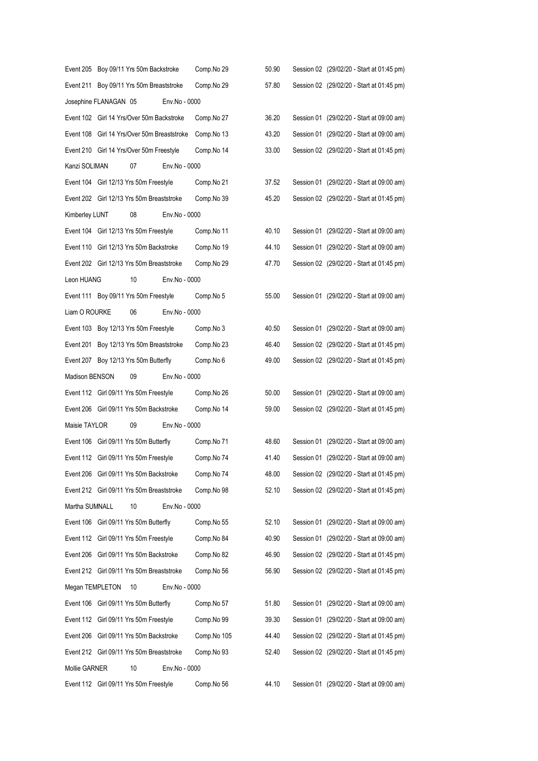Event 205   Boy 09/11 Yrs 50m Backstroke   Comp.No 29   50.90   Session 02   (29/02/20 - Start at 01:45 pm)

Event 211   Boy 09/11 Yrs 50m Breaststroke   Comp.No 29   57.80   Session 02   (29/02/20 - Start at 01:45 pm)

Josephine FLANAGAN   05   Env.No - 0000

Event 102   Girl 14 Yrs/Over 50m Backstroke   Comp.No 27   36.20   Session 01   (29/02/20 - Start at 09:00 am)

Event 108   Girl 14 Yrs/Over 50m Breaststroke   Comp.No 13   43.20   Session 01   (29/02/20 - Start at 09:00 am)

Event 210   Girl 14 Yrs/Over 50m Freestyle   Comp.No 14   33.00   Session 02   (29/02/20 - Start at 01:45 pm)

Kanzi SOLIMAN   07   Env.No - 0000

Event 104   Girl 12/13 Yrs 50m Freestyle   Comp.No 21   37.52   Session 01   (29/02/20 - Start at 09:00 am)

Event 202   Girl 12/13 Yrs 50m Breaststroke   Comp.No 39   45.20   Session 02   (29/02/20 - Start at 01:45 pm)

Kimberley LUNT   08   Env.No - 0000

Event 104   Girl 12/13 Yrs 50m Freestyle   Comp.No 11   40.10   Session 01   (29/02/20 - Start at 09:00 am)

Event 110   Girl 12/13 Yrs 50m Backstroke   Comp.No 19   44.10   Session 01   (29/02/20 - Start at 09:00 am)

Event 202   Girl 12/13 Yrs 50m Breaststroke   Comp.No 29   47.70   Session 02   (29/02/20 - Start at 01:45 pm)

Leon HUANG   10   Env.No - 0000

Event 111   Boy 09/11 Yrs 50m Freestyle   Comp.No 5   55.00   Session 01   (29/02/20 - Start at 09:00 am)

Liam O ROURKE   06   Env.No - 0000

Event 103   Boy 12/13 Yrs 50m Freestyle   Comp.No 3   40.50   Session 01   (29/02/20 - Start at 09:00 am)

Event 201   Boy 12/13 Yrs 50m Breaststroke   Comp.No 23   46.40   Session 02   (29/02/20 - Start at 01:45 pm)

Event 207   Boy 12/13 Yrs 50m Butterfly   Comp.No 6   49.00   Session 02   (29/02/20 - Start at 01:45 pm)

Madison BENSON   09   Env.No - 0000

Event 112   Girl 09/11 Yrs 50m Freestyle   Comp.No 26   50.00   Session 01   (29/02/20 - Start at 09:00 am)

Event 206   Girl 09/11 Yrs 50m Backstroke   Comp.No 14   59.00   Session 02   (29/02/20 - Start at 01:45 pm)

Maisie TAYLOR   09   Env.No - 0000

Event 106   Girl 09/11 Yrs 50m Butterfly   Comp.No 71   48.60   Session 01   (29/02/20 - Start at 09:00 am)

Event 112   Girl 09/11 Yrs 50m Freestyle   Comp.No 74   41.40   Session 01   (29/02/20 - Start at 09:00 am)

Event 206   Girl 09/11 Yrs 50m Backstroke   Comp.No 74   48.00   Session 02   (29/02/20 - Start at 01:45 pm)

Event 212   Girl 09/11 Yrs 50m Breaststroke   Comp.No 98   52.10   Session 02   (29/02/20 - Start at 01:45 pm)

Martha SUMNALL   10   Env.No - 0000

Event 106   Girl 09/11 Yrs 50m Butterfly   Comp.No 55   52.10   Session 01   (29/02/20 - Start at 09:00 am)

Event 112   Girl 09/11 Yrs 50m Freestyle   Comp.No 84   40.90   Session 01   (29/02/20 - Start at 09:00 am)

Event 206   Girl 09/11 Yrs 50m Backstroke   Comp.No 82   46.90   Session 02   (29/02/20 - Start at 01:45 pm)

Event 212   Girl 09/11 Yrs 50m Breaststroke   Comp.No 56   56.90   Session 02   (29/02/20 - Start at 01:45 pm)

Megan TEMPLETON   10   Env.No - 0000

Event 106   Girl 09/11 Yrs 50m Butterfly   Comp.No 57   51.80   Session 01   (29/02/20 - Start at 09:00 am)

Event 112   Girl 09/11 Yrs 50m Freestyle   Comp.No 99   39.30   Session 01   (29/02/20 - Start at 09:00 am)

Event 206   Girl 09/11 Yrs 50m Backstroke   Comp.No 105   44.40   Session 02   (29/02/20 - Start at 01:45 pm)

Event 212   Girl 09/11 Yrs 50m Breaststroke   Comp.No 93   52.40   Session 02   (29/02/20 - Start at 01:45 pm)

Mollie GARNER   10   Env.No - 0000

Event 112   Girl 09/11 Yrs 50m Freestyle   Comp.No 56   44.10   Session 01   (29/02/20 - Start at 09:00 am)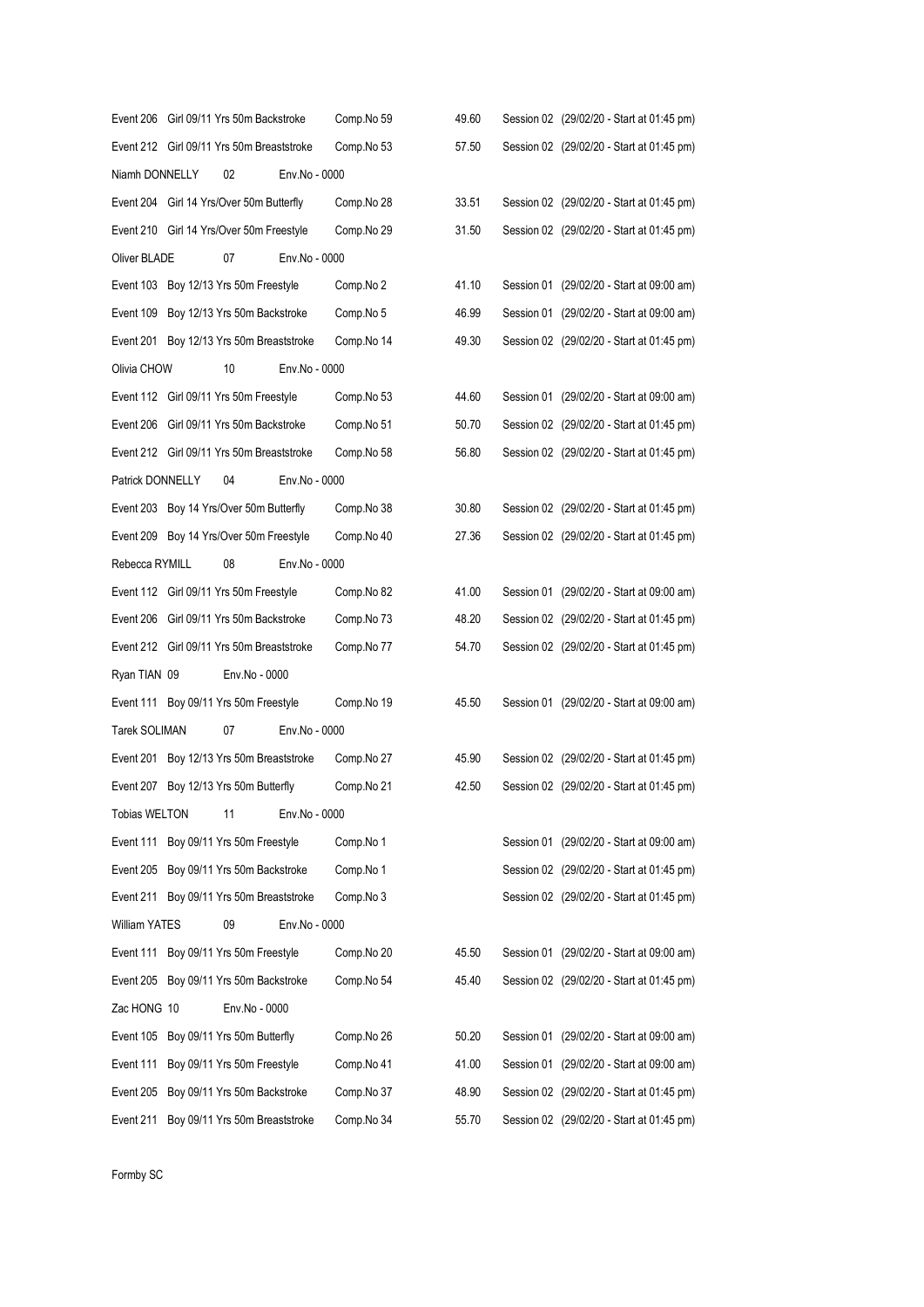Event 206 Girl 09/11 Yrs 50m Backstroke Comp.No 59 49.60 Session 02 (29/02/20 - Start at 01:45 pm)

Event 212 Girl 09/11 Yrs 50m Breaststroke Comp.No 53 57.50 Session 02 (29/02/20 - Start at 01:45 pm)

Niamh DONNELLY 02 Env.No - 0000

Event 204 Girl 14 Yrs/Over 50m Butterfly Comp.No 28 33.51 Session 02 (29/02/20 - Start at 01:45 pm)

Event 210 Girl 14 Yrs/Over 50m Freestyle Comp.No 29 31.50 Session 02 (29/02/20 - Start at 01:45 pm)

Oliver BLADE 07 Env.No - 0000

Event 103 Boy 12/13 Yrs 50m Freestyle Comp.No 2 41.10 Session 01 (29/02/20 - Start at 09:00 am)

Event 109 Boy 12/13 Yrs 50m Backstroke Comp.No 5 46.99 Session 01 (29/02/20 - Start at 09:00 am)

Event 201 Boy 12/13 Yrs 50m Breaststroke Comp.No 14 49.30 Session 02 (29/02/20 - Start at 01:45 pm)

Olivia CHOW 10 Env.No - 0000

Event 112 Girl 09/11 Yrs 50m Freestyle Comp.No 53 44.60 Session 01 (29/02/20 - Start at 09:00 am)

Event 206 Girl 09/11 Yrs 50m Backstroke Comp.No 51 50.70 Session 02 (29/02/20 - Start at 01:45 pm)

Event 212 Girl 09/11 Yrs 50m Breaststroke Comp.No 58 56.80 Session 02 (29/02/20 - Start at 01:45 pm)

Patrick DONNELLY 04 Env.No - 0000

Event 203 Boy 14 Yrs/Over 50m Butterfly Comp.No 38 30.80 Session 02 (29/02/20 - Start at 01:45 pm)

Event 209 Boy 14 Yrs/Over 50m Freestyle Comp.No 40 27.36 Session 02 (29/02/20 - Start at 01:45 pm)

Rebecca RYMILL 08 Env.No - 0000

Event 112 Girl 09/11 Yrs 50m Freestyle Comp.No 82 41.00 Session 01 (29/02/20 - Start at 09:00 am)

Event 206 Girl 09/11 Yrs 50m Backstroke Comp.No 73 48.20 Session 02 (29/02/20 - Start at 01:45 pm)

Event 212 Girl 09/11 Yrs 50m Breaststroke Comp.No 77 54.70 Session 02 (29/02/20 - Start at 01:45 pm)

Ryan TIAN 09 Env.No - 0000

Event 111 Boy 09/11 Yrs 50m Freestyle Comp.No 19 45.50 Session 01 (29/02/20 - Start at 09:00 am)

Tarek SOLIMAN 07 Env.No - 0000

Event 201 Boy 12/13 Yrs 50m Breaststroke Comp.No 27 45.90 Session 02 (29/02/20 - Start at 01:45 pm)

Event 207 Boy 12/13 Yrs 50m Butterfly Comp.No 21 42.50 Session 02 (29/02/20 - Start at 01:45 pm)

Tobias WELTON 11 Env.No - 0000

Event 111 Boy 09/11 Yrs 50m Freestyle Comp.No 1 Session 01 (29/02/20 - Start at 09:00 am)

Event 205 Boy 09/11 Yrs 50m Backstroke Comp.No 1 Session 02 (29/02/20 - Start at 01:45 pm)

Event 211 Boy 09/11 Yrs 50m Breaststroke Comp.No 3 Session 02 (29/02/20 - Start at 01:45 pm)

William YATES 09 Env.No - 0000

Event 111 Boy 09/11 Yrs 50m Freestyle Comp.No 20 45.50 Session 01 (29/02/20 - Start at 09:00 am)

Event 205 Boy 09/11 Yrs 50m Backstroke Comp.No 54 45.40 Session 02 (29/02/20 - Start at 01:45 pm)

Zac HONG 10 Env.No - 0000

Event 105 Boy 09/11 Yrs 50m Butterfly Comp.No 26 50.20 Session 01 (29/02/20 - Start at 09:00 am)

Event 111 Boy 09/11 Yrs 50m Freestyle Comp.No 41 41.00 Session 01 (29/02/20 - Start at 09:00 am)

Event 205 Boy 09/11 Yrs 50m Backstroke Comp.No 37 48.90 Session 02 (29/02/20 - Start at 01:45 pm)

Event 211 Boy 09/11 Yrs 50m Breaststroke Comp.No 34 55.70 Session 02 (29/02/20 - Start at 01:45 pm)

Formby SC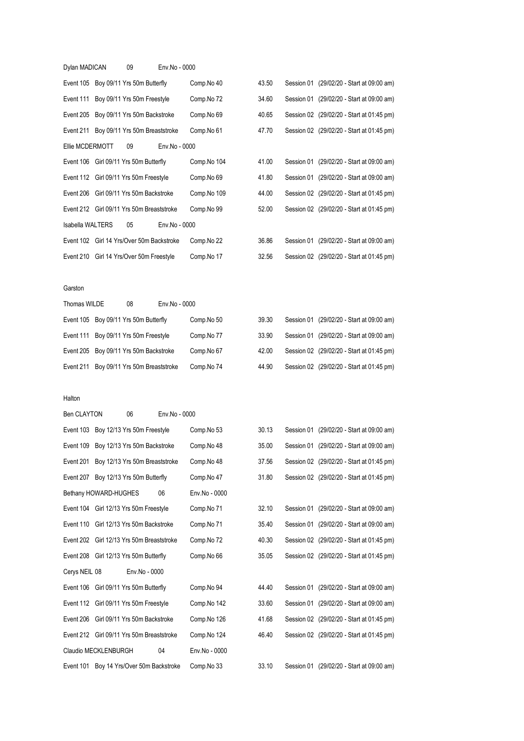Dylan MADICAN 09 Env.No - 0000

| | | | |
|---|---|---|---|
| Event 105 Boy 09/11 Yrs 50m Butterfly | Comp.No 40 | 43.50 | Session 01 (29/02/20 - Start at 09:00 am) |
| Event 111 Boy 09/11 Yrs 50m Freestyle | Comp.No 72 | 34.60 | Session 01 (29/02/20 - Start at 09:00 am) |
| Event 205 Boy 09/11 Yrs 50m Backstroke | Comp.No 69 | 40.65 | Session 02 (29/02/20 - Start at 01:45 pm) |
| Event 211 Boy 09/11 Yrs 50m Breaststroke | Comp.No 61 | 47.70 | Session 02 (29/02/20 - Start at 01:45 pm) |

Ellie MCDERMOTT 09 Env.No - 0000

| | | | |
|---|---|---|---|
| Event 106 Girl 09/11 Yrs 50m Butterfly | Comp.No 104 | 41.00 | Session 01 (29/02/20 - Start at 09:00 am) |
| Event 112 Girl 09/11 Yrs 50m Freestyle | Comp.No 69 | 41.80 | Session 01 (29/02/20 - Start at 09:00 am) |
| Event 206 Girl 09/11 Yrs 50m Backstroke | Comp.No 109 | 44.00 | Session 02 (29/02/20 - Start at 01:45 pm) |
| Event 212 Girl 09/11 Yrs 50m Breaststroke | Comp.No 99 | 52.00 | Session 02 (29/02/20 - Start at 01:45 pm) |

Isabella WALTERS 05 Env.No - 0000

| | | | |
|---|---|---|---|
| Event 102 Girl 14 Yrs/Over 50m Backstroke | Comp.No 22 | 36.86 | Session 01 (29/02/20 - Start at 09:00 am) |
| Event 210 Girl 14 Yrs/Over 50m Freestyle | Comp.No 17 | 32.56 | Session 02 (29/02/20 - Start at 01:45 pm) |

Garston

Thomas WILDE 08 Env.No - 0000

| | | | |
|---|---|---|---|
| Event 105 Boy 09/11 Yrs 50m Butterfly | Comp.No 50 | 39.30 | Session 01 (29/02/20 - Start at 09:00 am) |
| Event 111 Boy 09/11 Yrs 50m Freestyle | Comp.No 77 | 33.90 | Session 01 (29/02/20 - Start at 09:00 am) |
| Event 205 Boy 09/11 Yrs 50m Backstroke | Comp.No 67 | 42.00 | Session 02 (29/02/20 - Start at 01:45 pm) |
| Event 211 Boy 09/11 Yrs 50m Breaststroke | Comp.No 74 | 44.90 | Session 02 (29/02/20 - Start at 01:45 pm) |

Halton

Ben CLAYTON 06 Env.No - 0000

| | | | |
|---|---|---|---|
| Event 103 Boy 12/13 Yrs 50m Freestyle | Comp.No 53 | 30.13 | Session 01 (29/02/20 - Start at 09:00 am) |
| Event 109 Boy 12/13 Yrs 50m Backstroke | Comp.No 48 | 35.00 | Session 01 (29/02/20 - Start at 09:00 am) |
| Event 201 Boy 12/13 Yrs 50m Breaststroke | Comp.No 48 | 37.56 | Session 02 (29/02/20 - Start at 01:45 pm) |
| Event 207 Boy 12/13 Yrs 50m Butterfly | Comp.No 47 | 31.80 | Session 02 (29/02/20 - Start at 01:45 pm) |

Bethany HOWARD-HUGHES 06 Env.No - 0000

| | | | |
|---|---|---|---|
| Event 104 Girl 12/13 Yrs 50m Freestyle | Comp.No 71 | 32.10 | Session 01 (29/02/20 - Start at 09:00 am) |
| Event 110 Girl 12/13 Yrs 50m Backstroke | Comp.No 71 | 35.40 | Session 01 (29/02/20 - Start at 09:00 am) |
| Event 202 Girl 12/13 Yrs 50m Breaststroke | Comp.No 72 | 40.30 | Session 02 (29/02/20 - Start at 01:45 pm) |
| Event 208 Girl 12/13 Yrs 50m Butterfly | Comp.No 66 | 35.05 | Session 02 (29/02/20 - Start at 01:45 pm) |

Cerys NEIL 08 Env.No - 0000

| | | | |
|---|---|---|---|
| Event 106 Girl 09/11 Yrs 50m Butterfly | Comp.No 94 | 44.40 | Session 01 (29/02/20 - Start at 09:00 am) |
| Event 112 Girl 09/11 Yrs 50m Freestyle | Comp.No 142 | 33.60 | Session 01 (29/02/20 - Start at 09:00 am) |
| Event 206 Girl 09/11 Yrs 50m Backstroke | Comp.No 126 | 41.68 | Session 02 (29/02/20 - Start at 01:45 pm) |
| Event 212 Girl 09/11 Yrs 50m Breaststroke | Comp.No 124 | 46.40 | Session 02 (29/02/20 - Start at 01:45 pm) |

Claudio MECKLENBURGH 04 Env.No - 0000

| | | | |
|---|---|---|---|
| Event 101 Boy 14 Yrs/Over 50m Backstroke | Comp.No 33 | 33.10 | Session 01 (29/02/20 - Start at 09:00 am) |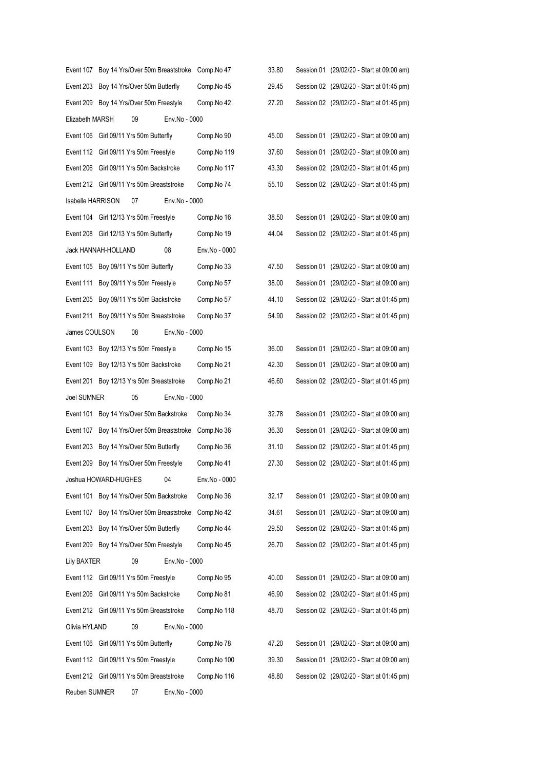| | | | |
|---|---|---|---|
| Event 107 Boy 14 Yrs/Over 50m Breaststroke | Comp.No 47 | 33.80 | Session 01 (29/02/20 - Start at 09:00 am) |
| Event 203 Boy 14 Yrs/Over 50m Butterfly | Comp.No 45 | 29.45 | Session 02 (29/02/20 - Start at 01:45 pm) |
| Event 209 Boy 14 Yrs/Over 50m Freestyle | Comp.No 42 | 27.20 | Session 02 (29/02/20 - Start at 01:45 pm) |
| Elizabeth MARSH 09 Env.No - 0000 | | | |
| Event 106 Girl 09/11 Yrs 50m Butterfly | Comp.No 90 | 45.00 | Session 01 (29/02/20 - Start at 09:00 am) |
| Event 112 Girl 09/11 Yrs 50m Freestyle | Comp.No 119 | 37.60 | Session 01 (29/02/20 - Start at 09:00 am) |
| Event 206 Girl 09/11 Yrs 50m Backstroke | Comp.No 117 | 43.30 | Session 02 (29/02/20 - Start at 01:45 pm) |
| Event 212 Girl 09/11 Yrs 50m Breaststroke | Comp.No 74 | 55.10 | Session 02 (29/02/20 - Start at 01:45 pm) |
| Isabelle HARRISON 07 Env.No - 0000 | | | |
| Event 104 Girl 12/13 Yrs 50m Freestyle | Comp.No 16 | 38.50 | Session 01 (29/02/20 - Start at 09:00 am) |
| Event 208 Girl 12/13 Yrs 50m Butterfly | Comp.No 19 | 44.04 | Session 02 (29/02/20 - Start at 01:45 pm) |
| Jack HANNAH-HOLLAND 08 | Env.No - 0000 | | |
| Event 105 Boy 09/11 Yrs 50m Butterfly | Comp.No 33 | 47.50 | Session 01 (29/02/20 - Start at 09:00 am) |
| Event 111 Boy 09/11 Yrs 50m Freestyle | Comp.No 57 | 38.00 | Session 01 (29/02/20 - Start at 09:00 am) |
| Event 205 Boy 09/11 Yrs 50m Backstroke | Comp.No 57 | 44.10 | Session 02 (29/02/20 - Start at 01:45 pm) |
| Event 211 Boy 09/11 Yrs 50m Breaststroke | Comp.No 37 | 54.90 | Session 02 (29/02/20 - Start at 01:45 pm) |
| James COULSON 08 Env.No - 0000 | | | |
| Event 103 Boy 12/13 Yrs 50m Freestyle | Comp.No 15 | 36.00 | Session 01 (29/02/20 - Start at 09:00 am) |
| Event 109 Boy 12/13 Yrs 50m Backstroke | Comp.No 21 | 42.30 | Session 01 (29/02/20 - Start at 09:00 am) |
| Event 201 Boy 12/13 Yrs 50m Breaststroke | Comp.No 21 | 46.60 | Session 02 (29/02/20 - Start at 01:45 pm) |
| Joel SUMNER 05 Env.No - 0000 | | | |
| Event 101 Boy 14 Yrs/Over 50m Backstroke | Comp.No 34 | 32.78 | Session 01 (29/02/20 - Start at 09:00 am) |
| Event 107 Boy 14 Yrs/Over 50m Breaststroke | Comp.No 36 | 36.30 | Session 01 (29/02/20 - Start at 09:00 am) |
| Event 203 Boy 14 Yrs/Over 50m Butterfly | Comp.No 36 | 31.10 | Session 02 (29/02/20 - Start at 01:45 pm) |
| Event 209 Boy 14 Yrs/Over 50m Freestyle | Comp.No 41 | 27.30 | Session 02 (29/02/20 - Start at 01:45 pm) |
| Joshua HOWARD-HUGHES 04 | Env.No - 0000 | | |
| Event 101 Boy 14 Yrs/Over 50m Backstroke | Comp.No 36 | 32.17 | Session 01 (29/02/20 - Start at 09:00 am) |
| Event 107 Boy 14 Yrs/Over 50m Breaststroke | Comp.No 42 | 34.61 | Session 01 (29/02/20 - Start at 09:00 am) |
| Event 203 Boy 14 Yrs/Over 50m Butterfly | Comp.No 44 | 29.50 | Session 02 (29/02/20 - Start at 01:45 pm) |
| Event 209 Boy 14 Yrs/Over 50m Freestyle | Comp.No 45 | 26.70 | Session 02 (29/02/20 - Start at 01:45 pm) |
| Lily BAXTER 09 Env.No - 0000 | | | |
| Event 112 Girl 09/11 Yrs 50m Freestyle | Comp.No 95 | 40.00 | Session 01 (29/02/20 - Start at 09:00 am) |
| Event 206 Girl 09/11 Yrs 50m Backstroke | Comp.No 81 | 46.90 | Session 02 (29/02/20 - Start at 01:45 pm) |
| Event 212 Girl 09/11 Yrs 50m Breaststroke | Comp.No 118 | 48.70 | Session 02 (29/02/20 - Start at 01:45 pm) |
| Olivia HYLAND 09 Env.No - 0000 | | | |
| Event 106 Girl 09/11 Yrs 50m Butterfly | Comp.No 78 | 47.20 | Session 01 (29/02/20 - Start at 09:00 am) |
| Event 112 Girl 09/11 Yrs 50m Freestyle | Comp.No 100 | 39.30 | Session 01 (29/02/20 - Start at 09:00 am) |
| Event 212 Girl 09/11 Yrs 50m Breaststroke | Comp.No 116 | 48.80 | Session 02 (29/02/20 - Start at 01:45 pm) |
| Reuben SUMNER 07 Env.No - 0000 | | | |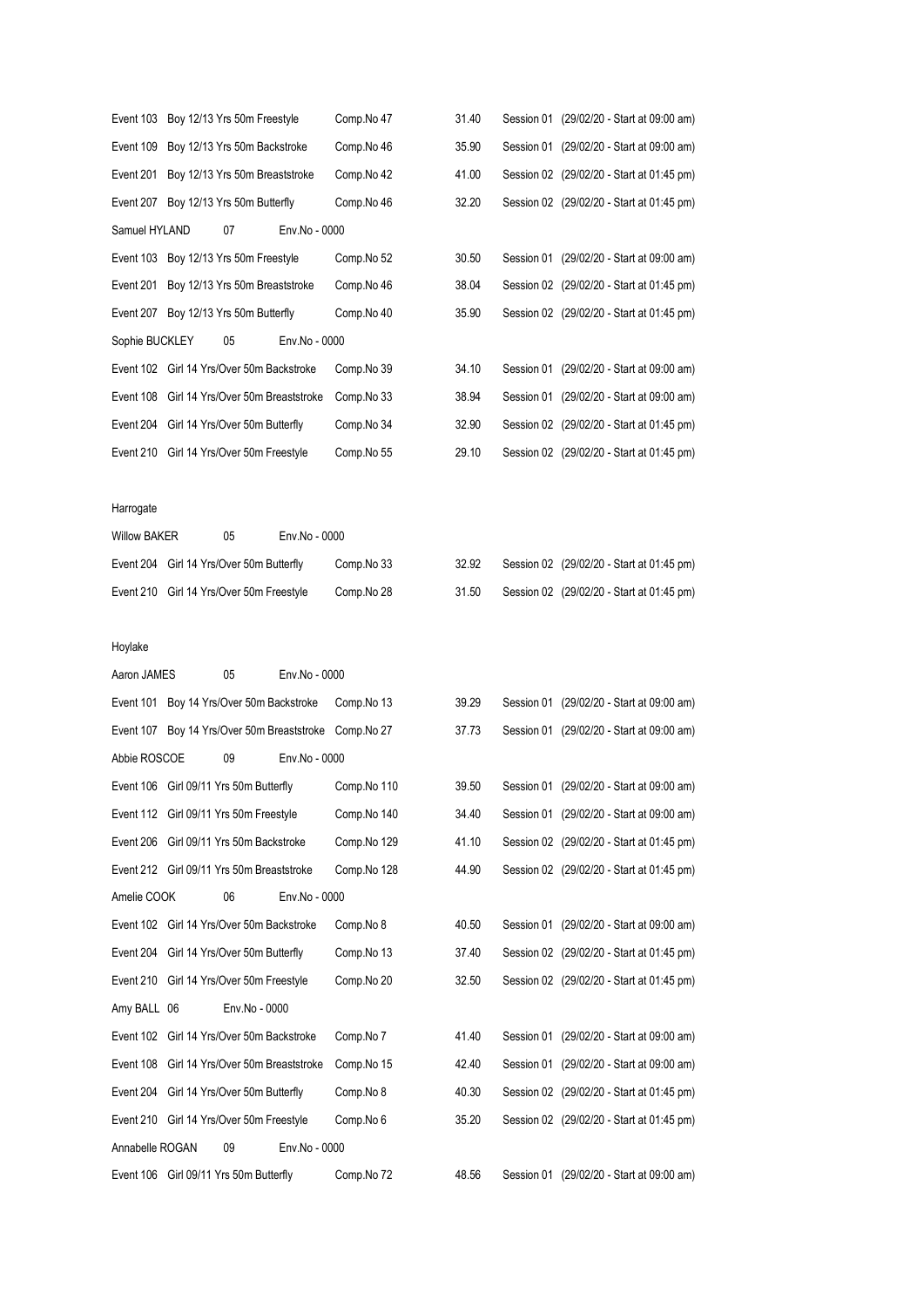Event 103 Boy 12/13 Yrs 50m Freestyle Comp.No 47 31.40 Session 01 (29/02/20 - Start at 09:00 am)

Event 109 Boy 12/13 Yrs 50m Backstroke Comp.No 46 35.90 Session 01 (29/02/20 - Start at 09:00 am)

Event 201 Boy 12/13 Yrs 50m Breaststroke Comp.No 42 41.00 Session 02 (29/02/20 - Start at 01:45 pm)

Event 207 Boy 12/13 Yrs 50m Butterfly Comp.No 46 32.20 Session 02 (29/02/20 - Start at 01:45 pm)

Samuel HYLAND 07 Env.No - 0000

Event 103 Boy 12/13 Yrs 50m Freestyle Comp.No 52 30.50 Session 01 (29/02/20 - Start at 09:00 am)

Event 201 Boy 12/13 Yrs 50m Breaststroke Comp.No 46 38.04 Session 02 (29/02/20 - Start at 01:45 pm)

Event 207 Boy 12/13 Yrs 50m Butterfly Comp.No 40 35.90 Session 02 (29/02/20 - Start at 01:45 pm)

Sophie BUCKLEY 05 Env.No - 0000

Event 102 Girl 14 Yrs/Over 50m Backstroke Comp.No 39 34.10 Session 01 (29/02/20 - Start at 09:00 am)

Event 108 Girl 14 Yrs/Over 50m Breaststroke Comp.No 33 38.94 Session 01 (29/02/20 - Start at 09:00 am)

Event 204 Girl 14 Yrs/Over 50m Butterfly Comp.No 34 32.90 Session 02 (29/02/20 - Start at 01:45 pm)

Event 210 Girl 14 Yrs/Over 50m Freestyle Comp.No 55 29.10 Session 02 (29/02/20 - Start at 01:45 pm)

Harrogate

Willow BAKER 05 Env.No - 0000

Event 204 Girl 14 Yrs/Over 50m Butterfly Comp.No 33 32.92 Session 02 (29/02/20 - Start at 01:45 pm)

Event 210 Girl 14 Yrs/Over 50m Freestyle Comp.No 28 31.50 Session 02 (29/02/20 - Start at 01:45 pm)

Hoylake

Aaron JAMES 05 Env.No - 0000

Event 101 Boy 14 Yrs/Over 50m Backstroke Comp.No 13 39.29 Session 01 (29/02/20 - Start at 09:00 am)

Event 107 Boy 14 Yrs/Over 50m Breaststroke Comp.No 27 37.73 Session 01 (29/02/20 - Start at 09:00 am)

Abbie ROSCOE 09 Env.No - 0000

Event 106 Girl 09/11 Yrs 50m Butterfly Comp.No 110 39.50 Session 01 (29/02/20 - Start at 09:00 am)

Event 112 Girl 09/11 Yrs 50m Freestyle Comp.No 140 34.40 Session 01 (29/02/20 - Start at 09:00 am)

Event 206 Girl 09/11 Yrs 50m Backstroke Comp.No 129 41.10 Session 02 (29/02/20 - Start at 01:45 pm)

Event 212 Girl 09/11 Yrs 50m Breaststroke Comp.No 128 44.90 Session 02 (29/02/20 - Start at 01:45 pm)

Amelie COOK 06 Env.No - 0000

Event 102 Girl 14 Yrs/Over 50m Backstroke Comp.No 8 40.50 Session 01 (29/02/20 - Start at 09:00 am)

Event 204 Girl 14 Yrs/Over 50m Butterfly Comp.No 13 37.40 Session 02 (29/02/20 - Start at 01:45 pm)

Event 210 Girl 14 Yrs/Over 50m Freestyle Comp.No 20 32.50 Session 02 (29/02/20 - Start at 01:45 pm)

Amy BALL 06 Env.No - 0000

Event 102 Girl 14 Yrs/Over 50m Backstroke Comp.No 7 41.40 Session 01 (29/02/20 - Start at 09:00 am)

Event 108 Girl 14 Yrs/Over 50m Breaststroke Comp.No 15 42.40 Session 01 (29/02/20 - Start at 09:00 am)

Event 204 Girl 14 Yrs/Over 50m Butterfly Comp.No 8 40.30 Session 02 (29/02/20 - Start at 01:45 pm)

Event 210 Girl 14 Yrs/Over 50m Freestyle Comp.No 6 35.20 Session 02 (29/02/20 - Start at 01:45 pm)

Annabelle ROGAN 09 Env.No - 0000

Event 106 Girl 09/11 Yrs 50m Butterfly Comp.No 72 48.56 Session 01 (29/02/20 - Start at 09:00 am)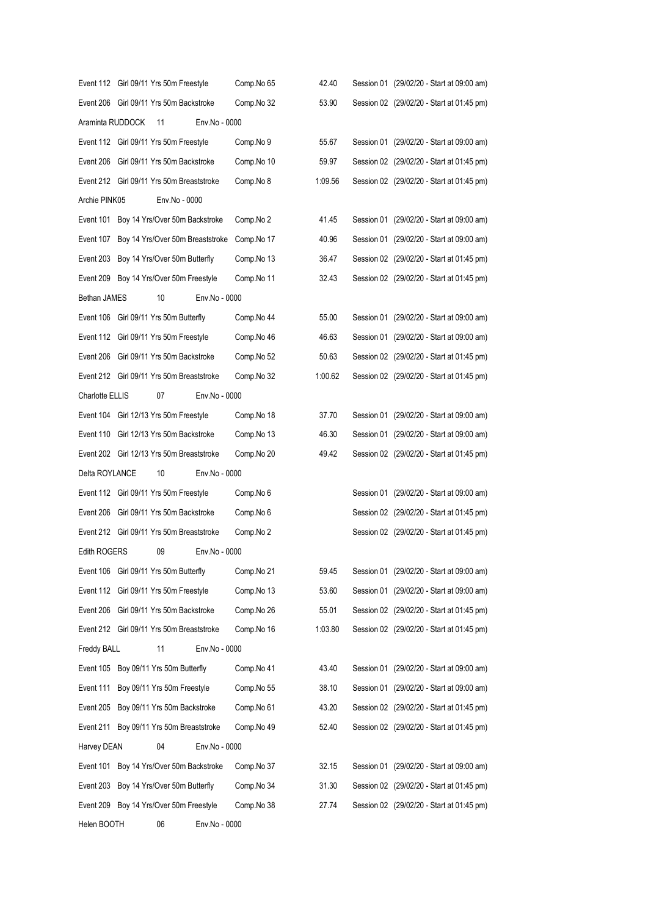| | | | |
|---|---|---|---|
| Event 112 Girl 09/11 Yrs 50m Freestyle | Comp.No 65 | 42.40 | Session 01 (29/02/20 - Start at 09:00 am) |
| Event 206 Girl 09/11 Yrs 50m Backstroke | Comp.No 32 | 53.90 | Session 02 (29/02/20 - Start at 01:45 pm) |
| Araminta RUDDOCK 11 Env.No - 0000 | | | |
| Event 112 Girl 09/11 Yrs 50m Freestyle | Comp.No 9 | 55.67 | Session 01 (29/02/20 - Start at 09:00 am) |
| Event 206 Girl 09/11 Yrs 50m Backstroke | Comp.No 10 | 59.97 | Session 02 (29/02/20 - Start at 01:45 pm) |
| Event 212 Girl 09/11 Yrs 50m Breaststroke | Comp.No 8 | 1:09.56 | Session 02 (29/02/20 - Start at 01:45 pm) |
| Archie PINK05 Env.No - 0000 | | | |
| Event 101 Boy 14 Yrs/Over 50m Backstroke | Comp.No 2 | 41.45 | Session 01 (29/02/20 - Start at 09:00 am) |
| Event 107 Boy 14 Yrs/Over 50m Breaststroke | Comp.No 17 | 40.96 | Session 01 (29/02/20 - Start at 09:00 am) |
| Event 203 Boy 14 Yrs/Over 50m Butterfly | Comp.No 13 | 36.47 | Session 02 (29/02/20 - Start at 01:45 pm) |
| Event 209 Boy 14 Yrs/Over 50m Freestyle | Comp.No 11 | 32.43 | Session 02 (29/02/20 - Start at 01:45 pm) |
| Bethan JAMES 10 Env.No - 0000 | | | |
| Event 106 Girl 09/11 Yrs 50m Butterfly | Comp.No 44 | 55.00 | Session 01 (29/02/20 - Start at 09:00 am) |
| Event 112 Girl 09/11 Yrs 50m Freestyle | Comp.No 46 | 46.63 | Session 01 (29/02/20 - Start at 09:00 am) |
| Event 206 Girl 09/11 Yrs 50m Backstroke | Comp.No 52 | 50.63 | Session 02 (29/02/20 - Start at 01:45 pm) |
| Event 212 Girl 09/11 Yrs 50m Breaststroke | Comp.No 32 | 1:00.62 | Session 02 (29/02/20 - Start at 01:45 pm) |
| Charlotte ELLIS 07 Env.No - 0000 | | | |
| Event 104 Girl 12/13 Yrs 50m Freestyle | Comp.No 18 | 37.70 | Session 01 (29/02/20 - Start at 09:00 am) |
| Event 110 Girl 12/13 Yrs 50m Backstroke | Comp.No 13 | 46.30 | Session 01 (29/02/20 - Start at 09:00 am) |
| Event 202 Girl 12/13 Yrs 50m Breaststroke | Comp.No 20 | 49.42 | Session 02 (29/02/20 - Start at 01:45 pm) |
| Delta ROYLANCE 10 Env.No - 0000 | | | |
| Event 112 Girl 09/11 Yrs 50m Freestyle | Comp.No 6 | | Session 01 (29/02/20 - Start at 09:00 am) |
| Event 206 Girl 09/11 Yrs 50m Backstroke | Comp.No 6 | | Session 02 (29/02/20 - Start at 01:45 pm) |
| Event 212 Girl 09/11 Yrs 50m Breaststroke | Comp.No 2 | | Session 02 (29/02/20 - Start at 01:45 pm) |
| Edith ROGERS 09 Env.No - 0000 | | | |
| Event 106 Girl 09/11 Yrs 50m Butterfly | Comp.No 21 | 59.45 | Session 01 (29/02/20 - Start at 09:00 am) |
| Event 112 Girl 09/11 Yrs 50m Freestyle | Comp.No 13 | 53.60 | Session 01 (29/02/20 - Start at 09:00 am) |
| Event 206 Girl 09/11 Yrs 50m Backstroke | Comp.No 26 | 55.01 | Session 02 (29/02/20 - Start at 01:45 pm) |
| Event 212 Girl 09/11 Yrs 50m Breaststroke | Comp.No 16 | 1:03.80 | Session 02 (29/02/20 - Start at 01:45 pm) |
| Freddy BALL 11 Env.No - 0000 | | | |
| Event 105 Boy 09/11 Yrs 50m Butterfly | Comp.No 41 | 43.40 | Session 01 (29/02/20 - Start at 09:00 am) |
| Event 111 Boy 09/11 Yrs 50m Freestyle | Comp.No 55 | 38.10 | Session 01 (29/02/20 - Start at 09:00 am) |
| Event 205 Boy 09/11 Yrs 50m Backstroke | Comp.No 61 | 43.20 | Session 02 (29/02/20 - Start at 01:45 pm) |
| Event 211 Boy 09/11 Yrs 50m Breaststroke | Comp.No 49 | 52.40 | Session 02 (29/02/20 - Start at 01:45 pm) |
| Harvey DEAN 04 Env.No - 0000 | | | |
| Event 101 Boy 14 Yrs/Over 50m Backstroke | Comp.No 37 | 32.15 | Session 01 (29/02/20 - Start at 09:00 am) |
| Event 203 Boy 14 Yrs/Over 50m Butterfly | Comp.No 34 | 31.30 | Session 02 (29/02/20 - Start at 01:45 pm) |
| Event 209 Boy 14 Yrs/Over 50m Freestyle | Comp.No 38 | 27.74 | Session 02 (29/02/20 - Start at 01:45 pm) |
| Helen BOOTH 06 Env.No - 0000 | | | |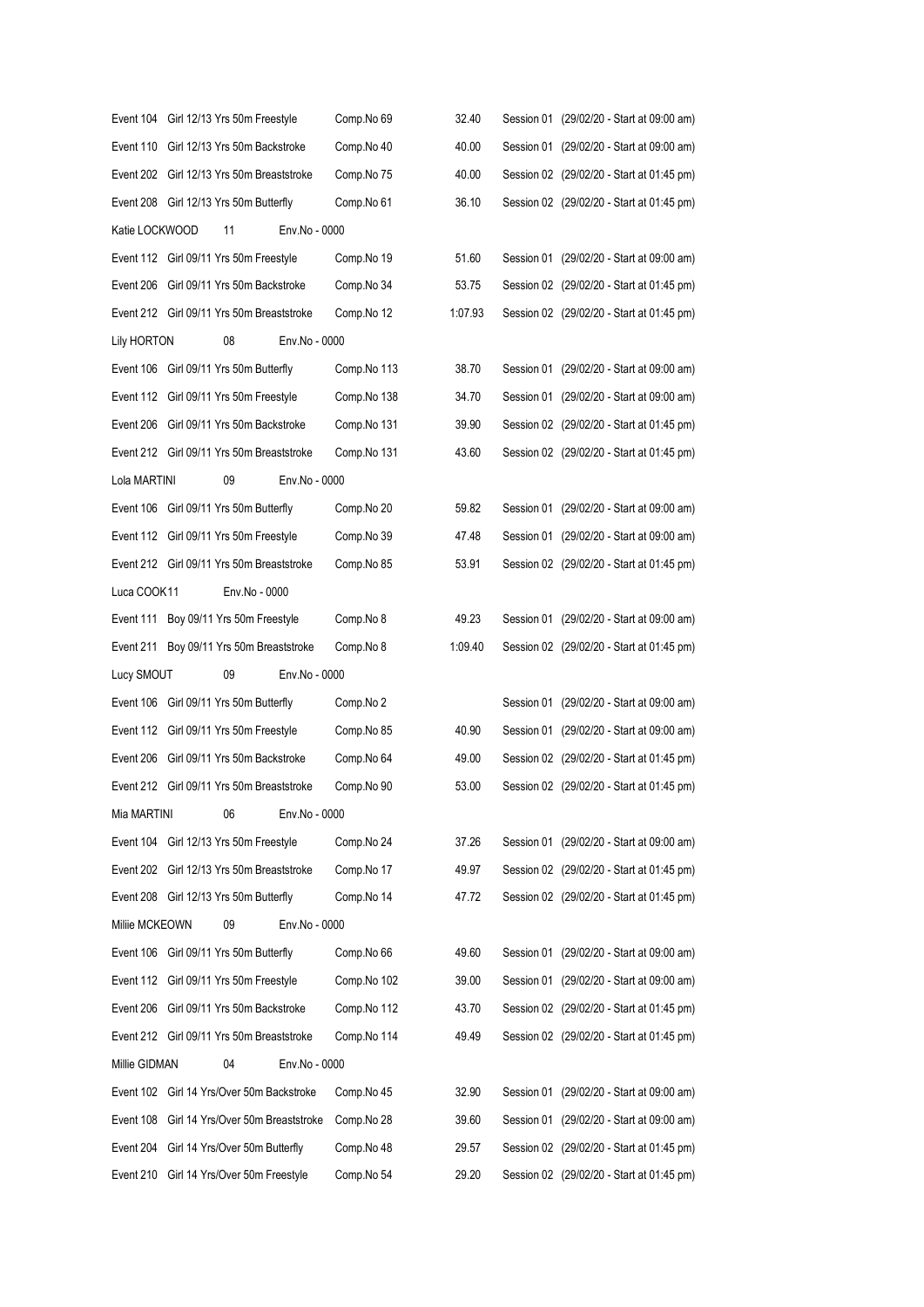| | | | | |
|---|---|---|---|---|
| Event 104 | Girl 12/13 Yrs 50m Freestyle | Comp.No 69 | 32.40 | Session 01 (29/02/20 - Start at 09:00 am) |
| Event 110 | Girl 12/13 Yrs 50m Backstroke | Comp.No 40 | 40.00 | Session 01 (29/02/20 - Start at 09:00 am) |
| Event 202 | Girl 12/13 Yrs 50m Breaststroke | Comp.No 75 | 40.00 | Session 02 (29/02/20 - Start at 01:45 pm) |
| Event 208 | Girl 12/13 Yrs 50m Butterfly | Comp.No 61 | 36.10 | Session 02 (29/02/20 - Start at 01:45 pm) |
| Katie LOCKWOOD | 11 | Env.No - 0000 | | |
| Event 112 | Girl 09/11 Yrs 50m Freestyle | Comp.No 19 | 51.60 | Session 01 (29/02/20 - Start at 09:00 am) |
| Event 206 | Girl 09/11 Yrs 50m Backstroke | Comp.No 34 | 53.75 | Session 02 (29/02/20 - Start at 01:45 pm) |
| Event 212 | Girl 09/11 Yrs 50m Breaststroke | Comp.No 12 | 1:07.93 | Session 02 (29/02/20 - Start at 01:45 pm) |
| Lily HORTON | 08 | Env.No - 0000 | | |
| Event 106 | Girl 09/11 Yrs 50m Butterfly | Comp.No 113 | 38.70 | Session 01 (29/02/20 - Start at 09:00 am) |
| Event 112 | Girl 09/11 Yrs 50m Freestyle | Comp.No 138 | 34.70 | Session 01 (29/02/20 - Start at 09:00 am) |
| Event 206 | Girl 09/11 Yrs 50m Backstroke | Comp.No 131 | 39.90 | Session 02 (29/02/20 - Start at 01:45 pm) |
| Event 212 | Girl 09/11 Yrs 50m Breaststroke | Comp.No 131 | 43.60 | Session 02 (29/02/20 - Start at 01:45 pm) |
| Lola MARTINI | 09 | Env.No - 0000 | | |
| Event 106 | Girl 09/11 Yrs 50m Butterfly | Comp.No 20 | 59.82 | Session 01 (29/02/20 - Start at 09:00 am) |
| Event 112 | Girl 09/11 Yrs 50m Freestyle | Comp.No 39 | 47.48 | Session 01 (29/02/20 - Start at 09:00 am) |
| Event 212 | Girl 09/11 Yrs 50m Breaststroke | Comp.No 85 | 53.91 | Session 02 (29/02/20 - Start at 01:45 pm) |
| Luca COOK | 11 | Env.No - 0000 | | |
| Event 111 | Boy 09/11 Yrs 50m Freestyle | Comp.No 8 | 49.23 | Session 01 (29/02/20 - Start at 09:00 am) |
| Event 211 | Boy 09/11 Yrs 50m Breaststroke | Comp.No 8 | 1:09.40 | Session 02 (29/02/20 - Start at 01:45 pm) |
| Lucy SMOUT | 09 | Env.No - 0000 | | |
| Event 106 | Girl 09/11 Yrs 50m Butterfly | Comp.No 2 | | Session 01 (29/02/20 - Start at 09:00 am) |
| Event 112 | Girl 09/11 Yrs 50m Freestyle | Comp.No 85 | 40.90 | Session 01 (29/02/20 - Start at 09:00 am) |
| Event 206 | Girl 09/11 Yrs 50m Backstroke | Comp.No 64 | 49.00 | Session 02 (29/02/20 - Start at 01:45 pm) |
| Event 212 | Girl 09/11 Yrs 50m Breaststroke | Comp.No 90 | 53.00 | Session 02 (29/02/20 - Start at 01:45 pm) |
| Mia MARTINI | 06 | Env.No - 0000 | | |
| Event 104 | Girl 12/13 Yrs 50m Freestyle | Comp.No 24 | 37.26 | Session 01 (29/02/20 - Start at 09:00 am) |
| Event 202 | Girl 12/13 Yrs 50m Breaststroke | Comp.No 17 | 49.97 | Session 02 (29/02/20 - Start at 01:45 pm) |
| Event 208 | Girl 12/13 Yrs 50m Butterfly | Comp.No 14 | 47.72 | Session 02 (29/02/20 - Start at 01:45 pm) |
| Millie MCKEOWN | 09 | Env.No - 0000 | | |
| Event 106 | Girl 09/11 Yrs 50m Butterfly | Comp.No 66 | 49.60 | Session 01 (29/02/20 - Start at 09:00 am) |
| Event 112 | Girl 09/11 Yrs 50m Freestyle | Comp.No 102 | 39.00 | Session 01 (29/02/20 - Start at 09:00 am) |
| Event 206 | Girl 09/11 Yrs 50m Backstroke | Comp.No 112 | 43.70 | Session 02 (29/02/20 - Start at 01:45 pm) |
| Event 212 | Girl 09/11 Yrs 50m Breaststroke | Comp.No 114 | 49.49 | Session 02 (29/02/20 - Start at 01:45 pm) |
| Millie GIDMAN | 04 | Env.No - 0000 | | |
| Event 102 | Girl 14 Yrs/Over 50m Backstroke | Comp.No 45 | 32.90 | Session 01 (29/02/20 - Start at 09:00 am) |
| Event 108 | Girl 14 Yrs/Over 50m Breaststroke | Comp.No 28 | 39.60 | Session 01 (29/02/20 - Start at 09:00 am) |
| Event 204 | Girl 14 Yrs/Over 50m Butterfly | Comp.No 48 | 29.57 | Session 02 (29/02/20 - Start at 01:45 pm) |
| Event 210 | Girl 14 Yrs/Over 50m Freestyle | Comp.No 54 | 29.20 | Session 02 (29/02/20 - Start at 01:45 pm) |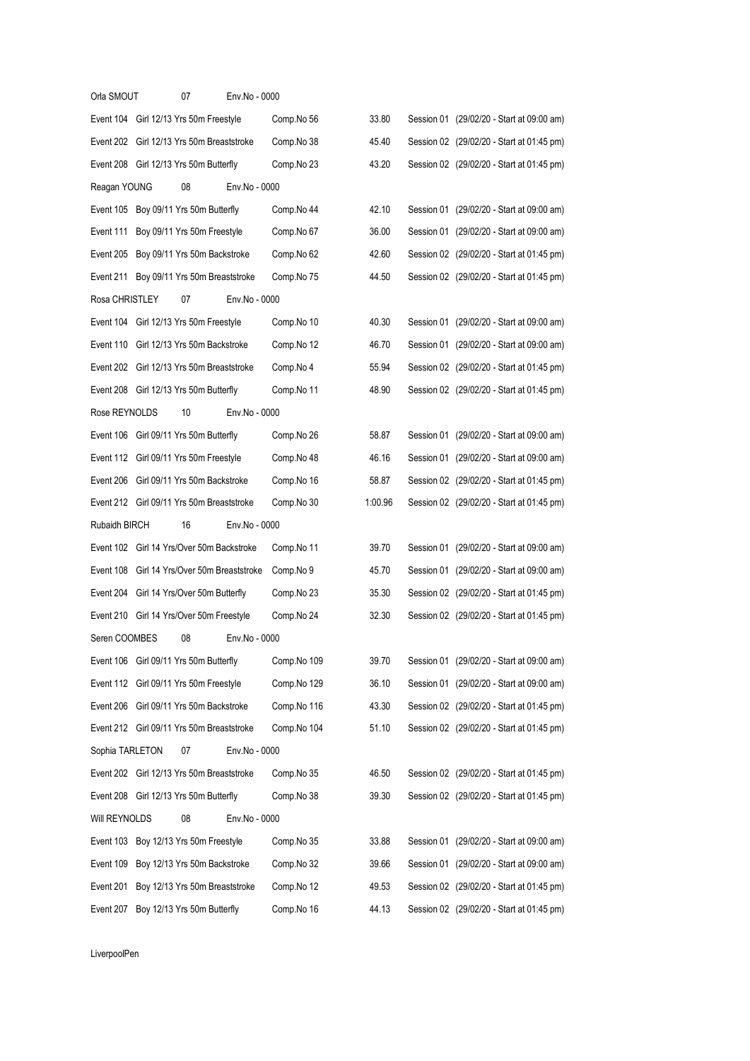| | | | | |
|---|---|---|---|---|
| **Orla SMOUT** | **07** | **Env.No - 0000** | | |
| Event 104 | Girl 12/13 Yrs 50m Freestyle | Comp.No 56 | 33.80 | Session 01 (29/02/20 - Start at 09:00 am) |
| Event 202 | Girl 12/13 Yrs 50m Breaststroke | Comp.No 38 | 45.40 | Session 02 (29/02/20 - Start at 01:45 pm) |
| Event 208 | Girl 12/13 Yrs 50m Butterfly | Comp.No 23 | 43.20 | Session 02 (29/02/20 - Start at 01:45 pm) |
| **Reagan YOUNG** | **08** | **Env.No - 0000** | | |
| Event 105 | Boy 09/11 Yrs 50m Butterfly | Comp.No 44 | 42.10 | Session 01 (29/02/20 - Start at 09:00 am) |
| Event 111 | Boy 09/11 Yrs 50m Freestyle | Comp.No 67 | 36.00 | Session 01 (29/02/20 - Start at 09:00 am) |
| Event 205 | Boy 09/11 Yrs 50m Backstroke | Comp.No 62 | 42.60 | Session 02 (29/02/20 - Start at 01:45 pm) |
| Event 211 | Boy 09/11 Yrs 50m Breaststroke | Comp.No 75 | 44.50 | Session 02 (29/02/20 - Start at 01:45 pm) |
| **Rosa CHRISTLEY** | **07** | **Env.No - 0000** | | |
| Event 104 | Girl 12/13 Yrs 50m Freestyle | Comp.No 10 | 40.30 | Session 01 (29/02/20 - Start at 09:00 am) |
| Event 110 | Girl 12/13 Yrs 50m Backstroke | Comp.No 12 | 46.70 | Session 01 (29/02/20 - Start at 09:00 am) |
| Event 202 | Girl 12/13 Yrs 50m Breaststroke | Comp.No 4 | 55.94 | Session 02 (29/02/20 - Start at 01:45 pm) |
| Event 208 | Girl 12/13 Yrs 50m Butterfly | Comp.No 11 | 48.90 | Session 02 (29/02/20 - Start at 01:45 pm) |
| **Rose REYNOLDS** | **10** | **Env.No - 0000** | | |
| Event 106 | Girl 09/11 Yrs 50m Butterfly | Comp.No 26 | 58.87 | Session 01 (29/02/20 - Start at 09:00 am) |
| Event 112 | Girl 09/11 Yrs 50m Freestyle | Comp.No 48 | 46.16 | Session 01 (29/02/20 - Start at 09:00 am) |
| Event 206 | Girl 09/11 Yrs 50m Backstroke | Comp.No 16 | 58.87 | Session 02 (29/02/20 - Start at 01:45 pm) |
| Event 212 | Girl 09/11 Yrs 50m Breaststroke | Comp.No 30 | 1:00.96 | Session 02 (29/02/20 - Start at 01:45 pm) |
| **Rubaidh BIRCH** | **16** | **Env.No - 0000** | | |
| Event 102 | Girl 14 Yrs/Over 50m Backstroke | Comp.No 11 | 39.70 | Session 01 (29/02/20 - Start at 09:00 am) |
| Event 108 | Girl 14 Yrs/Over 50m Breaststroke | Comp.No 9 | 45.70 | Session 01 (29/02/20 - Start at 09:00 am) |
| Event 204 | Girl 14 Yrs/Over 50m Butterfly | Comp.No 23 | 35.30 | Session 02 (29/02/20 - Start at 01:45 pm) |
| Event 210 | Girl 14 Yrs/Over 50m Freestyle | Comp.No 24 | 32.30 | Session 02 (29/02/20 - Start at 01:45 pm) |
| **Seren COOMBES** | **08** | **Env.No - 0000** | | |
| Event 106 | Girl 09/11 Yrs 50m Butterfly | Comp.No 109 | 39.70 | Session 01 (29/02/20 - Start at 09:00 am) |
| Event 112 | Girl 09/11 Yrs 50m Freestyle | Comp.No 129 | 36.10 | Session 01 (29/02/20 - Start at 09:00 am) |
| Event 206 | Girl 09/11 Yrs 50m Backstroke | Comp.No 116 | 43.30 | Session 02 (29/02/20 - Start at 01:45 pm) |
| Event 212 | Girl 09/11 Yrs 50m Breaststroke | Comp.No 104 | 51.10 | Session 02 (29/02/20 - Start at 01:45 pm) |
| **Sophia TARLETON** | **07** | **Env.No - 0000** | | |
| Event 202 | Girl 12/13 Yrs 50m Breaststroke | Comp.No 35 | 46.50 | Session 02 (29/02/20 - Start at 01:45 pm) |
| Event 208 | Girl 12/13 Yrs 50m Butterfly | Comp.No 38 | 39.30 | Session 02 (29/02/20 - Start at 01:45 pm) |
| **Will REYNOLDS** | **08** | **Env.No - 0000** | | |
| Event 103 | Boy 12/13 Yrs 50m Freestyle | Comp.No 35 | 33.88 | Session 01 (29/02/20 - Start at 09:00 am) |
| Event 109 | Boy 12/13 Yrs 50m Backstroke | Comp.No 32 | 39.66 | Session 01 (29/02/20 - Start at 09:00 am) |
| Event 201 | Boy 12/13 Yrs 50m Breaststroke | Comp.No 12 | 49.53 | Session 02 (29/02/20 - Start at 01:45 pm) |
| Event 207 | Boy 12/13 Yrs 50m Butterfly | Comp.No 16 | 44.13 | Session 02 (29/02/20 - Start at 01:45 pm) |

LiverpoolPen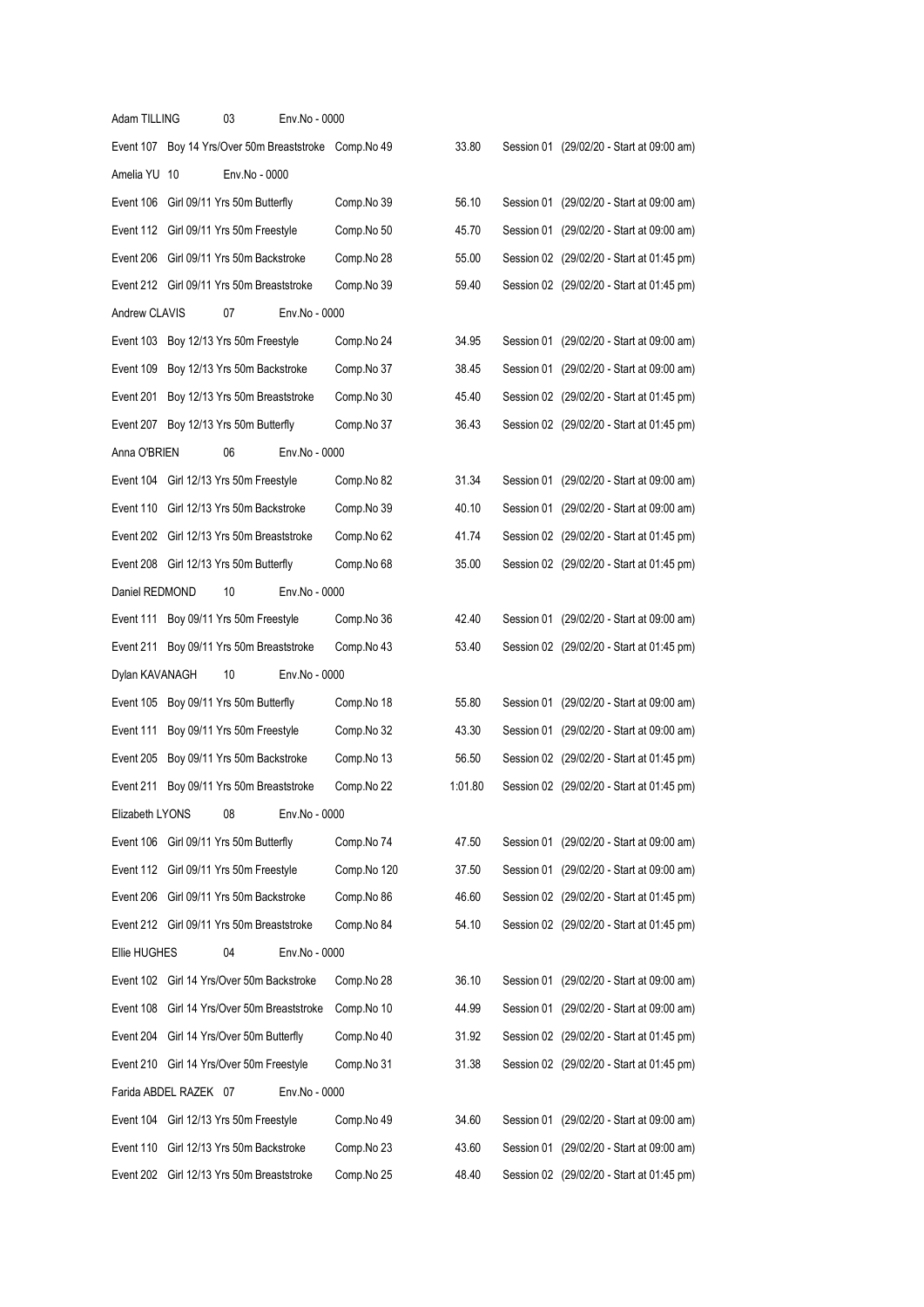Adam TILLING 03 Env.No - 0000

| | | | | |
|---|---|---|---|---|
| Event 107 | Boy 14 Yrs/Over 50m Breaststroke | Comp.No 49 | 33.80 | Session 01 (29/02/20 - Start at 09:00 am) |

Amelia YU 10 Env.No - 0000

| | | | | |
|---|---|---|---|---|
| Event 106 | Girl 09/11 Yrs 50m Butterfly | Comp.No 39 | 56.10 | Session 01 (29/02/20 - Start at 09:00 am) |
| Event 112 | Girl 09/11 Yrs 50m Freestyle | Comp.No 50 | 45.70 | Session 01 (29/02/20 - Start at 09:00 am) |
| Event 206 | Girl 09/11 Yrs 50m Backstroke | Comp.No 28 | 55.00 | Session 02 (29/02/20 - Start at 01:45 pm) |
| Event 212 | Girl 09/11 Yrs 50m Breaststroke | Comp.No 39 | 59.40 | Session 02 (29/02/20 - Start at 01:45 pm) |

Andrew CLAVIS 07 Env.No - 0000

| | | | | |
|---|---|---|---|---|
| Event 103 | Boy 12/13 Yrs 50m Freestyle | Comp.No 24 | 34.95 | Session 01 (29/02/20 - Start at 09:00 am) |
| Event 109 | Boy 12/13 Yrs 50m Backstroke | Comp.No 37 | 38.45 | Session 01 (29/02/20 - Start at 09:00 am) |
| Event 201 | Boy 12/13 Yrs 50m Breaststroke | Comp.No 30 | 45.40 | Session 02 (29/02/20 - Start at 01:45 pm) |
| Event 207 | Boy 12/13 Yrs 50m Butterfly | Comp.No 37 | 36.43 | Session 02 (29/02/20 - Start at 01:45 pm) |

Anna O'BRIEN 06 Env.No - 0000

| | | | | |
|---|---|---|---|---|
| Event 104 | Girl 12/13 Yrs 50m Freestyle | Comp.No 82 | 31.34 | Session 01 (29/02/20 - Start at 09:00 am) |
| Event 110 | Girl 12/13 Yrs 50m Backstroke | Comp.No 39 | 40.10 | Session 01 (29/02/20 - Start at 09:00 am) |
| Event 202 | Girl 12/13 Yrs 50m Breaststroke | Comp.No 62 | 41.74 | Session 02 (29/02/20 - Start at 01:45 pm) |
| Event 208 | Girl 12/13 Yrs 50m Butterfly | Comp.No 68 | 35.00 | Session 02 (29/02/20 - Start at 01:45 pm) |

Daniel REDMOND 10 Env.No - 0000

| | | | | |
|---|---|---|---|---|
| Event 111 | Boy 09/11 Yrs 50m Freestyle | Comp.No 36 | 42.40 | Session 01 (29/02/20 - Start at 09:00 am) |
| Event 211 | Boy 09/11 Yrs 50m Breaststroke | Comp.No 43 | 53.40 | Session 02 (29/02/20 - Start at 01:45 pm) |

Dylan KAVANAGH 10 Env.No - 0000

| | | | | |
|---|---|---|---|---|
| Event 105 | Boy 09/11 Yrs 50m Butterfly | Comp.No 18 | 55.80 | Session 01 (29/02/20 - Start at 09:00 am) |
| Event 111 | Boy 09/11 Yrs 50m Freestyle | Comp.No 32 | 43.30 | Session 01 (29/02/20 - Start at 09:00 am) |
| Event 205 | Boy 09/11 Yrs 50m Backstroke | Comp.No 13 | 56.50 | Session 02 (29/02/20 - Start at 01:45 pm) |
| Event 211 | Boy 09/11 Yrs 50m Breaststroke | Comp.No 22 | 1:01.80 | Session 02 (29/02/20 - Start at 01:45 pm) |

Elizabeth LYONS 08 Env.No - 0000

| | | | | |
|---|---|---|---|---|
| Event 106 | Girl 09/11 Yrs 50m Butterfly | Comp.No 74 | 47.50 | Session 01 (29/02/20 - Start at 09:00 am) |
| Event 112 | Girl 09/11 Yrs 50m Freestyle | Comp.No 120 | 37.50 | Session 01 (29/02/20 - Start at 09:00 am) |
| Event 206 | Girl 09/11 Yrs 50m Backstroke | Comp.No 86 | 46.60 | Session 02 (29/02/20 - Start at 01:45 pm) |
| Event 212 | Girl 09/11 Yrs 50m Breaststroke | Comp.No 84 | 54.10 | Session 02 (29/02/20 - Start at 01:45 pm) |

Ellie HUGHES 04 Env.No - 0000

| | | | | |
|---|---|---|---|---|
| Event 102 | Girl 14 Yrs/Over 50m Backstroke | Comp.No 28 | 36.10 | Session 01 (29/02/20 - Start at 09:00 am) |
| Event 108 | Girl 14 Yrs/Over 50m Breaststroke | Comp.No 10 | 44.99 | Session 01 (29/02/20 - Start at 09:00 am) |
| Event 204 | Girl 14 Yrs/Over 50m Butterfly | Comp.No 40 | 31.92 | Session 02 (29/02/20 - Start at 01:45 pm) |
| Event 210 | Girl 14 Yrs/Over 50m Freestyle | Comp.No 31 | 31.38 | Session 02 (29/02/20 - Start at 01:45 pm) |

Farida ABDEL RAZEK 07 Env.No - 0000

| | | | | |
|---|---|---|---|---|
| Event 104 | Girl 12/13 Yrs 50m Freestyle | Comp.No 49 | 34.60 | Session 01 (29/02/20 - Start at 09:00 am) |
| Event 110 | Girl 12/13 Yrs 50m Backstroke | Comp.No 23 | 43.60 | Session 01 (29/02/20 - Start at 09:00 am) |
| Event 202 | Girl 12/13 Yrs 50m Breaststroke | Comp.No 25 | 48.40 | Session 02 (29/02/20 - Start at 01:45 pm) |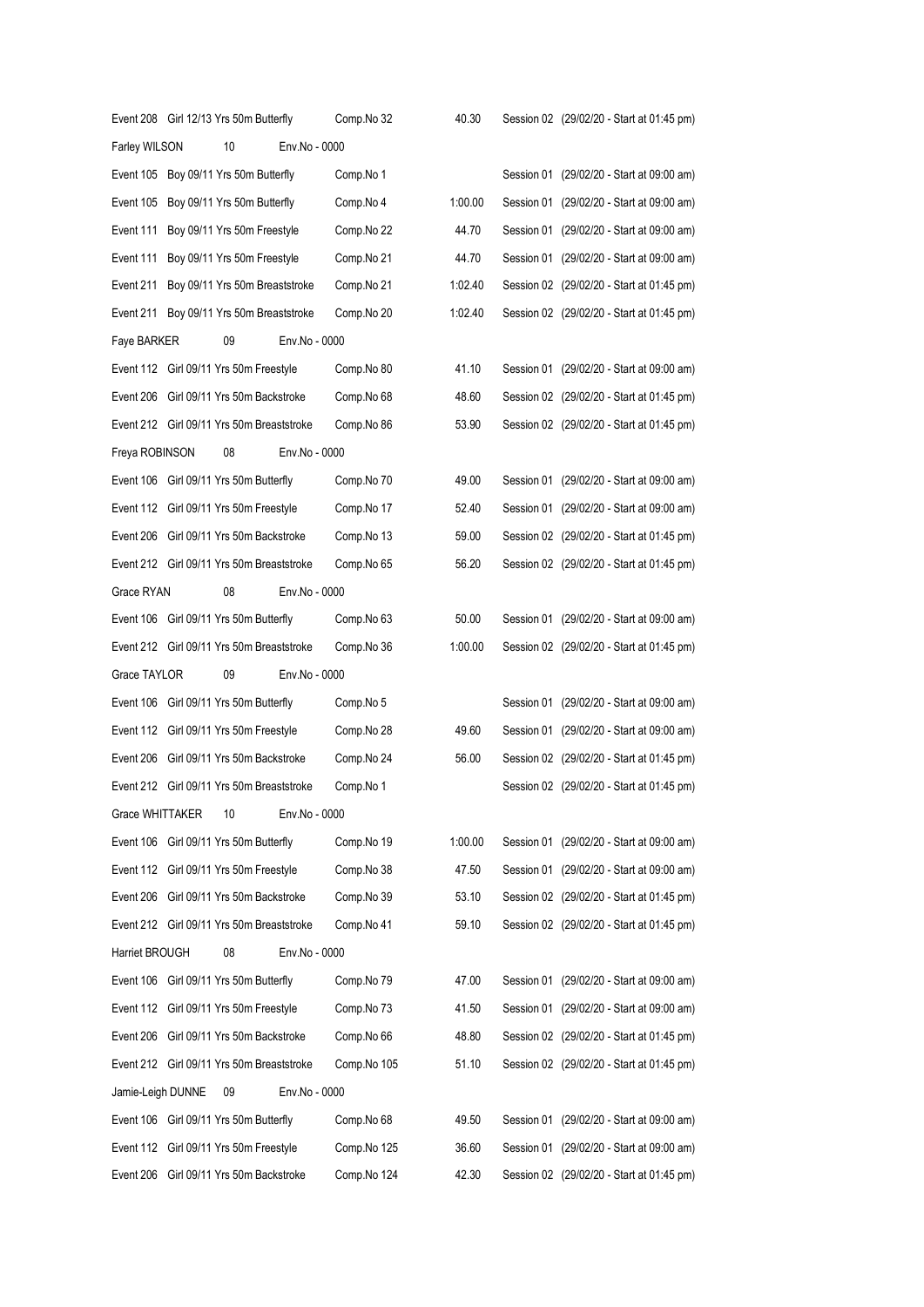| | | | |
|---|---|---|---|
| Event 208 Girl 12/13 Yrs 50m Butterfly | Comp.No 32 | 40.30 | Session 02 (29/02/20 - Start at 01:45 pm) |
| Farley WILSON 10 Env.No - 0000 | | | |
| Event 105 Boy 09/11 Yrs 50m Butterfly | Comp.No 1 | | Session 01 (29/02/20 - Start at 09:00 am) |
| Event 105 Boy 09/11 Yrs 50m Butterfly | Comp.No 4 | 1:00.00 | Session 01 (29/02/20 - Start at 09:00 am) |
| Event 111 Boy 09/11 Yrs 50m Freestyle | Comp.No 22 | 44.70 | Session 01 (29/02/20 - Start at 09:00 am) |
| Event 111 Boy 09/11 Yrs 50m Freestyle | Comp.No 21 | 44.70 | Session 01 (29/02/20 - Start at 09:00 am) |
| Event 211 Boy 09/11 Yrs 50m Breaststroke | Comp.No 21 | 1:02.40 | Session 02 (29/02/20 - Start at 01:45 pm) |
| Event 211 Boy 09/11 Yrs 50m Breaststroke | Comp.No 20 | 1:02.40 | Session 02 (29/02/20 - Start at 01:45 pm) |
| Faye BARKER 09 Env.No - 0000 | | | |
| Event 112 Girl 09/11 Yrs 50m Freestyle | Comp.No 80 | 41.10 | Session 01 (29/02/20 - Start at 09:00 am) |
| Event 206 Girl 09/11 Yrs 50m Backstroke | Comp.No 68 | 48.60 | Session 02 (29/02/20 - Start at 01:45 pm) |
| Event 212 Girl 09/11 Yrs 50m Breaststroke | Comp.No 86 | 53.90 | Session 02 (29/02/20 - Start at 01:45 pm) |
| Freya ROBINSON 08 Env.No - 0000 | | | |
| Event 106 Girl 09/11 Yrs 50m Butterfly | Comp.No 70 | 49.00 | Session 01 (29/02/20 - Start at 09:00 am) |
| Event 112 Girl 09/11 Yrs 50m Freestyle | Comp.No 17 | 52.40 | Session 01 (29/02/20 - Start at 09:00 am) |
| Event 206 Girl 09/11 Yrs 50m Backstroke | Comp.No 13 | 59.00 | Session 02 (29/02/20 - Start at 01:45 pm) |
| Event 212 Girl 09/11 Yrs 50m Breaststroke | Comp.No 65 | 56.20 | Session 02 (29/02/20 - Start at 01:45 pm) |
| Grace RYAN 08 Env.No - 0000 | | | |
| Event 106 Girl 09/11 Yrs 50m Butterfly | Comp.No 63 | 50.00 | Session 01 (29/02/20 - Start at 09:00 am) |
| Event 212 Girl 09/11 Yrs 50m Breaststroke | Comp.No 36 | 1:00.00 | Session 02 (29/02/20 - Start at 01:45 pm) |
| Grace TAYLOR 09 Env.No - 0000 | | | |
| Event 106 Girl 09/11 Yrs 50m Butterfly | Comp.No 5 | | Session 01 (29/02/20 - Start at 09:00 am) |
| Event 112 Girl 09/11 Yrs 50m Freestyle | Comp.No 28 | 49.60 | Session 01 (29/02/20 - Start at 09:00 am) |
| Event 206 Girl 09/11 Yrs 50m Backstroke | Comp.No 24 | 56.00 | Session 02 (29/02/20 - Start at 01:45 pm) |
| Event 212 Girl 09/11 Yrs 50m Breaststroke | Comp.No 1 | | Session 02 (29/02/20 - Start at 01:45 pm) |
| Grace WHITTAKER 10 Env.No - 0000 | | | |
| Event 106 Girl 09/11 Yrs 50m Butterfly | Comp.No 19 | 1:00.00 | Session 01 (29/02/20 - Start at 09:00 am) |
| Event 112 Girl 09/11 Yrs 50m Freestyle | Comp.No 38 | 47.50 | Session 01 (29/02/20 - Start at 09:00 am) |
| Event 206 Girl 09/11 Yrs 50m Backstroke | Comp.No 39 | 53.10 | Session 02 (29/02/20 - Start at 01:45 pm) |
| Event 212 Girl 09/11 Yrs 50m Breaststroke | Comp.No 41 | 59.10 | Session 02 (29/02/20 - Start at 01:45 pm) |
| Harriet BROUGH 08 Env.No - 0000 | | | |
| Event 106 Girl 09/11 Yrs 50m Butterfly | Comp.No 79 | 47.00 | Session 01 (29/02/20 - Start at 09:00 am) |
| Event 112 Girl 09/11 Yrs 50m Freestyle | Comp.No 73 | 41.50 | Session 01 (29/02/20 - Start at 09:00 am) |
| Event 206 Girl 09/11 Yrs 50m Backstroke | Comp.No 66 | 48.80 | Session 02 (29/02/20 - Start at 01:45 pm) |
| Event 212 Girl 09/11 Yrs 50m Breaststroke | Comp.No 105 | 51.10 | Session 02 (29/02/20 - Start at 01:45 pm) |
| Jamie-Leigh DUNNE 09 Env.No - 0000 | | | |
| Event 106 Girl 09/11 Yrs 50m Butterfly | Comp.No 68 | 49.50 | Session 01 (29/02/20 - Start at 09:00 am) |
| Event 112 Girl 09/11 Yrs 50m Freestyle | Comp.No 125 | 36.60 | Session 01 (29/02/20 - Start at 09:00 am) |
| Event 206 Girl 09/11 Yrs 50m Backstroke | Comp.No 124 | 42.30 | Session 02 (29/02/20 - Start at 01:45 pm) |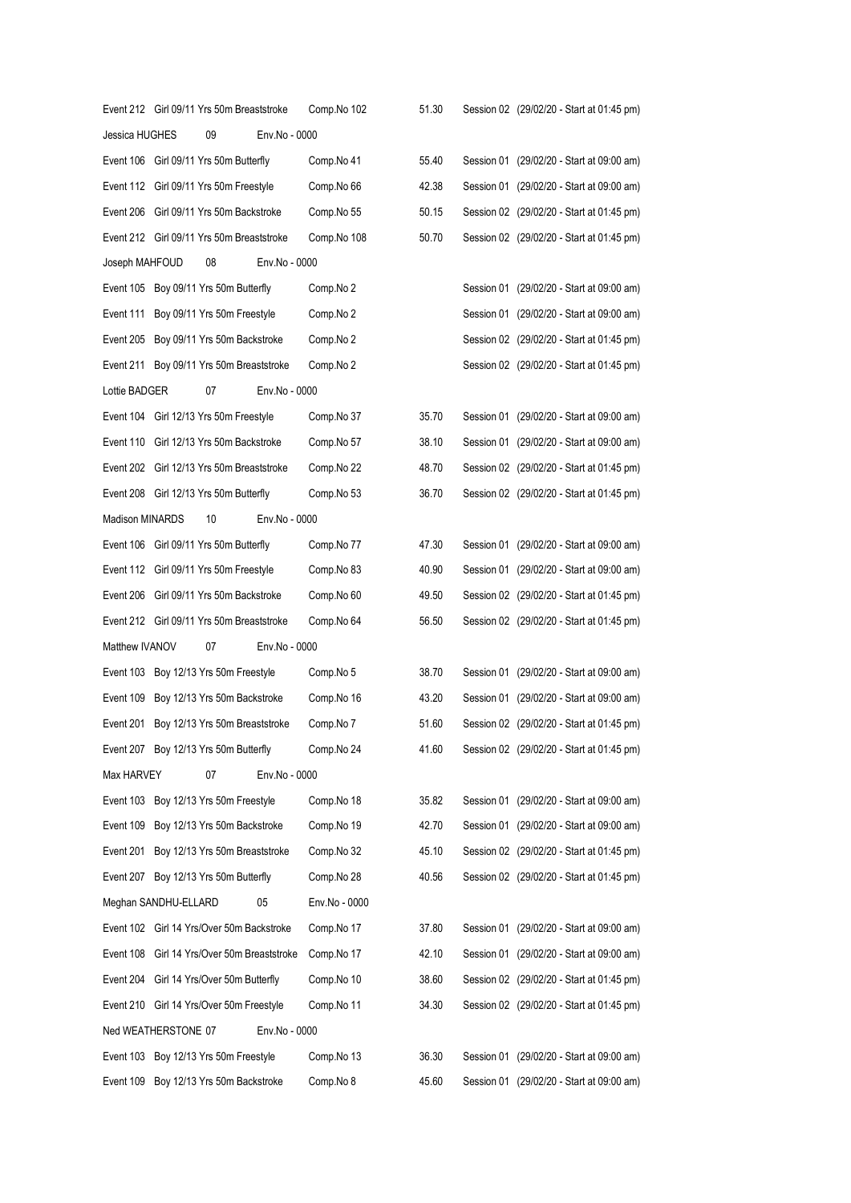| | | | |
|---|---|---|---|
| Event 212 Girl 09/11 Yrs 50m Breaststroke | Comp.No 102 | 51.30 | Session 02 (29/02/20 - Start at 01:45 pm) |
| Jessica HUGHES 09 Env.No - 0000 | | | |
| Event 106 Girl 09/11 Yrs 50m Butterfly | Comp.No 41 | 55.40 | Session 01 (29/02/20 - Start at 09:00 am) |
| Event 112 Girl 09/11 Yrs 50m Freestyle | Comp.No 66 | 42.38 | Session 01 (29/02/20 - Start at 09:00 am) |
| Event 206 Girl 09/11 Yrs 50m Backstroke | Comp.No 55 | 50.15 | Session 02 (29/02/20 - Start at 01:45 pm) |
| Event 212 Girl 09/11 Yrs 50m Breaststroke | Comp.No 108 | 50.70 | Session 02 (29/02/20 - Start at 01:45 pm) |
| Joseph MAHFOUD 08 Env.No - 0000 | | | |
| Event 105 Boy 09/11 Yrs 50m Butterfly | Comp.No 2 | | Session 01 (29/02/20 - Start at 09:00 am) |
| Event 111 Boy 09/11 Yrs 50m Freestyle | Comp.No 2 | | Session 01 (29/02/20 - Start at 09:00 am) |
| Event 205 Boy 09/11 Yrs 50m Backstroke | Comp.No 2 | | Session 02 (29/02/20 - Start at 01:45 pm) |
| Event 211 Boy 09/11 Yrs 50m Breaststroke | Comp.No 2 | | Session 02 (29/02/20 - Start at 01:45 pm) |
| Lottie BADGER 07 Env.No - 0000 | | | |
| Event 104 Girl 12/13 Yrs 50m Freestyle | Comp.No 37 | 35.70 | Session 01 (29/02/20 - Start at 09:00 am) |
| Event 110 Girl 12/13 Yrs 50m Backstroke | Comp.No 57 | 38.10 | Session 01 (29/02/20 - Start at 09:00 am) |
| Event 202 Girl 12/13 Yrs 50m Breaststroke | Comp.No 22 | 48.70 | Session 02 (29/02/20 - Start at 01:45 pm) |
| Event 208 Girl 12/13 Yrs 50m Butterfly | Comp.No 53 | 36.70 | Session 02 (29/02/20 - Start at 01:45 pm) |
| Madison MINARDS 10 Env.No - 0000 | | | |
| Event 106 Girl 09/11 Yrs 50m Butterfly | Comp.No 77 | 47.30 | Session 01 (29/02/20 - Start at 09:00 am) |
| Event 112 Girl 09/11 Yrs 50m Freestyle | Comp.No 83 | 40.90 | Session 01 (29/02/20 - Start at 09:00 am) |
| Event 206 Girl 09/11 Yrs 50m Backstroke | Comp.No 60 | 49.50 | Session 02 (29/02/20 - Start at 01:45 pm) |
| Event 212 Girl 09/11 Yrs 50m Breaststroke | Comp.No 64 | 56.50 | Session 02 (29/02/20 - Start at 01:45 pm) |
| Matthew IVANOV 07 Env.No - 0000 | | | |
| Event 103 Boy 12/13 Yrs 50m Freestyle | Comp.No 5 | 38.70 | Session 01 (29/02/20 - Start at 09:00 am) |
| Event 109 Boy 12/13 Yrs 50m Backstroke | Comp.No 16 | 43.20 | Session 01 (29/02/20 - Start at 09:00 am) |
| Event 201 Boy 12/13 Yrs 50m Breaststroke | Comp.No 7 | 51.60 | Session 02 (29/02/20 - Start at 01:45 pm) |
| Event 207 Boy 12/13 Yrs 50m Butterfly | Comp.No 24 | 41.60 | Session 02 (29/02/20 - Start at 01:45 pm) |
| Max HARVEY 07 Env.No - 0000 | | | |
| Event 103 Boy 12/13 Yrs 50m Freestyle | Comp.No 18 | 35.82 | Session 01 (29/02/20 - Start at 09:00 am) |
| Event 109 Boy 12/13 Yrs 50m Backstroke | Comp.No 19 | 42.70 | Session 01 (29/02/20 - Start at 09:00 am) |
| Event 201 Boy 12/13 Yrs 50m Breaststroke | Comp.No 32 | 45.10 | Session 02 (29/02/20 - Start at 01:45 pm) |
| Event 207 Boy 12/13 Yrs 50m Butterfly | Comp.No 28 | 40.56 | Session 02 (29/02/20 - Start at 01:45 pm) |
| Meghan SANDHU-ELLARD 05 | Env.No - 0000 | | |
| Event 102 Girl 14 Yrs/Over 50m Backstroke | Comp.No 17 | 37.80 | Session 01 (29/02/20 - Start at 09:00 am) |
| Event 108 Girl 14 Yrs/Over 50m Breaststroke | Comp.No 17 | 42.10 | Session 01 (29/02/20 - Start at 09:00 am) |
| Event 204 Girl 14 Yrs/Over 50m Butterfly | Comp.No 10 | 38.60 | Session 02 (29/02/20 - Start at 01:45 pm) |
| Event 210 Girl 14 Yrs/Over 50m Freestyle | Comp.No 11 | 34.30 | Session 02 (29/02/20 - Start at 01:45 pm) |
| Ned WEATHERSTONE 07 Env.No - 0000 | | | |
| Event 103 Boy 12/13 Yrs 50m Freestyle | Comp.No 13 | 36.30 | Session 01 (29/02/20 - Start at 09:00 am) |
| Event 109 Boy 12/13 Yrs 50m Backstroke | Comp.No 8 | 45.60 | Session 01 (29/02/20 - Start at 09:00 am) |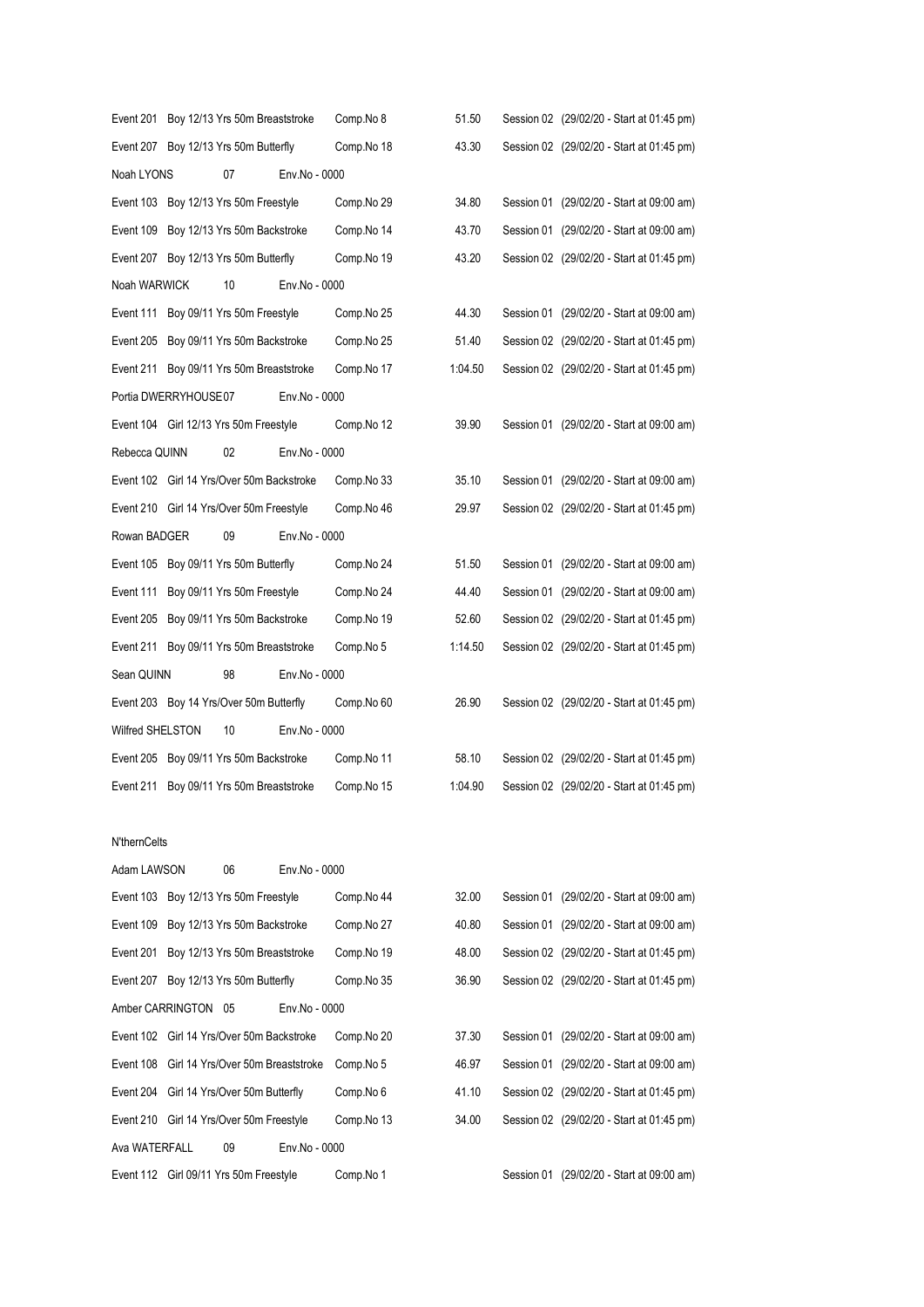| | | | | |
|---|---|---|---|---|
| Event 201 Boy 12/13 Yrs 50m Breaststroke | Comp.No 8 | 51.50 | Session 02 (29/02/20 - Start at 01:45 pm) |
| Event 207 Boy 12/13 Yrs 50m Butterfly | Comp.No 18 | 43.30 | Session 02 (29/02/20 - Start at 01:45 pm) |
| Noah LYONS 07 | Env.No - 0000 | | |
| Event 103 Boy 12/13 Yrs 50m Freestyle | Comp.No 29 | 34.80 | Session 01 (29/02/20 - Start at 09:00 am) |
| Event 109 Boy 12/13 Yrs 50m Backstroke | Comp.No 14 | 43.70 | Session 01 (29/02/20 - Start at 09:00 am) |
| Event 207 Boy 12/13 Yrs 50m Butterfly | Comp.No 19 | 43.20 | Session 02 (29/02/20 - Start at 01:45 pm) |
| Noah WARWICK 10 | Env.No - 0000 | | |
| Event 111 Boy 09/11 Yrs 50m Freestyle | Comp.No 25 | 44.30 | Session 01 (29/02/20 - Start at 09:00 am) |
| Event 205 Boy 09/11 Yrs 50m Backstroke | Comp.No 25 | 51.40 | Session 02 (29/02/20 - Start at 01:45 pm) |
| Event 211 Boy 09/11 Yrs 50m Breaststroke | Comp.No 17 | 1:04.50 | Session 02 (29/02/20 - Start at 01:45 pm) |
| Portia DWERRYHOUSE 07 | Env.No - 0000 | | |
| Event 104 Girl 12/13 Yrs 50m Freestyle | Comp.No 12 | 39.90 | Session 01 (29/02/20 - Start at 09:00 am) |
| Rebecca QUINN 02 | Env.No - 0000 | | |
| Event 102 Girl 14 Yrs/Over 50m Backstroke | Comp.No 33 | 35.10 | Session 01 (29/02/20 - Start at 09:00 am) |
| Event 210 Girl 14 Yrs/Over 50m Freestyle | Comp.No 46 | 29.97 | Session 02 (29/02/20 - Start at 01:45 pm) |
| Rowan BADGER 09 | Env.No - 0000 | | |
| Event 105 Boy 09/11 Yrs 50m Butterfly | Comp.No 24 | 51.50 | Session 01 (29/02/20 - Start at 09:00 am) |
| Event 111 Boy 09/11 Yrs 50m Freestyle | Comp.No 24 | 44.40 | Session 01 (29/02/20 - Start at 09:00 am) |
| Event 205 Boy 09/11 Yrs 50m Backstroke | Comp.No 19 | 52.60 | Session 02 (29/02/20 - Start at 01:45 pm) |
| Event 211 Boy 09/11 Yrs 50m Breaststroke | Comp.No 5 | 1:14.50 | Session 02 (29/02/20 - Start at 01:45 pm) |
| Sean QUINN 98 | Env.No - 0000 | | |
| Event 203 Boy 14 Yrs/Over 50m Butterfly | Comp.No 60 | 26.90 | Session 02 (29/02/20 - Start at 01:45 pm) |
| Wilfred SHELSTON 10 | Env.No - 0000 | | |
| Event 205 Boy 09/11 Yrs 50m Backstroke | Comp.No 11 | 58.10 | Session 02 (29/02/20 - Start at 01:45 pm) |
| Event 211 Boy 09/11 Yrs 50m Breaststroke | Comp.No 15 | 1:04.90 | Session 02 (29/02/20 - Start at 01:45 pm) |

N'thernCelts

| | | | |
|---|---|---|---|
| Adam LAWSON 06 | Env.No - 0000 | | |
| Event 103 Boy 12/13 Yrs 50m Freestyle | Comp.No 44 | 32.00 | Session 01 (29/02/20 - Start at 09:00 am) |
| Event 109 Boy 12/13 Yrs 50m Backstroke | Comp.No 27 | 40.80 | Session 01 (29/02/20 - Start at 09:00 am) |
| Event 201 Boy 12/13 Yrs 50m Breaststroke | Comp.No 19 | 48.00 | Session 02 (29/02/20 - Start at 01:45 pm) |
| Event 207 Boy 12/13 Yrs 50m Butterfly | Comp.No 35 | 36.90 | Session 02 (29/02/20 - Start at 01:45 pm) |
| Amber CARRINGTON 05 | Env.No - 0000 | | |
| Event 102 Girl 14 Yrs/Over 50m Backstroke | Comp.No 20 | 37.30 | Session 01 (29/02/20 - Start at 09:00 am) |
| Event 108 Girl 14 Yrs/Over 50m Breaststroke | Comp.No 5 | 46.97 | Session 01 (29/02/20 - Start at 09:00 am) |
| Event 204 Girl 14 Yrs/Over 50m Butterfly | Comp.No 6 | 41.10 | Session 02 (29/02/20 - Start at 01:45 pm) |
| Event 210 Girl 14 Yrs/Over 50m Freestyle | Comp.No 13 | 34.00 | Session 02 (29/02/20 - Start at 01:45 pm) |
| Ava WATERFALL 09 | Env.No - 0000 | | |
| Event 112 Girl 09/11 Yrs 50m Freestyle | Comp.No 1 | | Session 01 (29/02/20 - Start at 09:00 am) |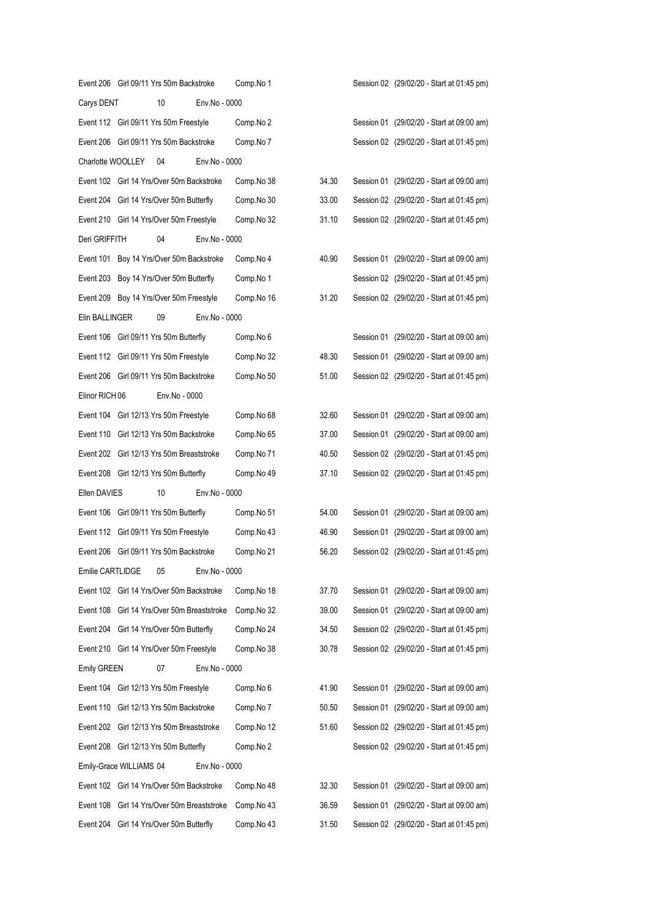| | | | | |
|---|---|---|---|---|
| Event 206 Girl 09/11 Yrs 50m Backstroke | Comp.No 1 | | Session 02 (29/02/20 - Start at 01:45 pm) |
| **Carys DENT** 10 Env.No - 0000 | | | |
| Event 112 Girl 09/11 Yrs 50m Freestyle | Comp.No 2 | | Session 01 (29/02/20 - Start at 09:00 am) |
| Event 206 Girl 09/11 Yrs 50m Backstroke | Comp.No 7 | | Session 02 (29/02/20 - Start at 01:45 pm) |
| **Charlotte WOOLLEY** 04 Env.No - 0000 | | | |
| Event 102 Girl 14 Yrs/Over 50m Backstroke | Comp.No 38 | 34.30 | Session 01 (29/02/20 - Start at 09:00 am) |
| Event 204 Girl 14 Yrs/Over 50m Butterfly | Comp.No 30 | 33.00 | Session 02 (29/02/20 - Start at 01:45 pm) |
| Event 210 Girl 14 Yrs/Over 50m Freestyle | Comp.No 32 | 31.10 | Session 02 (29/02/20 - Start at 01:45 pm) |
| **Deri GRIFFITH** 04 Env.No - 0000 | | | |
| Event 101 Boy 14 Yrs/Over 50m Backstroke | Comp.No 4 | 40.90 | Session 01 (29/02/20 - Start at 09:00 am) |
| Event 203 Boy 14 Yrs/Over 50m Butterfly | Comp.No 1 | | Session 02 (29/02/20 - Start at 01:45 pm) |
| Event 209 Boy 14 Yrs/Over 50m Freestyle | Comp.No 16 | 31.20 | Session 02 (29/02/20 - Start at 01:45 pm) |
| **Elin BALLINGER** 09 Env.No - 0000 | | | |
| Event 106 Girl 09/11 Yrs 50m Butterfly | Comp.No 6 | | Session 01 (29/02/20 - Start at 09:00 am) |
| Event 112 Girl 09/11 Yrs 50m Freestyle | Comp.No 32 | 48.30 | Session 01 (29/02/20 - Start at 09:00 am) |
| Event 206 Girl 09/11 Yrs 50m Backstroke | Comp.No 50 | 51.00 | Session 02 (29/02/20 - Start at 01:45 pm) |
| **Elinor RICH** 06 Env.No - 0000 | | | |
| Event 104 Girl 12/13 Yrs 50m Freestyle | Comp.No 68 | 32.60 | Session 01 (29/02/20 - Start at 09:00 am) |
| Event 110 Girl 12/13 Yrs 50m Backstroke | Comp.No 65 | 37.00 | Session 01 (29/02/20 - Start at 09:00 am) |
| Event 202 Girl 12/13 Yrs 50m Breaststroke | Comp.No 71 | 40.50 | Session 02 (29/02/20 - Start at 01:45 pm) |
| Event 208 Girl 12/13 Yrs 50m Butterfly | Comp.No 49 | 37.10 | Session 02 (29/02/20 - Start at 01:45 pm) |
| **Ellen DAVIES** 10 Env.No - 0000 | | | |
| Event 106 Girl 09/11 Yrs 50m Butterfly | Comp.No 51 | 54.00 | Session 01 (29/02/20 - Start at 09:00 am) |
| Event 112 Girl 09/11 Yrs 50m Freestyle | Comp.No 43 | 46.90 | Session 01 (29/02/20 - Start at 09:00 am) |
| Event 206 Girl 09/11 Yrs 50m Backstroke | Comp.No 21 | 56.20 | Session 02 (29/02/20 - Start at 01:45 pm) |
| **Emilie CARTLIDGE** 05 Env.No - 0000 | | | |
| Event 102 Girl 14 Yrs/Over 50m Backstroke | Comp.No 18 | 37.70 | Session 01 (29/02/20 - Start at 09:00 am) |
| Event 108 Girl 14 Yrs/Over 50m Breaststroke | Comp.No 32 | 39.00 | Session 01 (29/02/20 - Start at 09:00 am) |
| Event 204 Girl 14 Yrs/Over 50m Butterfly | Comp.No 24 | 34.50 | Session 02 (29/02/20 - Start at 01:45 pm) |
| Event 210 Girl 14 Yrs/Over 50m Freestyle | Comp.No 38 | 30.78 | Session 02 (29/02/20 - Start at 01:45 pm) |
| **Emily GREEN** 07 Env.No - 0000 | | | |
| Event 104 Girl 12/13 Yrs 50m Freestyle | Comp.No 6 | 41.90 | Session 01 (29/02/20 - Start at 09:00 am) |
| Event 110 Girl 12/13 Yrs 50m Backstroke | Comp.No 7 | 50.50 | Session 01 (29/02/20 - Start at 09:00 am) |
| Event 202 Girl 12/13 Yrs 50m Breaststroke | Comp.No 12 | 51.60 | Session 02 (29/02/20 - Start at 01:45 pm) |
| Event 208 Girl 12/13 Yrs 50m Butterfly | Comp.No 2 | | Session 02 (29/02/20 - Start at 01:45 pm) |
| **Emily-Grace WILLIAMS** 04 Env.No - 0000 | | | |
| Event 102 Girl 14 Yrs/Over 50m Backstroke | Comp.No 48 | 32.30 | Session 01 (29/02/20 - Start at 09:00 am) |
| Event 108 Girl 14 Yrs/Over 50m Breaststroke | Comp.No 43 | 36.59 | Session 01 (29/02/20 - Start at 09:00 am) |
| Event 204 Girl 14 Yrs/Over 50m Butterfly | Comp.No 43 | 31.50 | Session 02 (29/02/20 - Start at 01:45 pm) |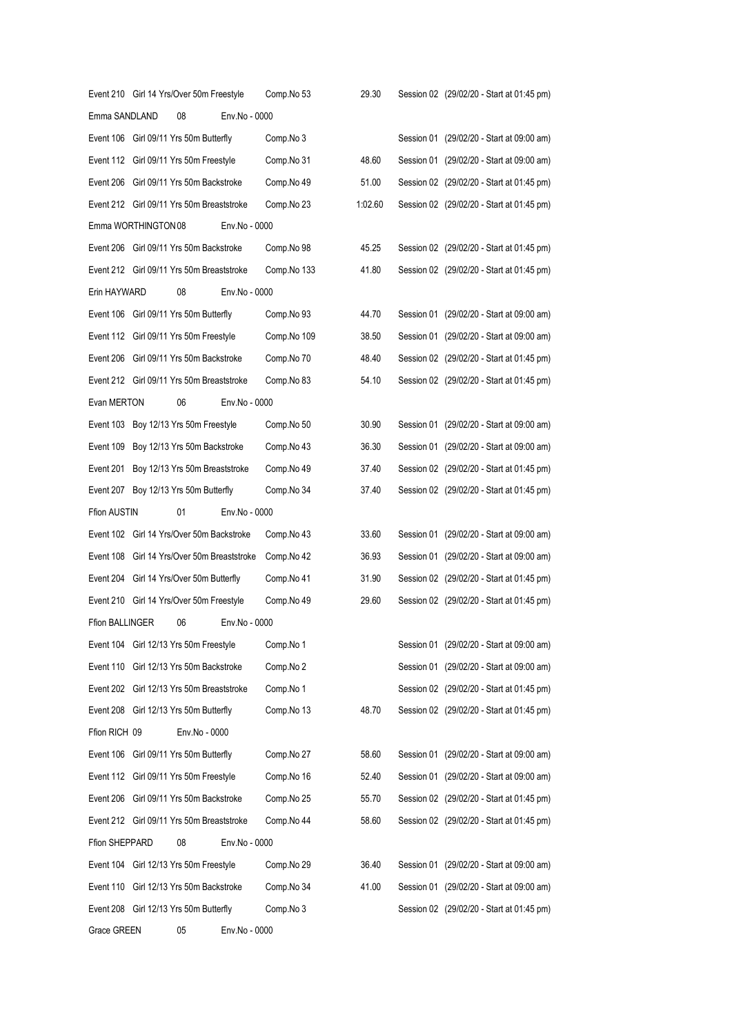| | | | |
|---|---|---|---|
| Event 210 Girl 14 Yrs/Over 50m Freestyle | Comp.No 53 | 29.30 | Session 02 (29/02/20 - Start at 01:45 pm) |
| **Emma SANDLAND 08 Env.No - 0000** | | | |
| Event 106 Girl 09/11 Yrs 50m Butterfly | Comp.No 3 | | Session 01 (29/02/20 - Start at 09:00 am) |
| Event 112 Girl 09/11 Yrs 50m Freestyle | Comp.No 31 | 48.60 | Session 01 (29/02/20 - Start at 09:00 am) |
| Event 206 Girl 09/11 Yrs 50m Backstroke | Comp.No 49 | 51.00 | Session 02 (29/02/20 - Start at 01:45 pm) |
| Event 212 Girl 09/11 Yrs 50m Breaststroke | Comp.No 23 | 1:02.60 | Session 02 (29/02/20 - Start at 01:45 pm) |
| **Emma WORTHINGTON 08 Env.No - 0000** | | | |
| Event 206 Girl 09/11 Yrs 50m Backstroke | Comp.No 98 | 45.25 | Session 02 (29/02/20 - Start at 01:45 pm) |
| Event 212 Girl 09/11 Yrs 50m Breaststroke | Comp.No 133 | 41.80 | Session 02 (29/02/20 - Start at 01:45 pm) |
| **Erin HAYWARD 08 Env.No - 0000** | | | |
| Event 106 Girl 09/11 Yrs 50m Butterfly | Comp.No 93 | 44.70 | Session 01 (29/02/20 - Start at 09:00 am) |
| Event 112 Girl 09/11 Yrs 50m Freestyle | Comp.No 109 | 38.50 | Session 01 (29/02/20 - Start at 09:00 am) |
| Event 206 Girl 09/11 Yrs 50m Backstroke | Comp.No 70 | 48.40 | Session 02 (29/02/20 - Start at 01:45 pm) |
| Event 212 Girl 09/11 Yrs 50m Breaststroke | Comp.No 83 | 54.10 | Session 02 (29/02/20 - Start at 01:45 pm) |
| **Evan MERTON 06 Env.No - 0000** | | | |
| Event 103 Boy 12/13 Yrs 50m Freestyle | Comp.No 50 | 30.90 | Session 01 (29/02/20 - Start at 09:00 am) |
| Event 109 Boy 12/13 Yrs 50m Backstroke | Comp.No 43 | 36.30 | Session 01 (29/02/20 - Start at 09:00 am) |
| Event 201 Boy 12/13 Yrs 50m Breaststroke | Comp.No 49 | 37.40 | Session 02 (29/02/20 - Start at 01:45 pm) |
| Event 207 Boy 12/13 Yrs 50m Butterfly | Comp.No 34 | 37.40 | Session 02 (29/02/20 - Start at 01:45 pm) |
| **Ffion AUSTIN 01 Env.No - 0000** | | | |
| Event 102 Girl 14 Yrs/Over 50m Backstroke | Comp.No 43 | 33.60 | Session 01 (29/02/20 - Start at 09:00 am) |
| Event 108 Girl 14 Yrs/Over 50m Breaststroke | Comp.No 42 | 36.93 | Session 01 (29/02/20 - Start at 09:00 am) |
| Event 204 Girl 14 Yrs/Over 50m Butterfly | Comp.No 41 | 31.90 | Session 02 (29/02/20 - Start at 01:45 pm) |
| Event 210 Girl 14 Yrs/Over 50m Freestyle | Comp.No 49 | 29.60 | Session 02 (29/02/20 - Start at 01:45 pm) |
| **Ffion BALLINGER 06 Env.No - 0000** | | | |
| Event 104 Girl 12/13 Yrs 50m Freestyle | Comp.No 1 | | Session 01 (29/02/20 - Start at 09:00 am) |
| Event 110 Girl 12/13 Yrs 50m Backstroke | Comp.No 2 | | Session 01 (29/02/20 - Start at 09:00 am) |
| Event 202 Girl 12/13 Yrs 50m Breaststroke | Comp.No 1 | | Session 02 (29/02/20 - Start at 01:45 pm) |
| Event 208 Girl 12/13 Yrs 50m Butterfly | Comp.No 13 | 48.70 | Session 02 (29/02/20 - Start at 01:45 pm) |
| **Ffion RICH 09 Env.No - 0000** | | | |
| Event 106 Girl 09/11 Yrs 50m Butterfly | Comp.No 27 | 58.60 | Session 01 (29/02/20 - Start at 09:00 am) |
| Event 112 Girl 09/11 Yrs 50m Freestyle | Comp.No 16 | 52.40 | Session 01 (29/02/20 - Start at 09:00 am) |
| Event 206 Girl 09/11 Yrs 50m Backstroke | Comp.No 25 | 55.70 | Session 02 (29/02/20 - Start at 01:45 pm) |
| Event 212 Girl 09/11 Yrs 50m Breaststroke | Comp.No 44 | 58.60 | Session 02 (29/02/20 - Start at 01:45 pm) |
| **Ffion SHEPPARD 08 Env.No - 0000** | | | |
| Event 104 Girl 12/13 Yrs 50m Freestyle | Comp.No 29 | 36.40 | Session 01 (29/02/20 - Start at 09:00 am) |
| Event 110 Girl 12/13 Yrs 50m Backstroke | Comp.No 34 | 41.00 | Session 01 (29/02/20 - Start at 09:00 am) |
| Event 208 Girl 12/13 Yrs 50m Butterfly | Comp.No 3 | | Session 02 (29/02/20 - Start at 01:45 pm) |
| **Grace GREEN 05 Env.No - 0000** | | | |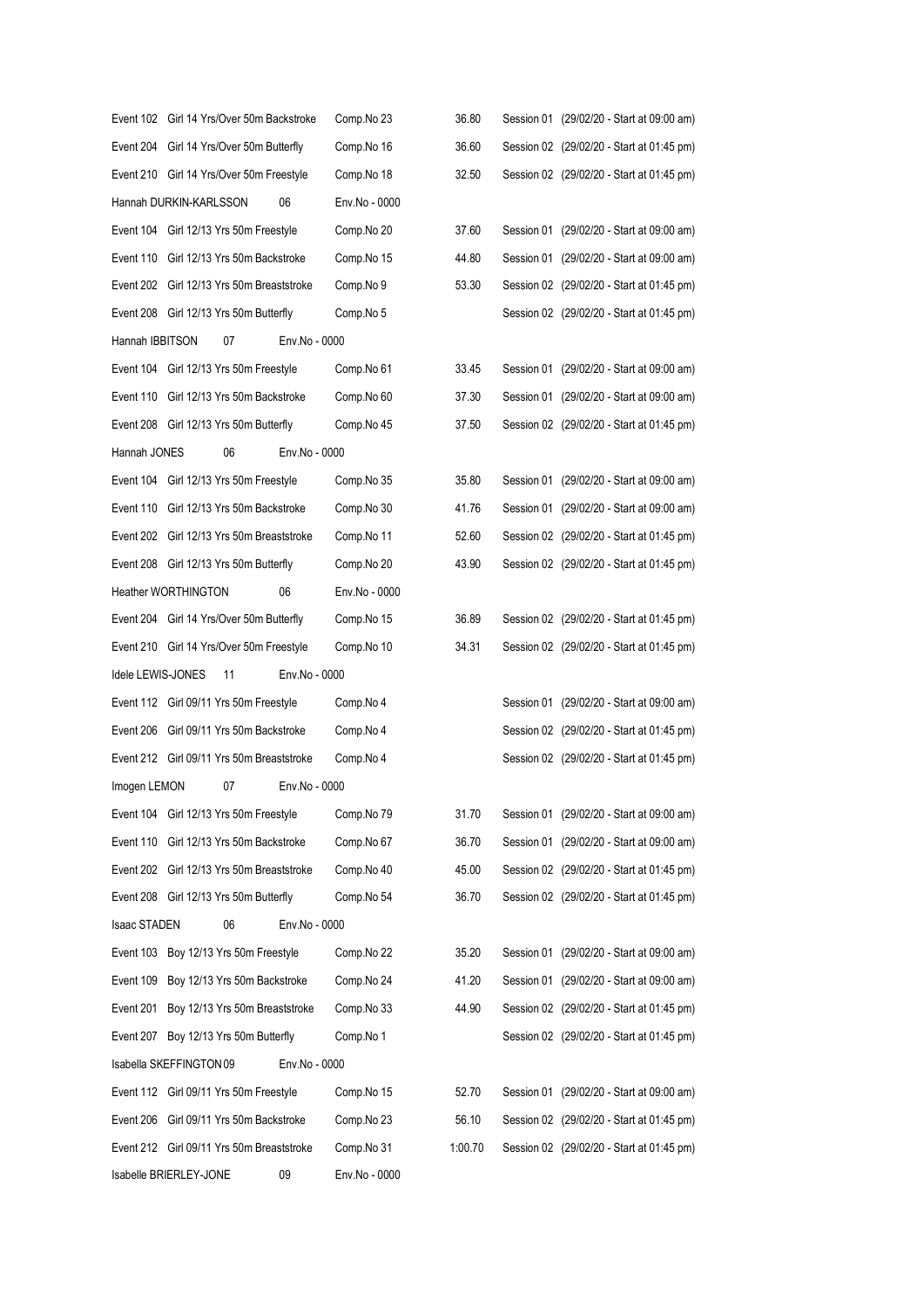| | | | | |
|---|---|---|---|---|
| Event 102 Girl 14 Yrs/Over 50m Backstroke | Comp.No 23 | 36.80 | Session 01 | (29/02/20 - Start at 09:00 am) |
| Event 204 Girl 14 Yrs/Over 50m Butterfly | Comp.No 16 | 36.60 | Session 02 | (29/02/20 - Start at 01:45 pm) |
| Event 210 Girl 14 Yrs/Over 50m Freestyle | Comp.No 18 | 32.50 | Session 02 | (29/02/20 - Start at 01:45 pm) |
| Hannah DURKIN-KARLSSON 06 | Env.No - 0000 | | | |
| Event 104 Girl 12/13 Yrs 50m Freestyle | Comp.No 20 | 37.60 | Session 01 | (29/02/20 - Start at 09:00 am) |
| Event 110 Girl 12/13 Yrs 50m Backstroke | Comp.No 15 | 44.80 | Session 01 | (29/02/20 - Start at 09:00 am) |
| Event 202 Girl 12/13 Yrs 50m Breaststroke | Comp.No 9 | 53.30 | Session 02 | (29/02/20 - Start at 01:45 pm) |
| Event 208 Girl 12/13 Yrs 50m Butterfly | Comp.No 5 | | Session 02 | (29/02/20 - Start at 01:45 pm) |
| Hannah IBBITSON 07 | Env.No - 0000 | | | |
| Event 104 Girl 12/13 Yrs 50m Freestyle | Comp.No 61 | 33.45 | Session 01 | (29/02/20 - Start at 09:00 am) |
| Event 110 Girl 12/13 Yrs 50m Backstroke | Comp.No 60 | 37.30 | Session 01 | (29/02/20 - Start at 09:00 am) |
| Event 208 Girl 12/13 Yrs 50m Butterfly | Comp.No 45 | 37.50 | Session 02 | (29/02/20 - Start at 01:45 pm) |
| Hannah JONES 06 | Env.No - 0000 | | | |
| Event 104 Girl 12/13 Yrs 50m Freestyle | Comp.No 35 | 35.80 | Session 01 | (29/02/20 - Start at 09:00 am) |
| Event 110 Girl 12/13 Yrs 50m Backstroke | Comp.No 30 | 41.76 | Session 01 | (29/02/20 - Start at 09:00 am) |
| Event 202 Girl 12/13 Yrs 50m Breaststroke | Comp.No 11 | 52.60 | Session 02 | (29/02/20 - Start at 01:45 pm) |
| Event 208 Girl 12/13 Yrs 50m Butterfly | Comp.No 20 | 43.90 | Session 02 | (29/02/20 - Start at 01:45 pm) |
| Heather WORTHINGTON 06 | Env.No - 0000 | | | |
| Event 204 Girl 14 Yrs/Over 50m Butterfly | Comp.No 15 | 36.89 | Session 02 | (29/02/20 - Start at 01:45 pm) |
| Event 210 Girl 14 Yrs/Over 50m Freestyle | Comp.No 10 | 34.31 | Session 02 | (29/02/20 - Start at 01:45 pm) |
| Idele LEWIS-JONES 11 | Env.No - 0000 | | | |
| Event 112 Girl 09/11 Yrs 50m Freestyle | Comp.No 4 | | Session 01 | (29/02/20 - Start at 09:00 am) |
| Event 206 Girl 09/11 Yrs 50m Backstroke | Comp.No 4 | | Session 02 | (29/02/20 - Start at 01:45 pm) |
| Event 212 Girl 09/11 Yrs 50m Breaststroke | Comp.No 4 | | Session 02 | (29/02/20 - Start at 01:45 pm) |
| Imogen LEMON 07 | Env.No - 0000 | | | |
| Event 104 Girl 12/13 Yrs 50m Freestyle | Comp.No 79 | 31.70 | Session 01 | (29/02/20 - Start at 09:00 am) |
| Event 110 Girl 12/13 Yrs 50m Backstroke | Comp.No 67 | 36.70 | Session 01 | (29/02/20 - Start at 09:00 am) |
| Event 202 Girl 12/13 Yrs 50m Breaststroke | Comp.No 40 | 45.00 | Session 02 | (29/02/20 - Start at 01:45 pm) |
| Event 208 Girl 12/13 Yrs 50m Butterfly | Comp.No 54 | 36.70 | Session 02 | (29/02/20 - Start at 01:45 pm) |
| Isaac STADEN 06 | Env.No - 0000 | | | |
| Event 103 Boy 12/13 Yrs 50m Freestyle | Comp.No 22 | 35.20 | Session 01 | (29/02/20 - Start at 09:00 am) |
| Event 109 Boy 12/13 Yrs 50m Backstroke | Comp.No 24 | 41.20 | Session 01 | (29/02/20 - Start at 09:00 am) |
| Event 201 Boy 12/13 Yrs 50m Breaststroke | Comp.No 33 | 44.90 | Session 02 | (29/02/20 - Start at 01:45 pm) |
| Event 207 Boy 12/13 Yrs 50m Butterfly | Comp.No 1 | | Session 02 | (29/02/20 - Start at 01:45 pm) |
| Isabella SKEFFINGTON 09 | Env.No - 0000 | | | |
| Event 112 Girl 09/11 Yrs 50m Freestyle | Comp.No 15 | 52.70 | Session 01 | (29/02/20 - Start at 09:00 am) |
| Event 206 Girl 09/11 Yrs 50m Backstroke | Comp.No 23 | 56.10 | Session 02 | (29/02/20 - Start at 01:45 pm) |
| Event 212 Girl 09/11 Yrs 50m Breaststroke | Comp.No 31 | 1:00.70 | Session 02 | (29/02/20 - Start at 01:45 pm) |
| Isabelle BRIERLEY-JONE 09 | Env.No - 0000 | | | |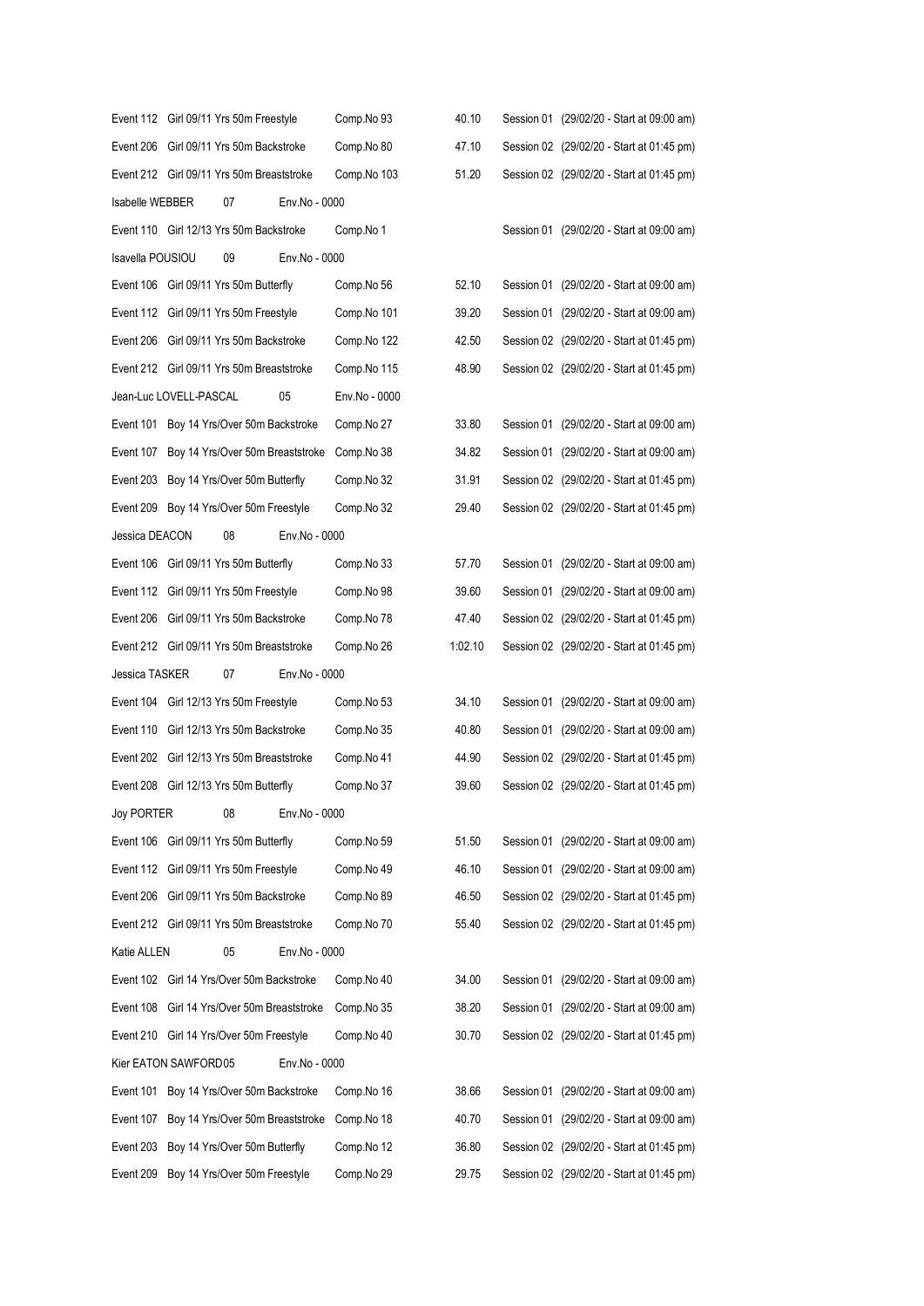Event 112 Girl 09/11 Yrs 50m Freestyle Comp.No 93 40.10 Session 01 (29/02/20 - Start at 09:00 am)

Event 206 Girl 09/11 Yrs 50m Backstroke Comp.No 80 47.10 Session 02 (29/02/20 - Start at 01:45 pm)

Event 212 Girl 09/11 Yrs 50m Breaststroke Comp.No 103 51.20 Session 02 (29/02/20 - Start at 01:45 pm)

Isabelle WEBBER 07 Env.No - 0000

Event 110 Girl 12/13 Yrs 50m Backstroke Comp.No 1 Session 01 (29/02/20 - Start at 09:00 am)

Isavella POUSIOU 09 Env.No - 0000

Event 106 Girl 09/11 Yrs 50m Butterfly Comp.No 56 52.10 Session 01 (29/02/20 - Start at 09:00 am)

Event 112 Girl 09/11 Yrs 50m Freestyle Comp.No 101 39.20 Session 01 (29/02/20 - Start at 09:00 am)

Event 206 Girl 09/11 Yrs 50m Backstroke Comp.No 122 42.50 Session 02 (29/02/20 - Start at 01:45 pm)

Event 212 Girl 09/11 Yrs 50m Breaststroke Comp.No 115 48.90 Session 02 (29/02/20 - Start at 01:45 pm)

Jean-Luc LOVELL-PASCAL 05 Env.No - 0000

Event 101 Boy 14 Yrs/Over 50m Backstroke Comp.No 27 33.80 Session 01 (29/02/20 - Start at 09:00 am)

Event 107 Boy 14 Yrs/Over 50m Breaststroke Comp.No 38 34.82 Session 01 (29/02/20 - Start at 09:00 am)

Event 203 Boy 14 Yrs/Over 50m Butterfly Comp.No 32 31.91 Session 02 (29/02/20 - Start at 01:45 pm)

Event 209 Boy 14 Yrs/Over 50m Freestyle Comp.No 32 29.40 Session 02 (29/02/20 - Start at 01:45 pm)

Jessica DEACON 08 Env.No - 0000

Event 106 Girl 09/11 Yrs 50m Butterfly Comp.No 33 57.70 Session 01 (29/02/20 - Start at 09:00 am)

Event 112 Girl 09/11 Yrs 50m Freestyle Comp.No 98 39.60 Session 01 (29/02/20 - Start at 09:00 am)

Event 206 Girl 09/11 Yrs 50m Backstroke Comp.No 78 47.40 Session 02 (29/02/20 - Start at 01:45 pm)

Event 212 Girl 09/11 Yrs 50m Breaststroke Comp.No 26 1:02.10 Session 02 (29/02/20 - Start at 01:45 pm)

Jessica TASKER 07 Env.No - 0000

Event 104 Girl 12/13 Yrs 50m Freestyle Comp.No 53 34.10 Session 01 (29/02/20 - Start at 09:00 am)

Event 110 Girl 12/13 Yrs 50m Backstroke Comp.No 35 40.80 Session 01 (29/02/20 - Start at 09:00 am)

Event 202 Girl 12/13 Yrs 50m Breaststroke Comp.No 41 44.90 Session 02 (29/02/20 - Start at 01:45 pm)

Event 208 Girl 12/13 Yrs 50m Butterfly Comp.No 37 39.60 Session 02 (29/02/20 - Start at 01:45 pm)

Joy PORTER 08 Env.No - 0000

Event 106 Girl 09/11 Yrs 50m Butterfly Comp.No 59 51.50 Session 01 (29/02/20 - Start at 09:00 am)

Event 112 Girl 09/11 Yrs 50m Freestyle Comp.No 49 46.10 Session 01 (29/02/20 - Start at 09:00 am)

Event 206 Girl 09/11 Yrs 50m Backstroke Comp.No 89 46.50 Session 02 (29/02/20 - Start at 01:45 pm)

Event 212 Girl 09/11 Yrs 50m Breaststroke Comp.No 70 55.40 Session 02 (29/02/20 - Start at 01:45 pm)

Katie ALLEN 05 Env.No - 0000

Event 102 Girl 14 Yrs/Over 50m Backstroke Comp.No 40 34.00 Session 01 (29/02/20 - Start at 09:00 am)

Event 108 Girl 14 Yrs/Over 50m Breaststroke Comp.No 35 38.20 Session 01 (29/02/20 - Start at 09:00 am)

Event 210 Girl 14 Yrs/Over 50m Freestyle Comp.No 40 30.70 Session 02 (29/02/20 - Start at 01:45 pm)

Kier EATON SAWFORD05 Env.No - 0000

Event 101 Boy 14 Yrs/Over 50m Backstroke Comp.No 16 38.66 Session 01 (29/02/20 - Start at 09:00 am)

Event 107 Boy 14 Yrs/Over 50m Breaststroke Comp.No 18 40.70 Session 01 (29/02/20 - Start at 09:00 am)

Event 203 Boy 14 Yrs/Over 50m Butterfly Comp.No 12 36.80 Session 02 (29/02/20 - Start at 01:45 pm)

Event 209 Boy 14 Yrs/Over 50m Freestyle Comp.No 29 29.75 Session 02 (29/02/20 - Start at 01:45 pm)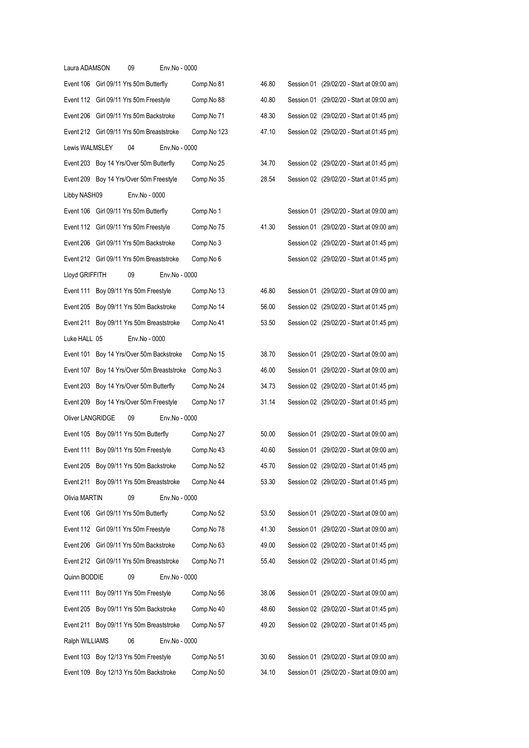Laura ADAMSON 09 Env.No - 0000

| Event | Description | Comp.No | Time | Session |
|---|---|---|---|---|
| Event 106 | Girl 09/11 Yrs 50m Butterfly | Comp.No 81 | 46.80 | Session 01 (29/02/20 - Start at 09:00 am) |
| Event 112 | Girl 09/11 Yrs 50m Freestyle | Comp.No 88 | 40.80 | Session 01 (29/02/20 - Start at 09:00 am) |
| Event 206 | Girl 09/11 Yrs 50m Backstroke | Comp.No 71 | 48.30 | Session 02 (29/02/20 - Start at 01:45 pm) |
| Event 212 | Girl 09/11 Yrs 50m Breaststroke | Comp.No 123 | 47.10 | Session 02 (29/02/20 - Start at 01:45 pm) |

Lewis WALMSLEY 04 Env.No - 0000

| Event | Description | Comp.No | Time | Session |
|---|---|---|---|---|
| Event 203 | Boy 14 Yrs/Over 50m Butterfly | Comp.No 25 | 34.70 | Session 02 (29/02/20 - Start at 01:45 pm) |
| Event 209 | Boy 14 Yrs/Over 50m Freestyle | Comp.No 35 | 28.54 | Session 02 (29/02/20 - Start at 01:45 pm) |

Libby NASH09 Env.No - 0000

| Event | Description | Comp.No | Time | Session |
|---|---|---|---|---|
| Event 106 | Girl 09/11 Yrs 50m Butterfly | Comp.No 1 | | Session 01 (29/02/20 - Start at 09:00 am) |
| Event 112 | Girl 09/11 Yrs 50m Freestyle | Comp.No 75 | 41.30 | Session 01 (29/02/20 - Start at 09:00 am) |
| Event 206 | Girl 09/11 Yrs 50m Backstroke | Comp.No 3 | | Session 02 (29/02/20 - Start at 01:45 pm) |
| Event 212 | Girl 09/11 Yrs 50m Breaststroke | Comp.No 6 | | Session 02 (29/02/20 - Start at 01:45 pm) |

Lloyd GRIFFITH 09 Env.No - 0000

| Event | Description | Comp.No | Time | Session |
|---|---|---|---|---|
| Event 111 | Boy 09/11 Yrs 50m Freestyle | Comp.No 13 | 46.80 | Session 01 (29/02/20 - Start at 09:00 am) |
| Event 205 | Boy 09/11 Yrs 50m Backstroke | Comp.No 14 | 56.00 | Session 02 (29/02/20 - Start at 01:45 pm) |
| Event 211 | Boy 09/11 Yrs 50m Breaststroke | Comp.No 41 | 53.50 | Session 02 (29/02/20 - Start at 01:45 pm) |

Luke HALL 05 Env.No - 0000

| Event | Description | Comp.No | Time | Session |
|---|---|---|---|---|
| Event 101 | Boy 14 Yrs/Over 50m Backstroke | Comp.No 15 | 38.70 | Session 01 (29/02/20 - Start at 09:00 am) |
| Event 107 | Boy 14 Yrs/Over 50m Breaststroke | Comp.No 3 | 46.00 | Session 01 (29/02/20 - Start at 09:00 am) |
| Event 203 | Boy 14 Yrs/Over 50m Butterfly | Comp.No 24 | 34.73 | Session 02 (29/02/20 - Start at 01:45 pm) |
| Event 209 | Boy 14 Yrs/Over 50m Freestyle | Comp.No 17 | 31.14 | Session 02 (29/02/20 - Start at 01:45 pm) |

Oliver LANGRIDGE 09 Env.No - 0000

| Event | Description | Comp.No | Time | Session |
|---|---|---|---|---|
| Event 105 | Boy 09/11 Yrs 50m Butterfly | Comp.No 27 | 50.00 | Session 01 (29/02/20 - Start at 09:00 am) |
| Event 111 | Boy 09/11 Yrs 50m Freestyle | Comp.No 43 | 40.60 | Session 01 (29/02/20 - Start at 09:00 am) |
| Event 205 | Boy 09/11 Yrs 50m Backstroke | Comp.No 52 | 45.70 | Session 02 (29/02/20 - Start at 01:45 pm) |
| Event 211 | Boy 09/11 Yrs 50m Breaststroke | Comp.No 44 | 53.30 | Session 02 (29/02/20 - Start at 01:45 pm) |

Olivia MARTIN 09 Env.No - 0000

| Event | Description | Comp.No | Time | Session |
|---|---|---|---|---|
| Event 106 | Girl 09/11 Yrs 50m Butterfly | Comp.No 52 | 53.50 | Session 01 (29/02/20 - Start at 09:00 am) |
| Event 112 | Girl 09/11 Yrs 50m Freestyle | Comp.No 78 | 41.30 | Session 01 (29/02/20 - Start at 09:00 am) |
| Event 206 | Girl 09/11 Yrs 50m Backstroke | Comp.No 63 | 49.00 | Session 02 (29/02/20 - Start at 01:45 pm) |
| Event 212 | Girl 09/11 Yrs 50m Breaststroke | Comp.No 71 | 55.40 | Session 02 (29/02/20 - Start at 01:45 pm) |

Quinn BODDIE 09 Env.No - 0000

| Event | Description | Comp.No | Time | Session |
|---|---|---|---|---|
| Event 111 | Boy 09/11 Yrs 50m Freestyle | Comp.No 56 | 38.06 | Session 01 (29/02/20 - Start at 09:00 am) |
| Event 205 | Boy 09/11 Yrs 50m Backstroke | Comp.No 40 | 48.60 | Session 02 (29/02/20 - Start at 01:45 pm) |
| Event 211 | Boy 09/11 Yrs 50m Breaststroke | Comp.No 57 | 49.20 | Session 02 (29/02/20 - Start at 01:45 pm) |

Ralph WILLIAMS 06 Env.No - 0000

| Event | Description | Comp.No | Time | Session |
|---|---|---|---|---|
| Event 103 | Boy 12/13 Yrs 50m Freestyle | Comp.No 51 | 30.60 | Session 01 (29/02/20 - Start at 09:00 am) |
| Event 109 | Boy 12/13 Yrs 50m Backstroke | Comp.No 50 | 34.10 | Session 01 (29/02/20 - Start at 09:00 am) |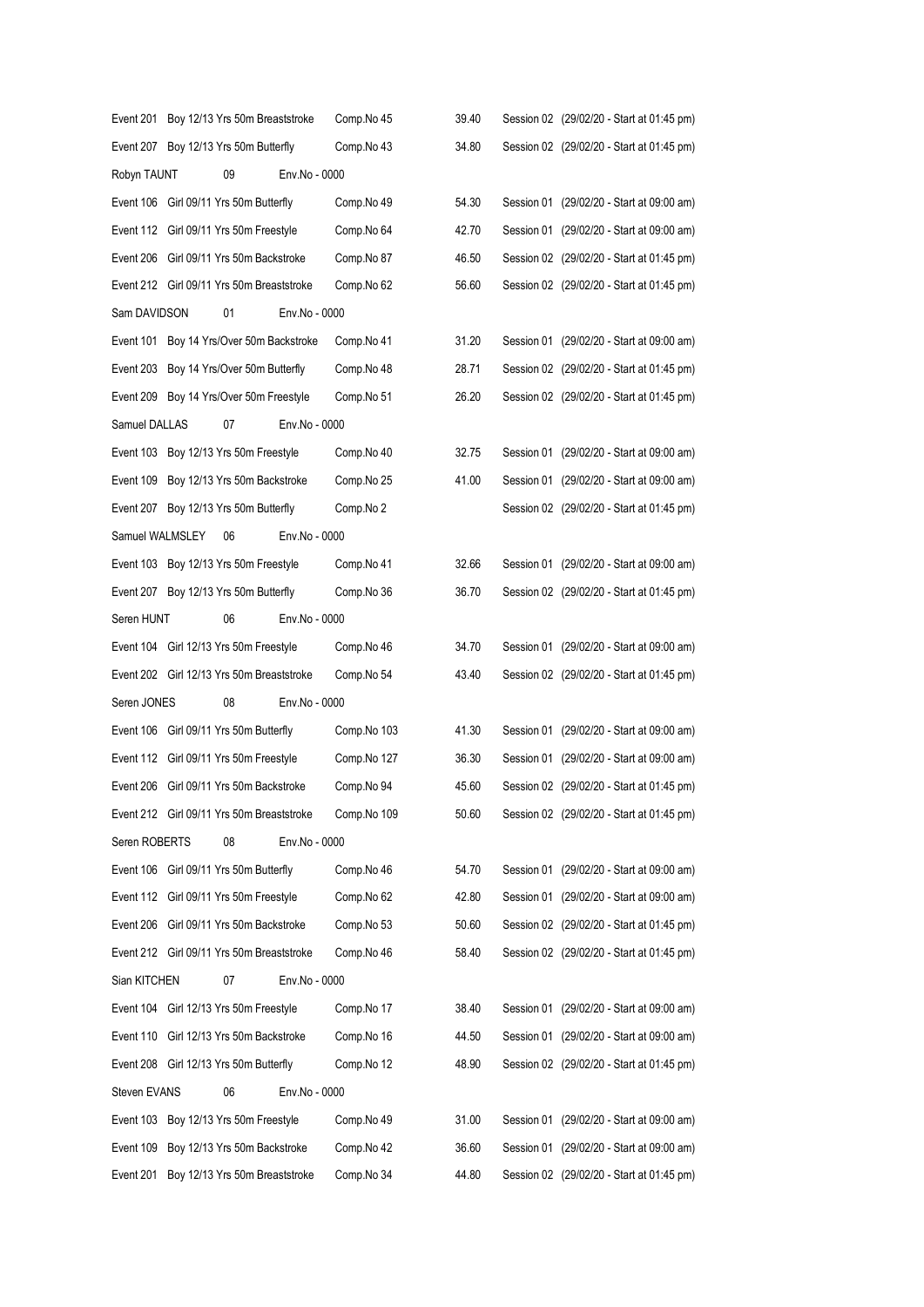| | | | |
|---|---|---|---|
| Event 201 Boy 12/13 Yrs 50m Breaststroke | Comp.No 45 | 39.40 | Session 02 (29/02/20 - Start at 01:45 pm) |
| Event 207 Boy 12/13 Yrs 50m Butterfly | Comp.No 43 | 34.80 | Session 02 (29/02/20 - Start at 01:45 pm) |
| Robyn TAUNT 09 Env.No - 0000 | | | |
| Event 106 Girl 09/11 Yrs 50m Butterfly | Comp.No 49 | 54.30 | Session 01 (29/02/20 - Start at 09:00 am) |
| Event 112 Girl 09/11 Yrs 50m Freestyle | Comp.No 64 | 42.70 | Session 01 (29/02/20 - Start at 09:00 am) |
| Event 206 Girl 09/11 Yrs 50m Backstroke | Comp.No 87 | 46.50 | Session 02 (29/02/20 - Start at 01:45 pm) |
| Event 212 Girl 09/11 Yrs 50m Breaststroke | Comp.No 62 | 56.60 | Session 02 (29/02/20 - Start at 01:45 pm) |
| Sam DAVIDSON 01 Env.No - 0000 | | | |
| Event 101 Boy 14 Yrs/Over 50m Backstroke | Comp.No 41 | 31.20 | Session 01 (29/02/20 - Start at 09:00 am) |
| Event 203 Boy 14 Yrs/Over 50m Butterfly | Comp.No 48 | 28.71 | Session 02 (29/02/20 - Start at 01:45 pm) |
| Event 209 Boy 14 Yrs/Over 50m Freestyle | Comp.No 51 | 26.20 | Session 02 (29/02/20 - Start at 01:45 pm) |
| Samuel DALLAS 07 Env.No - 0000 | | | |
| Event 103 Boy 12/13 Yrs 50m Freestyle | Comp.No 40 | 32.75 | Session 01 (29/02/20 - Start at 09:00 am) |
| Event 109 Boy 12/13 Yrs 50m Backstroke | Comp.No 25 | 41.00 | Session 01 (29/02/20 - Start at 09:00 am) |
| Event 207 Boy 12/13 Yrs 50m Butterfly | Comp.No 2 | | Session 02 (29/02/20 - Start at 01:45 pm) |
| Samuel WALMSLEY 06 Env.No - 0000 | | | |
| Event 103 Boy 12/13 Yrs 50m Freestyle | Comp.No 41 | 32.66 | Session 01 (29/02/20 - Start at 09:00 am) |
| Event 207 Boy 12/13 Yrs 50m Butterfly | Comp.No 36 | 36.70 | Session 02 (29/02/20 - Start at 01:45 pm) |
| Seren HUNT 06 Env.No - 0000 | | | |
| Event 104 Girl 12/13 Yrs 50m Freestyle | Comp.No 46 | 34.70 | Session 01 (29/02/20 - Start at 09:00 am) |
| Event 202 Girl 12/13 Yrs 50m Breaststroke | Comp.No 54 | 43.40 | Session 02 (29/02/20 - Start at 01:45 pm) |
| Seren JONES 08 Env.No - 0000 | | | |
| Event 106 Girl 09/11 Yrs 50m Butterfly | Comp.No 103 | 41.30 | Session 01 (29/02/20 - Start at 09:00 am) |
| Event 112 Girl 09/11 Yrs 50m Freestyle | Comp.No 127 | 36.30 | Session 01 (29/02/20 - Start at 09:00 am) |
| Event 206 Girl 09/11 Yrs 50m Backstroke | Comp.No 94 | 45.60 | Session 02 (29/02/20 - Start at 01:45 pm) |
| Event 212 Girl 09/11 Yrs 50m Breaststroke | Comp.No 109 | 50.60 | Session 02 (29/02/20 - Start at 01:45 pm) |
| Seren ROBERTS 08 Env.No - 0000 | | | |
| Event 106 Girl 09/11 Yrs 50m Butterfly | Comp.No 46 | 54.70 | Session 01 (29/02/20 - Start at 09:00 am) |
| Event 112 Girl 09/11 Yrs 50m Freestyle | Comp.No 62 | 42.80 | Session 01 (29/02/20 - Start at 09:00 am) |
| Event 206 Girl 09/11 Yrs 50m Backstroke | Comp.No 53 | 50.60 | Session 02 (29/02/20 - Start at 01:45 pm) |
| Event 212 Girl 09/11 Yrs 50m Breaststroke | Comp.No 46 | 58.40 | Session 02 (29/02/20 - Start at 01:45 pm) |
| Sian KITCHEN 07 Env.No - 0000 | | | |
| Event 104 Girl 12/13 Yrs 50m Freestyle | Comp.No 17 | 38.40 | Session 01 (29/02/20 - Start at 09:00 am) |
| Event 110 Girl 12/13 Yrs 50m Backstroke | Comp.No 16 | 44.50 | Session 01 (29/02/20 - Start at 09:00 am) |
| Event 208 Girl 12/13 Yrs 50m Butterfly | Comp.No 12 | 48.90 | Session 02 (29/02/20 - Start at 01:45 pm) |
| Steven EVANS 06 Env.No - 0000 | | | |
| Event 103 Boy 12/13 Yrs 50m Freestyle | Comp.No 49 | 31.00 | Session 01 (29/02/20 - Start at 09:00 am) |
| Event 109 Boy 12/13 Yrs 50m Backstroke | Comp.No 42 | 36.60 | Session 01 (29/02/20 - Start at 09:00 am) |
| Event 201 Boy 12/13 Yrs 50m Breaststroke | Comp.No 34 | 44.80 | Session 02 (29/02/20 - Start at 01:45 pm) |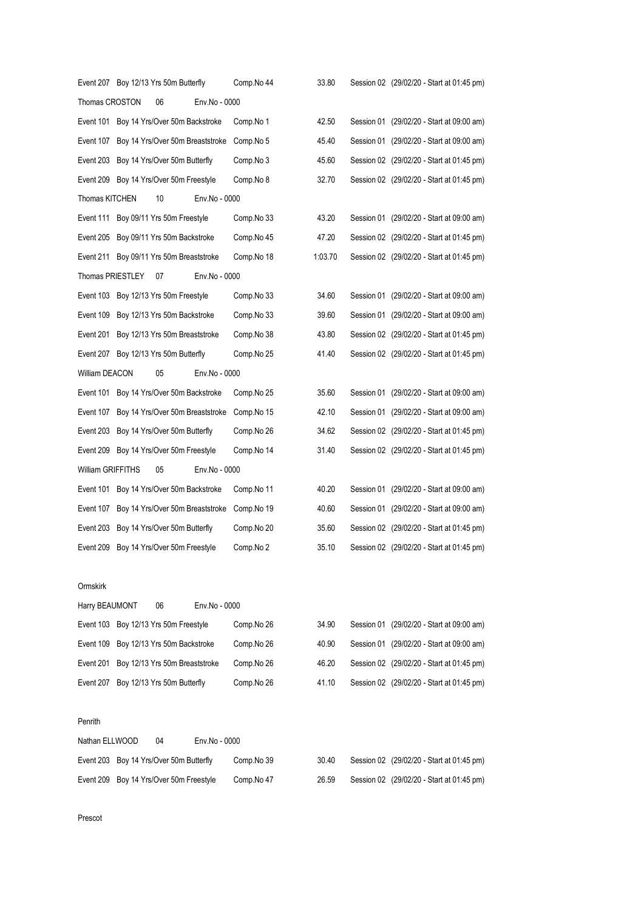| | | | | |
|---|---|---|---|---|
| Event 207 | Boy 12/13 Yrs 50m Butterfly | Comp.No 44 | 33.80 | Session 02 (29/02/20 - Start at 01:45 pm) |
| Thomas CROSTON 06 | Env.No - 0000 | | | |
| Event 101 | Boy 14 Yrs/Over 50m Backstroke | Comp.No 1 | 42.50 | Session 01 (29/02/20 - Start at 09:00 am) |
| Event 107 | Boy 14 Yrs/Over 50m Breaststroke | Comp.No 5 | 45.40 | Session 01 (29/02/20 - Start at 09:00 am) |
| Event 203 | Boy 14 Yrs/Over 50m Butterfly | Comp.No 3 | 45.60 | Session 02 (29/02/20 - Start at 01:45 pm) |
| Event 209 | Boy 14 Yrs/Over 50m Freestyle | Comp.No 8 | 32.70 | Session 02 (29/02/20 - Start at 01:45 pm) |
| Thomas KITCHEN 10 | Env.No - 0000 | | | |
| Event 111 | Boy 09/11 Yrs 50m Freestyle | Comp.No 33 | 43.20 | Session 01 (29/02/20 - Start at 09:00 am) |
| Event 205 | Boy 09/11 Yrs 50m Backstroke | Comp.No 45 | 47.20 | Session 02 (29/02/20 - Start at 01:45 pm) |
| Event 211 | Boy 09/11 Yrs 50m Breaststroke | Comp.No 18 | 1:03.70 | Session 02 (29/02/20 - Start at 01:45 pm) |
| Thomas PRIESTLEY 07 | Env.No - 0000 | | | |
| Event 103 | Boy 12/13 Yrs 50m Freestyle | Comp.No 33 | 34.60 | Session 01 (29/02/20 - Start at 09:00 am) |
| Event 109 | Boy 12/13 Yrs 50m Backstroke | Comp.No 33 | 39.60 | Session 01 (29/02/20 - Start at 09:00 am) |
| Event 201 | Boy 12/13 Yrs 50m Breaststroke | Comp.No 38 | 43.80 | Session 02 (29/02/20 - Start at 01:45 pm) |
| Event 207 | Boy 12/13 Yrs 50m Butterfly | Comp.No 25 | 41.40 | Session 02 (29/02/20 - Start at 01:45 pm) |
| William DEACON 05 | Env.No - 0000 | | | |
| Event 101 | Boy 14 Yrs/Over 50m Backstroke | Comp.No 25 | 35.60 | Session 01 (29/02/20 - Start at 09:00 am) |
| Event 107 | Boy 14 Yrs/Over 50m Breaststroke | Comp.No 15 | 42.10 | Session 01 (29/02/20 - Start at 09:00 am) |
| Event 203 | Boy 14 Yrs/Over 50m Butterfly | Comp.No 26 | 34.62 | Session 02 (29/02/20 - Start at 01:45 pm) |
| Event 209 | Boy 14 Yrs/Over 50m Freestyle | Comp.No 14 | 31.40 | Session 02 (29/02/20 - Start at 01:45 pm) |
| William GRIFFITHS 05 | Env.No - 0000 | | | |
| Event 101 | Boy 14 Yrs/Over 50m Backstroke | Comp.No 11 | 40.20 | Session 01 (29/02/20 - Start at 09:00 am) |
| Event 107 | Boy 14 Yrs/Over 50m Breaststroke | Comp.No 19 | 40.60 | Session 01 (29/02/20 - Start at 09:00 am) |
| Event 203 | Boy 14 Yrs/Over 50m Butterfly | Comp.No 20 | 35.60 | Session 02 (29/02/20 - Start at 01:45 pm) |
| Event 209 | Boy 14 Yrs/Over 50m Freestyle | Comp.No 2 | 35.10 | Session 02 (29/02/20 - Start at 01:45 pm) |

Ormskirk

| | | | | |
|---|---|---|---|---|
| Harry BEAUMONT 06 | Env.No - 0000 | | | |
| Event 103 | Boy 12/13 Yrs 50m Freestyle | Comp.No 26 | 34.90 | Session 01 (29/02/20 - Start at 09:00 am) |
| Event 109 | Boy 12/13 Yrs 50m Backstroke | Comp.No 26 | 40.90 | Session 01 (29/02/20 - Start at 09:00 am) |
| Event 201 | Boy 12/13 Yrs 50m Breaststroke | Comp.No 26 | 46.20 | Session 02 (29/02/20 - Start at 01:45 pm) |
| Event 207 | Boy 12/13 Yrs 50m Butterfly | Comp.No 26 | 41.10 | Session 02 (29/02/20 - Start at 01:45 pm) |

Penrith

| | | | | |
|---|---|---|---|---|
| Nathan ELLWOOD 04 | Env.No - 0000 | | | |
| Event 203 | Boy 14 Yrs/Over 50m Butterfly | Comp.No 39 | 30.40 | Session 02 (29/02/20 - Start at 01:45 pm) |
| Event 209 | Boy 14 Yrs/Over 50m Freestyle | Comp.No 47 | 26.59 | Session 02 (29/02/20 - Start at 01:45 pm) |

Prescot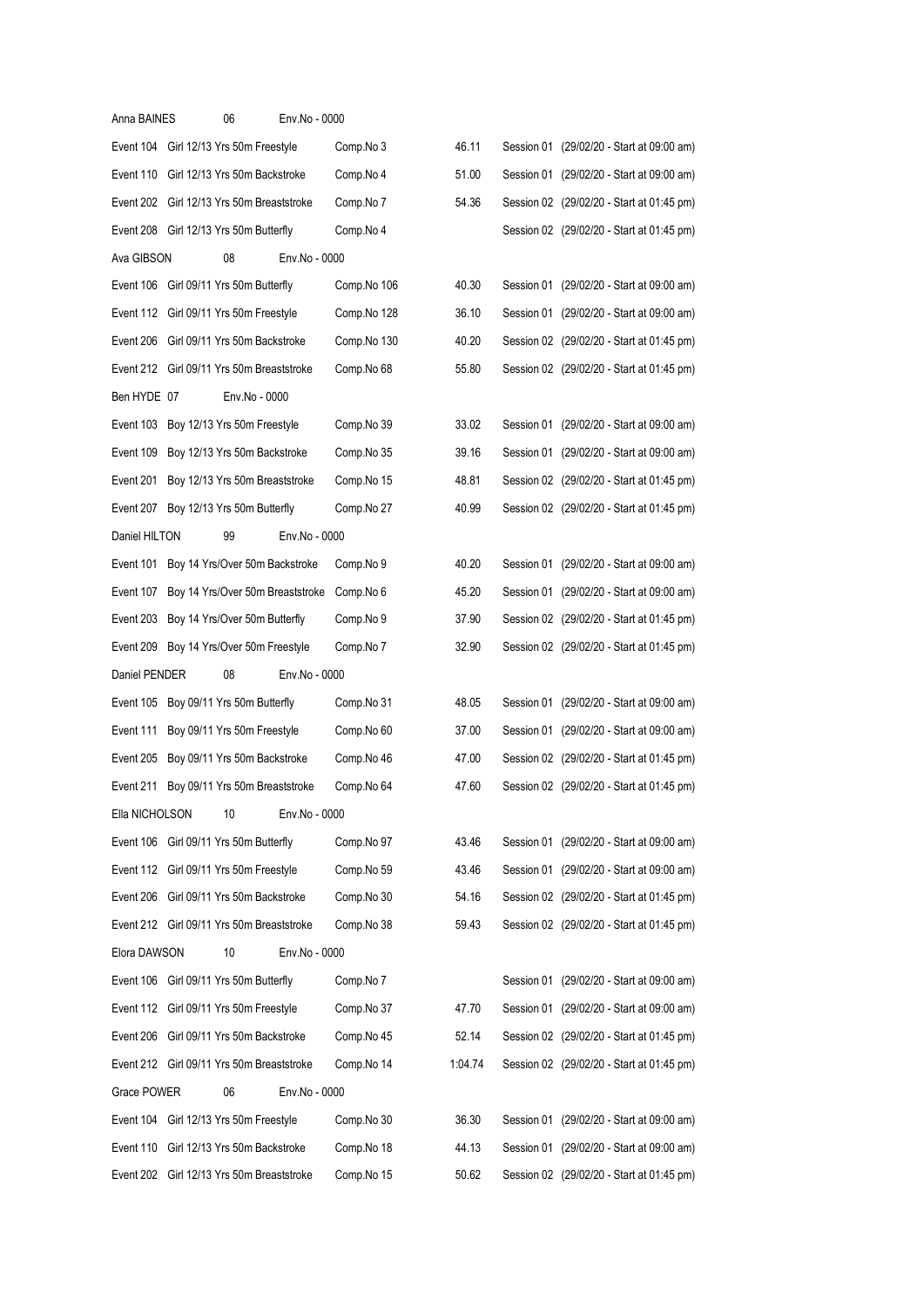Anna BAINES 06 Env.No - 0000

| | | | | |
|---|---|---|---|---|
| Event 104 | Girl 12/13 Yrs 50m Freestyle | Comp.No 3 | 46.11 | Session 01 (29/02/20 - Start at 09:00 am) |
| Event 110 | Girl 12/13 Yrs 50m Backstroke | Comp.No 4 | 51.00 | Session 01 (29/02/20 - Start at 09:00 am) |
| Event 202 | Girl 12/13 Yrs 50m Breaststroke | Comp.No 7 | 54.36 | Session 02 (29/02/20 - Start at 01:45 pm) |
| Event 208 | Girl 12/13 Yrs 50m Butterfly | Comp.No 4 | | Session 02 (29/02/20 - Start at 01:45 pm) |

Ava GIBSON 08 Env.No - 0000

| | | | | |
|---|---|---|---|---|
| Event 106 | Girl 09/11 Yrs 50m Butterfly | Comp.No 106 | 40.30 | Session 01 (29/02/20 - Start at 09:00 am) |
| Event 112 | Girl 09/11 Yrs 50m Freestyle | Comp.No 128 | 36.10 | Session 01 (29/02/20 - Start at 09:00 am) |
| Event 206 | Girl 09/11 Yrs 50m Backstroke | Comp.No 130 | 40.20 | Session 02 (29/02/20 - Start at 01:45 pm) |
| Event 212 | Girl 09/11 Yrs 50m Breaststroke | Comp.No 68 | 55.80 | Session 02 (29/02/20 - Start at 01:45 pm) |

Ben HYDE 07 Env.No - 0000

| | | | | |
|---|---|---|---|---|
| Event 103 | Boy 12/13 Yrs 50m Freestyle | Comp.No 39 | 33.02 | Session 01 (29/02/20 - Start at 09:00 am) |
| Event 109 | Boy 12/13 Yrs 50m Backstroke | Comp.No 35 | 39.16 | Session 01 (29/02/20 - Start at 09:00 am) |
| Event 201 | Boy 12/13 Yrs 50m Breaststroke | Comp.No 15 | 48.81 | Session 02 (29/02/20 - Start at 01:45 pm) |
| Event 207 | Boy 12/13 Yrs 50m Butterfly | Comp.No 27 | 40.99 | Session 02 (29/02/20 - Start at 01:45 pm) |

Daniel HILTON 99 Env.No - 0000

| | | | | |
|---|---|---|---|---|
| Event 101 | Boy 14 Yrs/Over 50m Backstroke | Comp.No 9 | 40.20 | Session 01 (29/02/20 - Start at 09:00 am) |
| Event 107 | Boy 14 Yrs/Over 50m Breaststroke | Comp.No 6 | 45.20 | Session 01 (29/02/20 - Start at 09:00 am) |
| Event 203 | Boy 14 Yrs/Over 50m Butterfly | Comp.No 9 | 37.90 | Session 02 (29/02/20 - Start at 01:45 pm) |
| Event 209 | Boy 14 Yrs/Over 50m Freestyle | Comp.No 7 | 32.90 | Session 02 (29/02/20 - Start at 01:45 pm) |

Daniel PENDER 08 Env.No - 0000

| | | | | |
|---|---|---|---|---|
| Event 105 | Boy 09/11 Yrs 50m Butterfly | Comp.No 31 | 48.05 | Session 01 (29/02/20 - Start at 09:00 am) |
| Event 111 | Boy 09/11 Yrs 50m Freestyle | Comp.No 60 | 37.00 | Session 01 (29/02/20 - Start at 09:00 am) |
| Event 205 | Boy 09/11 Yrs 50m Backstroke | Comp.No 46 | 47.00 | Session 02 (29/02/20 - Start at 01:45 pm) |
| Event 211 | Boy 09/11 Yrs 50m Breaststroke | Comp.No 64 | 47.60 | Session 02 (29/02/20 - Start at 01:45 pm) |

Ella NICHOLSON 10 Env.No - 0000

| | | | | |
|---|---|---|---|---|
| Event 106 | Girl 09/11 Yrs 50m Butterfly | Comp.No 97 | 43.46 | Session 01 (29/02/20 - Start at 09:00 am) |
| Event 112 | Girl 09/11 Yrs 50m Freestyle | Comp.No 59 | 43.46 | Session 01 (29/02/20 - Start at 09:00 am) |
| Event 206 | Girl 09/11 Yrs 50m Backstroke | Comp.No 30 | 54.16 | Session 02 (29/02/20 - Start at 01:45 pm) |
| Event 212 | Girl 09/11 Yrs 50m Breaststroke | Comp.No 38 | 59.43 | Session 02 (29/02/20 - Start at 01:45 pm) |

Elora DAWSON 10 Env.No - 0000

| | | | | |
|---|---|---|---|---|
| Event 106 | Girl 09/11 Yrs 50m Butterfly | Comp.No 7 | | Session 01 (29/02/20 - Start at 09:00 am) |
| Event 112 | Girl 09/11 Yrs 50m Freestyle | Comp.No 37 | 47.70 | Session 01 (29/02/20 - Start at 09:00 am) |
| Event 206 | Girl 09/11 Yrs 50m Backstroke | Comp.No 45 | 52.14 | Session 02 (29/02/20 - Start at 01:45 pm) |
| Event 212 | Girl 09/11 Yrs 50m Breaststroke | Comp.No 14 | 1:04.74 | Session 02 (29/02/20 - Start at 01:45 pm) |

Grace POWER 06 Env.No - 0000

| | | | | |
|---|---|---|---|---|
| Event 104 | Girl 12/13 Yrs 50m Freestyle | Comp.No 30 | 36.30 | Session 01 (29/02/20 - Start at 09:00 am) |
| Event 110 | Girl 12/13 Yrs 50m Backstroke | Comp.No 18 | 44.13 | Session 01 (29/02/20 - Start at 09:00 am) |
| Event 202 | Girl 12/13 Yrs 50m Breaststroke | Comp.No 15 | 50.62 | Session 02 (29/02/20 - Start at 01:45 pm) |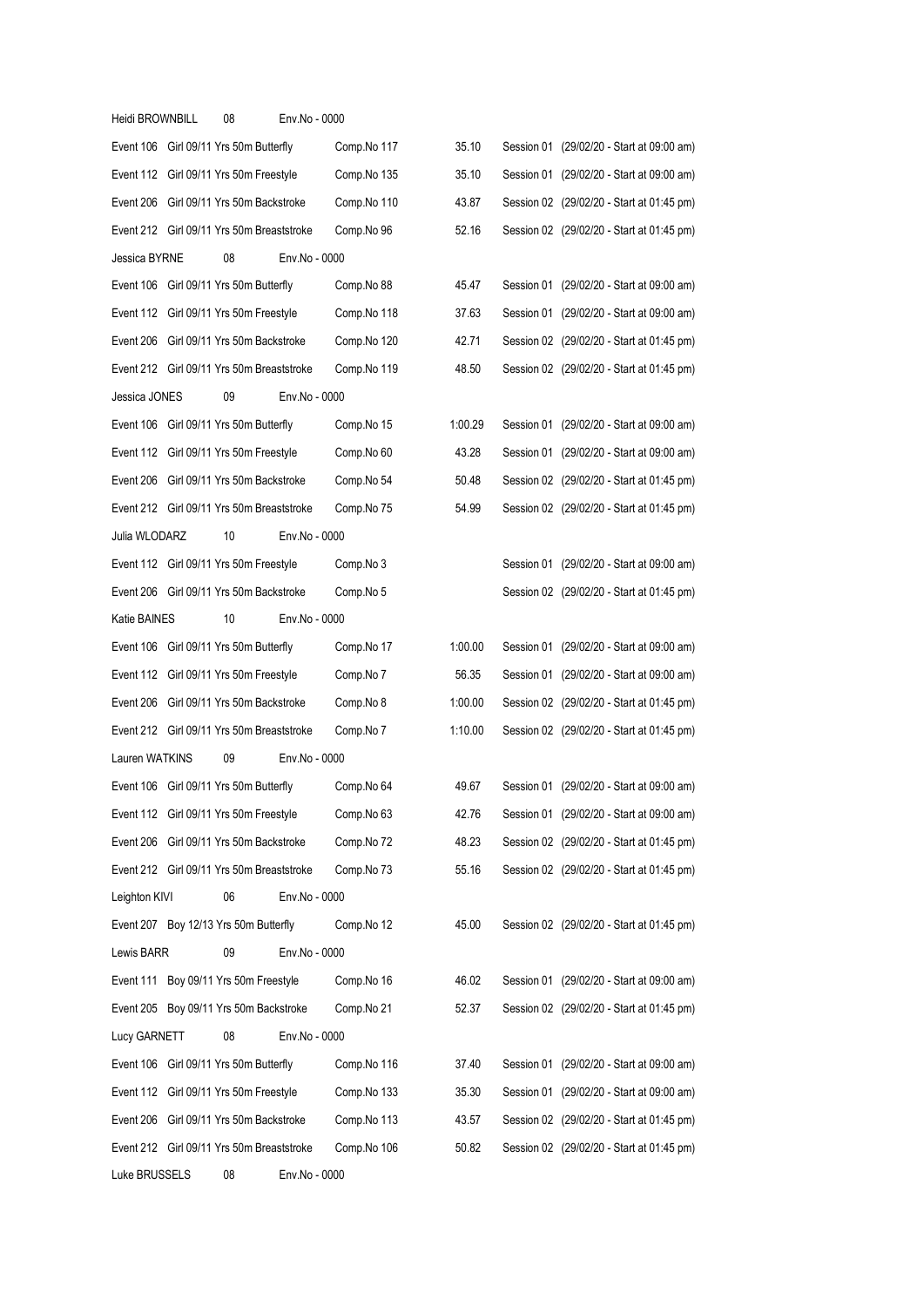Heidi BROWNBILL 08 Env.No - 0000

| | | | | |
|---|---|---|---|---|
| Event 106 | Girl 09/11 Yrs 50m Butterfly | Comp.No 117 | 35.10 | Session 01 (29/02/20 - Start at 09:00 am) |
| Event 112 | Girl 09/11 Yrs 50m Freestyle | Comp.No 135 | 35.10 | Session 01 (29/02/20 - Start at 09:00 am) |
| Event 206 | Girl 09/11 Yrs 50m Backstroke | Comp.No 110 | 43.87 | Session 02 (29/02/20 - Start at 01:45 pm) |
| Event 212 | Girl 09/11 Yrs 50m Breaststroke | Comp.No 96 | 52.16 | Session 02 (29/02/20 - Start at 01:45 pm) |

Jessica BYRNE 08 Env.No - 0000

| | | | | |
|---|---|---|---|---|
| Event 106 | Girl 09/11 Yrs 50m Butterfly | Comp.No 88 | 45.47 | Session 01 (29/02/20 - Start at 09:00 am) |
| Event 112 | Girl 09/11 Yrs 50m Freestyle | Comp.No 118 | 37.63 | Session 01 (29/02/20 - Start at 09:00 am) |
| Event 206 | Girl 09/11 Yrs 50m Backstroke | Comp.No 120 | 42.71 | Session 02 (29/02/20 - Start at 01:45 pm) |
| Event 212 | Girl 09/11 Yrs 50m Breaststroke | Comp.No 119 | 48.50 | Session 02 (29/02/20 - Start at 01:45 pm) |

Jessica JONES 09 Env.No - 0000

| | | | | |
|---|---|---|---|---|
| Event 106 | Girl 09/11 Yrs 50m Butterfly | Comp.No 15 | 1:00.29 | Session 01 (29/02/20 - Start at 09:00 am) |
| Event 112 | Girl 09/11 Yrs 50m Freestyle | Comp.No 60 | 43.28 | Session 01 (29/02/20 - Start at 09:00 am) |
| Event 206 | Girl 09/11 Yrs 50m Backstroke | Comp.No 54 | 50.48 | Session 02 (29/02/20 - Start at 01:45 pm) |
| Event 212 | Girl 09/11 Yrs 50m Breaststroke | Comp.No 75 | 54.99 | Session 02 (29/02/20 - Start at 01:45 pm) |

Julia WLODARZ 10 Env.No - 0000

| | | | | |
|---|---|---|---|---|
| Event 112 | Girl 09/11 Yrs 50m Freestyle | Comp.No 3 | | Session 01 (29/02/20 - Start at 09:00 am) |
| Event 206 | Girl 09/11 Yrs 50m Backstroke | Comp.No 5 | | Session 02 (29/02/20 - Start at 01:45 pm) |

Katie BAINES 10 Env.No - 0000

| | | | | |
|---|---|---|---|---|
| Event 106 | Girl 09/11 Yrs 50m Butterfly | Comp.No 17 | 1:00.00 | Session 01 (29/02/20 - Start at 09:00 am) |
| Event 112 | Girl 09/11 Yrs 50m Freestyle | Comp.No 7 | 56.35 | Session 01 (29/02/20 - Start at 09:00 am) |
| Event 206 | Girl 09/11 Yrs 50m Backstroke | Comp.No 8 | 1:00.00 | Session 02 (29/02/20 - Start at 01:45 pm) |
| Event 212 | Girl 09/11 Yrs 50m Breaststroke | Comp.No 7 | 1:10.00 | Session 02 (29/02/20 - Start at 01:45 pm) |

Lauren WATKINS 09 Env.No - 0000

| | | | | |
|---|---|---|---|---|
| Event 106 | Girl 09/11 Yrs 50m Butterfly | Comp.No 64 | 49.67 | Session 01 (29/02/20 - Start at 09:00 am) |
| Event 112 | Girl 09/11 Yrs 50m Freestyle | Comp.No 63 | 42.76 | Session 01 (29/02/20 - Start at 09:00 am) |
| Event 206 | Girl 09/11 Yrs 50m Backstroke | Comp.No 72 | 48.23 | Session 02 (29/02/20 - Start at 01:45 pm) |
| Event 212 | Girl 09/11 Yrs 50m Breaststroke | Comp.No 73 | 55.16 | Session 02 (29/02/20 - Start at 01:45 pm) |

Leighton KIVI 06 Env.No - 0000

| | | | | |
|---|---|---|---|---|
| Event 207 | Boy 12/13 Yrs 50m Butterfly | Comp.No 12 | 45.00 | Session 02 (29/02/20 - Start at 01:45 pm) |

Lewis BARR 09 Env.No - 0000

| | | | | |
|---|---|---|---|---|
| Event 111 | Boy 09/11 Yrs 50m Freestyle | Comp.No 16 | 46.02 | Session 01 (29/02/20 - Start at 09:00 am) |
| Event 205 | Boy 09/11 Yrs 50m Backstroke | Comp.No 21 | 52.37 | Session 02 (29/02/20 - Start at 01:45 pm) |

Lucy GARNETT 08 Env.No - 0000

| | | | | |
|---|---|---|---|---|
| Event 106 | Girl 09/11 Yrs 50m Butterfly | Comp.No 116 | 37.40 | Session 01 (29/02/20 - Start at 09:00 am) |
| Event 112 | Girl 09/11 Yrs 50m Freestyle | Comp.No 133 | 35.30 | Session 01 (29/02/20 - Start at 09:00 am) |
| Event 206 | Girl 09/11 Yrs 50m Backstroke | Comp.No 113 | 43.57 | Session 02 (29/02/20 - Start at 01:45 pm) |
| Event 212 | Girl 09/11 Yrs 50m Breaststroke | Comp.No 106 | 50.82 | Session 02 (29/02/20 - Start at 01:45 pm) |

Luke BRUSSELS 08 Env.No - 0000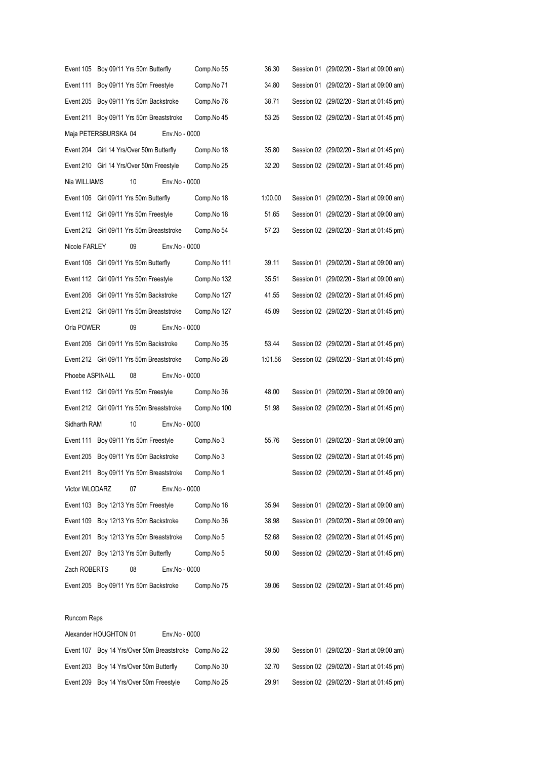Event 105 Boy 09/11 Yrs 50m Butterfly Comp.No 55 36.30 Session 01 (29/02/20 - Start at 09:00 am)

Event 111 Boy 09/11 Yrs 50m Freestyle Comp.No 71 34.80 Session 01 (29/02/20 - Start at 09:00 am)

Event 205 Boy 09/11 Yrs 50m Backstroke Comp.No 76 38.71 Session 02 (29/02/20 - Start at 01:45 pm)

Event 211 Boy 09/11 Yrs 50m Breaststroke Comp.No 45 53.25 Session 02 (29/02/20 - Start at 01:45 pm)

Maja PETERSBURSKA 04 Env.No - 0000

Event 204 Girl 14 Yrs/Over 50m Butterfly Comp.No 18 35.80 Session 02 (29/02/20 - Start at 01:45 pm)

Event 210 Girl 14 Yrs/Over 50m Freestyle Comp.No 25 32.20 Session 02 (29/02/20 - Start at 01:45 pm)

Nia WILLIAMS 10 Env.No - 0000

Event 106 Girl 09/11 Yrs 50m Butterfly Comp.No 18 1:00.00 Session 01 (29/02/20 - Start at 09:00 am)

Event 112 Girl 09/11 Yrs 50m Freestyle Comp.No 18 51.65 Session 01 (29/02/20 - Start at 09:00 am)

Event 212 Girl 09/11 Yrs 50m Breaststroke Comp.No 54 57.23 Session 02 (29/02/20 - Start at 01:45 pm)

Nicole FARLEY 09 Env.No - 0000

Event 106 Girl 09/11 Yrs 50m Butterfly Comp.No 111 39.11 Session 01 (29/02/20 - Start at 09:00 am)

Event 112 Girl 09/11 Yrs 50m Freestyle Comp.No 132 35.51 Session 01 (29/02/20 - Start at 09:00 am)

Event 206 Girl 09/11 Yrs 50m Backstroke Comp.No 127 41.55 Session 02 (29/02/20 - Start at 01:45 pm)

Event 212 Girl 09/11 Yrs 50m Breaststroke Comp.No 127 45.09 Session 02 (29/02/20 - Start at 01:45 pm)

Orla POWER 09 Env.No - 0000

Event 206 Girl 09/11 Yrs 50m Backstroke Comp.No 35 53.44 Session 02 (29/02/20 - Start at 01:45 pm)

Event 212 Girl 09/11 Yrs 50m Breaststroke Comp.No 28 1:01.56 Session 02 (29/02/20 - Start at 01:45 pm)

Phoebe ASPINALL 08 Env.No - 0000

Event 112 Girl 09/11 Yrs 50m Freestyle Comp.No 36 48.00 Session 01 (29/02/20 - Start at 09:00 am)

Event 212 Girl 09/11 Yrs 50m Breaststroke Comp.No 100 51.98 Session 02 (29/02/20 - Start at 01:45 pm)

Sidharth RAM 10 Env.No - 0000

Event 111 Boy 09/11 Yrs 50m Freestyle Comp.No 3 55.76 Session 01 (29/02/20 - Start at 09:00 am)

Event 205 Boy 09/11 Yrs 50m Backstroke Comp.No 3 Session 02 (29/02/20 - Start at 01:45 pm)

Event 211 Boy 09/11 Yrs 50m Breaststroke Comp.No 1 Session 02 (29/02/20 - Start at 01:45 pm)

Victor WLODARZ 07 Env.No - 0000

Event 103 Boy 12/13 Yrs 50m Freestyle Comp.No 16 35.94 Session 01 (29/02/20 - Start at 09:00 am)

Event 109 Boy 12/13 Yrs 50m Backstroke Comp.No 36 38.98 Session 01 (29/02/20 - Start at 09:00 am)

Event 201 Boy 12/13 Yrs 50m Breaststroke Comp.No 5 52.68 Session 02 (29/02/20 - Start at 01:45 pm)

Event 207 Boy 12/13 Yrs 50m Butterfly Comp.No 5 50.00 Session 02 (29/02/20 - Start at 01:45 pm)

Zach ROBERTS 08 Env.No - 0000

Event 205 Boy 09/11 Yrs 50m Backstroke Comp.No 75 39.06 Session 02 (29/02/20 - Start at 01:45 pm)

Runcorn Reps

Alexander HOUGHTON 01 Env.No - 0000

Event 107 Boy 14 Yrs/Over 50m Breaststroke Comp.No 22 39.50 Session 01 (29/02/20 - Start at 09:00 am)

Event 203 Boy 14 Yrs/Over 50m Butterfly Comp.No 30 32.70 Session 02 (29/02/20 - Start at 01:45 pm)

Event 209 Boy 14 Yrs/Over 50m Freestyle Comp.No 25 29.91 Session 02 (29/02/20 - Start at 01:45 pm)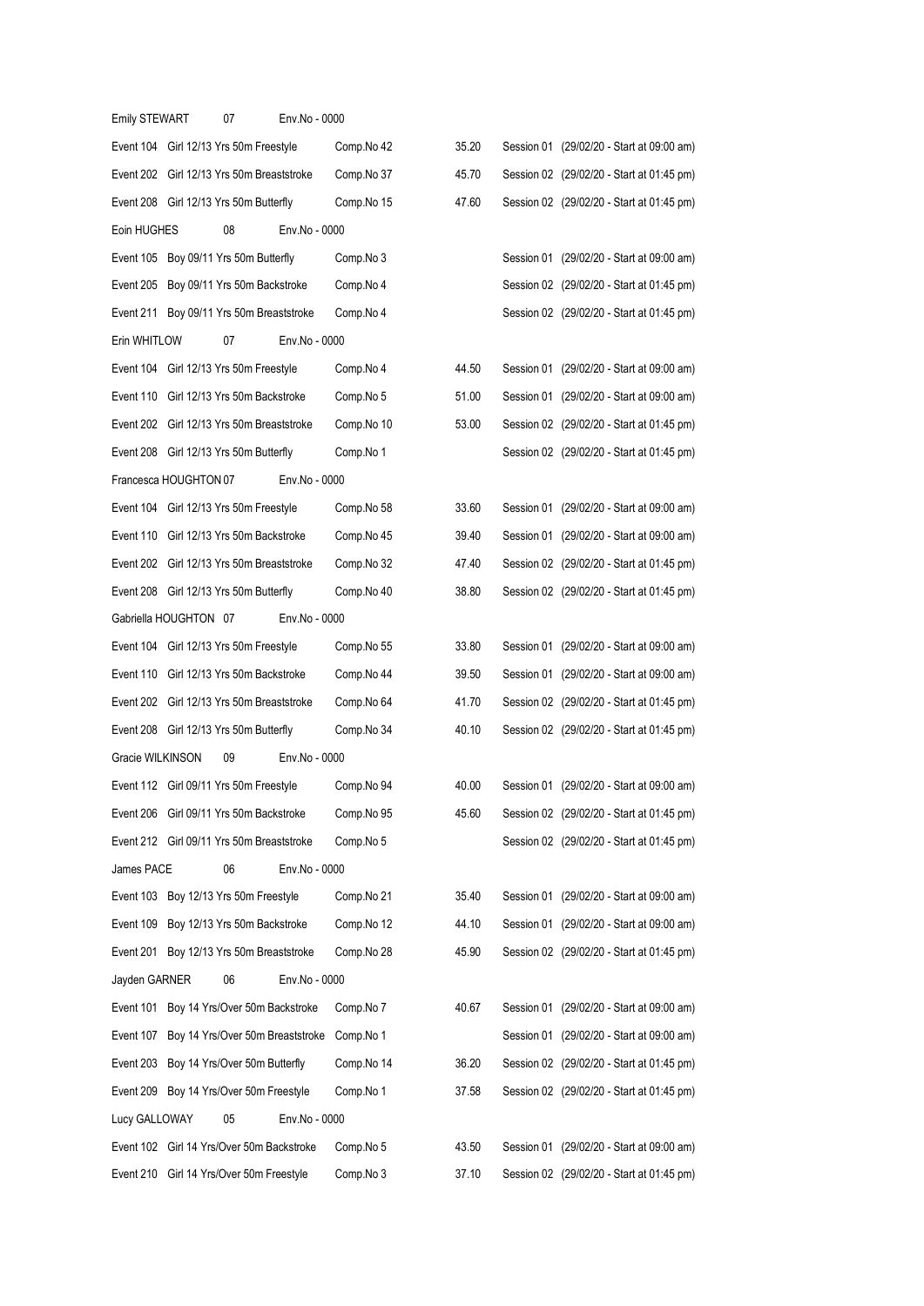Emily STEWART 07 Env.No - 0000

| | | | | |
|---|---|---|---|---|
| Event 104 | Girl 12/13 Yrs 50m Freestyle | Comp.No 42 | 35.20 | Session 01 (29/02/20 - Start at 09:00 am) |
| Event 202 | Girl 12/13 Yrs 50m Breaststroke | Comp.No 37 | 45.70 | Session 02 (29/02/20 - Start at 01:45 pm) |
| Event 208 | Girl 12/13 Yrs 50m Butterfly | Comp.No 15 | 47.60 | Session 02 (29/02/20 - Start at 01:45 pm) |

Eoin HUGHES 08 Env.No - 0000

| | | | | |
|---|---|---|---|---|
| Event 105 | Boy 09/11 Yrs 50m Butterfly | Comp.No 3 | | Session 01 (29/02/20 - Start at 09:00 am) |
| Event 205 | Boy 09/11 Yrs 50m Backstroke | Comp.No 4 | | Session 02 (29/02/20 - Start at 01:45 pm) |
| Event 211 | Boy 09/11 Yrs 50m Breaststroke | Comp.No 4 | | Session 02 (29/02/20 - Start at 01:45 pm) |

Erin WHITLOW 07 Env.No - 0000

| | | | | |
|---|---|---|---|---|
| Event 104 | Girl 12/13 Yrs 50m Freestyle | Comp.No 4 | 44.50 | Session 01 (29/02/20 - Start at 09:00 am) |
| Event 110 | Girl 12/13 Yrs 50m Backstroke | Comp.No 5 | 51.00 | Session 01 (29/02/20 - Start at 09:00 am) |
| Event 202 | Girl 12/13 Yrs 50m Breaststroke | Comp.No 10 | 53.00 | Session 02 (29/02/20 - Start at 01:45 pm) |
| Event 208 | Girl 12/13 Yrs 50m Butterfly | Comp.No 1 | | Session 02 (29/02/20 - Start at 01:45 pm) |

Francesca HOUGHTON 07 Env.No - 0000

| | | | | |
|---|---|---|---|---|
| Event 104 | Girl 12/13 Yrs 50m Freestyle | Comp.No 58 | 33.60 | Session 01 (29/02/20 - Start at 09:00 am) |
| Event 110 | Girl 12/13 Yrs 50m Backstroke | Comp.No 45 | 39.40 | Session 01 (29/02/20 - Start at 09:00 am) |
| Event 202 | Girl 12/13 Yrs 50m Breaststroke | Comp.No 32 | 47.40 | Session 02 (29/02/20 - Start at 01:45 pm) |
| Event 208 | Girl 12/13 Yrs 50m Butterfly | Comp.No 40 | 38.80 | Session 02 (29/02/20 - Start at 01:45 pm) |

Gabriella HOUGHTON 07 Env.No - 0000

| | | | | |
|---|---|---|---|---|
| Event 104 | Girl 12/13 Yrs 50m Freestyle | Comp.No 55 | 33.80 | Session 01 (29/02/20 - Start at 09:00 am) |
| Event 110 | Girl 12/13 Yrs 50m Backstroke | Comp.No 44 | 39.50 | Session 01 (29/02/20 - Start at 09:00 am) |
| Event 202 | Girl 12/13 Yrs 50m Breaststroke | Comp.No 64 | 41.70 | Session 02 (29/02/20 - Start at 01:45 pm) |
| Event 208 | Girl 12/13 Yrs 50m Butterfly | Comp.No 34 | 40.10 | Session 02 (29/02/20 - Start at 01:45 pm) |

Gracie WILKINSON 09 Env.No - 0000

| | | | | |
|---|---|---|---|---|
| Event 112 | Girl 09/11 Yrs 50m Freestyle | Comp.No 94 | 40.00 | Session 01 (29/02/20 - Start at 09:00 am) |
| Event 206 | Girl 09/11 Yrs 50m Backstroke | Comp.No 95 | 45.60 | Session 02 (29/02/20 - Start at 01:45 pm) |
| Event 212 | Girl 09/11 Yrs 50m Breaststroke | Comp.No 5 | | Session 02 (29/02/20 - Start at 01:45 pm) |

James PACE 06 Env.No - 0000

| | | | | |
|---|---|---|---|---|
| Event 103 | Boy 12/13 Yrs 50m Freestyle | Comp.No 21 | 35.40 | Session 01 (29/02/20 - Start at 09:00 am) |
| Event 109 | Boy 12/13 Yrs 50m Backstroke | Comp.No 12 | 44.10 | Session 01 (29/02/20 - Start at 09:00 am) |
| Event 201 | Boy 12/13 Yrs 50m Breaststroke | Comp.No 28 | 45.90 | Session 02 (29/02/20 - Start at 01:45 pm) |

Jayden GARNER 06 Env.No - 0000

| | | | | |
|---|---|---|---|---|
| Event 101 | Boy 14 Yrs/Over 50m Backstroke | Comp.No 7 | 40.67 | Session 01 (29/02/20 - Start at 09:00 am) |
| Event 107 | Boy 14 Yrs/Over 50m Breaststroke | Comp.No 1 | | Session 01 (29/02/20 - Start at 09:00 am) |
| Event 203 | Boy 14 Yrs/Over 50m Butterfly | Comp.No 14 | 36.20 | Session 02 (29/02/20 - Start at 01:45 pm) |
| Event 209 | Boy 14 Yrs/Over 50m Freestyle | Comp.No 1 | 37.58 | Session 02 (29/02/20 - Start at 01:45 pm) |

Lucy GALLOWAY 05 Env.No - 0000

| | | | | |
|---|---|---|---|---|
| Event 102 | Girl 14 Yrs/Over 50m Backstroke | Comp.No 5 | 43.50 | Session 01 (29/02/20 - Start at 09:00 am) |
| Event 210 | Girl 14 Yrs/Over 50m Freestyle | Comp.No 3 | 37.10 | Session 02 (29/02/20 - Start at 01:45 pm) |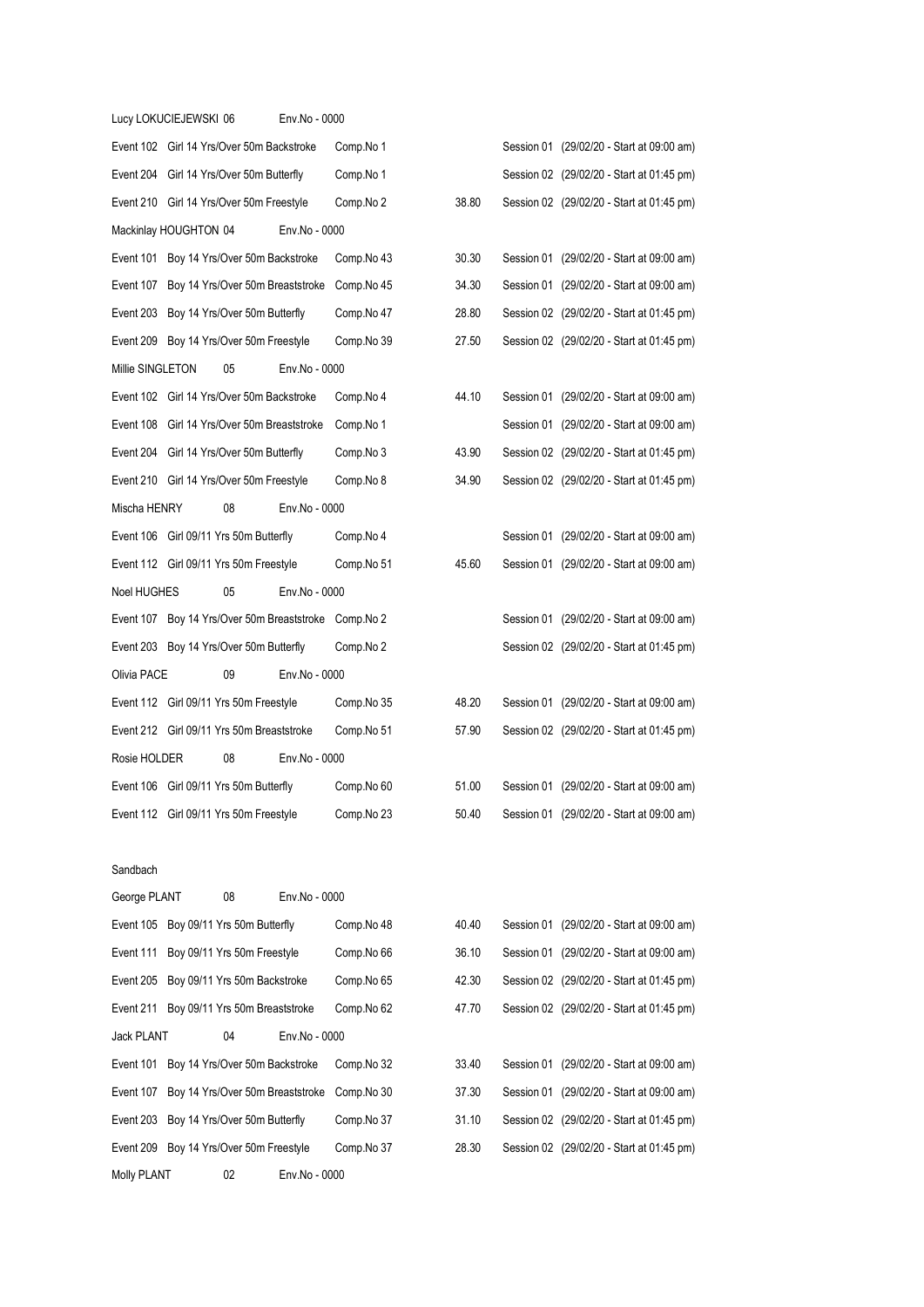Lucy LOKUCIEJEWSKI 06 Env.No - 0000

| | | | |
|---|---|---|---|
| Event 102 Girl 14 Yrs/Over 50m Backstroke | Comp.No 1 | | Session 01 (29/02/20 - Start at 09:00 am) |
| Event 204 Girl 14 Yrs/Over 50m Butterfly | Comp.No 1 | | Session 02 (29/02/20 - Start at 01:45 pm) |
| Event 210 Girl 14 Yrs/Over 50m Freestyle | Comp.No 2 | 38.80 | Session 02 (29/02/20 - Start at 01:45 pm) |

Mackinlay HOUGHTON 04 Env.No - 0000

| | | | |
|---|---|---|---|
| Event 101 Boy 14 Yrs/Over 50m Backstroke | Comp.No 43 | 30.30 | Session 01 (29/02/20 - Start at 09:00 am) |
| Event 107 Boy 14 Yrs/Over 50m Breaststroke | Comp.No 45 | 34.30 | Session 01 (29/02/20 - Start at 09:00 am) |
| Event 203 Boy 14 Yrs/Over 50m Butterfly | Comp.No 47 | 28.80 | Session 02 (29/02/20 - Start at 01:45 pm) |
| Event 209 Boy 14 Yrs/Over 50m Freestyle | Comp.No 39 | 27.50 | Session 02 (29/02/20 - Start at 01:45 pm) |

Millie SINGLETON 05 Env.No - 0000

| | | | |
|---|---|---|---|
| Event 102 Girl 14 Yrs/Over 50m Backstroke | Comp.No 4 | 44.10 | Session 01 (29/02/20 - Start at 09:00 am) |
| Event 108 Girl 14 Yrs/Over 50m Breaststroke | Comp.No 1 | | Session 01 (29/02/20 - Start at 09:00 am) |
| Event 204 Girl 14 Yrs/Over 50m Butterfly | Comp.No 3 | 43.90 | Session 02 (29/02/20 - Start at 01:45 pm) |
| Event 210 Girl 14 Yrs/Over 50m Freestyle | Comp.No 8 | 34.90 | Session 02 (29/02/20 - Start at 01:45 pm) |

Mischa HENRY 08 Env.No - 0000

| | | | |
|---|---|---|---|
| Event 106 Girl 09/11 Yrs 50m Butterfly | Comp.No 4 | | Session 01 (29/02/20 - Start at 09:00 am) |
| Event 112 Girl 09/11 Yrs 50m Freestyle | Comp.No 51 | 45.60 | Session 01 (29/02/20 - Start at 09:00 am) |

Noel HUGHES 05 Env.No - 0000

| | | | |
|---|---|---|---|
| Event 107 Boy 14 Yrs/Over 50m Breaststroke | Comp.No 2 | | Session 01 (29/02/20 - Start at 09:00 am) |
| Event 203 Boy 14 Yrs/Over 50m Butterfly | Comp.No 2 | | Session 02 (29/02/20 - Start at 01:45 pm) |

Olivia PACE 09 Env.No - 0000

| | | | |
|---|---|---|---|
| Event 112 Girl 09/11 Yrs 50m Freestyle | Comp.No 35 | 48.20 | Session 01 (29/02/20 - Start at 09:00 am) |
| Event 212 Girl 09/11 Yrs 50m Breaststroke | Comp.No 51 | 57.90 | Session 02 (29/02/20 - Start at 01:45 pm) |

Rosie HOLDER 08 Env.No - 0000

| | | | |
|---|---|---|---|
| Event 106 Girl 09/11 Yrs 50m Butterfly | Comp.No 60 | 51.00 | Session 01 (29/02/20 - Start at 09:00 am) |
| Event 112 Girl 09/11 Yrs 50m Freestyle | Comp.No 23 | 50.40 | Session 01 (29/02/20 - Start at 09:00 am) |

Sandbach

George PLANT 08 Env.No - 0000

| | | | |
|---|---|---|---|
| Event 105 Boy 09/11 Yrs 50m Butterfly | Comp.No 48 | 40.40 | Session 01 (29/02/20 - Start at 09:00 am) |
| Event 111 Boy 09/11 Yrs 50m Freestyle | Comp.No 66 | 36.10 | Session 01 (29/02/20 - Start at 09:00 am) |
| Event 205 Boy 09/11 Yrs 50m Backstroke | Comp.No 65 | 42.30 | Session 02 (29/02/20 - Start at 01:45 pm) |
| Event 211 Boy 09/11 Yrs 50m Breaststroke | Comp.No 62 | 47.70 | Session 02 (29/02/20 - Start at 01:45 pm) |

Jack PLANT 04 Env.No - 0000

| | | | |
|---|---|---|---|
| Event 101 Boy 14 Yrs/Over 50m Backstroke | Comp.No 32 | 33.40 | Session 01 (29/02/20 - Start at 09:00 am) |
| Event 107 Boy 14 Yrs/Over 50m Breaststroke | Comp.No 30 | 37.30 | Session 01 (29/02/20 - Start at 09:00 am) |
| Event 203 Boy 14 Yrs/Over 50m Butterfly | Comp.No 37 | 31.10 | Session 02 (29/02/20 - Start at 01:45 pm) |
| Event 209 Boy 14 Yrs/Over 50m Freestyle | Comp.No 37 | 28.30 | Session 02 (29/02/20 - Start at 01:45 pm) |

Molly PLANT 02 Env.No - 0000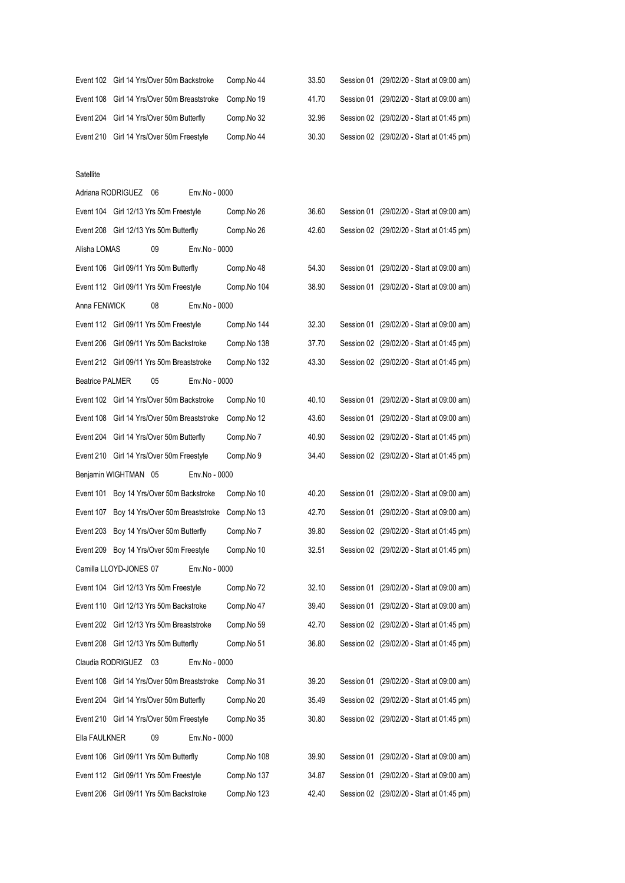Event 102 Girl 14 Yrs/Over 50m Backstroke Comp.No 44 33.50 Session 01 (29/02/20 - Start at 09:00 am)

Event 108 Girl 14 Yrs/Over 50m Breaststroke Comp.No 19 41.70 Session 01 (29/02/20 - Start at 09:00 am)

Event 204 Girl 14 Yrs/Over 50m Butterfly Comp.No 32 32.96 Session 02 (29/02/20 - Start at 01:45 pm)

Event 210 Girl 14 Yrs/Over 50m Freestyle Comp.No 44 30.30 Session 02 (29/02/20 - Start at 01:45 pm)

Satellite

Adriana RODRIGUEZ 06 Env.No - 0000

Event 104 Girl 12/13 Yrs 50m Freestyle Comp.No 26 36.60 Session 01 (29/02/20 - Start at 09:00 am)

Event 208 Girl 12/13 Yrs 50m Butterfly Comp.No 26 42.60 Session 02 (29/02/20 - Start at 01:45 pm)

Alisha LOMAS 09 Env.No - 0000

Event 106 Girl 09/11 Yrs 50m Butterfly Comp.No 48 54.30 Session 01 (29/02/20 - Start at 09:00 am)

Event 112 Girl 09/11 Yrs 50m Freestyle Comp.No 104 38.90 Session 01 (29/02/20 - Start at 09:00 am)

Anna FENWICK 08 Env.No - 0000

Event 112 Girl 09/11 Yrs 50m Freestyle Comp.No 144 32.30 Session 01 (29/02/20 - Start at 09:00 am)

Event 206 Girl 09/11 Yrs 50m Backstroke Comp.No 138 37.70 Session 02 (29/02/20 - Start at 01:45 pm)

Event 212 Girl 09/11 Yrs 50m Breaststroke Comp.No 132 43.30 Session 02 (29/02/20 - Start at 01:45 pm)

Beatrice PALMER 05 Env.No - 0000

Event 102 Girl 14 Yrs/Over 50m Backstroke Comp.No 10 40.10 Session 01 (29/02/20 - Start at 09:00 am)

Event 108 Girl 14 Yrs/Over 50m Breaststroke Comp.No 12 43.60 Session 01 (29/02/20 - Start at 09:00 am)

Event 204 Girl 14 Yrs/Over 50m Butterfly Comp.No 7 40.90 Session 02 (29/02/20 - Start at 01:45 pm)

Event 210 Girl 14 Yrs/Over 50m Freestyle Comp.No 9 34.40 Session 02 (29/02/20 - Start at 01:45 pm)

Benjamin WIGHTMAN 05 Env.No - 0000

Event 101 Boy 14 Yrs/Over 50m Backstroke Comp.No 10 40.20 Session 01 (29/02/20 - Start at 09:00 am)

Event 107 Boy 14 Yrs/Over 50m Breaststroke Comp.No 13 42.70 Session 01 (29/02/20 - Start at 09:00 am)

Event 203 Boy 14 Yrs/Over 50m Butterfly Comp.No 7 39.80 Session 02 (29/02/20 - Start at 01:45 pm)

Event 209 Boy 14 Yrs/Over 50m Freestyle Comp.No 10 32.51 Session 02 (29/02/20 - Start at 01:45 pm)

Camilla LLOYD-JONES 07 Env.No - 0000

Event 104 Girl 12/13 Yrs 50m Freestyle Comp.No 72 32.10 Session 01 (29/02/20 - Start at 09:00 am)

Event 110 Girl 12/13 Yrs 50m Backstroke Comp.No 47 39.40 Session 01 (29/02/20 - Start at 09:00 am)

Event 202 Girl 12/13 Yrs 50m Breaststroke Comp.No 59 42.70 Session 02 (29/02/20 - Start at 01:45 pm)

Event 208 Girl 12/13 Yrs 50m Butterfly Comp.No 51 36.80 Session 02 (29/02/20 - Start at 01:45 pm)

Claudia RODRIGUEZ 03 Env.No - 0000

Event 108 Girl 14 Yrs/Over 50m Breaststroke Comp.No 31 39.20 Session 01 (29/02/20 - Start at 09:00 am)

Event 204 Girl 14 Yrs/Over 50m Butterfly Comp.No 20 35.49 Session 02 (29/02/20 - Start at 01:45 pm)

Event 210 Girl 14 Yrs/Over 50m Freestyle Comp.No 35 30.80 Session 02 (29/02/20 - Start at 01:45 pm)

Ella FAULKNER 09 Env.No - 0000

Event 106 Girl 09/11 Yrs 50m Butterfly Comp.No 108 39.90 Session 01 (29/02/20 - Start at 09:00 am)

Event 112 Girl 09/11 Yrs 50m Freestyle Comp.No 137 34.87 Session 01 (29/02/20 - Start at 09:00 am)

Event 206 Girl 09/11 Yrs 50m Backstroke Comp.No 123 42.40 Session 02 (29/02/20 - Start at 01:45 pm)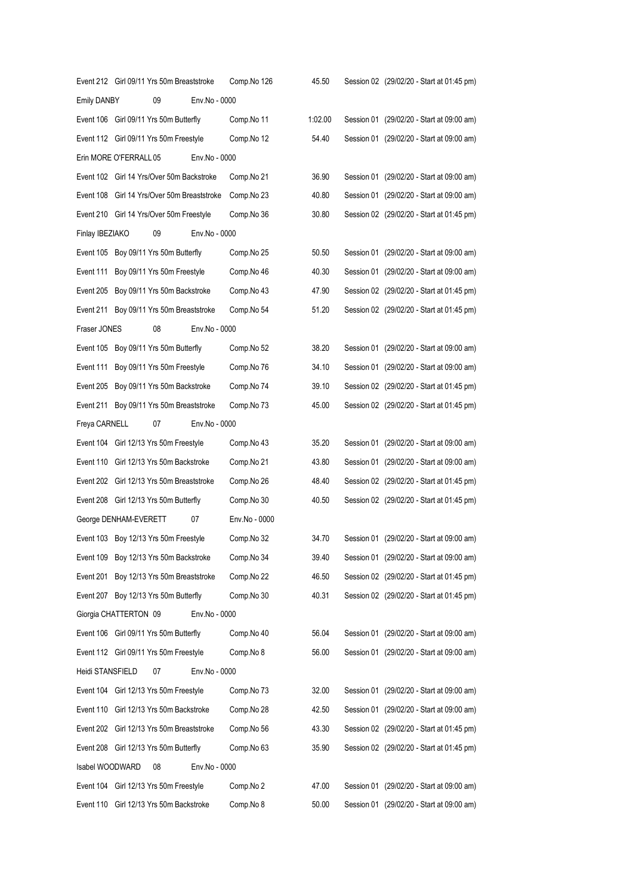| | | | |
|---|---|---|---|
| Event 212 Girl 09/11 Yrs 50m Breaststroke | Comp.No 126 | 45.50 | Session 02 (29/02/20 - Start at 01:45 pm) |
| Emily DANBY 09 Env.No - 0000 | | | |
| Event 106 Girl 09/11 Yrs 50m Butterfly | Comp.No 11 | 1:02.00 | Session 01 (29/02/20 - Start at 09:00 am) |
| Event 112 Girl 09/11 Yrs 50m Freestyle | Comp.No 12 | 54.40 | Session 01 (29/02/20 - Start at 09:00 am) |
| Erin MORE O'FERRALL 05 Env.No - 0000 | | | |
| Event 102 Girl 14 Yrs/Over 50m Backstroke | Comp.No 21 | 36.90 | Session 01 (29/02/20 - Start at 09:00 am) |
| Event 108 Girl 14 Yrs/Over 50m Breaststroke | Comp.No 23 | 40.80 | Session 01 (29/02/20 - Start at 09:00 am) |
| Event 210 Girl 14 Yrs/Over 50m Freestyle | Comp.No 36 | 30.80 | Session 02 (29/02/20 - Start at 01:45 pm) |
| Finlay IBEZIAKO 09 Env.No - 0000 | | | |
| Event 105 Boy 09/11 Yrs 50m Butterfly | Comp.No 25 | 50.50 | Session 01 (29/02/20 - Start at 09:00 am) |
| Event 111 Boy 09/11 Yrs 50m Freestyle | Comp.No 46 | 40.30 | Session 01 (29/02/20 - Start at 09:00 am) |
| Event 205 Boy 09/11 Yrs 50m Backstroke | Comp.No 43 | 47.90 | Session 02 (29/02/20 - Start at 01:45 pm) |
| Event 211 Boy 09/11 Yrs 50m Breaststroke | Comp.No 54 | 51.20 | Session 02 (29/02/20 - Start at 01:45 pm) |
| Fraser JONES 08 Env.No - 0000 | | | |
| Event 105 Boy 09/11 Yrs 50m Butterfly | Comp.No 52 | 38.20 | Session 01 (29/02/20 - Start at 09:00 am) |
| Event 111 Boy 09/11 Yrs 50m Freestyle | Comp.No 76 | 34.10 | Session 01 (29/02/20 - Start at 09:00 am) |
| Event 205 Boy 09/11 Yrs 50m Backstroke | Comp.No 74 | 39.10 | Session 02 (29/02/20 - Start at 01:45 pm) |
| Event 211 Boy 09/11 Yrs 50m Breaststroke | Comp.No 73 | 45.00 | Session 02 (29/02/20 - Start at 01:45 pm) |
| Freya CARNELL 07 Env.No - 0000 | | | |
| Event 104 Girl 12/13 Yrs 50m Freestyle | Comp.No 43 | 35.20 | Session 01 (29/02/20 - Start at 09:00 am) |
| Event 110 Girl 12/13 Yrs 50m Backstroke | Comp.No 21 | 43.80 | Session 01 (29/02/20 - Start at 09:00 am) |
| Event 202 Girl 12/13 Yrs 50m Breaststroke | Comp.No 26 | 48.40 | Session 02 (29/02/20 - Start at 01:45 pm) |
| Event 208 Girl 12/13 Yrs 50m Butterfly | Comp.No 30 | 40.50 | Session 02 (29/02/20 - Start at 01:45 pm) |
| George DENHAM-EVERETT 07 Env.No - 0000 | | | |
| Event 103 Boy 12/13 Yrs 50m Freestyle | Comp.No 32 | 34.70 | Session 01 (29/02/20 - Start at 09:00 am) |
| Event 109 Boy 12/13 Yrs 50m Backstroke | Comp.No 34 | 39.40 | Session 01 (29/02/20 - Start at 09:00 am) |
| Event 201 Boy 12/13 Yrs 50m Breaststroke | Comp.No 22 | 46.50 | Session 02 (29/02/20 - Start at 01:45 pm) |
| Event 207 Boy 12/13 Yrs 50m Butterfly | Comp.No 30 | 40.31 | Session 02 (29/02/20 - Start at 01:45 pm) |
| Giorgia CHATTERTON 09 Env.No - 0000 | | | |
| Event 106 Girl 09/11 Yrs 50m Butterfly | Comp.No 40 | 56.04 | Session 01 (29/02/20 - Start at 09:00 am) |
| Event 112 Girl 09/11 Yrs 50m Freestyle | Comp.No 8 | 56.00 | Session 01 (29/02/20 - Start at 09:00 am) |
| Heidi STANSFIELD 07 Env.No - 0000 | | | |
| Event 104 Girl 12/13 Yrs 50m Freestyle | Comp.No 73 | 32.00 | Session 01 (29/02/20 - Start at 09:00 am) |
| Event 110 Girl 12/13 Yrs 50m Backstroke | Comp.No 28 | 42.50 | Session 01 (29/02/20 - Start at 09:00 am) |
| Event 202 Girl 12/13 Yrs 50m Breaststroke | Comp.No 56 | 43.30 | Session 02 (29/02/20 - Start at 01:45 pm) |
| Event 208 Girl 12/13 Yrs 50m Butterfly | Comp.No 63 | 35.90 | Session 02 (29/02/20 - Start at 01:45 pm) |
| Isabel WOODWARD 08 Env.No - 0000 | | | |
| Event 104 Girl 12/13 Yrs 50m Freestyle | Comp.No 2 | 47.00 | Session 01 (29/02/20 - Start at 09:00 am) |
| Event 110 Girl 12/13 Yrs 50m Backstroke | Comp.No 8 | 50.00 | Session 01 (29/02/20 - Start at 09:00 am) |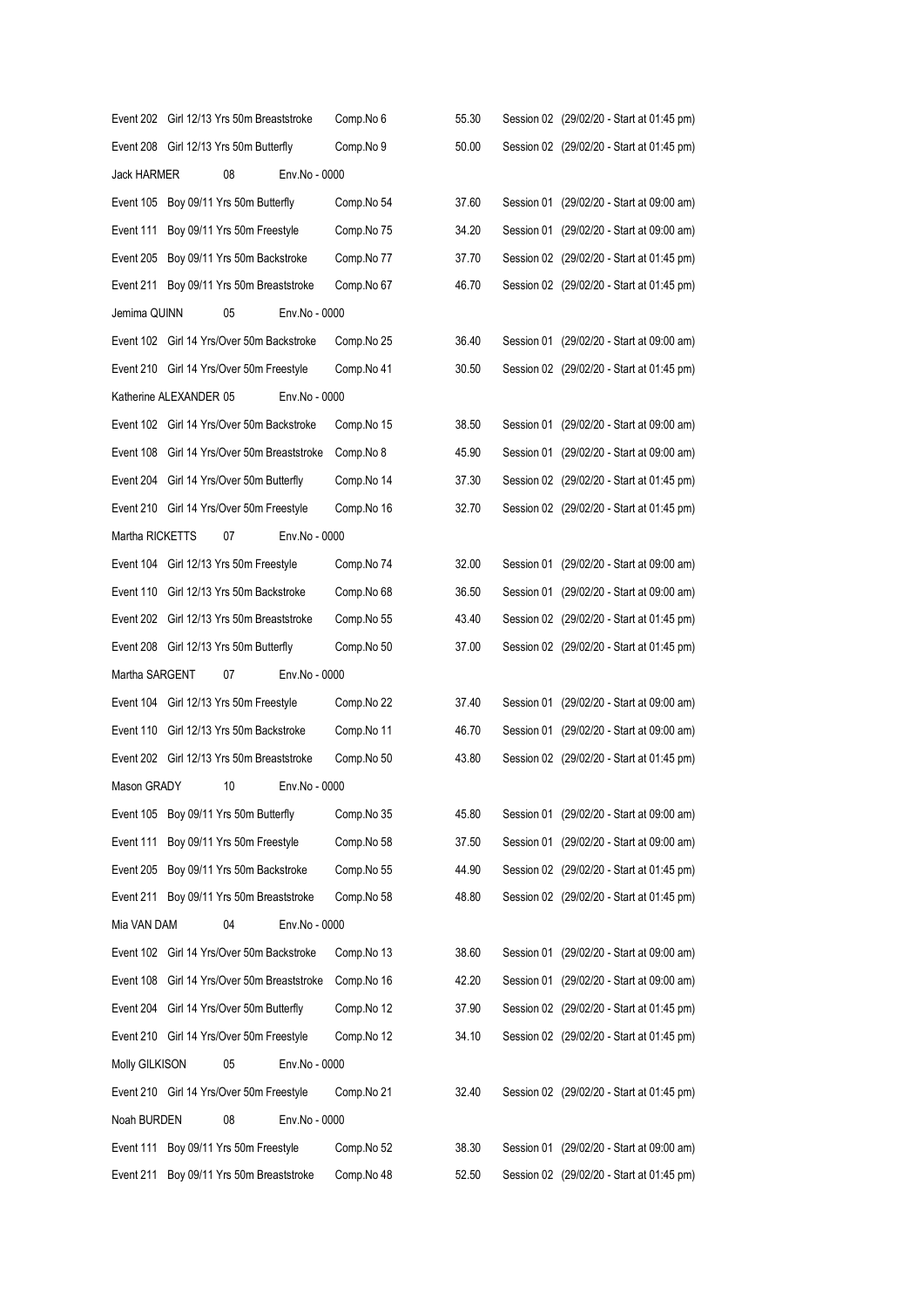Event 202 Girl 12/13 Yrs 50m Breaststroke Comp.No 6 55.30 Session 02 (29/02/20 - Start at 01:45 pm)

Event 208 Girl 12/13 Yrs 50m Butterfly Comp.No 9 50.00 Session 02 (29/02/20 - Start at 01:45 pm)

Jack HARMER 08 Env.No - 0000

Event 105 Boy 09/11 Yrs 50m Butterfly Comp.No 54 37.60 Session 01 (29/02/20 - Start at 09:00 am)

Event 111 Boy 09/11 Yrs 50m Freestyle Comp.No 75 34.20 Session 01 (29/02/20 - Start at 09:00 am)

Event 205 Boy 09/11 Yrs 50m Backstroke Comp.No 77 37.70 Session 02 (29/02/20 - Start at 01:45 pm)

Event 211 Boy 09/11 Yrs 50m Breaststroke Comp.No 67 46.70 Session 02 (29/02/20 - Start at 01:45 pm)

Jemima QUINN 05 Env.No - 0000

Event 102 Girl 14 Yrs/Over 50m Backstroke Comp.No 25 36.40 Session 01 (29/02/20 - Start at 09:00 am)

Event 210 Girl 14 Yrs/Over 50m Freestyle Comp.No 41 30.50 Session 02 (29/02/20 - Start at 01:45 pm)

Katherine ALEXANDER 05 Env.No - 0000

Event 102 Girl 14 Yrs/Over 50m Backstroke Comp.No 15 38.50 Session 01 (29/02/20 - Start at 09:00 am)

Event 108 Girl 14 Yrs/Over 50m Breaststroke Comp.No 8 45.90 Session 01 (29/02/20 - Start at 09:00 am)

Event 204 Girl 14 Yrs/Over 50m Butterfly Comp.No 14 37.30 Session 02 (29/02/20 - Start at 01:45 pm)

Event 210 Girl 14 Yrs/Over 50m Freestyle Comp.No 16 32.70 Session 02 (29/02/20 - Start at 01:45 pm)

Martha RICKETTS 07 Env.No - 0000

Event 104 Girl 12/13 Yrs 50m Freestyle Comp.No 74 32.00 Session 01 (29/02/20 - Start at 09:00 am)

Event 110 Girl 12/13 Yrs 50m Backstroke Comp.No 68 36.50 Session 01 (29/02/20 - Start at 09:00 am)

Event 202 Girl 12/13 Yrs 50m Breaststroke Comp.No 55 43.40 Session 02 (29/02/20 - Start at 01:45 pm)

Event 208 Girl 12/13 Yrs 50m Butterfly Comp.No 50 37.00 Session 02 (29/02/20 - Start at 01:45 pm)

Martha SARGENT 07 Env.No - 0000

Event 104 Girl 12/13 Yrs 50m Freestyle Comp.No 22 37.40 Session 01 (29/02/20 - Start at 09:00 am)

Event 110 Girl 12/13 Yrs 50m Backstroke Comp.No 11 46.70 Session 01 (29/02/20 - Start at 09:00 am)

Event 202 Girl 12/13 Yrs 50m Breaststroke Comp.No 50 43.80 Session 02 (29/02/20 - Start at 01:45 pm)

Mason GRADY 10 Env.No - 0000

Event 105 Boy 09/11 Yrs 50m Butterfly Comp.No 35 45.80 Session 01 (29/02/20 - Start at 09:00 am)

Event 111 Boy 09/11 Yrs 50m Freestyle Comp.No 58 37.50 Session 01 (29/02/20 - Start at 09:00 am)

Event 205 Boy 09/11 Yrs 50m Backstroke Comp.No 55 44.90 Session 02 (29/02/20 - Start at 01:45 pm)

Event 211 Boy 09/11 Yrs 50m Breaststroke Comp.No 58 48.80 Session 02 (29/02/20 - Start at 01:45 pm)

Mia VAN DAM 04 Env.No - 0000

Event 102 Girl 14 Yrs/Over 50m Backstroke Comp.No 13 38.60 Session 01 (29/02/20 - Start at 09:00 am)

Event 108 Girl 14 Yrs/Over 50m Breaststroke Comp.No 16 42.20 Session 01 (29/02/20 - Start at 09:00 am)

Event 204 Girl 14 Yrs/Over 50m Butterfly Comp.No 12 37.90 Session 02 (29/02/20 - Start at 01:45 pm)

Event 210 Girl 14 Yrs/Over 50m Freestyle Comp.No 12 34.10 Session 02 (29/02/20 - Start at 01:45 pm)

Molly GILKISON 05 Env.No - 0000

Event 210 Girl 14 Yrs/Over 50m Freestyle Comp.No 21 32.40 Session 02 (29/02/20 - Start at 01:45 pm)

Noah BURDEN 08 Env.No - 0000

Event 111 Boy 09/11 Yrs 50m Freestyle Comp.No 52 38.30 Session 01 (29/02/20 - Start at 09:00 am)

Event 211 Boy 09/11 Yrs 50m Breaststroke Comp.No 48 52.50 Session 02 (29/02/20 - Start at 01:45 pm)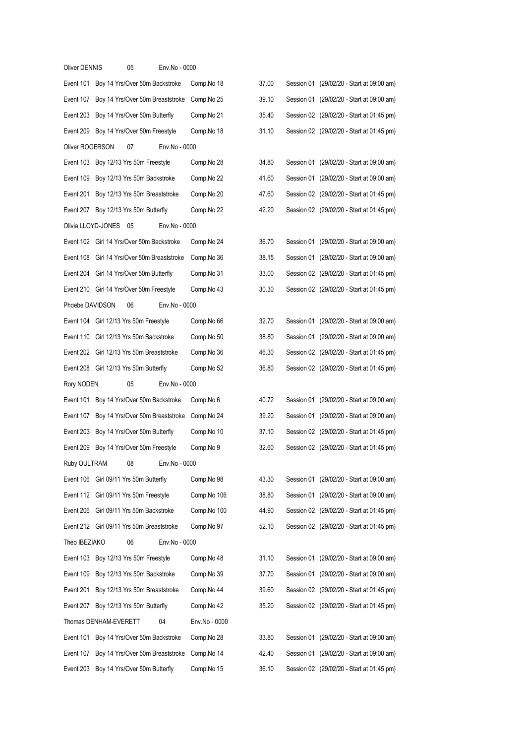| | | | | |
|---|---|---|---|---|
| Oliver DENNIS 05 | Env.No - 0000 | | | |
| Event 101 | Boy 14 Yrs/Over 50m Backstroke | Comp.No 18 | 37.00 | Session 01 (29/02/20 - Start at 09:00 am) |
| Event 107 | Boy 14 Yrs/Over 50m Breaststroke | Comp.No 25 | 39.10 | Session 01 (29/02/20 - Start at 09:00 am) |
| Event 203 | Boy 14 Yrs/Over 50m Butterfly | Comp.No 21 | 35.40 | Session 02 (29/02/20 - Start at 01:45 pm) |
| Event 209 | Boy 14 Yrs/Over 50m Freestyle | Comp.No 18 | 31.10 | Session 02 (29/02/20 - Start at 01:45 pm) |
| Oliver ROGERSON 07 | Env.No - 0000 | | | |
| Event 103 | Boy 12/13 Yrs 50m Freestyle | Comp.No 28 | 34.80 | Session 01 (29/02/20 - Start at 09:00 am) |
| Event 109 | Boy 12/13 Yrs 50m Backstroke | Comp.No 22 | 41.60 | Session 01 (29/02/20 - Start at 09:00 am) |
| Event 201 | Boy 12/13 Yrs 50m Breaststroke | Comp.No 20 | 47.60 | Session 02 (29/02/20 - Start at 01:45 pm) |
| Event 207 | Boy 12/13 Yrs 50m Butterfly | Comp.No 22 | 42.20 | Session 02 (29/02/20 - Start at 01:45 pm) |
| Olivia LLOYD-JONES 05 | Env.No - 0000 | | | |
| Event 102 | Girl 14 Yrs/Over 50m Backstroke | Comp.No 24 | 36.70 | Session 01 (29/02/20 - Start at 09:00 am) |
| Event 108 | Girl 14 Yrs/Over 50m Breaststroke | Comp.No 36 | 38.15 | Session 01 (29/02/20 - Start at 09:00 am) |
| Event 204 | Girl 14 Yrs/Over 50m Butterfly | Comp.No 31 | 33.00 | Session 02 (29/02/20 - Start at 01:45 pm) |
| Event 210 | Girl 14 Yrs/Over 50m Freestyle | Comp.No 43 | 30.30 | Session 02 (29/02/20 - Start at 01:45 pm) |
| Phoebe DAVIDSON 06 | Env.No - 0000 | | | |
| Event 104 | Girl 12/13 Yrs 50m Freestyle | Comp.No 66 | 32.70 | Session 01 (29/02/20 - Start at 09:00 am) |
| Event 110 | Girl 12/13 Yrs 50m Backstroke | Comp.No 50 | 38.80 | Session 01 (29/02/20 - Start at 09:00 am) |
| Event 202 | Girl 12/13 Yrs 50m Breaststroke | Comp.No 36 | 46.30 | Session 02 (29/02/20 - Start at 01:45 pm) |
| Event 208 | Girl 12/13 Yrs 50m Butterfly | Comp.No 52 | 36.80 | Session 02 (29/02/20 - Start at 01:45 pm) |
| Rory NODEN 05 | Env.No - 0000 | | | |
| Event 101 | Boy 14 Yrs/Over 50m Backstroke | Comp.No 6 | 40.72 | Session 01 (29/02/20 - Start at 09:00 am) |
| Event 107 | Boy 14 Yrs/Over 50m Breaststroke | Comp.No 24 | 39.20 | Session 01 (29/02/20 - Start at 09:00 am) |
| Event 203 | Boy 14 Yrs/Over 50m Butterfly | Comp.No 10 | 37.10 | Session 02 (29/02/20 - Start at 01:45 pm) |
| Event 209 | Boy 14 Yrs/Over 50m Freestyle | Comp.No 9 | 32.60 | Session 02 (29/02/20 - Start at 01:45 pm) |
| Ruby OULTRAM 08 | Env.No - 0000 | | | |
| Event 106 | Girl 09/11 Yrs 50m Butterfly | Comp.No 98 | 43.30 | Session 01 (29/02/20 - Start at 09:00 am) |
| Event 112 | Girl 09/11 Yrs 50m Freestyle | Comp.No 106 | 38.80 | Session 01 (29/02/20 - Start at 09:00 am) |
| Event 206 | Girl 09/11 Yrs 50m Backstroke | Comp.No 100 | 44.90 | Session 02 (29/02/20 - Start at 01:45 pm) |
| Event 212 | Girl 09/11 Yrs 50m Breaststroke | Comp.No 97 | 52.10 | Session 02 (29/02/20 - Start at 01:45 pm) |
| Theo IBEZIAKO 06 | Env.No - 0000 | | | |
| Event 103 | Boy 12/13 Yrs 50m Freestyle | Comp.No 48 | 31.10 | Session 01 (29/02/20 - Start at 09:00 am) |
| Event 109 | Boy 12/13 Yrs 50m Backstroke | Comp.No 39 | 37.70 | Session 01 (29/02/20 - Start at 09:00 am) |
| Event 201 | Boy 12/13 Yrs 50m Breaststroke | Comp.No 44 | 39.60 | Session 02 (29/02/20 - Start at 01:45 pm) |
| Event 207 | Boy 12/13 Yrs 50m Butterfly | Comp.No 42 | 35.20 | Session 02 (29/02/20 - Start at 01:45 pm) |
| Thomas DENHAM-EVERETT 04 | Env.No - 0000 | | | |
| Event 101 | Boy 14 Yrs/Over 50m Backstroke | Comp.No 28 | 33.80 | Session 01 (29/02/20 - Start at 09:00 am) |
| Event 107 | Boy 14 Yrs/Over 50m Breaststroke | Comp.No 14 | 42.40 | Session 01 (29/02/20 - Start at 09:00 am) |
| Event 203 | Boy 14 Yrs/Over 50m Butterfly | Comp.No 15 | 36.10 | Session 02 (29/02/20 - Start at 01:45 pm) |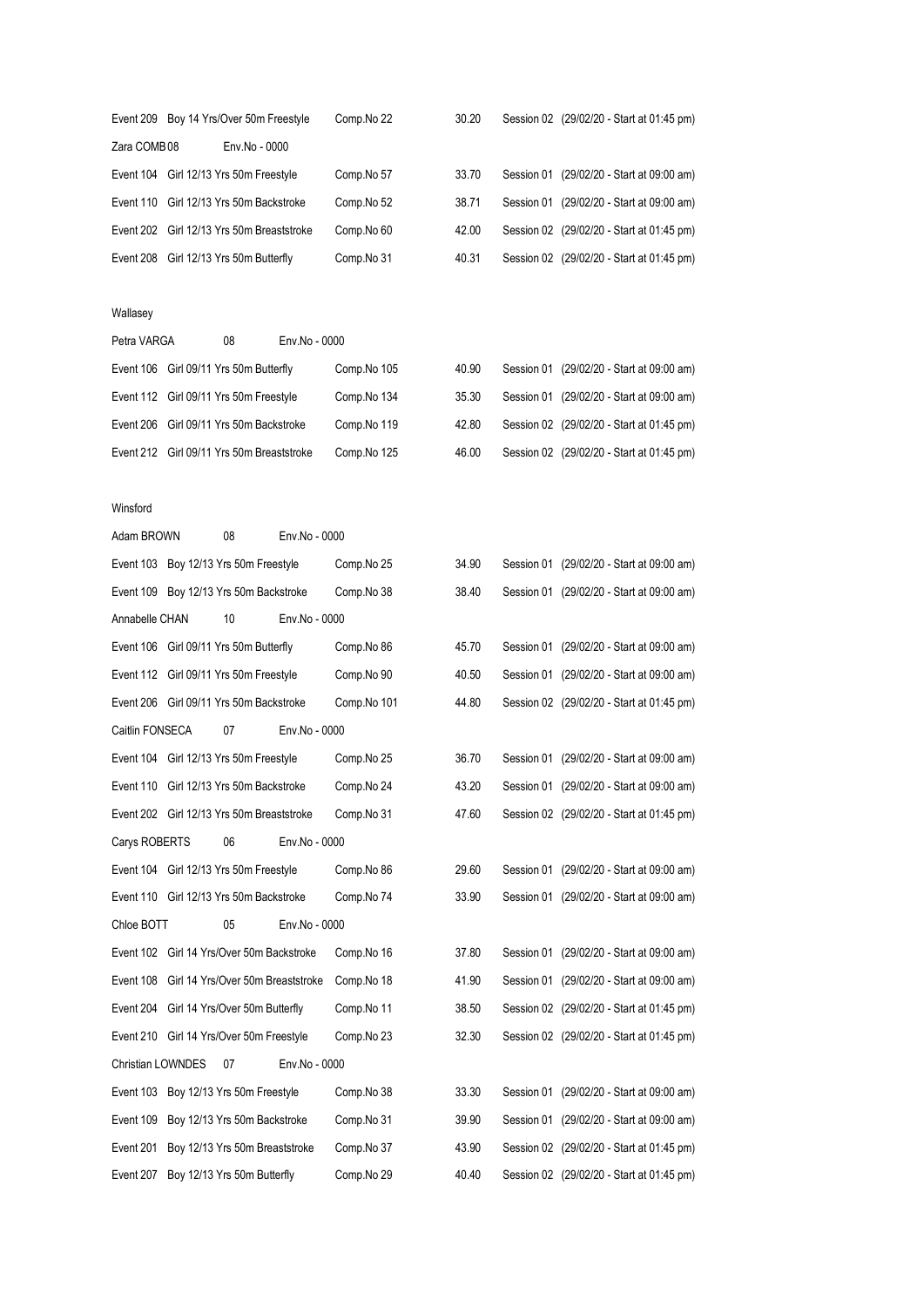| | | | | |
|---|---|---|---|---|
| Event 209 | Boy 14 Yrs/Over 50m Freestyle | Comp.No 22 | 30.20 | Session 02 (29/02/20 - Start at 01:45 pm) |

Zara COMB 08 Env.No - 0000

| | | | | |
|---|---|---|---|---|
| Event 104 | Girl 12/13 Yrs 50m Freestyle | Comp.No 57 | 33.70 | Session 01 (29/02/20 - Start at 09:00 am) |
| Event 110 | Girl 12/13 Yrs 50m Backstroke | Comp.No 52 | 38.71 | Session 01 (29/02/20 - Start at 09:00 am) |
| Event 202 | Girl 12/13 Yrs 50m Breaststroke | Comp.No 60 | 42.00 | Session 02 (29/02/20 - Start at 01:45 pm) |
| Event 208 | Girl 12/13 Yrs 50m Butterfly | Comp.No 31 | 40.31 | Session 02 (29/02/20 - Start at 01:45 pm) |

Wallasey

Petra VARGA 08 Env.No - 0000

| | | | | |
|---|---|---|---|---|
| Event 106 | Girl 09/11 Yrs 50m Butterfly | Comp.No 105 | 40.90 | Session 01 (29/02/20 - Start at 09:00 am) |
| Event 112 | Girl 09/11 Yrs 50m Freestyle | Comp.No 134 | 35.30 | Session 01 (29/02/20 - Start at 09:00 am) |
| Event 206 | Girl 09/11 Yrs 50m Backstroke | Comp.No 119 | 42.80 | Session 02 (29/02/20 - Start at 01:45 pm) |
| Event 212 | Girl 09/11 Yrs 50m Breaststroke | Comp.No 125 | 46.00 | Session 02 (29/02/20 - Start at 01:45 pm) |

Winsford

Adam BROWN 08 Env.No - 0000

| | | | | |
|---|---|---|---|---|
| Event 103 | Boy 12/13 Yrs 50m Freestyle | Comp.No 25 | 34.90 | Session 01 (29/02/20 - Start at 09:00 am) |
| Event 109 | Boy 12/13 Yrs 50m Backstroke | Comp.No 38 | 38.40 | Session 01 (29/02/20 - Start at 09:00 am) |

Annabelle CHAN 10 Env.No - 0000

| | | | | |
|---|---|---|---|---|
| Event 106 | Girl 09/11 Yrs 50m Butterfly | Comp.No 86 | 45.70 | Session 01 (29/02/20 - Start at 09:00 am) |
| Event 112 | Girl 09/11 Yrs 50m Freestyle | Comp.No 90 | 40.50 | Session 01 (29/02/20 - Start at 09:00 am) |
| Event 206 | Girl 09/11 Yrs 50m Backstroke | Comp.No 101 | 44.80 | Session 02 (29/02/20 - Start at 01:45 pm) |

Caitlin FONSECA 07 Env.No - 0000

| | | | | |
|---|---|---|---|---|
| Event 104 | Girl 12/13 Yrs 50m Freestyle | Comp.No 25 | 36.70 | Session 01 (29/02/20 - Start at 09:00 am) |
| Event 110 | Girl 12/13 Yrs 50m Backstroke | Comp.No 24 | 43.20 | Session 01 (29/02/20 - Start at 09:00 am) |
| Event 202 | Girl 12/13 Yrs 50m Breaststroke | Comp.No 31 | 47.60 | Session 02 (29/02/20 - Start at 01:45 pm) |

Carys ROBERTS 06 Env.No - 0000

| | | | | |
|---|---|---|---|---|
| Event 104 | Girl 12/13 Yrs 50m Freestyle | Comp.No 86 | 29.60 | Session 01 (29/02/20 - Start at 09:00 am) |
| Event 110 | Girl 12/13 Yrs 50m Backstroke | Comp.No 74 | 33.90 | Session 01 (29/02/20 - Start at 09:00 am) |

Chloe BOTT 05 Env.No - 0000

| | | | | |
|---|---|---|---|---|
| Event 102 | Girl 14 Yrs/Over 50m Backstroke | Comp.No 16 | 37.80 | Session 01 (29/02/20 - Start at 09:00 am) |
| Event 108 | Girl 14 Yrs/Over 50m Breaststroke | Comp.No 18 | 41.90 | Session 01 (29/02/20 - Start at 09:00 am) |
| Event 204 | Girl 14 Yrs/Over 50m Butterfly | Comp.No 11 | 38.50 | Session 02 (29/02/20 - Start at 01:45 pm) |
| Event 210 | Girl 14 Yrs/Over 50m Freestyle | Comp.No 23 | 32.30 | Session 02 (29/02/20 - Start at 01:45 pm) |

Christian LOWNDES 07 Env.No - 0000

| | | | | |
|---|---|---|---|---|
| Event 103 | Boy 12/13 Yrs 50m Freestyle | Comp.No 38 | 33.30 | Session 01 (29/02/20 - Start at 09:00 am) |
| Event 109 | Boy 12/13 Yrs 50m Backstroke | Comp.No 31 | 39.90 | Session 01 (29/02/20 - Start at 09:00 am) |
| Event 201 | Boy 12/13 Yrs 50m Breaststroke | Comp.No 37 | 43.90 | Session 02 (29/02/20 - Start at 01:45 pm) |
| Event 207 | Boy 12/13 Yrs 50m Butterfly | Comp.No 29 | 40.40 | Session 02 (29/02/20 - Start at 01:45 pm) |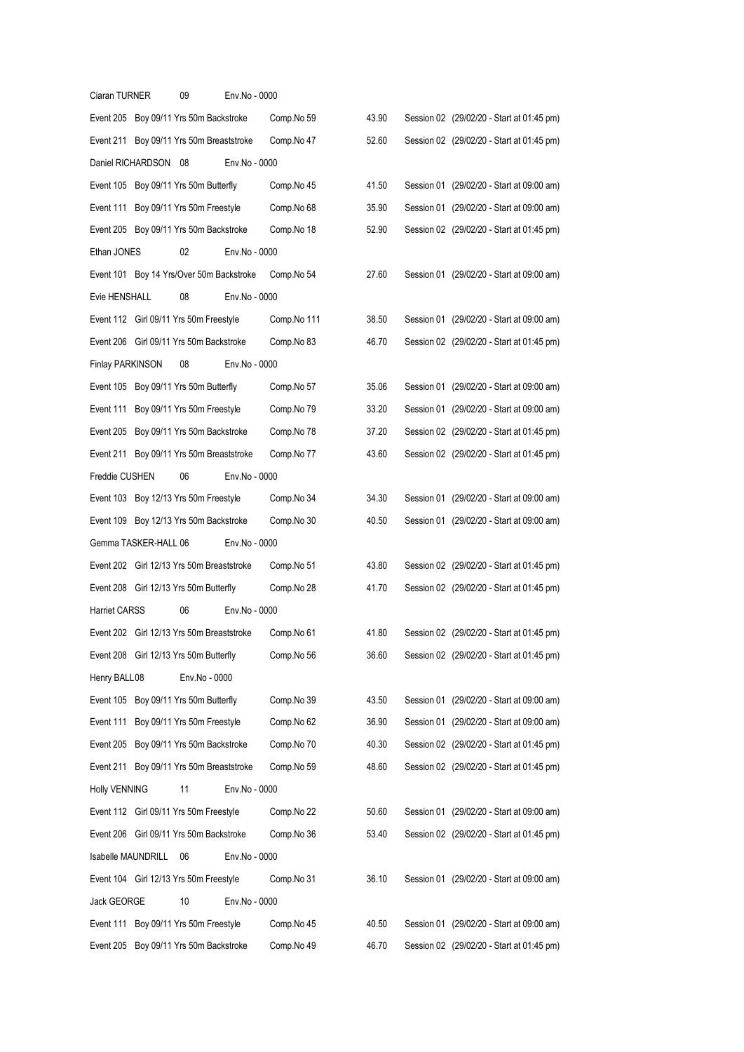Ciaran TURNER 09 Env.No - 0000

Event 205 Boy 09/11 Yrs 50m Backstroke Comp.No 59 43.90 Session 02 (29/02/20 - Start at 01:45 pm)

Event 211 Boy 09/11 Yrs 50m Breaststroke Comp.No 47 52.60 Session 02 (29/02/20 - Start at 01:45 pm)

Daniel RICHARDSON 08 Env.No - 0000

Event 105 Boy 09/11 Yrs 50m Butterfly Comp.No 45 41.50 Session 01 (29/02/20 - Start at 09:00 am)

Event 111 Boy 09/11 Yrs 50m Freestyle Comp.No 68 35.90 Session 01 (29/02/20 - Start at 09:00 am)

Event 205 Boy 09/11 Yrs 50m Backstroke Comp.No 18 52.90 Session 02 (29/02/20 - Start at 01:45 pm)

Ethan JONES 02 Env.No - 0000

Event 101 Boy 14 Yrs/Over 50m Backstroke Comp.No 54 27.60 Session 01 (29/02/20 - Start at 09:00 am)

Evie HENSHALL 08 Env.No - 0000

Event 112 Girl 09/11 Yrs 50m Freestyle Comp.No 111 38.50 Session 01 (29/02/20 - Start at 09:00 am)

Event 206 Girl 09/11 Yrs 50m Backstroke Comp.No 83 46.70 Session 02 (29/02/20 - Start at 01:45 pm)

Finlay PARKINSON 08 Env.No - 0000

Event 105 Boy 09/11 Yrs 50m Butterfly Comp.No 57 35.06 Session 01 (29/02/20 - Start at 09:00 am)

Event 111 Boy 09/11 Yrs 50m Freestyle Comp.No 79 33.20 Session 01 (29/02/20 - Start at 09:00 am)

Event 205 Boy 09/11 Yrs 50m Backstroke Comp.No 78 37.20 Session 02 (29/02/20 - Start at 01:45 pm)

Event 211 Boy 09/11 Yrs 50m Breaststroke Comp.No 77 43.60 Session 02 (29/02/20 - Start at 01:45 pm)

Freddie CUSHEN 06 Env.No - 0000

Event 103 Boy 12/13 Yrs 50m Freestyle Comp.No 34 34.30 Session 01 (29/02/20 - Start at 09:00 am)

Event 109 Boy 12/13 Yrs 50m Backstroke Comp.No 30 40.50 Session 01 (29/02/20 - Start at 09:00 am)

Gemma TASKER-HALL 06 Env.No - 0000

Event 202 Girl 12/13 Yrs 50m Breaststroke Comp.No 51 43.80 Session 02 (29/02/20 - Start at 01:45 pm)

Event 208 Girl 12/13 Yrs 50m Butterfly Comp.No 28 41.70 Session 02 (29/02/20 - Start at 01:45 pm)

Harriet CARSS 06 Env.No - 0000

Event 202 Girl 12/13 Yrs 50m Breaststroke Comp.No 61 41.80 Session 02 (29/02/20 - Start at 01:45 pm)

Event 208 Girl 12/13 Yrs 50m Butterfly Comp.No 56 36.60 Session 02 (29/02/20 - Start at 01:45 pm)

Henry BALL 08 Env.No - 0000

Event 105 Boy 09/11 Yrs 50m Butterfly Comp.No 39 43.50 Session 01 (29/02/20 - Start at 09:00 am)

Event 111 Boy 09/11 Yrs 50m Freestyle Comp.No 62 36.90 Session 01 (29/02/20 - Start at 09:00 am)

Event 205 Boy 09/11 Yrs 50m Backstroke Comp.No 70 40.30 Session 02 (29/02/20 - Start at 01:45 pm)

Event 211 Boy 09/11 Yrs 50m Breaststroke Comp.No 59 48.60 Session 02 (29/02/20 - Start at 01:45 pm)

Holly VENNING 11 Env.No - 0000

Event 112 Girl 09/11 Yrs 50m Freestyle Comp.No 22 50.60 Session 01 (29/02/20 - Start at 09:00 am)

Event 206 Girl 09/11 Yrs 50m Backstroke Comp.No 36 53.40 Session 02 (29/02/20 - Start at 01:45 pm)

Isabelle MAUNDRILL 06 Env.No - 0000

Event 104 Girl 12/13 Yrs 50m Freestyle Comp.No 31 36.10 Session 01 (29/02/20 - Start at 09:00 am)

Jack GEORGE 10 Env.No - 0000

Event 111 Boy 09/11 Yrs 50m Freestyle Comp.No 45 40.50 Session 01 (29/02/20 - Start at 09:00 am)

Event 205 Boy 09/11 Yrs 50m Backstroke Comp.No 49 46.70 Session 02 (29/02/20 - Start at 01:45 pm)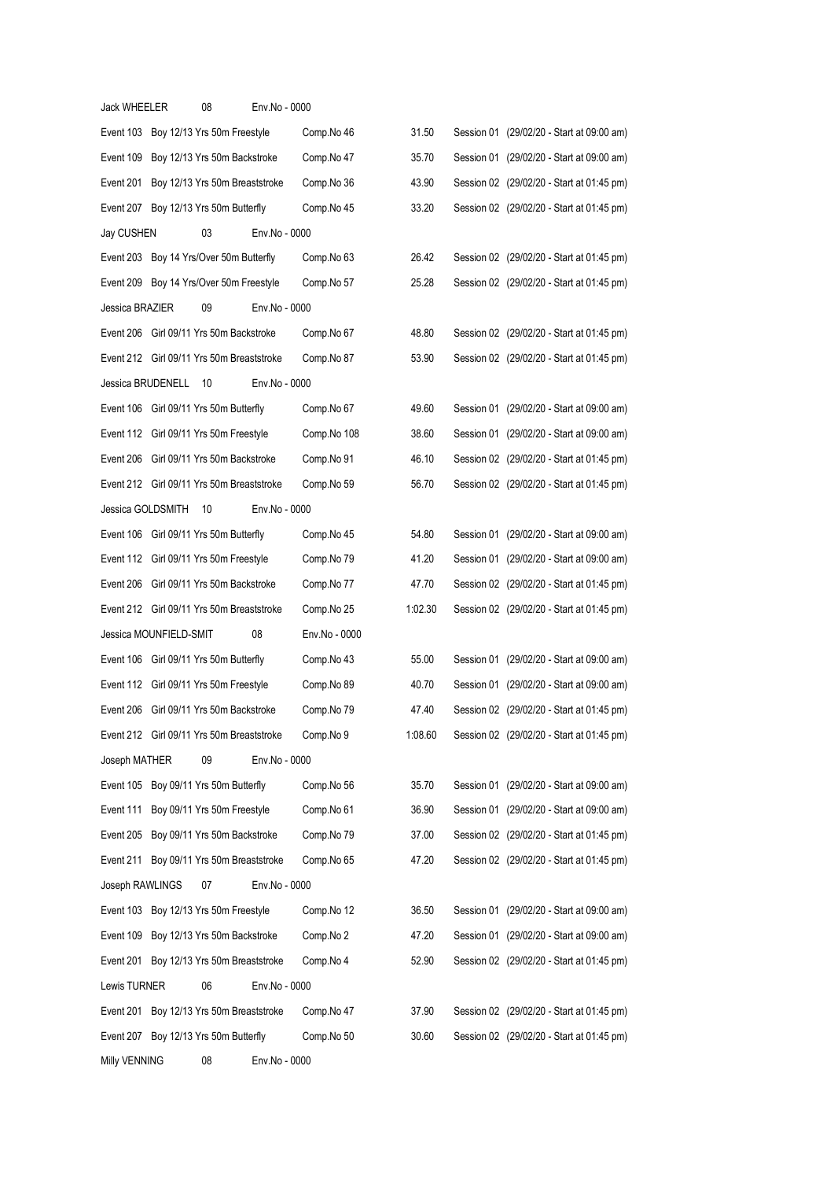| | | | | |
|---|---|---|---|---|
| Jack WHEELER 08 | Env.No - 0000 | | | |
| Event 103 | Boy 12/13 Yrs 50m Freestyle | Comp.No 46 | 31.50 | Session 01 (29/02/20 - Start at 09:00 am) |
| Event 109 | Boy 12/13 Yrs 50m Backstroke | Comp.No 47 | 35.70 | Session 01 (29/02/20 - Start at 09:00 am) |
| Event 201 | Boy 12/13 Yrs 50m Breaststroke | Comp.No 36 | 43.90 | Session 02 (29/02/20 - Start at 01:45 pm) |
| Event 207 | Boy 12/13 Yrs 50m Butterfly | Comp.No 45 | 33.20 | Session 02 (29/02/20 - Start at 01:45 pm) |
| Jay CUSHEN 03 | Env.No - 0000 | | | |
| Event 203 | Boy 14 Yrs/Over 50m Butterfly | Comp.No 63 | 26.42 | Session 02 (29/02/20 - Start at 01:45 pm) |
| Event 209 | Boy 14 Yrs/Over 50m Freestyle | Comp.No 57 | 25.28 | Session 02 (29/02/20 - Start at 01:45 pm) |
| Jessica BRAZIER 09 | Env.No - 0000 | | | |
| Event 206 | Girl 09/11 Yrs 50m Backstroke | Comp.No 67 | 48.80 | Session 02 (29/02/20 - Start at 01:45 pm) |
| Event 212 | Girl 09/11 Yrs 50m Breaststroke | Comp.No 87 | 53.90 | Session 02 (29/02/20 - Start at 01:45 pm) |
| Jessica BRUDENELL 10 | Env.No - 0000 | | | |
| Event 106 | Girl 09/11 Yrs 50m Butterfly | Comp.No 67 | 49.60 | Session 01 (29/02/20 - Start at 09:00 am) |
| Event 112 | Girl 09/11 Yrs 50m Freestyle | Comp.No 108 | 38.60 | Session 01 (29/02/20 - Start at 09:00 am) |
| Event 206 | Girl 09/11 Yrs 50m Backstroke | Comp.No 91 | 46.10 | Session 02 (29/02/20 - Start at 01:45 pm) |
| Event 212 | Girl 09/11 Yrs 50m Breaststroke | Comp.No 59 | 56.70 | Session 02 (29/02/20 - Start at 01:45 pm) |
| Jessica GOLDSMITH 10 | Env.No - 0000 | | | |
| Event 106 | Girl 09/11 Yrs 50m Butterfly | Comp.No 45 | 54.80 | Session 01 (29/02/20 - Start at 09:00 am) |
| Event 112 | Girl 09/11 Yrs 50m Freestyle | Comp.No 79 | 41.20 | Session 01 (29/02/20 - Start at 09:00 am) |
| Event 206 | Girl 09/11 Yrs 50m Backstroke | Comp.No 77 | 47.70 | Session 02 (29/02/20 - Start at 01:45 pm) |
| Event 212 | Girl 09/11 Yrs 50m Breaststroke | Comp.No 25 | 1:02.30 | Session 02 (29/02/20 - Start at 01:45 pm) |
| Jessica MOUNFIELD-SMIT 08 | Env.No - 0000 | | | |
| Event 106 | Girl 09/11 Yrs 50m Butterfly | Comp.No 43 | 55.00 | Session 01 (29/02/20 - Start at 09:00 am) |
| Event 112 | Girl 09/11 Yrs 50m Freestyle | Comp.No 89 | 40.70 | Session 01 (29/02/20 - Start at 09:00 am) |
| Event 206 | Girl 09/11 Yrs 50m Backstroke | Comp.No 79 | 47.40 | Session 02 (29/02/20 - Start at 01:45 pm) |
| Event 212 | Girl 09/11 Yrs 50m Breaststroke | Comp.No 9 | 1:08.60 | Session 02 (29/02/20 - Start at 01:45 pm) |
| Joseph MATHER 09 | Env.No - 0000 | | | |
| Event 105 | Boy 09/11 Yrs 50m Butterfly | Comp.No 56 | 35.70 | Session 01 (29/02/20 - Start at 09:00 am) |
| Event 111 | Boy 09/11 Yrs 50m Freestyle | Comp.No 61 | 36.90 | Session 01 (29/02/20 - Start at 09:00 am) |
| Event 205 | Boy 09/11 Yrs 50m Backstroke | Comp.No 79 | 37.00 | Session 02 (29/02/20 - Start at 01:45 pm) |
| Event 211 | Boy 09/11 Yrs 50m Breaststroke | Comp.No 65 | 47.20 | Session 02 (29/02/20 - Start at 01:45 pm) |
| Joseph RAWLINGS 07 | Env.No - 0000 | | | |
| Event 103 | Boy 12/13 Yrs 50m Freestyle | Comp.No 12 | 36.50 | Session 01 (29/02/20 - Start at 09:00 am) |
| Event 109 | Boy 12/13 Yrs 50m Backstroke | Comp.No 2 | 47.20 | Session 01 (29/02/20 - Start at 09:00 am) |
| Event 201 | Boy 12/13 Yrs 50m Breaststroke | Comp.No 4 | 52.90 | Session 02 (29/02/20 - Start at 01:45 pm) |
| Lewis TURNER 06 | Env.No - 0000 | | | |
| Event 201 | Boy 12/13 Yrs 50m Breaststroke | Comp.No 47 | 37.90 | Session 02 (29/02/20 - Start at 01:45 pm) |
| Event 207 | Boy 12/13 Yrs 50m Butterfly | Comp.No 50 | 30.60 | Session 02 (29/02/20 - Start at 01:45 pm) |
| Milly VENNING 08 | Env.No - 0000 | | | |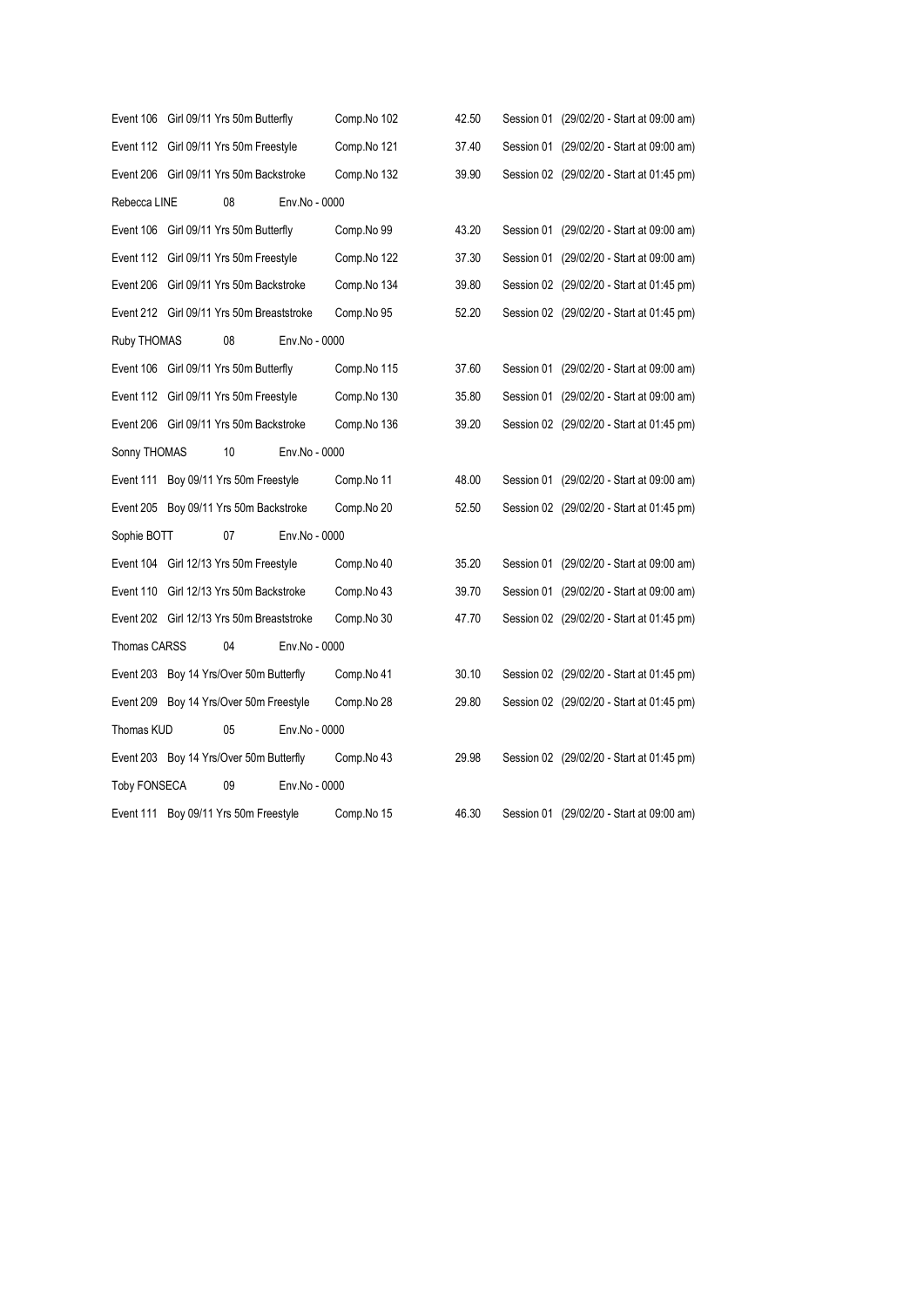| | | | | |
|---|---|---|---|---|
| Event 106 Girl 09/11 Yrs 50m Butterfly | Comp.No 102 | 42.50 | Session 01 | (29/02/20 - Start at 09:00 am) |
| Event 112 Girl 09/11 Yrs 50m Freestyle | Comp.No 121 | 37.40 | Session 01 | (29/02/20 - Start at 09:00 am) |
| Event 206 Girl 09/11 Yrs 50m Backstroke | Comp.No 132 | 39.90 | Session 02 | (29/02/20 - Start at 01:45 pm) |
| Rebecca LINE 08 | Env.No - 0000 | | | |
| Event 106 Girl 09/11 Yrs 50m Butterfly | Comp.No 99 | 43.20 | Session 01 | (29/02/20 - Start at 09:00 am) |
| Event 112 Girl 09/11 Yrs 50m Freestyle | Comp.No 122 | 37.30 | Session 01 | (29/02/20 - Start at 09:00 am) |
| Event 206 Girl 09/11 Yrs 50m Backstroke | Comp.No 134 | 39.80 | Session 02 | (29/02/20 - Start at 01:45 pm) |
| Event 212 Girl 09/11 Yrs 50m Breaststroke | Comp.No 95 | 52.20 | Session 02 | (29/02/20 - Start at 01:45 pm) |
| Ruby THOMAS 08 | Env.No - 0000 | | | |
| Event 106 Girl 09/11 Yrs 50m Butterfly | Comp.No 115 | 37.60 | Session 01 | (29/02/20 - Start at 09:00 am) |
| Event 112 Girl 09/11 Yrs 50m Freestyle | Comp.No 130 | 35.80 | Session 01 | (29/02/20 - Start at 09:00 am) |
| Event 206 Girl 09/11 Yrs 50m Backstroke | Comp.No 136 | 39.20 | Session 02 | (29/02/20 - Start at 01:45 pm) |
| Sonny THOMAS 10 | Env.No - 0000 | | | |
| Event 111 Boy 09/11 Yrs 50m Freestyle | Comp.No 11 | 48.00 | Session 01 | (29/02/20 - Start at 09:00 am) |
| Event 205 Boy 09/11 Yrs 50m Backstroke | Comp.No 20 | 52.50 | Session 02 | (29/02/20 - Start at 01:45 pm) |
| Sophie BOTT 07 | Env.No - 0000 | | | |
| Event 104 Girl 12/13 Yrs 50m Freestyle | Comp.No 40 | 35.20 | Session 01 | (29/02/20 - Start at 09:00 am) |
| Event 110 Girl 12/13 Yrs 50m Backstroke | Comp.No 43 | 39.70 | Session 01 | (29/02/20 - Start at 09:00 am) |
| Event 202 Girl 12/13 Yrs 50m Breaststroke | Comp.No 30 | 47.70 | Session 02 | (29/02/20 - Start at 01:45 pm) |
| Thomas CARSS 04 | Env.No - 0000 | | | |
| Event 203 Boy 14 Yrs/Over 50m Butterfly | Comp.No 41 | 30.10 | Session 02 | (29/02/20 - Start at 01:45 pm) |
| Event 209 Boy 14 Yrs/Over 50m Freestyle | Comp.No 28 | 29.80 | Session 02 | (29/02/20 - Start at 01:45 pm) |
| Thomas KUD 05 | Env.No - 0000 | | | |
| Event 203 Boy 14 Yrs/Over 50m Butterfly | Comp.No 43 | 29.98 | Session 02 | (29/02/20 - Start at 01:45 pm) |
| Toby FONSECA 09 | Env.No - 0000 | | | |
| Event 111 Boy 09/11 Yrs 50m Freestyle | Comp.No 15 | 46.30 | Session 01 | (29/02/20 - Start at 09:00 am) |